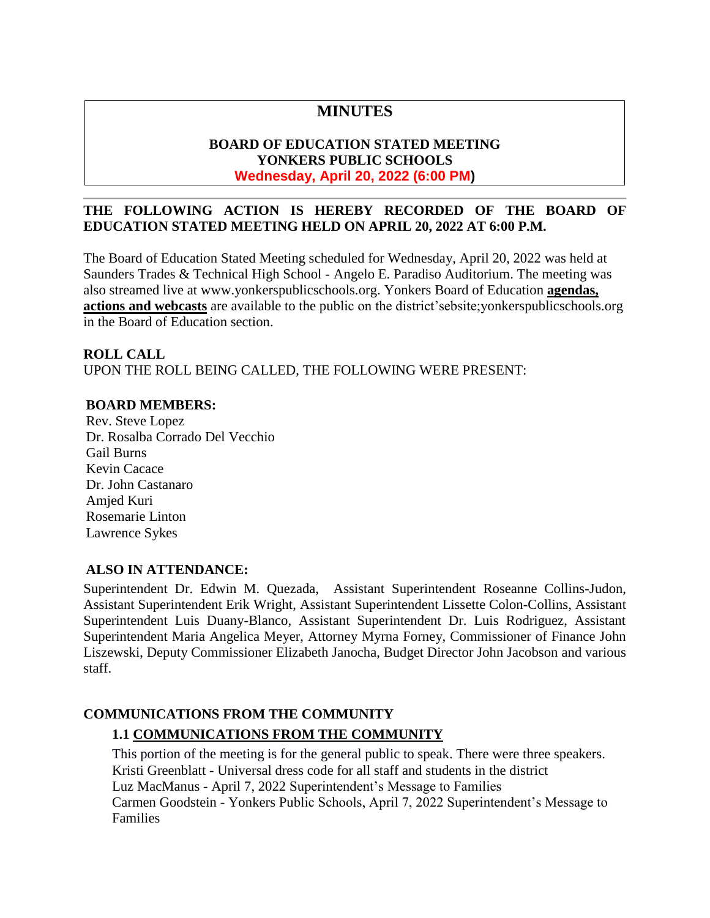# MINUTES

**BOARD OF EDUCATION STATED MEETING**
**YONKERS PUBLIC SCHOOLS**
**Wednesday, April 20, 2022 (6:00 PM)**

---

**THE FOLLOWING ACTION IS HEREBY RECORDED OF THE BOARD OF EDUCATION STATED MEETING HELD ON APRIL 20, 2022 AT 6:00 P.M.**

The Board of Education Stated Meeting scheduled for Wednesday, April 20, 2022 was held at Saunders Trades & Technical High School - Angelo E. Paradiso Auditorium. The meeting was also streamed live at www.yonkerspublicschools.org. Yonkers Board of Education **agendas, actions and webcasts** are available to the public on the district'sebsite;yonkerspublicschools.org in the Board of Education section.

**ROLL CALL**
UPON THE ROLL BEING CALLED, THE FOLLOWING WERE PRESENT:

**BOARD MEMBERS:**
Rev. Steve Lopez
Dr. Rosalba Corrado Del Vecchio
Gail Burns
Kevin Cacace
Dr. John Castanaro
Amjed Kuri
Rosemarie Linton
Lawrence Sykes

**ALSO IN ATTENDANCE:**
Superintendent Dr. Edwin M. Quezada, Assistant Superintendent Roseanne Collins-Judon, Assistant Superintendent Erik Wright, Assistant Superintendent Lissette Colon-Collins, Assistant Superintendent Luis Duany-Blanco, Assistant Superintendent Dr. Luis Rodriguez, Assistant Superintendent Maria Angelica Meyer, Attorney Myrna Forney, Commissioner of Finance John Liszewski, Deputy Commissioner Elizabeth Janocha, Budget Director John Jacobson and various staff.

**COMMUNICATIONS FROM THE COMMUNITY**

**1.1 COMMUNICATIONS FROM THE COMMUNITY**

This portion of the meeting is for the general public to speak. There were three speakers.
Kristi Greenblatt - Universal dress code for all staff and students in the district
Luz MacManus - April 7, 2022 Superintendent's Message to Families
Carmen Goodstein - Yonkers Public Schools, April 7, 2022 Superintendent's Message to Families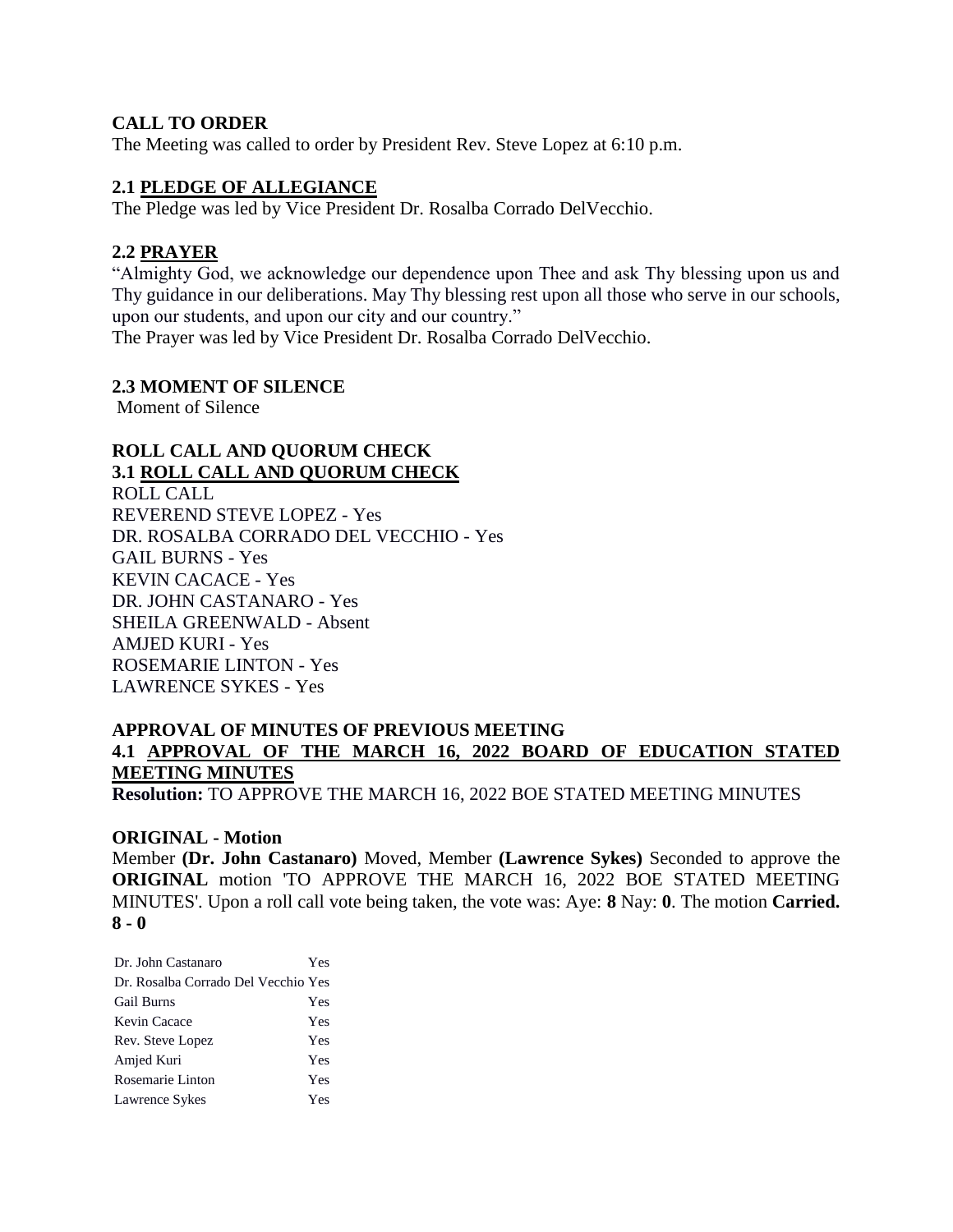## CALL TO ORDER

The Meeting was called to order by President Rev. Steve Lopez at 6:10 p.m.

### 2.1 PLEDGE OF ALLEGIANCE

The Pledge was led by Vice President Dr. Rosalba Corrado DelVecchio.

### 2.2 PRAYER

"Almighty God, we acknowledge our dependence upon Thee and ask Thy blessing upon us and Thy guidance in our deliberations. May Thy blessing rest upon all those who serve in our schools, upon our students, and upon our city and our country."

The Prayer was led by Vice President Dr. Rosalba Corrado DelVecchio.

### 2.3 MOMENT OF SILENCE

Moment of Silence

## ROLL CALL AND QUORUM CHECK

### 3.1 ROLL CALL AND QUORUM CHECK

ROLL CALL
REVEREND STEVE LOPEZ - Yes
DR. ROSALBA CORRADO DEL VECCHIO - Yes
GAIL BURNS - Yes
KEVIN CACACE - Yes
DR. JOHN CASTANARO - Yes
SHEILA GREENWALD - Absent
AMJED KURI - Yes
ROSEMARIE LINTON - Yes
LAWRENCE SYKES - Yes

## APPROVAL OF MINUTES OF PREVIOUS MEETING

### 4.1 APPROVAL OF THE MARCH 16, 2022 BOARD OF EDUCATION STATED MEETING MINUTES

**Resolution:** TO APPROVE THE MARCH 16, 2022 BOE STATED MEETING MINUTES

**ORIGINAL - Motion**

Member **(Dr. John Castanaro)** Moved, Member **(Lawrence Sykes)** Seconded to approve the **ORIGINAL** motion 'TO APPROVE THE MARCH 16, 2022 BOE STATED MEETING MINUTES'. Upon a roll call vote being taken, the vote was: Aye: **8** Nay: **0**. The motion **Carried. 8 - 0**

| | |
|---|---|
| Dr. John Castanaro | Yes |
| Dr. Rosalba Corrado Del Vecchio | Yes |
| Gail Burns | Yes |
| Kevin Cacace | Yes |
| Rev. Steve Lopez | Yes |
| Amjed Kuri | Yes |
| Rosemarie Linton | Yes |
| Lawrence Sykes | Yes |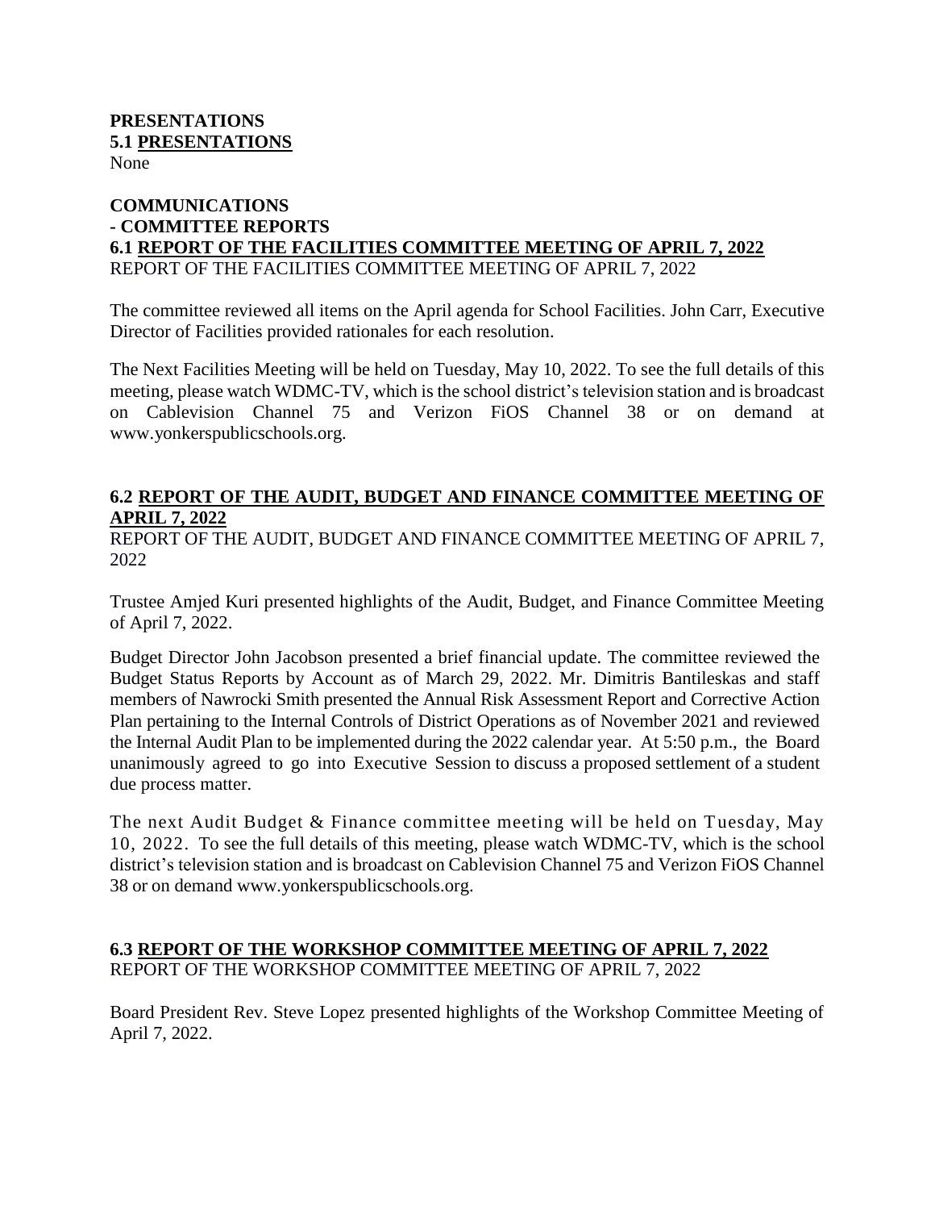**PRESENTATIONS**
**5.1 PRESENTATIONS**
None

**COMMUNICATIONS**
**- COMMITTEE REPORTS**
**6.1 REPORT OF THE FACILITIES COMMITTEE MEETING OF APRIL 7, 2022**
REPORT OF THE FACILITIES COMMITTEE MEETING OF APRIL 7, 2022

The committee reviewed all items on the April agenda for School Facilities. John Carr, Executive Director of Facilities provided rationales for each resolution.

The Next Facilities Meeting will be held on Tuesday, May 10, 2022. To see the full details of this meeting, please watch WDMC-TV, which is the school district's television station and is broadcast on Cablevision Channel 75 and Verizon FiOS Channel 38 or on demand at www.yonkerspublicschools.org.

**6.2 REPORT OF THE AUDIT, BUDGET AND FINANCE COMMITTEE MEETING OF APRIL 7, 2022**
REPORT OF THE AUDIT, BUDGET AND FINANCE COMMITTEE MEETING OF APRIL 7, 2022

Trustee Amjed Kuri presented highlights of the Audit, Budget, and Finance Committee Meeting of April 7, 2022.

Budget Director John Jacobson presented a brief financial update. The committee reviewed the Budget Status Reports by Account as of March 29, 2022. Mr. Dimitris Bantileskas and staff members of Nawrocki Smith presented the Annual Risk Assessment Report and Corrective Action Plan pertaining to the Internal Controls of District Operations as of November 2021 and reviewed the Internal Audit Plan to be implemented during the 2022 calendar year. At 5:50 p.m., the Board unanimously agreed to go into Executive Session to discuss a proposed settlement of a student due process matter.

The next Audit Budget & Finance committee meeting will be held on Tuesday, May 10, 2022. To see the full details of this meeting, please watch WDMC-TV, which is the school district's television station and is broadcast on Cablevision Channel 75 and Verizon FiOS Channel 38 or on demand www.yonkerspublicschools.org.

**6.3 REPORT OF THE WORKSHOP COMMITTEE MEETING OF APRIL 7, 2022**
REPORT OF THE WORKSHOP COMMITTEE MEETING OF APRIL 7, 2022

Board President Rev. Steve Lopez presented highlights of the Workshop Committee Meeting of April 7, 2022.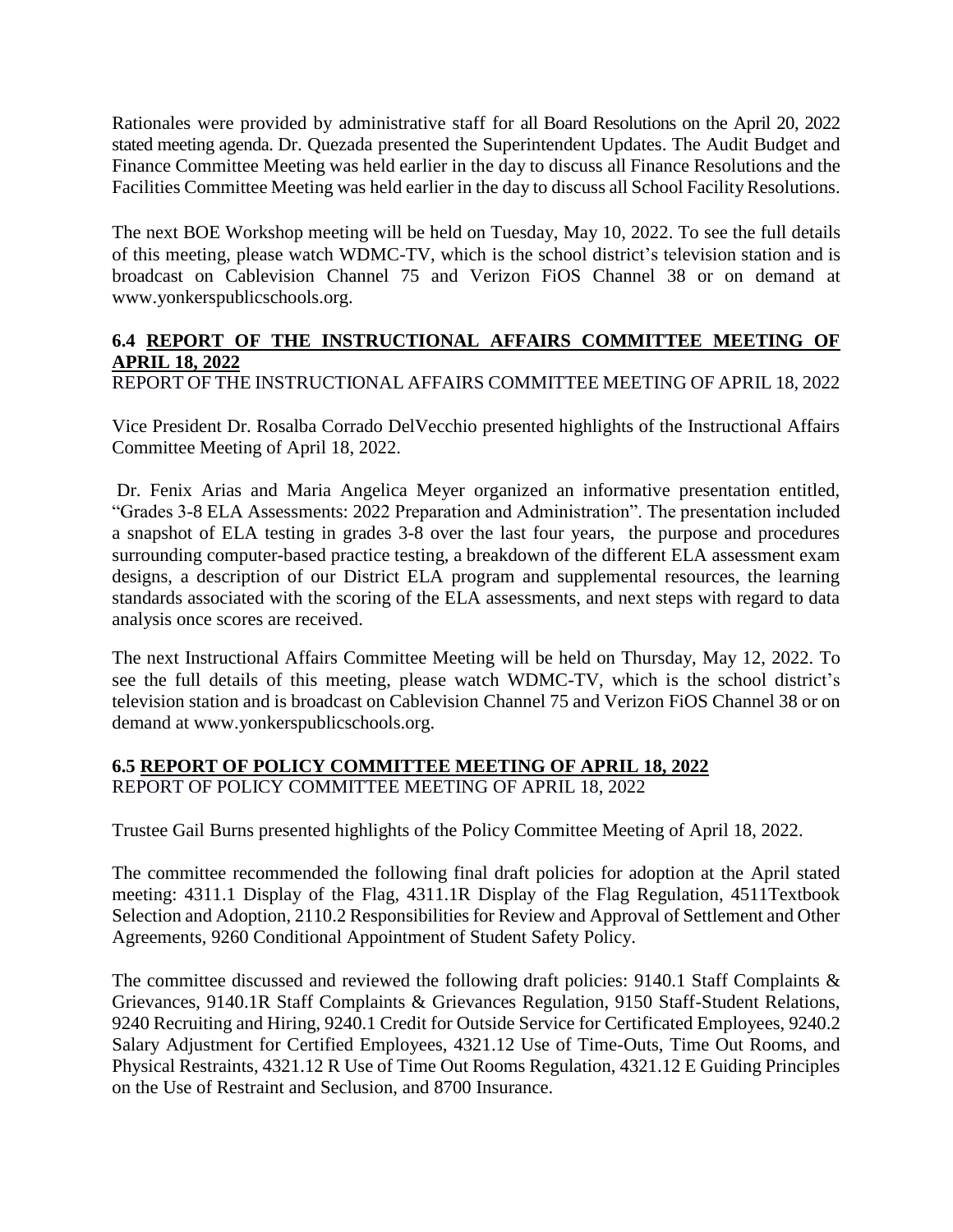Rationales were provided by administrative staff for all Board Resolutions on the April 20, 2022 stated meeting agenda. Dr. Quezada presented the Superintendent Updates. The Audit Budget and Finance Committee Meeting was held earlier in the day to discuss all Finance Resolutions and the Facilities Committee Meeting was held earlier in the day to discuss all School Facility Resolutions.

The next BOE Workshop meeting will be held on Tuesday, May 10, 2022. To see the full details of this meeting, please watch WDMC-TV, which is the school district's television station and is broadcast on Cablevision Channel 75 and Verizon FiOS Channel 38 or on demand at www.yonkerspublicschools.org.

### 6.4 REPORT OF THE INSTRUCTIONAL AFFAIRS COMMITTEE MEETING OF APRIL 18, 2022

REPORT OF THE INSTRUCTIONAL AFFAIRS COMMITTEE MEETING OF APRIL 18, 2022

Vice President Dr. Rosalba Corrado DelVecchio presented highlights of the Instructional Affairs Committee Meeting of April 18, 2022.

Dr. Fenix Arias and Maria Angelica Meyer organized an informative presentation entitled, "Grades 3-8 ELA Assessments: 2022 Preparation and Administration". The presentation included a snapshot of ELA testing in grades 3-8 over the last four years, the purpose and procedures surrounding computer-based practice testing, a breakdown of the different ELA assessment exam designs, a description of our District ELA program and supplemental resources, the learning standards associated with the scoring of the ELA assessments, and next steps with regard to data analysis once scores are received.

The next Instructional Affairs Committee Meeting will be held on Thursday, May 12, 2022. To see the full details of this meeting, please watch WDMC-TV, which is the school district's television station and is broadcast on Cablevision Channel 75 and Verizon FiOS Channel 38 or on demand at www.yonkerspublicschools.org.

### 6.5 REPORT OF POLICY COMMITTEE MEETING OF APRIL 18, 2022

REPORT OF POLICY COMMITTEE MEETING OF APRIL 18, 2022

Trustee Gail Burns presented highlights of the Policy Committee Meeting of April 18, 2022.

The committee recommended the following final draft policies for adoption at the April stated meeting: 4311.1 Display of the Flag, 4311.1R Display of the Flag Regulation, 4511Textbook Selection and Adoption, 2110.2 Responsibilities for Review and Approval of Settlement and Other Agreements, 9260 Conditional Appointment of Student Safety Policy.

The committee discussed and reviewed the following draft policies: 9140.1 Staff Complaints & Grievances, 9140.1R Staff Complaints & Grievances Regulation, 9150 Staff-Student Relations, 9240 Recruiting and Hiring, 9240.1 Credit for Outside Service for Certificated Employees, 9240.2 Salary Adjustment for Certified Employees, 4321.12 Use of Time-Outs, Time Out Rooms, and Physical Restraints, 4321.12 R Use of Time Out Rooms Regulation, 4321.12 E Guiding Principles on the Use of Restraint and Seclusion, and 8700 Insurance.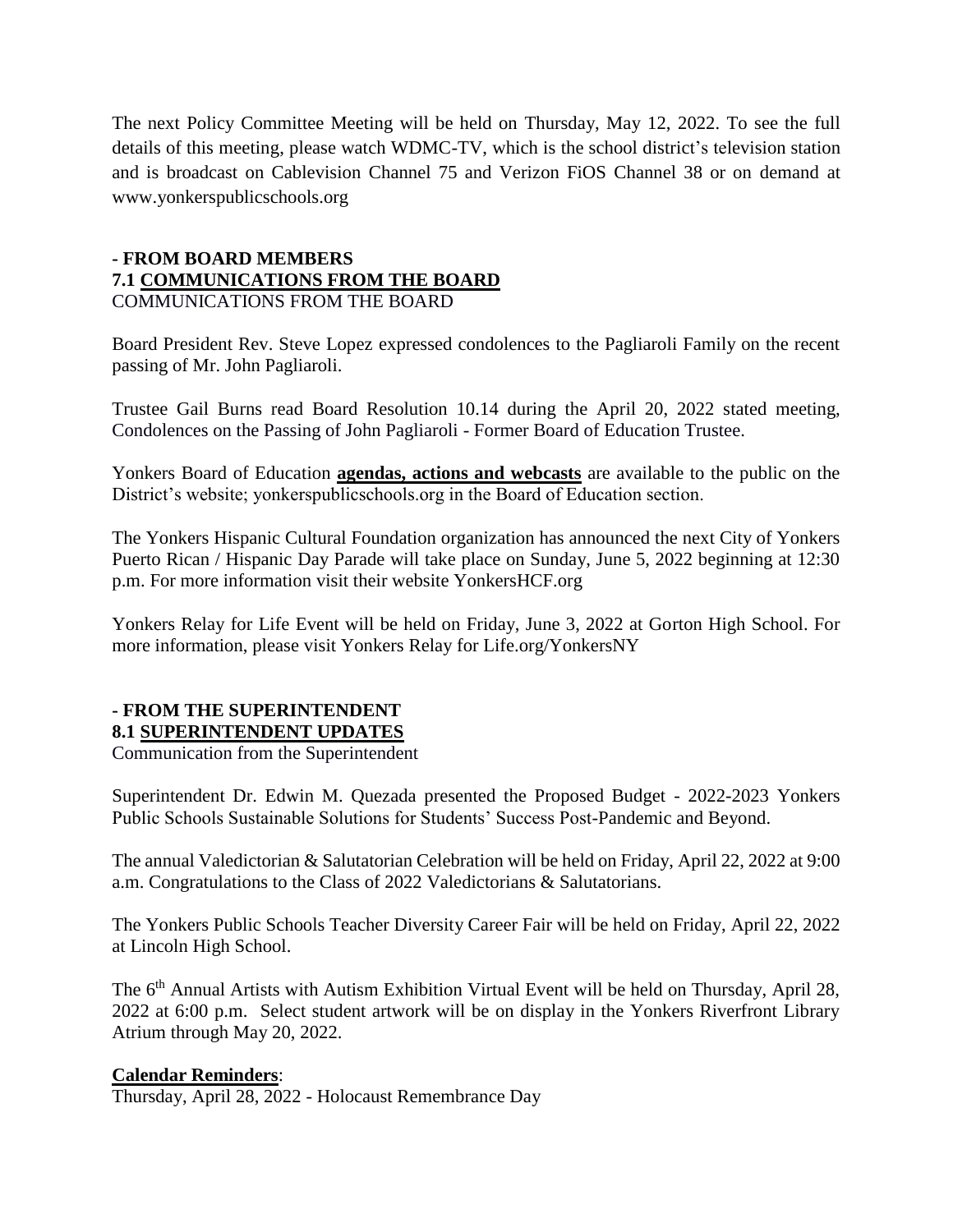The next Policy Committee Meeting will be held on Thursday, May 12, 2022. To see the full details of this meeting, please watch WDMC-TV, which is the school district's television station and is broadcast on Cablevision Channel 75 and Verizon FiOS Channel 38 or on demand at www.yonkerspublicschools.org

**- FROM BOARD MEMBERS**
**7.1 COMMUNICATIONS FROM THE BOARD**
COMMUNICATIONS FROM THE BOARD

Board President Rev. Steve Lopez expressed condolences to the Pagliaroli Family on the recent passing of Mr. John Pagliaroli.

Trustee Gail Burns read Board Resolution 10.14 during the April 20, 2022 stated meeting, Condolences on the Passing of John Pagliaroli - Former Board of Education Trustee.

Yonkers Board of Education **agendas, actions and webcasts** are available to the public on the District's website; yonkerspublicschools.org in the Board of Education section.

The Yonkers Hispanic Cultural Foundation organization has announced the next City of Yonkers Puerto Rican / Hispanic Day Parade will take place on Sunday, June 5, 2022 beginning at 12:30 p.m. For more information visit their website YonkersHCF.org

Yonkers Relay for Life Event will be held on Friday, June 3, 2022 at Gorton High School. For more information, please visit Yonkers Relay for Life.org/YonkersNY

**- FROM THE SUPERINTENDENT**
**8.1 SUPERINTENDENT UPDATES**
Communication from the Superintendent

Superintendent Dr. Edwin M. Quezada presented the Proposed Budget - 2022-2023 Yonkers Public Schools Sustainable Solutions for Students' Success Post-Pandemic and Beyond.

The annual Valedictorian & Salutatorian Celebration will be held on Friday, April 22, 2022 at 9:00 a.m. Congratulations to the Class of 2022 Valedictorians & Salutatorians.

The Yonkers Public Schools Teacher Diversity Career Fair will be held on Friday, April 22, 2022 at Lincoln High School.

The 6th Annual Artists with Autism Exhibition Virtual Event will be held on Thursday, April 28, 2022 at 6:00 p.m. Select student artwork will be on display in the Yonkers Riverfront Library Atrium through May 20, 2022.

**Calendar Reminders**:
Thursday, April 28, 2022 - Holocaust Remembrance Day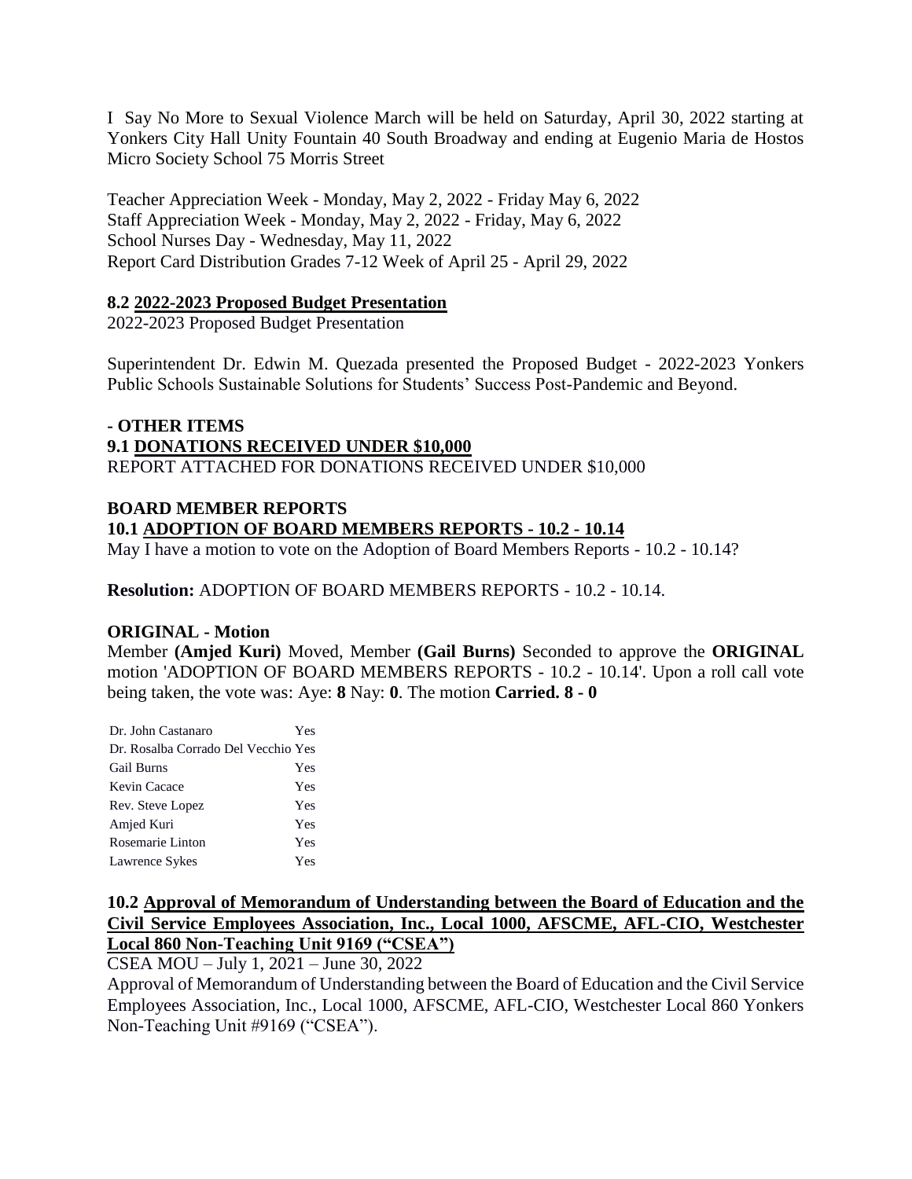I Say No More to Sexual Violence March will be held on Saturday, April 30, 2022 starting at Yonkers City Hall Unity Fountain 40 South Broadway and ending at Eugenio Maria de Hostos Micro Society School 75 Morris Street

Teacher Appreciation Week - Monday, May 2, 2022 - Friday May 6, 2022
Staff Appreciation Week - Monday, May 2, 2022 - Friday, May 6, 2022
School Nurses Day - Wednesday, May 11, 2022
Report Card Distribution Grades 7-12 Week of April 25 - April 29, 2022

**8.2 2022-2023 Proposed Budget Presentation**

2022-2023 Proposed Budget Presentation

Superintendent Dr. Edwin M. Quezada presented the Proposed Budget - 2022-2023 Yonkers Public Schools Sustainable Solutions for Students' Success Post-Pandemic and Beyond.

**- OTHER ITEMS**

**9.1 DONATIONS RECEIVED UNDER $10,000**

REPORT ATTACHED FOR DONATIONS RECEIVED UNDER $10,000

**BOARD MEMBER REPORTS**

**10.1 ADOPTION OF BOARD MEMBERS REPORTS - 10.2 - 10.14**

May I have a motion to vote on the Adoption of Board Members Reports - 10.2 - 10.14?

**Resolution:** ADOPTION OF BOARD MEMBERS REPORTS - 10.2 - 10.14.

**ORIGINAL - Motion**

Member **(Amjed Kuri)** Moved, Member **(Gail Burns)** Seconded to approve the **ORIGINAL** motion 'ADOPTION OF BOARD MEMBERS REPORTS - 10.2 - 10.14'. Upon a roll call vote being taken, the vote was: Aye: **8** Nay: **0**. The motion **Carried. 8 - 0**

| | |
|---|---|
| Dr. John Castanaro | Yes |
| Dr. Rosalba Corrado Del Vecchio | Yes |
| Gail Burns | Yes |
| Kevin Cacace | Yes |
| Rev. Steve Lopez | Yes |
| Amjed Kuri | Yes |
| Rosemarie Linton | Yes |
| Lawrence Sykes | Yes |

**10.2 Approval of Memorandum of Understanding between the Board of Education and the Civil Service Employees Association, Inc., Local 1000, AFSCME, AFL-CIO, Westchester Local 860 Non-Teaching Unit 9169 ("CSEA")**

CSEA MOU – July 1, 2021 – June 30, 2022

Approval of Memorandum of Understanding between the Board of Education and the Civil Service Employees Association, Inc., Local 1000, AFSCME, AFL-CIO, Westchester Local 860 Yonkers Non-Teaching Unit #9169 ("CSEA").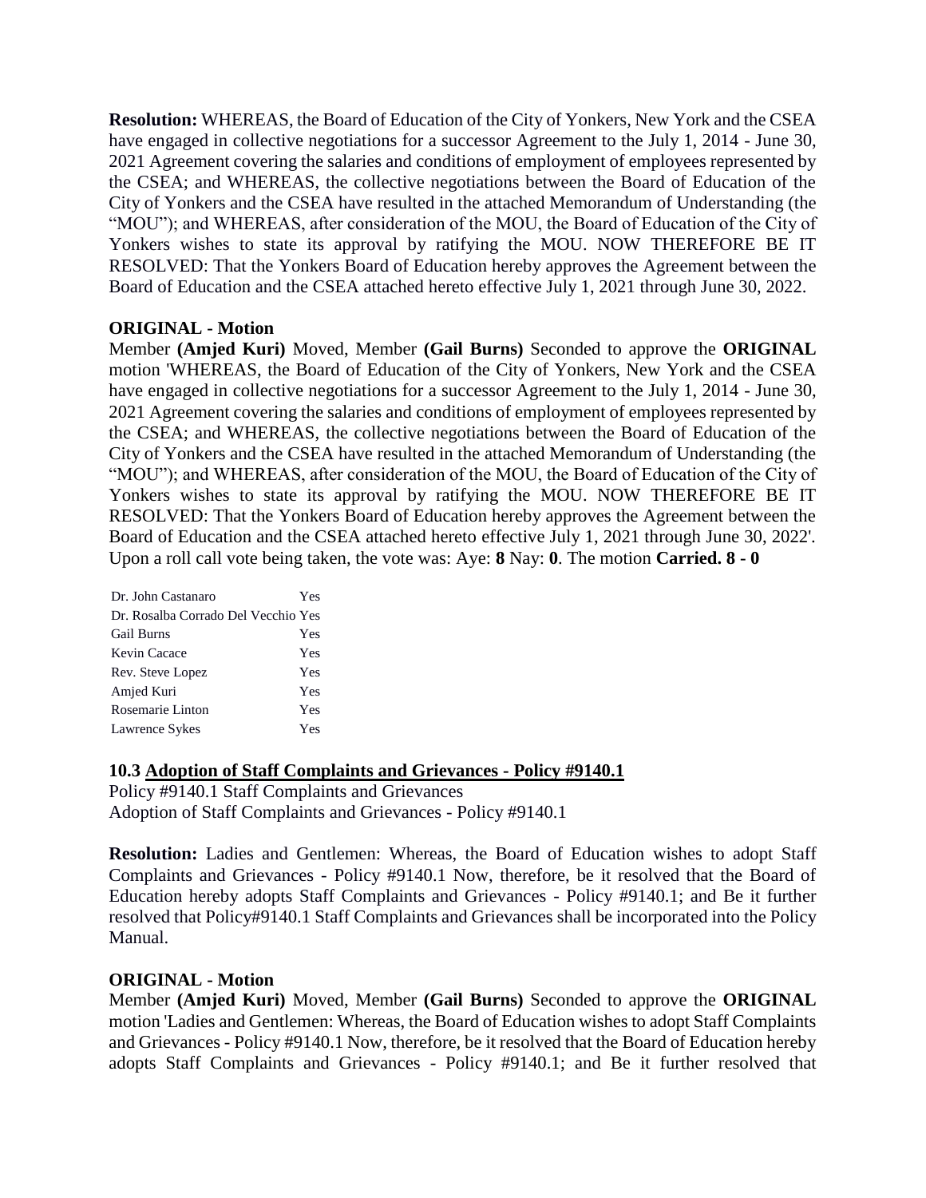**Resolution:** WHEREAS, the Board of Education of the City of Yonkers, New York and the CSEA have engaged in collective negotiations for a successor Agreement to the July 1, 2014 - June 30, 2021 Agreement covering the salaries and conditions of employment of employees represented by the CSEA; and WHEREAS, the collective negotiations between the Board of Education of the City of Yonkers and the CSEA have resulted in the attached Memorandum of Understanding (the "MOU"); and WHEREAS, after consideration of the MOU, the Board of Education of the City of Yonkers wishes to state its approval by ratifying the MOU. NOW THEREFORE BE IT RESOLVED: That the Yonkers Board of Education hereby approves the Agreement between the Board of Education and the CSEA attached hereto effective July 1, 2021 through June 30, 2022.

**ORIGINAL - Motion**

Member **(Amjed Kuri)** Moved, Member **(Gail Burns)** Seconded to approve the **ORIGINAL** motion 'WHEREAS, the Board of Education of the City of Yonkers, New York and the CSEA have engaged in collective negotiations for a successor Agreement to the July 1, 2014 - June 30, 2021 Agreement covering the salaries and conditions of employment of employees represented by the CSEA; and WHEREAS, the collective negotiations between the Board of Education of the City of Yonkers and the CSEA have resulted in the attached Memorandum of Understanding (the "MOU"); and WHEREAS, after consideration of the MOU, the Board of Education of the City of Yonkers wishes to state its approval by ratifying the MOU. NOW THEREFORE BE IT RESOLVED: That the Yonkers Board of Education hereby approves the Agreement between the Board of Education and the CSEA attached hereto effective July 1, 2021 through June 30, 2022'. Upon a roll call vote being taken, the vote was: Aye: **8** Nay: **0**. The motion **Carried. 8 - 0**

| | |
|---|---|
| Dr. John Castanaro | Yes |
| Dr. Rosalba Corrado Del Vecchio | Yes |
| Gail Burns | Yes |
| Kevin Cacace | Yes |
| Rev. Steve Lopez | Yes |
| Amjed Kuri | Yes |
| Rosemarie Linton | Yes |
| Lawrence Sykes | Yes |

### 10.3 Adoption of Staff Complaints and Grievances - Policy #9140.1

Policy #9140.1 Staff Complaints and Grievances
Adoption of Staff Complaints and Grievances - Policy #9140.1

**Resolution:** Ladies and Gentlemen: Whereas, the Board of Education wishes to adopt Staff Complaints and Grievances - Policy #9140.1 Now, therefore, be it resolved that the Board of Education hereby adopts Staff Complaints and Grievances - Policy #9140.1; and Be it further resolved that Policy#9140.1 Staff Complaints and Grievances shall be incorporated into the Policy Manual.

**ORIGINAL - Motion**

Member **(Amjed Kuri)** Moved, Member **(Gail Burns)** Seconded to approve the **ORIGINAL** motion 'Ladies and Gentlemen: Whereas, the Board of Education wishes to adopt Staff Complaints and Grievances - Policy #9140.1 Now, therefore, be it resolved that the Board of Education hereby adopts Staff Complaints and Grievances - Policy #9140.1; and Be it further resolved that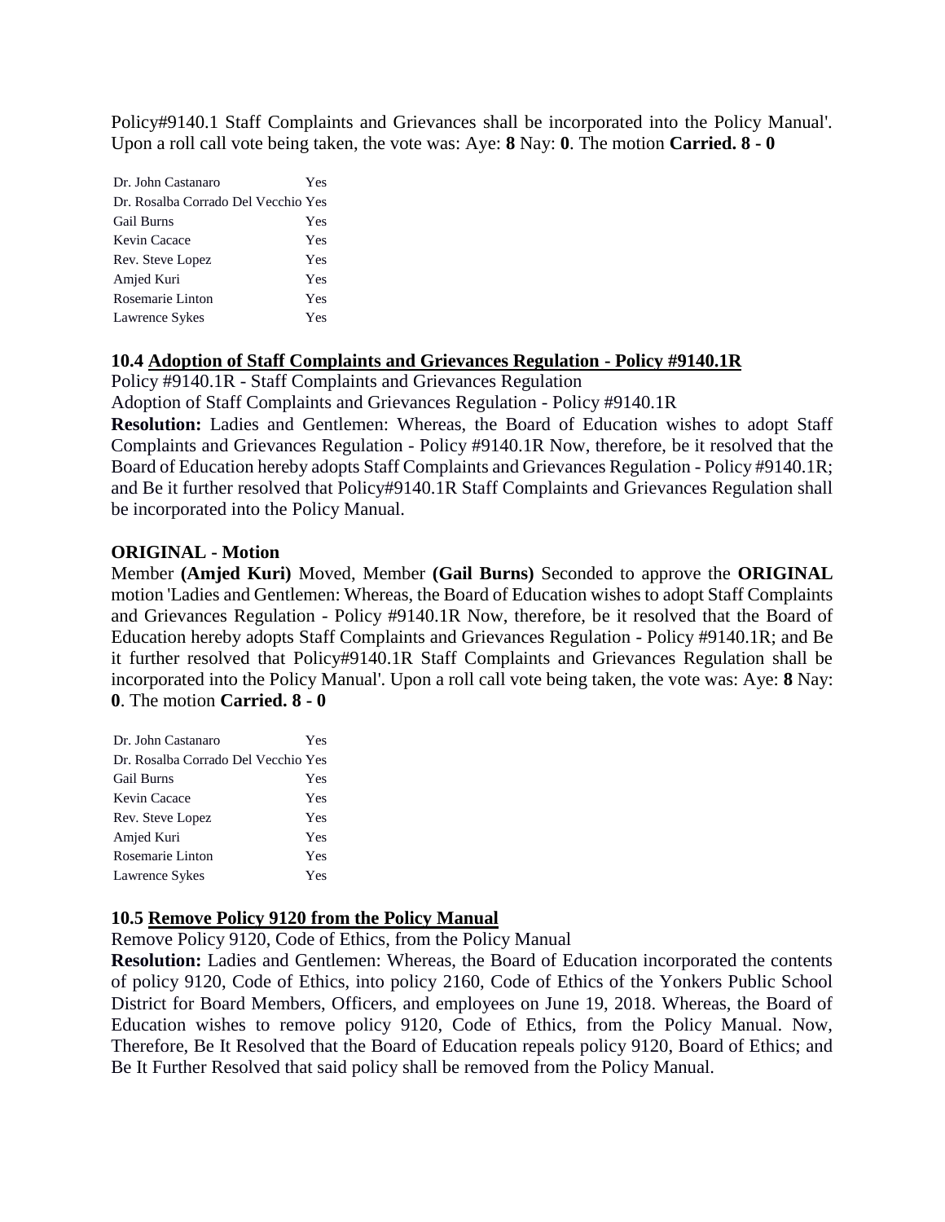Policy#9140.1 Staff Complaints and Grievances shall be incorporated into the Policy Manual'. Upon a roll call vote being taken, the vote was: Aye: **8** Nay: **0**. The motion **Carried. 8 - 0**

| | |
|---|---|
| Dr. John Castanaro | Yes |
| Dr. Rosalba Corrado Del Vecchio | Yes |
| Gail Burns | Yes |
| Kevin Cacace | Yes |
| Rev. Steve Lopez | Yes |
| Amjed Kuri | Yes |
| Rosemarie Linton | Yes |
| Lawrence Sykes | Yes |

### 10.4 Adoption of Staff Complaints and Grievances Regulation - Policy #9140.1R

Policy #9140.1R - Staff Complaints and Grievances Regulation

Adoption of Staff Complaints and Grievances Regulation - Policy #9140.1R

**Resolution:** Ladies and Gentlemen: Whereas, the Board of Education wishes to adopt Staff Complaints and Grievances Regulation - Policy #9140.1R Now, therefore, be it resolved that the Board of Education hereby adopts Staff Complaints and Grievances Regulation - Policy #9140.1R; and Be it further resolved that Policy#9140.1R Staff Complaints and Grievances Regulation shall be incorporated into the Policy Manual.

**ORIGINAL - Motion**

Member **(Amjed Kuri)** Moved, Member **(Gail Burns)** Seconded to approve the **ORIGINAL** motion 'Ladies and Gentlemen: Whereas, the Board of Education wishes to adopt Staff Complaints and Grievances Regulation - Policy #9140.1R Now, therefore, be it resolved that the Board of Education hereby adopts Staff Complaints and Grievances Regulation - Policy #9140.1R; and Be it further resolved that Policy#9140.1R Staff Complaints and Grievances Regulation shall be incorporated into the Policy Manual'. Upon a roll call vote being taken, the vote was: Aye: **8** Nay: **0**. The motion **Carried. 8 - 0**

| | |
|---|---|
| Dr. John Castanaro | Yes |
| Dr. Rosalba Corrado Del Vecchio | Yes |
| Gail Burns | Yes |
| Kevin Cacace | Yes |
| Rev. Steve Lopez | Yes |
| Amjed Kuri | Yes |
| Rosemarie Linton | Yes |
| Lawrence Sykes | Yes |

### 10.5 Remove Policy 9120 from the Policy Manual

Remove Policy 9120, Code of Ethics, from the Policy Manual

**Resolution:** Ladies and Gentlemen: Whereas, the Board of Education incorporated the contents of policy 9120, Code of Ethics, into policy 2160, Code of Ethics of the Yonkers Public School District for Board Members, Officers, and employees on June 19, 2018. Whereas, the Board of Education wishes to remove policy 9120, Code of Ethics, from the Policy Manual. Now, Therefore, Be It Resolved that the Board of Education repeals policy 9120, Board of Ethics; and Be It Further Resolved that said policy shall be removed from the Policy Manual.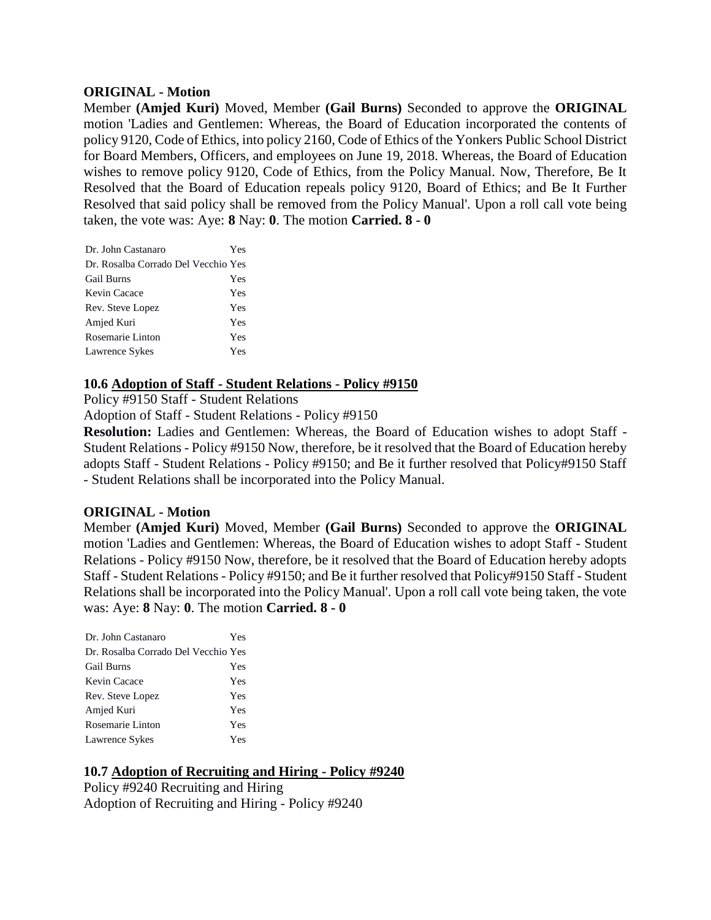**ORIGINAL - Motion**

Member **(Amjed Kuri)** Moved, Member **(Gail Burns)** Seconded to approve the **ORIGINAL** motion 'Ladies and Gentlemen: Whereas, the Board of Education incorporated the contents of policy 9120, Code of Ethics, into policy 2160, Code of Ethics of the Yonkers Public School District for Board Members, Officers, and employees on June 19, 2018. Whereas, the Board of Education wishes to remove policy 9120, Code of Ethics, from the Policy Manual. Now, Therefore, Be It Resolved that the Board of Education repeals policy 9120, Board of Ethics; and Be It Further Resolved that said policy shall be removed from the Policy Manual'. Upon a roll call vote being taken, the vote was: Aye: **8** Nay: **0**. The motion **Carried. 8 - 0**

| | |
|---|---|
| Dr. John Castanaro | Yes |
| Dr. Rosalba Corrado Del Vecchio | Yes |
| Gail Burns | Yes |
| Kevin Cacace | Yes |
| Rev. Steve Lopez | Yes |
| Amjed Kuri | Yes |
| Rosemarie Linton | Yes |
| Lawrence Sykes | Yes |

**10.6 Adoption of Staff - Student Relations - Policy #9150**

Policy #9150 Staff - Student Relations

Adoption of Staff - Student Relations - Policy #9150

**Resolution:** Ladies and Gentlemen: Whereas, the Board of Education wishes to adopt Staff - Student Relations - Policy #9150 Now, therefore, be it resolved that the Board of Education hereby adopts Staff - Student Relations - Policy #9150; and Be it further resolved that Policy#9150 Staff - Student Relations shall be incorporated into the Policy Manual.

**ORIGINAL - Motion**

Member **(Amjed Kuri)** Moved, Member **(Gail Burns)** Seconded to approve the **ORIGINAL** motion 'Ladies and Gentlemen: Whereas, the Board of Education wishes to adopt Staff - Student Relations - Policy #9150 Now, therefore, be it resolved that the Board of Education hereby adopts Staff - Student Relations - Policy #9150; and Be it further resolved that Policy#9150 Staff - Student Relations shall be incorporated into the Policy Manual'. Upon a roll call vote being taken, the vote was: Aye: **8** Nay: **0**. The motion **Carried. 8 - 0**

| | |
|---|---|
| Dr. John Castanaro | Yes |
| Dr. Rosalba Corrado Del Vecchio | Yes |
| Gail Burns | Yes |
| Kevin Cacace | Yes |
| Rev. Steve Lopez | Yes |
| Amjed Kuri | Yes |
| Rosemarie Linton | Yes |
| Lawrence Sykes | Yes |

**10.7 Adoption of Recruiting and Hiring - Policy #9240**

Policy #9240 Recruiting and Hiring

Adoption of Recruiting and Hiring - Policy #9240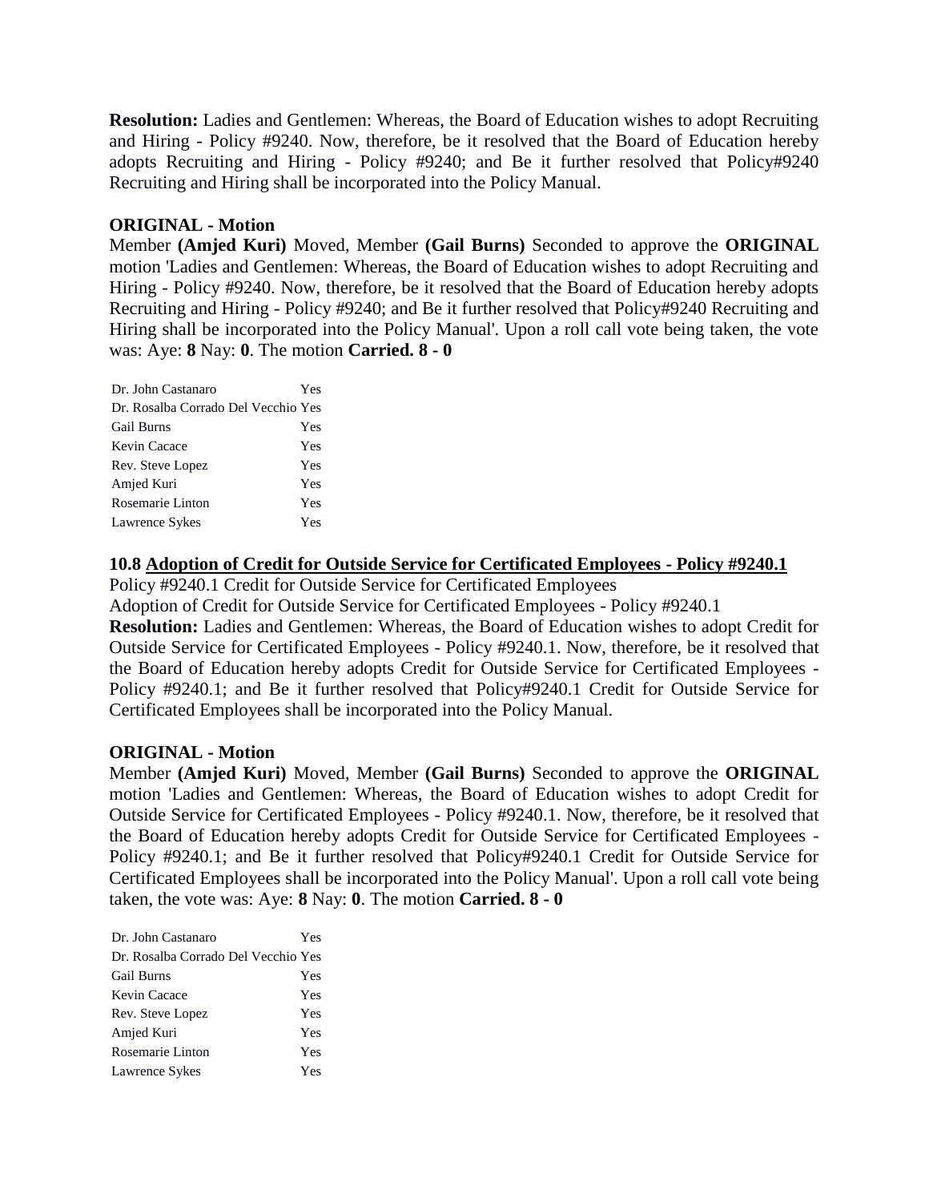**Resolution:** Ladies and Gentlemen: Whereas, the Board of Education wishes to adopt Recruiting and Hiring - Policy #9240. Now, therefore, be it resolved that the Board of Education hereby adopts Recruiting and Hiring - Policy #9240; and Be it further resolved that Policy#9240 Recruiting and Hiring shall be incorporated into the Policy Manual.

**ORIGINAL - Motion**

Member **(Amjed Kuri)** Moved, Member **(Gail Burns)** Seconded to approve the **ORIGINAL** motion 'Ladies and Gentlemen: Whereas, the Board of Education wishes to adopt Recruiting and Hiring - Policy #9240. Now, therefore, be it resolved that the Board of Education hereby adopts Recruiting and Hiring - Policy #9240; and Be it further resolved that Policy#9240 Recruiting and Hiring shall be incorporated into the Policy Manual'. Upon a roll call vote being taken, the vote was: Aye: **8** Nay: **0**. The motion **Carried. 8 - 0**

| | |
|---|---|
| Dr. John Castanaro | Yes |
| Dr. Rosalba Corrado Del Vecchio | Yes |
| Gail Burns | Yes |
| Kevin Cacace | Yes |
| Rev. Steve Lopez | Yes |
| Amjed Kuri | Yes |
| Rosemarie Linton | Yes |
| Lawrence Sykes | Yes |

**10.8 <u>Adoption of Credit for Outside Service for Certificated Employees - Policy #9240.1</u>**

Policy #9240.1 Credit for Outside Service for Certificated Employees

Adoption of Credit for Outside Service for Certificated Employees - Policy #9240.1

**Resolution:** Ladies and Gentlemen: Whereas, the Board of Education wishes to adopt Credit for Outside Service for Certificated Employees - Policy #9240.1. Now, therefore, be it resolved that the Board of Education hereby adopts Credit for Outside Service for Certificated Employees - Policy #9240.1; and Be it further resolved that Policy#9240.1 Credit for Outside Service for Certificated Employees shall be incorporated into the Policy Manual.

**ORIGINAL - Motion**

Member **(Amjed Kuri)** Moved, Member **(Gail Burns)** Seconded to approve the **ORIGINAL** motion 'Ladies and Gentlemen: Whereas, the Board of Education wishes to adopt Credit for Outside Service for Certificated Employees - Policy #9240.1. Now, therefore, be it resolved that the Board of Education hereby adopts Credit for Outside Service for Certificated Employees - Policy #9240.1; and Be it further resolved that Policy#9240.1 Credit for Outside Service for Certificated Employees shall be incorporated into the Policy Manual'. Upon a roll call vote being taken, the vote was: Aye: **8** Nay: **0**. The motion **Carried. 8 - 0**

| | |
|---|---|
| Dr. John Castanaro | Yes |
| Dr. Rosalba Corrado Del Vecchio | Yes |
| Gail Burns | Yes |
| Kevin Cacace | Yes |
| Rev. Steve Lopez | Yes |
| Amjed Kuri | Yes |
| Rosemarie Linton | Yes |
| Lawrence Sykes | Yes |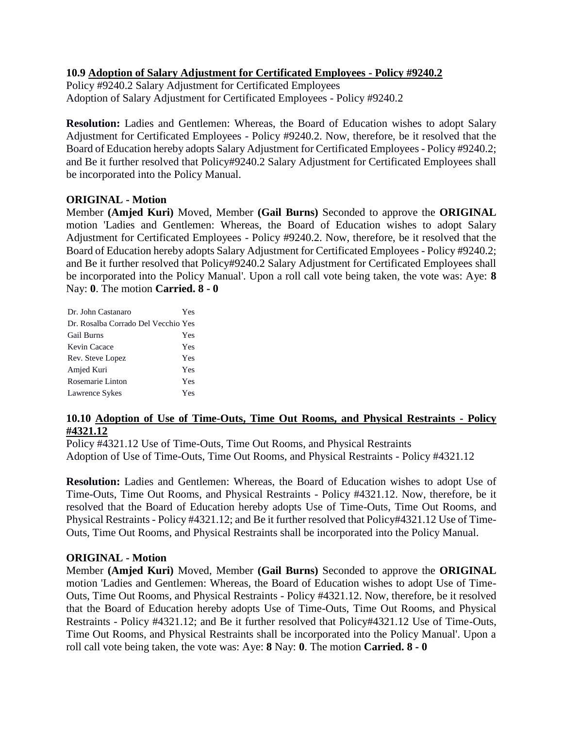### 10.9 Adoption of Salary Adjustment for Certificated Employees - Policy #9240.2

Policy #9240.2 Salary Adjustment for Certificated Employees
Adoption of Salary Adjustment for Certificated Employees - Policy #9240.2

**Resolution:** Ladies and Gentlemen: Whereas, the Board of Education wishes to adopt Salary Adjustment for Certificated Employees - Policy #9240.2. Now, therefore, be it resolved that the Board of Education hereby adopts Salary Adjustment for Certificated Employees - Policy #9240.2; and Be it further resolved that Policy#9240.2 Salary Adjustment for Certificated Employees shall be incorporated into the Policy Manual.

**ORIGINAL - Motion**

Member **(Amjed Kuri)** Moved, Member **(Gail Burns)** Seconded to approve the **ORIGINAL** motion 'Ladies and Gentlemen: Whereas, the Board of Education wishes to adopt Salary Adjustment for Certificated Employees - Policy #9240.2. Now, therefore, be it resolved that the Board of Education hereby adopts Salary Adjustment for Certificated Employees - Policy #9240.2; and Be it further resolved that Policy#9240.2 Salary Adjustment for Certificated Employees shall be incorporated into the Policy Manual'. Upon a roll call vote being taken, the vote was: Aye: **8** Nay: **0**. The motion **Carried. 8 - 0**

| | |
|---|---|
| Dr. John Castanaro | Yes |
| Dr. Rosalba Corrado Del Vecchio | Yes |
| Gail Burns | Yes |
| Kevin Cacace | Yes |
| Rev. Steve Lopez | Yes |
| Amjed Kuri | Yes |
| Rosemarie Linton | Yes |
| Lawrence Sykes | Yes |

### 10.10 Adoption of Use of Time-Outs, Time Out Rooms, and Physical Restraints - Policy #4321.12

Policy #4321.12 Use of Time-Outs, Time Out Rooms, and Physical Restraints
Adoption of Use of Time-Outs, Time Out Rooms, and Physical Restraints - Policy #4321.12

**Resolution:** Ladies and Gentlemen: Whereas, the Board of Education wishes to adopt Use of Time-Outs, Time Out Rooms, and Physical Restraints - Policy #4321.12. Now, therefore, be it resolved that the Board of Education hereby adopts Use of Time-Outs, Time Out Rooms, and Physical Restraints - Policy #4321.12; and Be it further resolved that Policy#4321.12 Use of Time-Outs, Time Out Rooms, and Physical Restraints shall be incorporated into the Policy Manual.

**ORIGINAL - Motion**

Member **(Amjed Kuri)** Moved, Member **(Gail Burns)** Seconded to approve the **ORIGINAL** motion 'Ladies and Gentlemen: Whereas, the Board of Education wishes to adopt Use of Time-Outs, Time Out Rooms, and Physical Restraints - Policy #4321.12. Now, therefore, be it resolved that the Board of Education hereby adopts Use of Time-Outs, Time Out Rooms, and Physical Restraints - Policy #4321.12; and Be it further resolved that Policy#4321.12 Use of Time-Outs, Time Out Rooms, and Physical Restraints shall be incorporated into the Policy Manual'. Upon a roll call vote being taken, the vote was: Aye: **8** Nay: **0**. The motion **Carried. 8 - 0**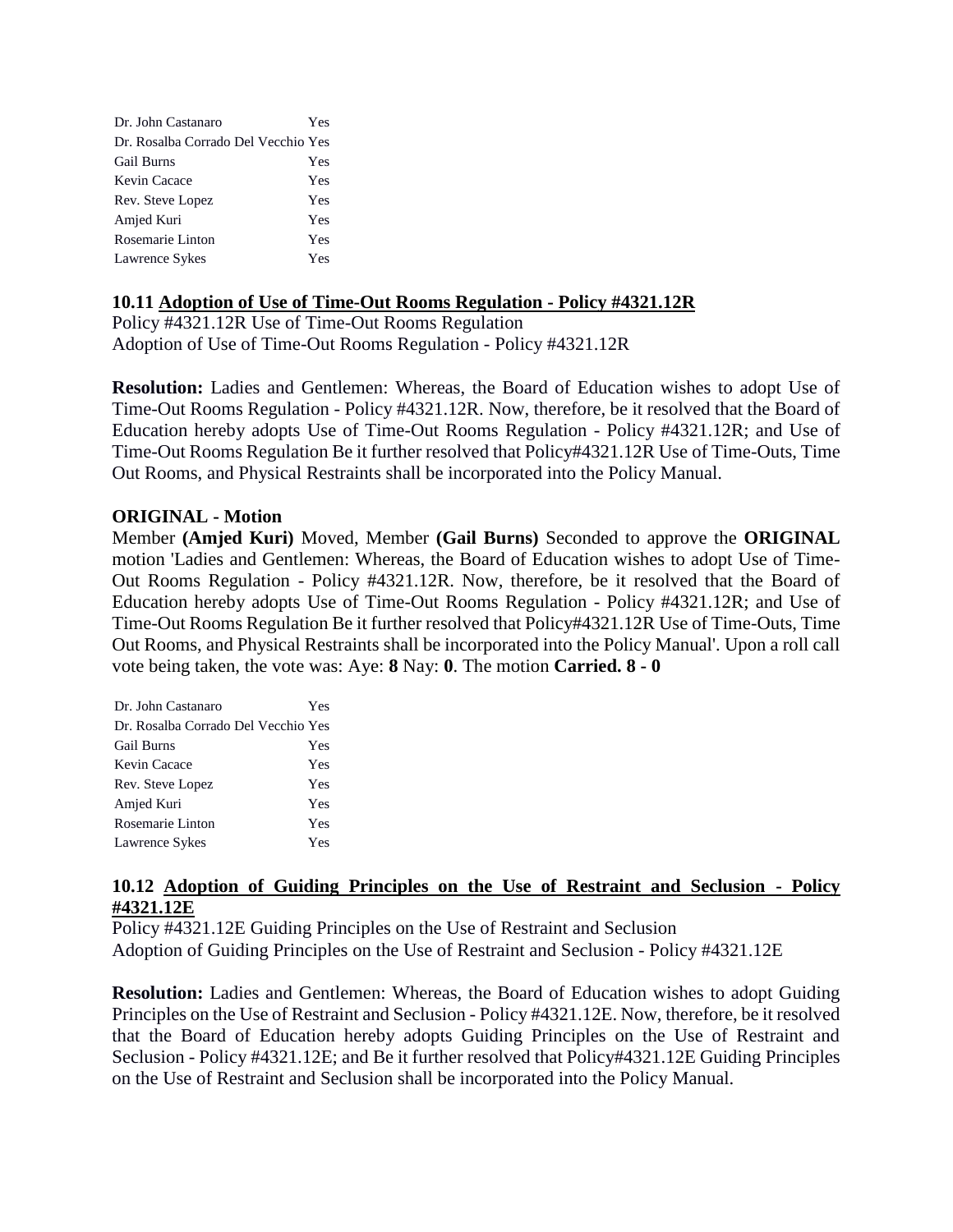| | |
|---|---|
| Dr. John Castanaro | Yes |
| Dr. Rosalba Corrado Del Vecchio | Yes |
| Gail Burns | Yes |
| Kevin Cacace | Yes |
| Rev. Steve Lopez | Yes |
| Amjed Kuri | Yes |
| Rosemarie Linton | Yes |
| Lawrence Sykes | Yes |

### 10.11 Adoption of Use of Time-Out Rooms Regulation - Policy #4321.12R

Policy #4321.12R Use of Time-Out Rooms Regulation
Adoption of Use of Time-Out Rooms Regulation - Policy #4321.12R

**Resolution:** Ladies and Gentlemen: Whereas, the Board of Education wishes to adopt Use of Time-Out Rooms Regulation - Policy #4321.12R. Now, therefore, be it resolved that the Board of Education hereby adopts Use of Time-Out Rooms Regulation - Policy #4321.12R; and Use of Time-Out Rooms Regulation Be it further resolved that Policy#4321.12R Use of Time-Outs, Time Out Rooms, and Physical Restraints shall be incorporated into the Policy Manual.

**ORIGINAL - Motion**

Member **(Amjed Kuri)** Moved, Member **(Gail Burns)** Seconded to approve the **ORIGINAL** motion 'Ladies and Gentlemen: Whereas, the Board of Education wishes to adopt Use of Time-Out Rooms Regulation - Policy #4321.12R. Now, therefore, be it resolved that the Board of Education hereby adopts Use of Time-Out Rooms Regulation - Policy #4321.12R; and Use of Time-Out Rooms Regulation Be it further resolved that Policy#4321.12R Use of Time-Outs, Time Out Rooms, and Physical Restraints shall be incorporated into the Policy Manual'. Upon a roll call vote being taken, the vote was: Aye: **8** Nay: **0**. The motion **Carried. 8 - 0**

| | |
|---|---|
| Dr. John Castanaro | Yes |
| Dr. Rosalba Corrado Del Vecchio | Yes |
| Gail Burns | Yes |
| Kevin Cacace | Yes |
| Rev. Steve Lopez | Yes |
| Amjed Kuri | Yes |
| Rosemarie Linton | Yes |
| Lawrence Sykes | Yes |

### 10.12 Adoption of Guiding Principles on the Use of Restraint and Seclusion - Policy #4321.12E

Policy #4321.12E Guiding Principles on the Use of Restraint and Seclusion
Adoption of Guiding Principles on the Use of Restraint and Seclusion - Policy #4321.12E

**Resolution:** Ladies and Gentlemen: Whereas, the Board of Education wishes to adopt Guiding Principles on the Use of Restraint and Seclusion - Policy #4321.12E. Now, therefore, be it resolved that the Board of Education hereby adopts Guiding Principles on the Use of Restraint and Seclusion - Policy #4321.12E; and Be it further resolved that Policy#4321.12E Guiding Principles on the Use of Restraint and Seclusion shall be incorporated into the Policy Manual.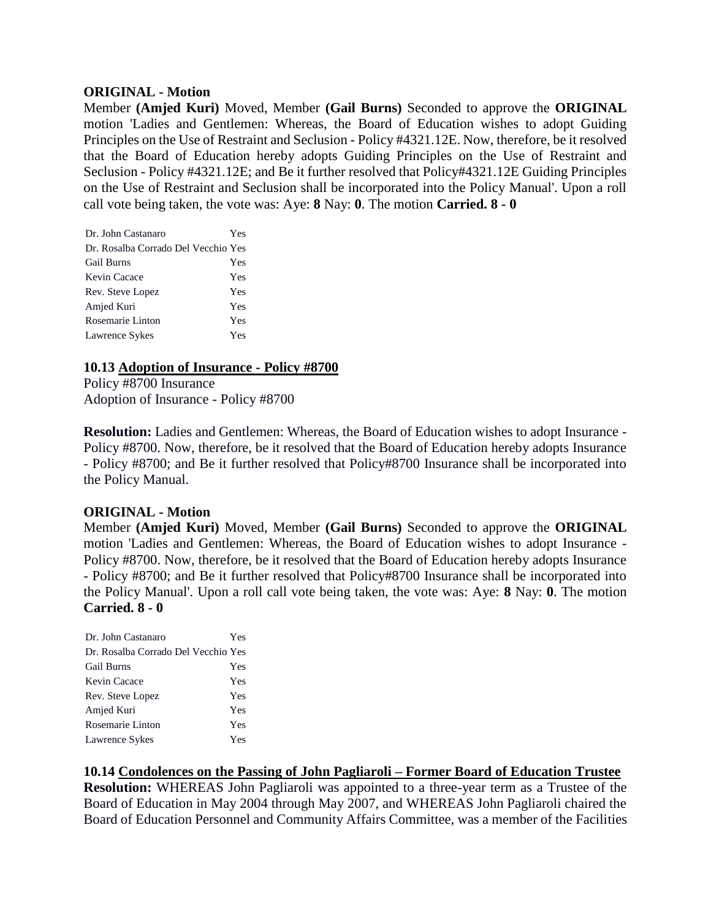**ORIGINAL - Motion**

Member **(Amjed Kuri)** Moved, Member **(Gail Burns)** Seconded to approve the **ORIGINAL** motion 'Ladies and Gentlemen: Whereas, the Board of Education wishes to adopt Guiding Principles on the Use of Restraint and Seclusion - Policy #4321.12E. Now, therefore, be it resolved that the Board of Education hereby adopts Guiding Principles on the Use of Restraint and Seclusion - Policy #4321.12E; and Be it further resolved that Policy#4321.12E Guiding Principles on the Use of Restraint and Seclusion shall be incorporated into the Policy Manual'. Upon a roll call vote being taken, the vote was: Aye: **8** Nay: **0**. The motion **Carried. 8 - 0**

| | |
|---|---|
| Dr. John Castanaro | Yes |
| Dr. Rosalba Corrado Del Vecchio | Yes |
| Gail Burns | Yes |
| Kevin Cacace | Yes |
| Rev. Steve Lopez | Yes |
| Amjed Kuri | Yes |
| Rosemarie Linton | Yes |
| Lawrence Sykes | Yes |

### 10.13 Adoption of Insurance - Policy #8700

Policy #8700 Insurance
Adoption of Insurance - Policy #8700

**Resolution:** Ladies and Gentlemen: Whereas, the Board of Education wishes to adopt Insurance - Policy #8700. Now, therefore, be it resolved that the Board of Education hereby adopts Insurance - Policy #8700; and Be it further resolved that Policy#8700 Insurance shall be incorporated into the Policy Manual.

**ORIGINAL - Motion**

Member **(Amjed Kuri)** Moved, Member **(Gail Burns)** Seconded to approve the **ORIGINAL** motion 'Ladies and Gentlemen: Whereas, the Board of Education wishes to adopt Insurance - Policy #8700. Now, therefore, be it resolved that the Board of Education hereby adopts Insurance - Policy #8700; and Be it further resolved that Policy#8700 Insurance shall be incorporated into the Policy Manual'. Upon a roll call vote being taken, the vote was: Aye: **8** Nay: **0**. The motion **Carried. 8 - 0**

| | |
|---|---|
| Dr. John Castanaro | Yes |
| Dr. Rosalba Corrado Del Vecchio | Yes |
| Gail Burns | Yes |
| Kevin Cacace | Yes |
| Rev. Steve Lopez | Yes |
| Amjed Kuri | Yes |
| Rosemarie Linton | Yes |
| Lawrence Sykes | Yes |

### 10.14 Condolences on the Passing of John Pagliaroli – Former Board of Education Trustee

**Resolution:** WHEREAS John Pagliaroli was appointed to a three-year term as a Trustee of the Board of Education in May 2004 through May 2007, and WHEREAS John Pagliaroli chaired the Board of Education Personnel and Community Affairs Committee, was a member of the Facilities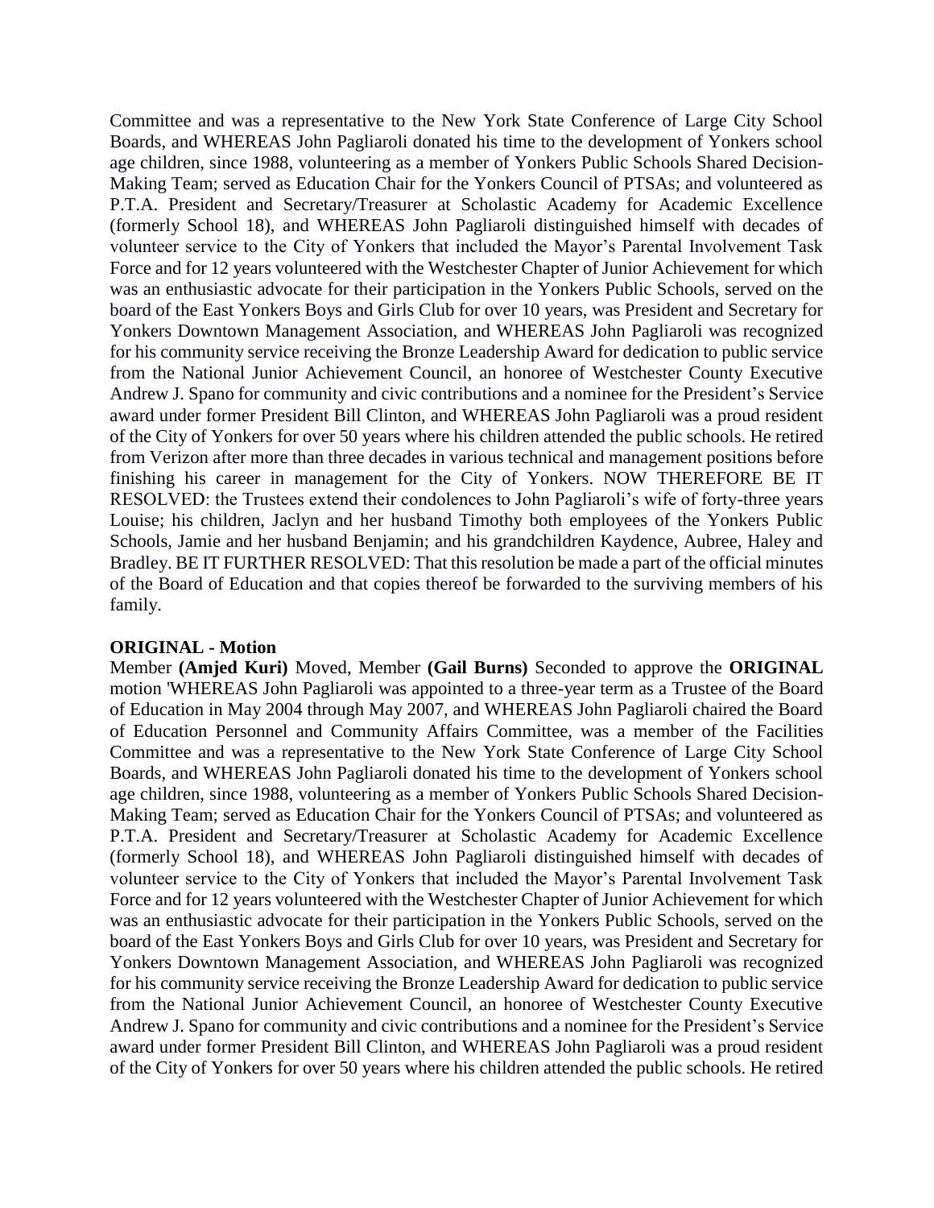Committee and was a representative to the New York State Conference of Large City School Boards, and WHEREAS John Pagliaroli donated his time to the development of Yonkers school age children, since 1988, volunteering as a member of Yonkers Public Schools Shared Decision-Making Team; served as Education Chair for the Yonkers Council of PTSAs; and volunteered as P.T.A. President and Secretary/Treasurer at Scholastic Academy for Academic Excellence (formerly School 18), and WHEREAS John Pagliaroli distinguished himself with decades of volunteer service to the City of Yonkers that included the Mayor's Parental Involvement Task Force and for 12 years volunteered with the Westchester Chapter of Junior Achievement for which was an enthusiastic advocate for their participation in the Yonkers Public Schools, served on the board of the East Yonkers Boys and Girls Club for over 10 years, was President and Secretary for Yonkers Downtown Management Association, and WHEREAS John Pagliaroli was recognized for his community service receiving the Bronze Leadership Award for dedication to public service from the National Junior Achievement Council, an honoree of Westchester County Executive Andrew J. Spano for community and civic contributions and a nominee for the President's Service award under former President Bill Clinton, and WHEREAS John Pagliaroli was a proud resident of the City of Yonkers for over 50 years where his children attended the public schools. He retired from Verizon after more than three decades in various technical and management positions before finishing his career in management for the City of Yonkers. NOW THEREFORE BE IT RESOLVED: the Trustees extend their condolences to John Pagliaroli's wife of forty-three years Louise; his children, Jaclyn and her husband Timothy both employees of the Yonkers Public Schools, Jamie and her husband Benjamin; and his grandchildren Kaydence, Aubree, Haley and Bradley. BE IT FURTHER RESOLVED: That this resolution be made a part of the official minutes of the Board of Education and that copies thereof be forwarded to the surviving members of his family.

**ORIGINAL - Motion**

Member **(Amjed Kuri)** Moved, Member **(Gail Burns)** Seconded to approve the **ORIGINAL** motion 'WHEREAS John Pagliaroli was appointed to a three-year term as a Trustee of the Board of Education in May 2004 through May 2007, and WHEREAS John Pagliaroli chaired the Board of Education Personnel and Community Affairs Committee, was a member of the Facilities Committee and was a representative to the New York State Conference of Large City School Boards, and WHEREAS John Pagliaroli donated his time to the development of Yonkers school age children, since 1988, volunteering as a member of Yonkers Public Schools Shared Decision-Making Team; served as Education Chair for the Yonkers Council of PTSAs; and volunteered as P.T.A. President and Secretary/Treasurer at Scholastic Academy for Academic Excellence (formerly School 18), and WHEREAS John Pagliaroli distinguished himself with decades of volunteer service to the City of Yonkers that included the Mayor's Parental Involvement Task Force and for 12 years volunteered with the Westchester Chapter of Junior Achievement for which was an enthusiastic advocate for their participation in the Yonkers Public Schools, served on the board of the East Yonkers Boys and Girls Club for over 10 years, was President and Secretary for Yonkers Downtown Management Association, and WHEREAS John Pagliaroli was recognized for his community service receiving the Bronze Leadership Award for dedication to public service from the National Junior Achievement Council, an honoree of Westchester County Executive Andrew J. Spano for community and civic contributions and a nominee for the President's Service award under former President Bill Clinton, and WHEREAS John Pagliaroli was a proud resident of the City of Yonkers for over 50 years where his children attended the public schools. He retired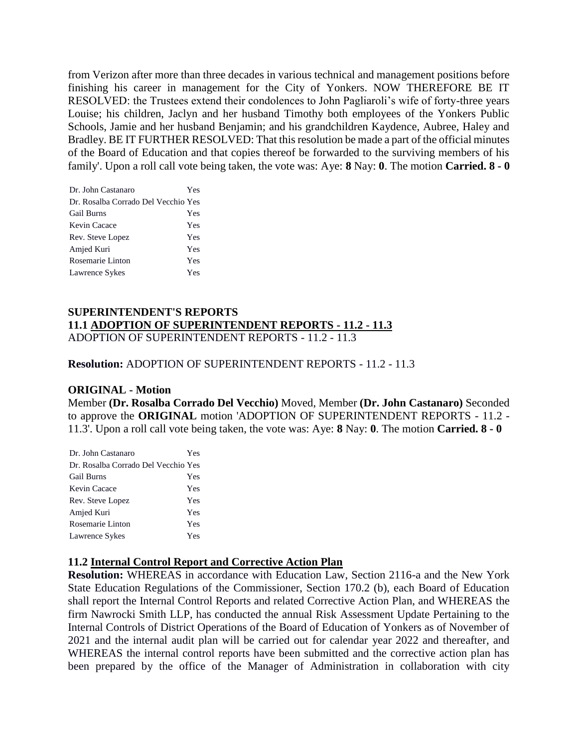from Verizon after more than three decades in various technical and management positions before finishing his career in management for the City of Yonkers. NOW THEREFORE BE IT RESOLVED: the Trustees extend their condolences to John Pagliaroli's wife of forty-three years Louise; his children, Jaclyn and her husband Timothy both employees of the Yonkers Public Schools, Jamie and her husband Benjamin; and his grandchildren Kaydence, Aubree, Haley and Bradley. BE IT FURTHER RESOLVED: That this resolution be made a part of the official minutes of the Board of Education and that copies thereof be forwarded to the surviving members of his family'. Upon a roll call vote being taken, the vote was: Aye: **8** Nay: **0**. The motion **Carried. 8 - 0**

| | |
|---|---|
| Dr. John Castanaro | Yes |
| Dr. Rosalba Corrado Del Vecchio | Yes |
| Gail Burns | Yes |
| Kevin Cacace | Yes |
| Rev. Steve Lopez | Yes |
| Amjed Kuri | Yes |
| Rosemarie Linton | Yes |
| Lawrence Sykes | Yes |

**SUPERINTENDENT'S REPORTS**

**11.1 ADOPTION OF SUPERINTENDENT REPORTS - 11.2 - 11.3**

ADOPTION OF SUPERINTENDENT REPORTS - 11.2 - 11.3

**Resolution:** ADOPTION OF SUPERINTENDENT REPORTS - 11.2 - 11.3

**ORIGINAL - Motion**

Member **(Dr. Rosalba Corrado Del Vecchio)** Moved, Member **(Dr. John Castanaro)** Seconded to approve the **ORIGINAL** motion 'ADOPTION OF SUPERINTENDENT REPORTS - 11.2 - 11.3'. Upon a roll call vote being taken, the vote was: Aye: **8** Nay: **0**. The motion **Carried. 8 - 0**

| | |
|---|---|
| Dr. John Castanaro | Yes |
| Dr. Rosalba Corrado Del Vecchio | Yes |
| Gail Burns | Yes |
| Kevin Cacace | Yes |
| Rev. Steve Lopez | Yes |
| Amjed Kuri | Yes |
| Rosemarie Linton | Yes |
| Lawrence Sykes | Yes |

**11.2 Internal Control Report and Corrective Action Plan**

**Resolution:** WHEREAS in accordance with Education Law, Section 2116-a and the New York State Education Regulations of the Commissioner, Section 170.2 (b), each Board of Education shall report the Internal Control Reports and related Corrective Action Plan, and WHEREAS the firm Nawrocki Smith LLP, has conducted the annual Risk Assessment Update Pertaining to the Internal Controls of District Operations of the Board of Education of Yonkers as of November of 2021 and the internal audit plan will be carried out for calendar year 2022 and thereafter, and WHEREAS the internal control reports have been submitted and the corrective action plan has been prepared by the office of the Manager of Administration in collaboration with city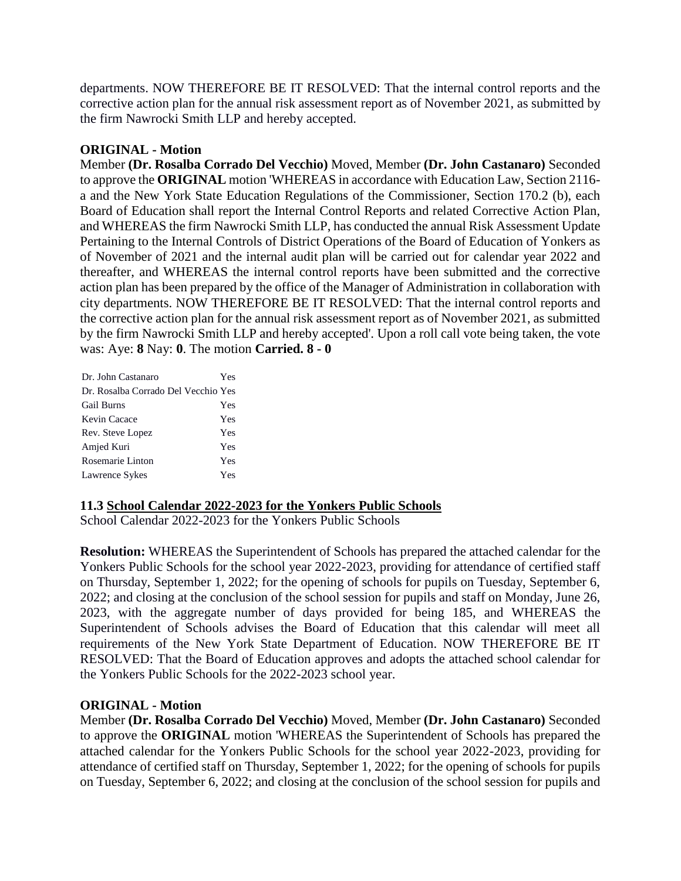departments. NOW THEREFORE BE IT RESOLVED: That the internal control reports and the corrective action plan for the annual risk assessment report as of November 2021, as submitted by the firm Nawrocki Smith LLP and hereby accepted.

**ORIGINAL - Motion**

Member **(Dr. Rosalba Corrado Del Vecchio)** Moved, Member **(Dr. John Castanaro)** Seconded to approve the **ORIGINAL** motion 'WHEREAS in accordance with Education Law, Section 2116-a and the New York State Education Regulations of the Commissioner, Section 170.2 (b), each Board of Education shall report the Internal Control Reports and related Corrective Action Plan, and WHEREAS the firm Nawrocki Smith LLP, has conducted the annual Risk Assessment Update Pertaining to the Internal Controls of District Operations of the Board of Education of Yonkers as of November of 2021 and the internal audit plan will be carried out for calendar year 2022 and thereafter, and WHEREAS the internal control reports have been submitted and the corrective action plan has been prepared by the office of the Manager of Administration in collaboration with city departments. NOW THEREFORE BE IT RESOLVED: That the internal control reports and the corrective action plan for the annual risk assessment report as of November 2021, as submitted by the firm Nawrocki Smith LLP and hereby accepted'. Upon a roll call vote being taken, the vote was: Aye: **8** Nay: **0**. The motion **Carried. 8 - 0**

| | |
|---|---|
| Dr. John Castanaro | Yes |
| Dr. Rosalba Corrado Del Vecchio | Yes |
| Gail Burns | Yes |
| Kevin Cacace | Yes |
| Rev. Steve Lopez | Yes |
| Amjed Kuri | Yes |
| Rosemarie Linton | Yes |
| Lawrence Sykes | Yes |

### 11.3 School Calendar 2022-2023 for the Yonkers Public Schools

School Calendar 2022-2023 for the Yonkers Public Schools

**Resolution:** WHEREAS the Superintendent of Schools has prepared the attached calendar for the Yonkers Public Schools for the school year 2022-2023, providing for attendance of certified staff on Thursday, September 1, 2022; for the opening of schools for pupils on Tuesday, September 6, 2022; and closing at the conclusion of the school session for pupils and staff on Monday, June 26, 2023, with the aggregate number of days provided for being 185, and WHEREAS the Superintendent of Schools advises the Board of Education that this calendar will meet all requirements of the New York State Department of Education. NOW THEREFORE BE IT RESOLVED: That the Board of Education approves and adopts the attached school calendar for the Yonkers Public Schools for the 2022-2023 school year.

**ORIGINAL - Motion**

Member **(Dr. Rosalba Corrado Del Vecchio)** Moved, Member **(Dr. John Castanaro)** Seconded to approve the **ORIGINAL** motion 'WHEREAS the Superintendent of Schools has prepared the attached calendar for the Yonkers Public Schools for the school year 2022-2023, providing for attendance of certified staff on Thursday, September 1, 2022; for the opening of schools for pupils on Tuesday, September 6, 2022; and closing at the conclusion of the school session for pupils and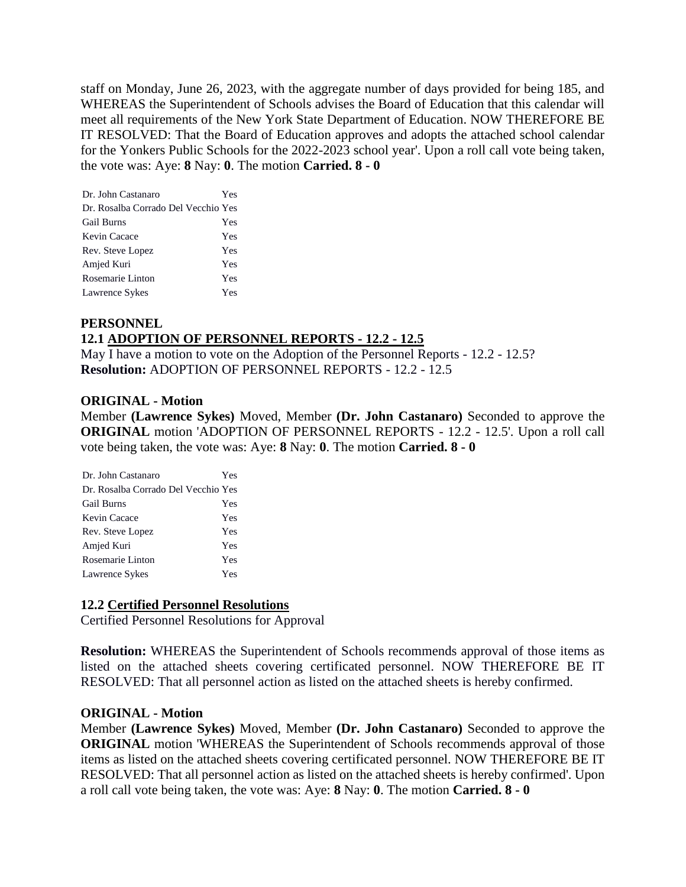staff on Monday, June 26, 2023, with the aggregate number of days provided for being 185, and WHEREAS the Superintendent of Schools advises the Board of Education that this calendar will meet all requirements of the New York State Department of Education. NOW THEREFORE BE IT RESOLVED: That the Board of Education approves and adopts the attached school calendar for the Yonkers Public Schools for the 2022-2023 school year'. Upon a roll call vote being taken, the vote was: Aye: **8** Nay: **0**. The motion **Carried. 8 - 0**

| | |
|---|---|
| Dr. John Castanaro | Yes |
| Dr. Rosalba Corrado Del Vecchio | Yes |
| Gail Burns | Yes |
| Kevin Cacace | Yes |
| Rev. Steve Lopez | Yes |
| Amjed Kuri | Yes |
| Rosemarie Linton | Yes |
| Lawrence Sykes | Yes |

**PERSONNEL**

**12.1 ADOPTION OF PERSONNEL REPORTS - 12.2 - 12.5**

May I have a motion to vote on the Adoption of the Personnel Reports - 12.2 - 12.5?

**Resolution:** ADOPTION OF PERSONNEL REPORTS - 12.2 - 12.5

**ORIGINAL - Motion**

Member **(Lawrence Sykes)** Moved, Member **(Dr. John Castanaro)** Seconded to approve the **ORIGINAL** motion 'ADOPTION OF PERSONNEL REPORTS - 12.2 - 12.5'. Upon a roll call vote being taken, the vote was: Aye: **8** Nay: **0**. The motion **Carried. 8 - 0**

| | |
|---|---|
| Dr. John Castanaro | Yes |
| Dr. Rosalba Corrado Del Vecchio | Yes |
| Gail Burns | Yes |
| Kevin Cacace | Yes |
| Rev. Steve Lopez | Yes |
| Amjed Kuri | Yes |
| Rosemarie Linton | Yes |
| Lawrence Sykes | Yes |

**12.2 Certified Personnel Resolutions**

Certified Personnel Resolutions for Approval

**Resolution:** WHEREAS the Superintendent of Schools recommends approval of those items as listed on the attached sheets covering certificated personnel. NOW THEREFORE BE IT RESOLVED: That all personnel action as listed on the attached sheets is hereby confirmed.

**ORIGINAL - Motion**

Member **(Lawrence Sykes)** Moved, Member **(Dr. John Castanaro)** Seconded to approve the **ORIGINAL** motion 'WHEREAS the Superintendent of Schools recommends approval of those items as listed on the attached sheets covering certificated personnel. NOW THEREFORE BE IT RESOLVED: That all personnel action as listed on the attached sheets is hereby confirmed'. Upon a roll call vote being taken, the vote was: Aye: **8** Nay: **0**. The motion **Carried. 8 - 0**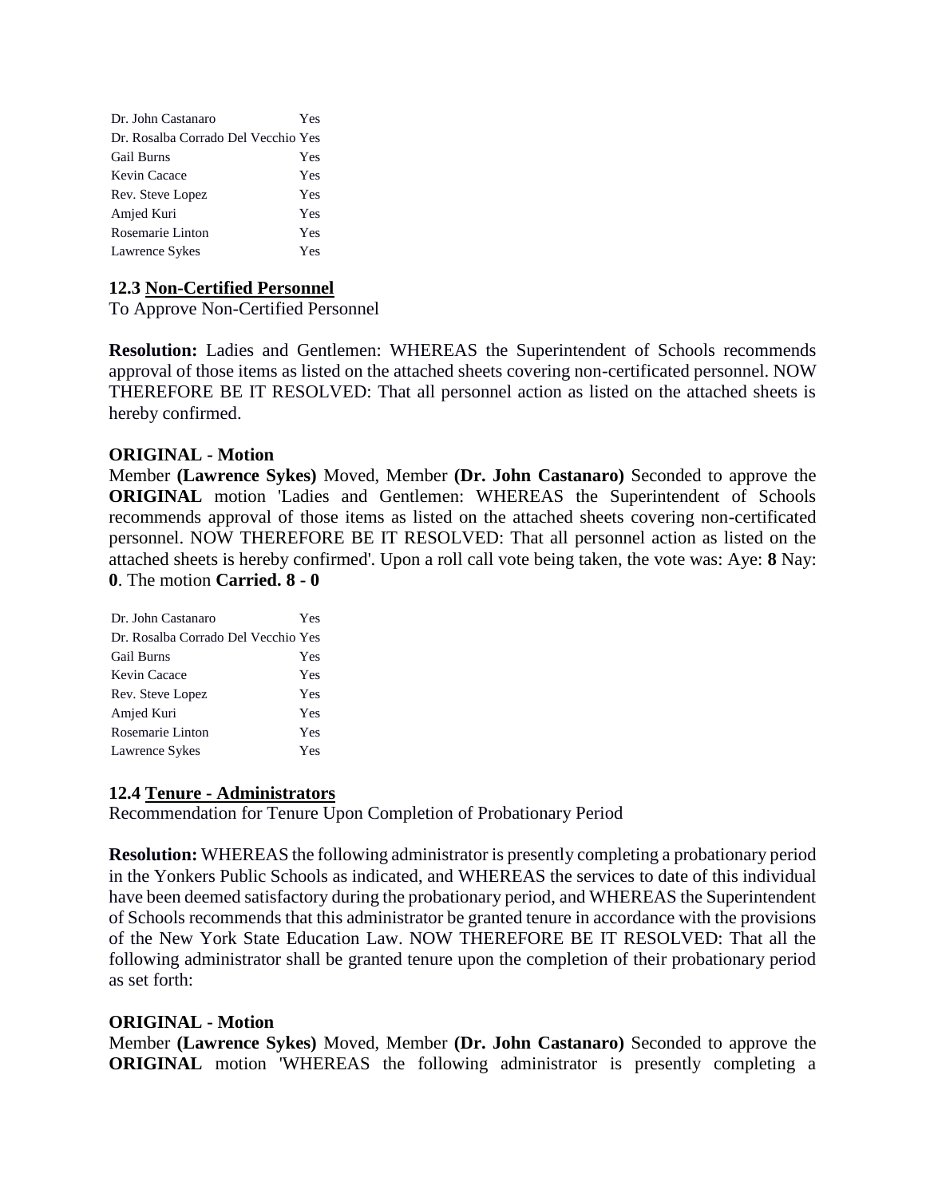| | |
|---|---|
| Dr. John Castanaro | Yes |
| Dr. Rosalba Corrado Del Vecchio | Yes |
| Gail Burns | Yes |
| Kevin Cacace | Yes |
| Rev. Steve Lopez | Yes |
| Amjed Kuri | Yes |
| Rosemarie Linton | Yes |
| Lawrence Sykes | Yes |

**12.3 Non-Certified Personnel**
To Approve Non-Certified Personnel

**Resolution:** Ladies and Gentlemen: WHEREAS the Superintendent of Schools recommends approval of those items as listed on the attached sheets covering non-certificated personnel. NOW THEREFORE BE IT RESOLVED: That all personnel action as listed on the attached sheets is hereby confirmed.

**ORIGINAL - Motion**
Member **(Lawrence Sykes)** Moved, Member **(Dr. John Castanaro)** Seconded to approve the **ORIGINAL** motion 'Ladies and Gentlemen: WHEREAS the Superintendent of Schools recommends approval of those items as listed on the attached sheets covering non-certificated personnel. NOW THEREFORE BE IT RESOLVED: That all personnel action as listed on the attached sheets is hereby confirmed'. Upon a roll call vote being taken, the vote was: Aye: **8** Nay: **0**. The motion **Carried. 8 - 0**

| | |
|---|---|
| Dr. John Castanaro | Yes |
| Dr. Rosalba Corrado Del Vecchio | Yes |
| Gail Burns | Yes |
| Kevin Cacace | Yes |
| Rev. Steve Lopez | Yes |
| Amjed Kuri | Yes |
| Rosemarie Linton | Yes |
| Lawrence Sykes | Yes |

**12.4 Tenure - Administrators**
Recommendation for Tenure Upon Completion of Probationary Period

**Resolution:** WHEREAS the following administrator is presently completing a probationary period in the Yonkers Public Schools as indicated, and WHEREAS the services to date of this individual have been deemed satisfactory during the probationary period, and WHEREAS the Superintendent of Schools recommends that this administrator be granted tenure in accordance with the provisions of the New York State Education Law. NOW THEREFORE BE IT RESOLVED: That all the following administrator shall be granted tenure upon the completion of their probationary period as set forth:

**ORIGINAL - Motion**
Member **(Lawrence Sykes)** Moved, Member **(Dr. John Castanaro)** Seconded to approve the **ORIGINAL** motion 'WHEREAS the following administrator is presently completing a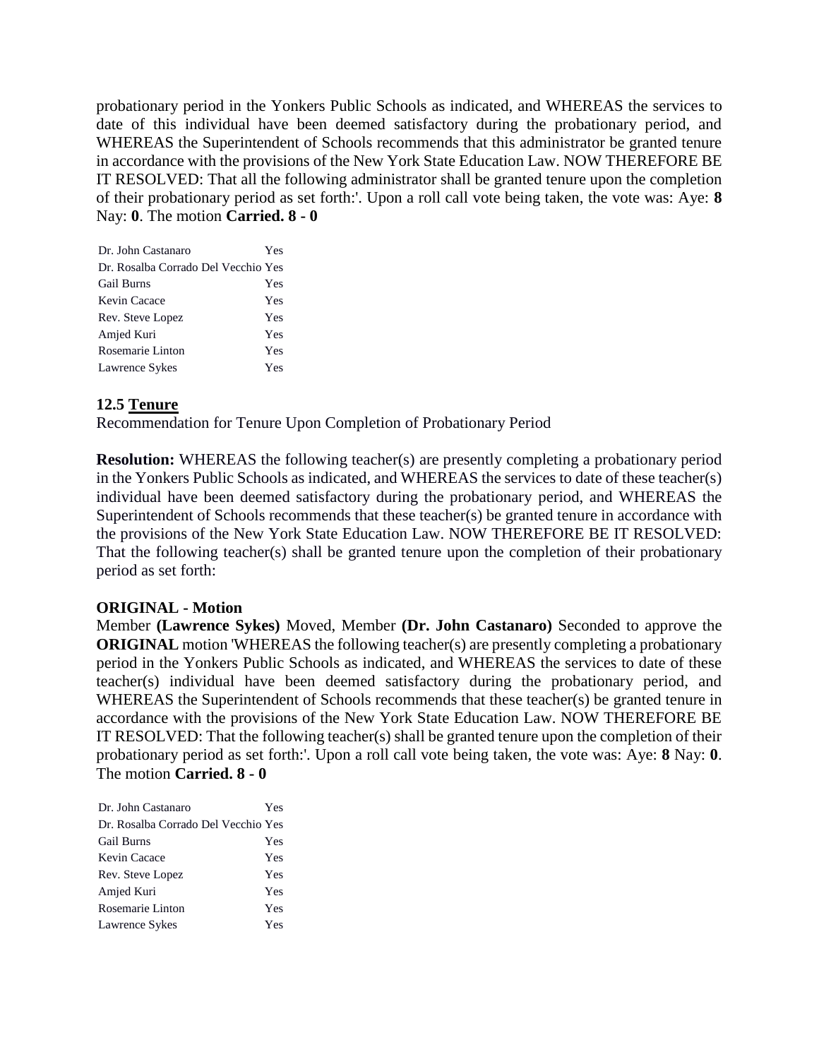probationary period in the Yonkers Public Schools as indicated, and WHEREAS the services to date of this individual have been deemed satisfactory during the probationary period, and WHEREAS the Superintendent of Schools recommends that this administrator be granted tenure in accordance with the provisions of the New York State Education Law. NOW THEREFORE BE IT RESOLVED: That all the following administrator shall be granted tenure upon the completion of their probationary period as set forth:'. Upon a roll call vote being taken, the vote was: Aye: **8** Nay: **0**. The motion **Carried. 8 - 0**

| | |
|---|---|
| Dr. John Castanaro | Yes |
| Dr. Rosalba Corrado Del Vecchio | Yes |
| Gail Burns | Yes |
| Kevin Cacace | Yes |
| Rev. Steve Lopez | Yes |
| Amjed Kuri | Yes |
| Rosemarie Linton | Yes |
| Lawrence Sykes | Yes |

**12.5 Tenure**

Recommendation for Tenure Upon Completion of Probationary Period

**Resolution:** WHEREAS the following teacher(s) are presently completing a probationary period in the Yonkers Public Schools as indicated, and WHEREAS the services to date of these teacher(s) individual have been deemed satisfactory during the probationary period, and WHEREAS the Superintendent of Schools recommends that these teacher(s) be granted tenure in accordance with the provisions of the New York State Education Law. NOW THEREFORE BE IT RESOLVED: That the following teacher(s) shall be granted tenure upon the completion of their probationary period as set forth:

**ORIGINAL - Motion**

Member **(Lawrence Sykes)** Moved, Member **(Dr. John Castanaro)** Seconded to approve the **ORIGINAL** motion 'WHEREAS the following teacher(s) are presently completing a probationary period in the Yonkers Public Schools as indicated, and WHEREAS the services to date of these teacher(s) individual have been deemed satisfactory during the probationary period, and WHEREAS the Superintendent of Schools recommends that these teacher(s) be granted tenure in accordance with the provisions of the New York State Education Law. NOW THEREFORE BE IT RESOLVED: That the following teacher(s) shall be granted tenure upon the completion of their probationary period as set forth:'. Upon a roll call vote being taken, the vote was: Aye: **8** Nay: **0**. The motion **Carried. 8 - 0**

| | |
|---|---|
| Dr. John Castanaro | Yes |
| Dr. Rosalba Corrado Del Vecchio | Yes |
| Gail Burns | Yes |
| Kevin Cacace | Yes |
| Rev. Steve Lopez | Yes |
| Amjed Kuri | Yes |
| Rosemarie Linton | Yes |
| Lawrence Sykes | Yes |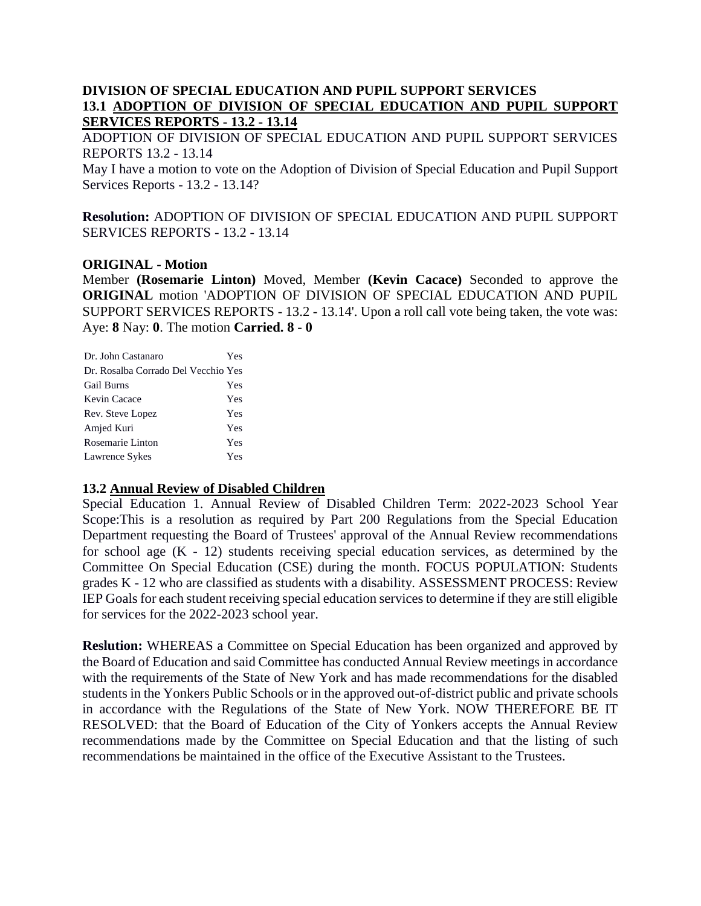**DIVISION OF SPECIAL EDUCATION AND PUPIL SUPPORT SERVICES**

**13.1 <u>ADOPTION OF DIVISION OF SPECIAL EDUCATION AND PUPIL SUPPORT SERVICES REPORTS - 13.2 - 13.14</u>**

ADOPTION OF DIVISION OF SPECIAL EDUCATION AND PUPIL SUPPORT SERVICES REPORTS 13.2 - 13.14

May I have a motion to vote on the Adoption of Division of Special Education and Pupil Support Services Reports - 13.2 - 13.14?

**Resolution:** ADOPTION OF DIVISION OF SPECIAL EDUCATION AND PUPIL SUPPORT SERVICES REPORTS - 13.2 - 13.14

**ORIGINAL - Motion**

Member **(Rosemarie Linton)** Moved, Member **(Kevin Cacace)** Seconded to approve the **ORIGINAL** motion 'ADOPTION OF DIVISION OF SPECIAL EDUCATION AND PUPIL SUPPORT SERVICES REPORTS - 13.2 - 13.14'. Upon a roll call vote being taken, the vote was: Aye: **8** Nay: **0**. The motion **Carried. 8 - 0**

| | |
|---|---|
| Dr. John Castanaro | Yes |
| Dr. Rosalba Corrado Del Vecchio | Yes |
| Gail Burns | Yes |
| Kevin Cacace | Yes |
| Rev. Steve Lopez | Yes |
| Amjed Kuri | Yes |
| Rosemarie Linton | Yes |
| Lawrence Sykes | Yes |

**13.2 <u>Annual Review of Disabled Children</u>**

Special Education 1. Annual Review of Disabled Children Term: 2022-2023 School Year Scope:This is a resolution as required by Part 200 Regulations from the Special Education Department requesting the Board of Trustees' approval of the Annual Review recommendations for school age (K - 12) students receiving special education services, as determined by the Committee On Special Education (CSE) during the month. FOCUS POPULATION: Students grades K - 12 who are classified as students with a disability. ASSESSMENT PROCESS: Review IEP Goals for each student receiving special education services to determine if they are still eligible for services for the 2022-2023 school year.

**Reslution:** WHEREAS a Committee on Special Education has been organized and approved by the Board of Education and said Committee has conducted Annual Review meetings in accordance with the requirements of the State of New York and has made recommendations for the disabled students in the Yonkers Public Schools or in the approved out-of-district public and private schools in accordance with the Regulations of the State of New York. NOW THEREFORE BE IT RESOLVED: that the Board of Education of the City of Yonkers accepts the Annual Review recommendations made by the Committee on Special Education and that the listing of such recommendations be maintained in the office of the Executive Assistant to the Trustees.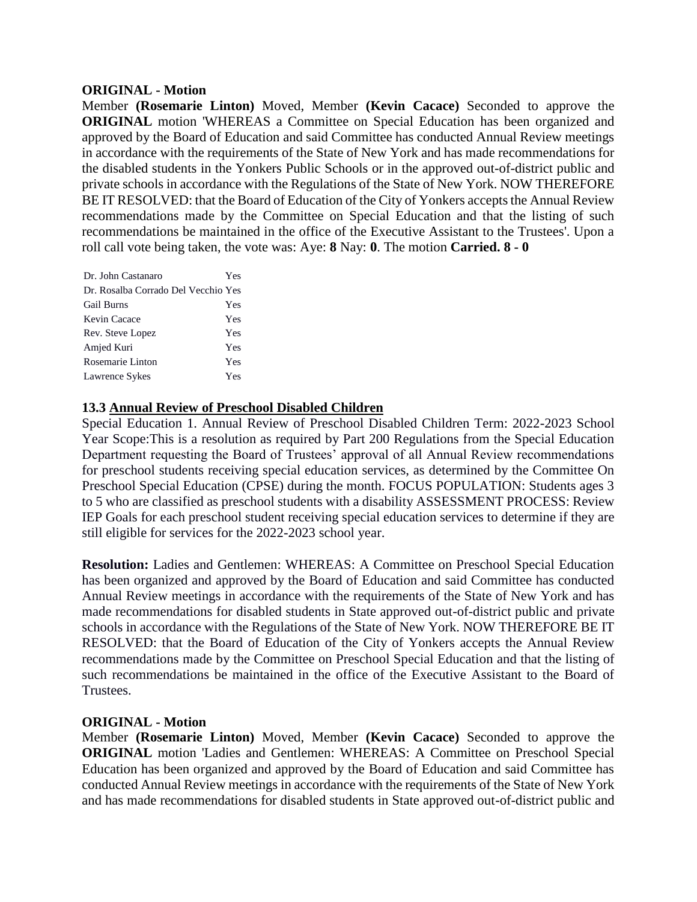**ORIGINAL - Motion**

Member **(Rosemarie Linton)** Moved, Member **(Kevin Cacace)** Seconded to approve the **ORIGINAL** motion 'WHEREAS a Committee on Special Education has been organized and approved by the Board of Education and said Committee has conducted Annual Review meetings in accordance with the requirements of the State of New York and has made recommendations for the disabled students in the Yonkers Public Schools or in the approved out-of-district public and private schools in accordance with the Regulations of the State of New York. NOW THEREFORE BE IT RESOLVED: that the Board of Education of the City of Yonkers accepts the Annual Review recommendations made by the Committee on Special Education and that the listing of such recommendations be maintained in the office of the Executive Assistant to the Trustees'. Upon a roll call vote being taken, the vote was: Aye: **8** Nay: **0**. The motion **Carried. 8 - 0**

| | |
|---|---|
| Dr. John Castanaro | Yes |
| Dr. Rosalba Corrado Del Vecchio | Yes |
| Gail Burns | Yes |
| Kevin Cacace | Yes |
| Rev. Steve Lopez | Yes |
| Amjed Kuri | Yes |
| Rosemarie Linton | Yes |
| Lawrence Sykes | Yes |

### 13.3 Annual Review of Preschool Disabled Children

Special Education 1. Annual Review of Preschool Disabled Children Term: 2022-2023 School Year Scope:This is a resolution as required by Part 200 Regulations from the Special Education Department requesting the Board of Trustees' approval of all Annual Review recommendations for preschool students receiving special education services, as determined by the Committee On Preschool Special Education (CPSE) during the month. FOCUS POPULATION: Students ages 3 to 5 who are classified as preschool students with a disability ASSESSMENT PROCESS: Review IEP Goals for each preschool student receiving special education services to determine if they are still eligible for services for the 2022-2023 school year.

**Resolution:** Ladies and Gentlemen: WHEREAS: A Committee on Preschool Special Education has been organized and approved by the Board of Education and said Committee has conducted Annual Review meetings in accordance with the requirements of the State of New York and has made recommendations for disabled students in State approved out-of-district public and private schools in accordance with the Regulations of the State of New York. NOW THEREFORE BE IT RESOLVED: that the Board of Education of the City of Yonkers accepts the Annual Review recommendations made by the Committee on Preschool Special Education and that the listing of such recommendations be maintained in the office of the Executive Assistant to the Board of Trustees.

**ORIGINAL - Motion**

Member **(Rosemarie Linton)** Moved, Member **(Kevin Cacace)** Seconded to approve the **ORIGINAL** motion 'Ladies and Gentlemen: WHEREAS: A Committee on Preschool Special Education has been organized and approved by the Board of Education and said Committee has conducted Annual Review meetings in accordance with the requirements of the State of New York and has made recommendations for disabled students in State approved out-of-district public and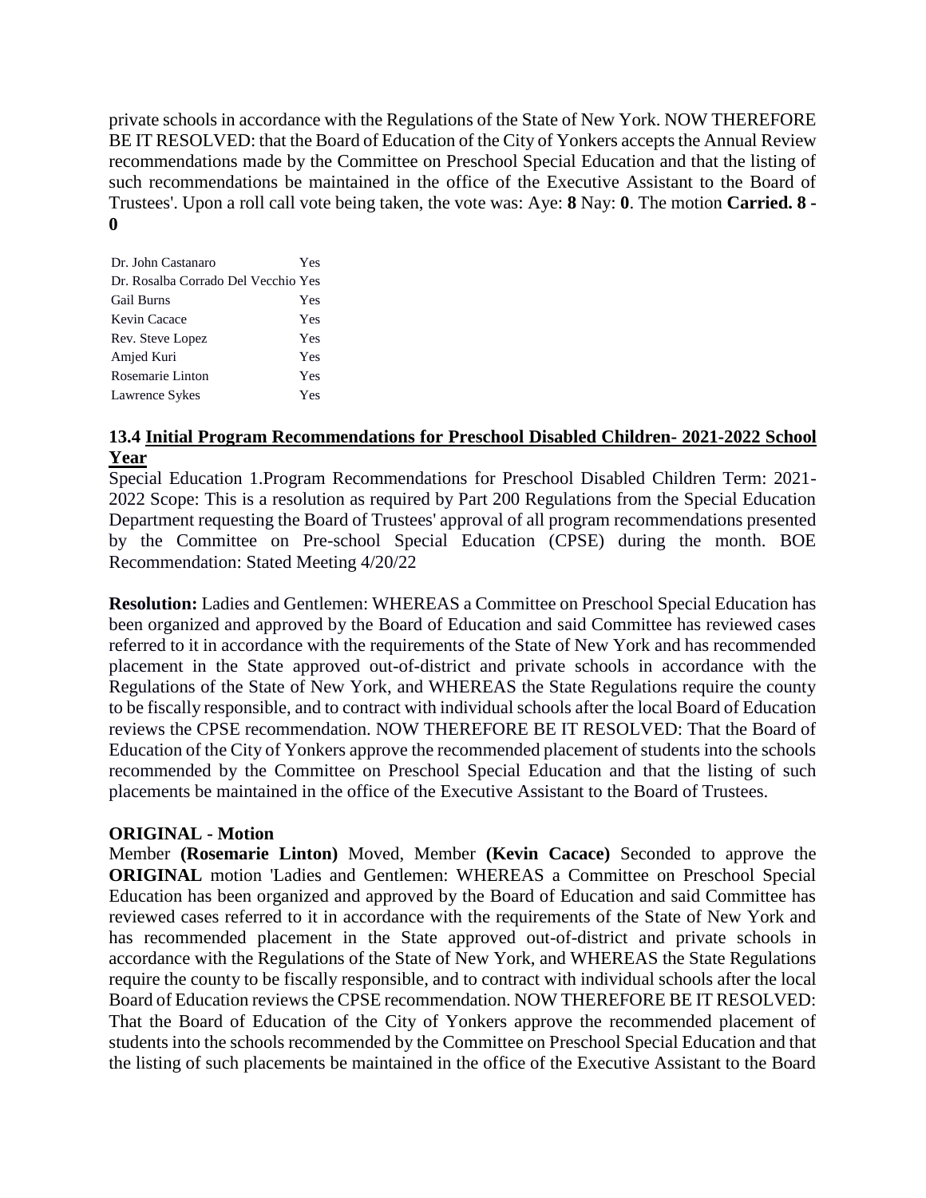private schools in accordance with the Regulations of the State of New York. NOW THEREFORE BE IT RESOLVED: that the Board of Education of the City of Yonkers accepts the Annual Review recommendations made by the Committee on Preschool Special Education and that the listing of such recommendations be maintained in the office of the Executive Assistant to the Board of Trustees'. Upon a roll call vote being taken, the vote was: Aye: **8** Nay: **0**. The motion **Carried. 8 - 0**

| | |
|---|---|
| Dr. John Castanaro | Yes |
| Dr. Rosalba Corrado Del Vecchio | Yes |
| Gail Burns | Yes |
| Kevin Cacace | Yes |
| Rev. Steve Lopez | Yes |
| Amjed Kuri | Yes |
| Rosemarie Linton | Yes |
| Lawrence Sykes | Yes |

### 13.4 Initial Program Recommendations for Preschool Disabled Children- 2021-2022 School Year

Special Education 1.Program Recommendations for Preschool Disabled Children Term: 2021-2022 Scope: This is a resolution as required by Part 200 Regulations from the Special Education Department requesting the Board of Trustees' approval of all program recommendations presented by the Committee on Pre-school Special Education (CPSE) during the month. BOE Recommendation: Stated Meeting 4/20/22

**Resolution:** Ladies and Gentlemen: WHEREAS a Committee on Preschool Special Education has been organized and approved by the Board of Education and said Committee has reviewed cases referred to it in accordance with the requirements of the State of New York and has recommended placement in the State approved out-of-district and private schools in accordance with the Regulations of the State of New York, and WHEREAS the State Regulations require the county to be fiscally responsible, and to contract with individual schools after the local Board of Education reviews the CPSE recommendation. NOW THEREFORE BE IT RESOLVED: That the Board of Education of the City of Yonkers approve the recommended placement of students into the schools recommended by the Committee on Preschool Special Education and that the listing of such placements be maintained in the office of the Executive Assistant to the Board of Trustees.

**ORIGINAL - Motion**

Member **(Rosemarie Linton)** Moved, Member **(Kevin Cacace)** Seconded to approve the **ORIGINAL** motion 'Ladies and Gentlemen: WHEREAS a Committee on Preschool Special Education has been organized and approved by the Board of Education and said Committee has reviewed cases referred to it in accordance with the requirements of the State of New York and has recommended placement in the State approved out-of-district and private schools in accordance with the Regulations of the State of New York, and WHEREAS the State Regulations require the county to be fiscally responsible, and to contract with individual schools after the local Board of Education reviews the CPSE recommendation. NOW THEREFORE BE IT RESOLVED: That the Board of Education of the City of Yonkers approve the recommended placement of students into the schools recommended by the Committee on Preschool Special Education and that the listing of such placements be maintained in the office of the Executive Assistant to the Board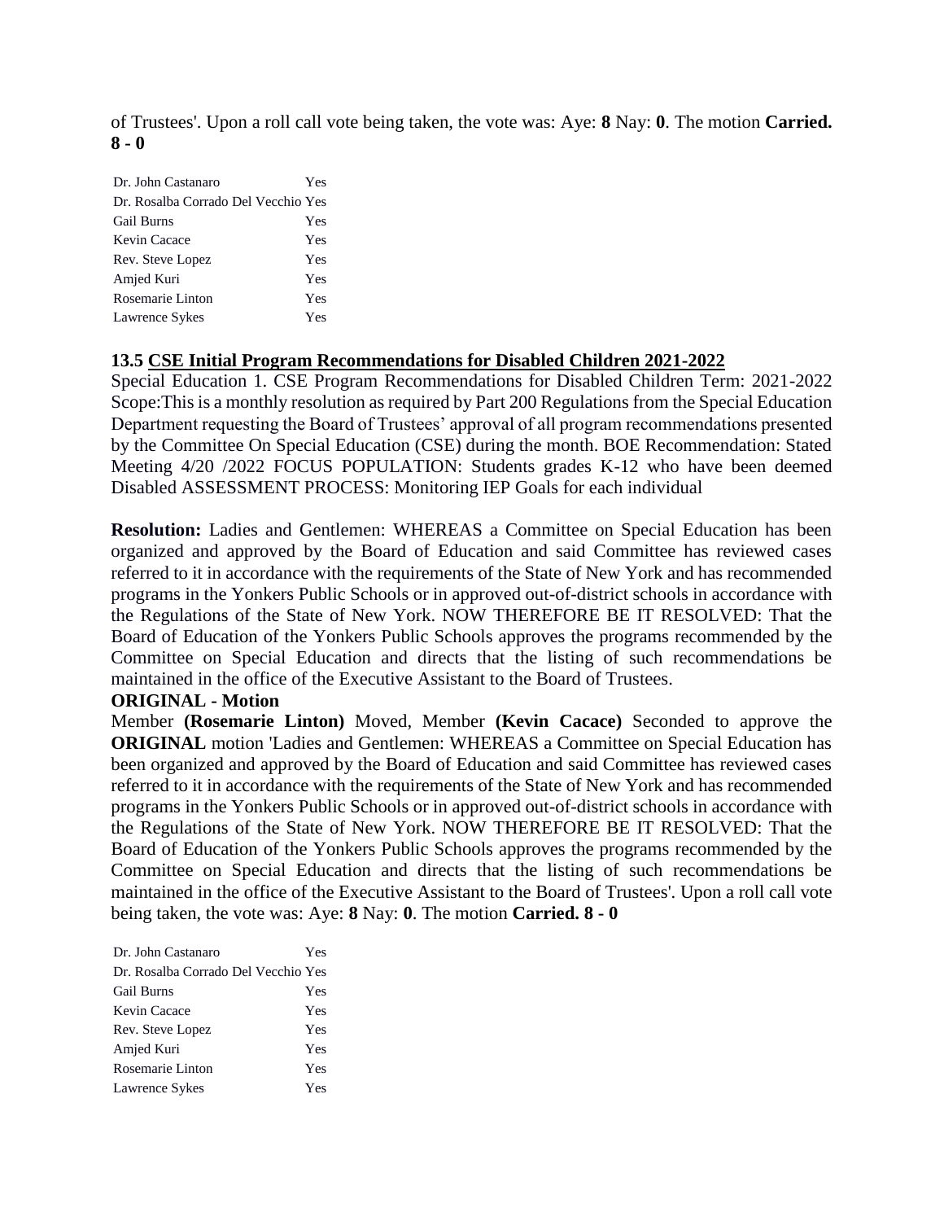of Trustees'. Upon a roll call vote being taken, the vote was: Aye: **8** Nay: **0**. The motion **Carried. 8 - 0**

| | |
|---|---|
| Dr. John Castanaro | Yes |
| Dr. Rosalba Corrado Del Vecchio | Yes |
| Gail Burns | Yes |
| Kevin Cacace | Yes |
| Rev. Steve Lopez | Yes |
| Amjed Kuri | Yes |
| Rosemarie Linton | Yes |
| Lawrence Sykes | Yes |

**13.5 CSE Initial Program Recommendations for Disabled Children 2021-2022**

Special Education 1. CSE Program Recommendations for Disabled Children Term: 2021-2022 Scope:This is a monthly resolution as required by Part 200 Regulations from the Special Education Department requesting the Board of Trustees' approval of all program recommendations presented by the Committee On Special Education (CSE) during the month. BOE Recommendation: Stated Meeting 4/20 /2022 FOCUS POPULATION: Students grades K-12 who have been deemed Disabled ASSESSMENT PROCESS: Monitoring IEP Goals for each individual

**Resolution:** Ladies and Gentlemen: WHEREAS a Committee on Special Education has been organized and approved by the Board of Education and said Committee has reviewed cases referred to it in accordance with the requirements of the State of New York and has recommended programs in the Yonkers Public Schools or in approved out-of-district schools in accordance with the Regulations of the State of New York. NOW THEREFORE BE IT RESOLVED: That the Board of Education of the Yonkers Public Schools approves the programs recommended by the Committee on Special Education and directs that the listing of such recommendations be maintained in the office of the Executive Assistant to the Board of Trustees.

**ORIGINAL - Motion**

Member **(Rosemarie Linton)** Moved, Member **(Kevin Cacace)** Seconded to approve the **ORIGINAL** motion 'Ladies and Gentlemen: WHEREAS a Committee on Special Education has been organized and approved by the Board of Education and said Committee has reviewed cases referred to it in accordance with the requirements of the State of New York and has recommended programs in the Yonkers Public Schools or in approved out-of-district schools in accordance with the Regulations of the State of New York. NOW THEREFORE BE IT RESOLVED: That the Board of Education of the Yonkers Public Schools approves the programs recommended by the Committee on Special Education and directs that the listing of such recommendations be maintained in the office of the Executive Assistant to the Board of Trustees'. Upon a roll call vote being taken, the vote was: Aye: **8** Nay: **0**. The motion **Carried. 8 - 0**

| | |
|---|---|
| Dr. John Castanaro | Yes |
| Dr. Rosalba Corrado Del Vecchio | Yes |
| Gail Burns | Yes |
| Kevin Cacace | Yes |
| Rev. Steve Lopez | Yes |
| Amjed Kuri | Yes |
| Rosemarie Linton | Yes |
| Lawrence Sykes | Yes |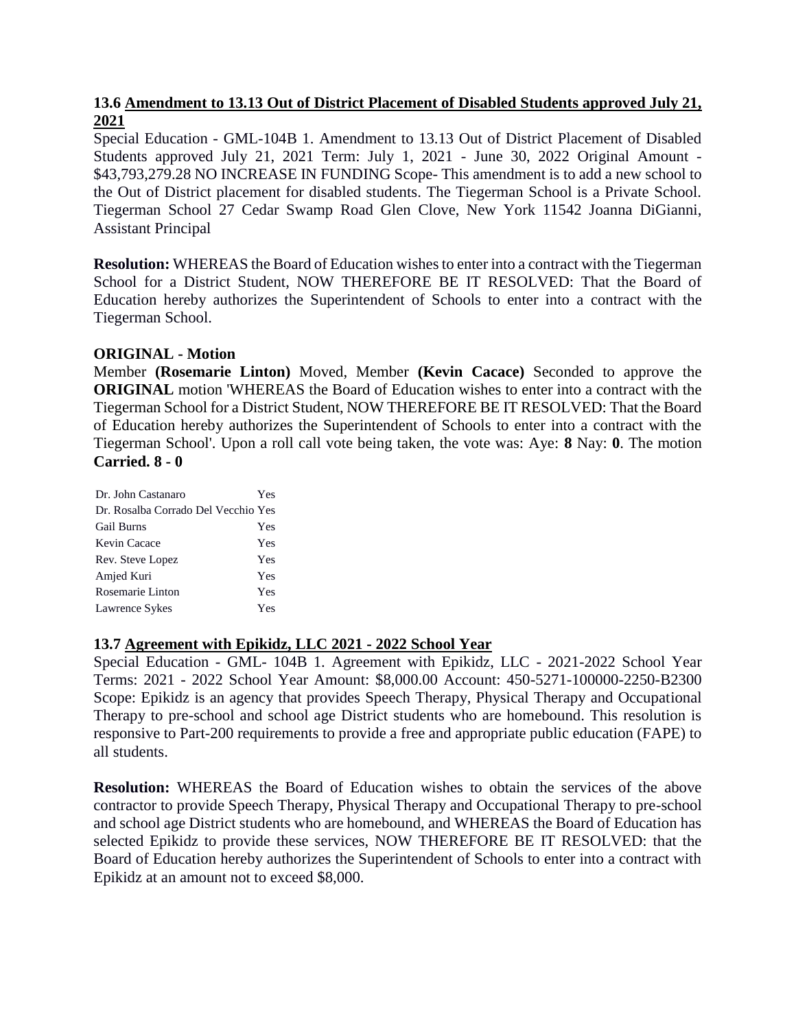### 13.6 <u>Amendment to 13.13 Out of District Placement of Disabled Students approved July 21, 2021</u>

Special Education - GML-104B 1. Amendment to 13.13 Out of District Placement of Disabled Students approved July 21, 2021 Term: July 1, 2021 - June 30, 2022 Original Amount - $43,793,279.28 NO INCREASE IN FUNDING Scope- This amendment is to add a new school to the Out of District placement for disabled students. The Tiegerman School is a Private School. Tiegerman School 27 Cedar Swamp Road Glen Clove, New York 11542 Joanna DiGianni, Assistant Principal

**Resolution:** WHEREAS the Board of Education wishes to enter into a contract with the Tiegerman School for a District Student, NOW THEREFORE BE IT RESOLVED: That the Board of Education hereby authorizes the Superintendent of Schools to enter into a contract with the Tiegerman School.

**ORIGINAL - Motion**

Member **(Rosemarie Linton)** Moved, Member **(Kevin Cacace)** Seconded to approve the **ORIGINAL** motion 'WHEREAS the Board of Education wishes to enter into a contract with the Tiegerman School for a District Student, NOW THEREFORE BE IT RESOLVED: That the Board of Education hereby authorizes the Superintendent of Schools to enter into a contract with the Tiegerman School'. Upon a roll call vote being taken, the vote was: Aye: **8** Nay: **0**. The motion **Carried. 8 - 0**

| | |
|---|---|
| Dr. John Castanaro | Yes |
| Dr. Rosalba Corrado Del Vecchio | Yes |
| Gail Burns | Yes |
| Kevin Cacace | Yes |
| Rev. Steve Lopez | Yes |
| Amjed Kuri | Yes |
| Rosemarie Linton | Yes |
| Lawrence Sykes | Yes |

### 13.7 <u>Agreement with Epikidz, LLC 2021 - 2022 School Year</u>

Special Education - GML- 104B 1. Agreement with Epikidz, LLC - 2021-2022 School Year Terms: 2021 - 2022 School Year Amount: $8,000.00 Account: 450-5271-100000-2250-B2300 Scope: Epikidz is an agency that provides Speech Therapy, Physical Therapy and Occupational Therapy to pre-school and school age District students who are homebound. This resolution is responsive to Part-200 requirements to provide a free and appropriate public education (FAPE) to all students.

**Resolution:** WHEREAS the Board of Education wishes to obtain the services of the above contractor to provide Speech Therapy, Physical Therapy and Occupational Therapy to pre-school and school age District students who are homebound, and WHEREAS the Board of Education has selected Epikidz to provide these services, NOW THEREFORE BE IT RESOLVED: that the Board of Education hereby authorizes the Superintendent of Schools to enter into a contract with Epikidz at an amount not to exceed $8,000.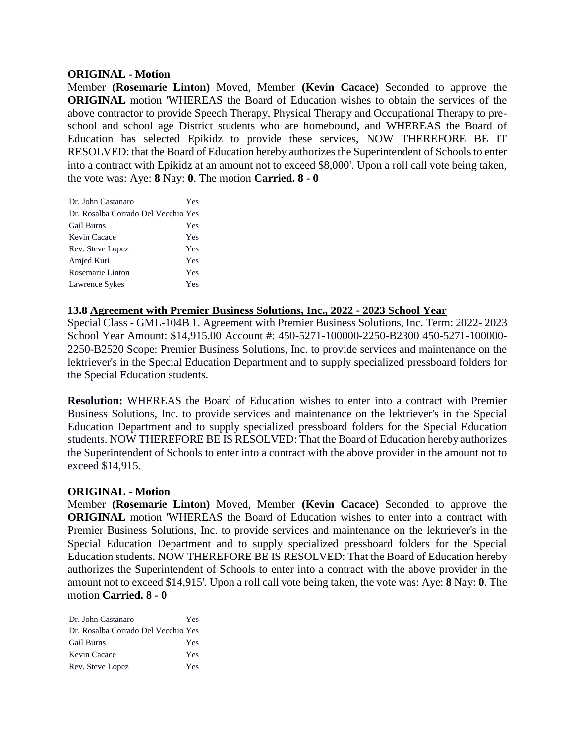**ORIGINAL - Motion**

Member **(Rosemarie Linton)** Moved, Member **(Kevin Cacace)** Seconded to approve the **ORIGINAL** motion 'WHEREAS the Board of Education wishes to obtain the services of the above contractor to provide Speech Therapy, Physical Therapy and Occupational Therapy to pre-school and school age District students who are homebound, and WHEREAS the Board of Education has selected Epikidz to provide these services, NOW THEREFORE BE IT RESOLVED: that the Board of Education hereby authorizes the Superintendent of Schools to enter into a contract with Epikidz at an amount not to exceed $8,000'. Upon a roll call vote being taken, the vote was: Aye: **8** Nay: **0**. The motion **Carried. 8 - 0**

| | |
|---|---|
| Dr. John Castanaro | Yes |
| Dr. Rosalba Corrado Del Vecchio | Yes |
| Gail Burns | Yes |
| Kevin Cacace | Yes |
| Rev. Steve Lopez | Yes |
| Amjed Kuri | Yes |
| Rosemarie Linton | Yes |
| Lawrence Sykes | Yes |

### 13.8 Agreement with Premier Business Solutions, Inc., 2022 - 2023 School Year

Special Class - GML-104B 1. Agreement with Premier Business Solutions, Inc. Term: 2022- 2023 School Year Amount: $14,915.00 Account #: 450-5271-100000-2250-B2300 450-5271-100000-2250-B2520 Scope: Premier Business Solutions, Inc. to provide services and maintenance on the lektriever's in the Special Education Department and to supply specialized pressboard folders for the Special Education students.

**Resolution:** WHEREAS the Board of Education wishes to enter into a contract with Premier Business Solutions, Inc. to provide services and maintenance on the lektriever's in the Special Education Department and to supply specialized pressboard folders for the Special Education students. NOW THEREFORE BE IS RESOLVED: That the Board of Education hereby authorizes the Superintendent of Schools to enter into a contract with the above provider in the amount not to exceed $14,915.

**ORIGINAL - Motion**

Member **(Rosemarie Linton)** Moved, Member **(Kevin Cacace)** Seconded to approve the **ORIGINAL** motion 'WHEREAS the Board of Education wishes to enter into a contract with Premier Business Solutions, Inc. to provide services and maintenance on the lektriever's in the Special Education Department and to supply specialized pressboard folders for the Special Education students. NOW THEREFORE BE IS RESOLVED: That the Board of Education hereby authorizes the Superintendent of Schools to enter into a contract with the above provider in the amount not to exceed $14,915'. Upon a roll call vote being taken, the vote was: Aye: **8** Nay: **0**. The motion **Carried. 8 - 0**

| | |
|---|---|
| Dr. John Castanaro | Yes |
| Dr. Rosalba Corrado Del Vecchio | Yes |
| Gail Burns | Yes |
| Kevin Cacace | Yes |
| Rev. Steve Lopez | Yes |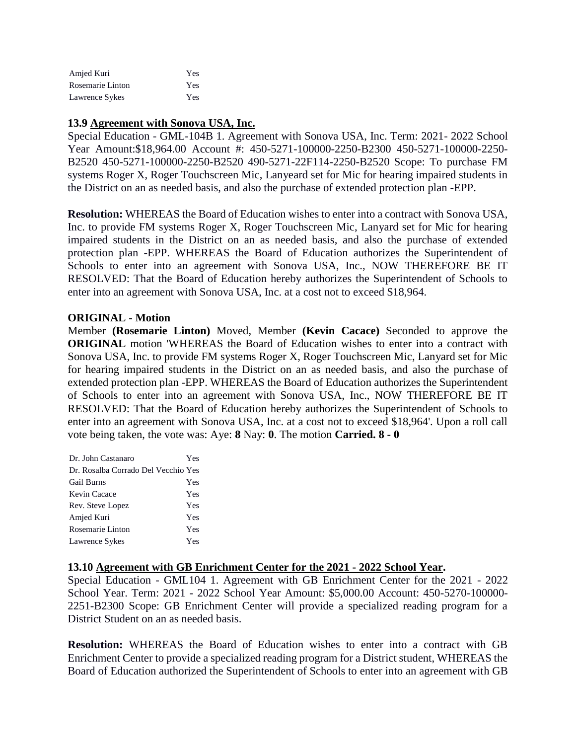| | |
|---|---|
| Amjed Kuri | Yes |
| Rosemarie Linton | Yes |
| Lawrence Sykes | Yes |

### 13.9 Agreement with Sonova USA, Inc.

Special Education - GML-104B 1. Agreement with Sonova USA, Inc. Term: 2021- 2022 School Year Amount:$18,964.00 Account #: 450-5271-100000-2250-B2300 450-5271-100000-2250-B2520 450-5271-100000-2250-B2520 490-5271-22F114-2250-B2520 Scope: To purchase FM systems Roger X, Roger Touchscreen Mic, Lanyeard set for Mic for hearing impaired students in the District on an as needed basis, and also the purchase of extended protection plan -EPP.

**Resolution:** WHEREAS the Board of Education wishes to enter into a contract with Sonova USA, Inc. to provide FM systems Roger X, Roger Touchscreen Mic, Lanyard set for Mic for hearing impaired students in the District on an as needed basis, and also the purchase of extended protection plan -EPP. WHEREAS the Board of Education authorizes the Superintendent of Schools to enter into an agreement with Sonova USA, Inc., NOW THEREFORE BE IT RESOLVED: That the Board of Education hereby authorizes the Superintendent of Schools to enter into an agreement with Sonova USA, Inc. at a cost not to exceed $18,964.

**ORIGINAL - Motion**

Member **(Rosemarie Linton)** Moved, Member **(Kevin Cacace)** Seconded to approve the **ORIGINAL** motion 'WHEREAS the Board of Education wishes to enter into a contract with Sonova USA, Inc. to provide FM systems Roger X, Roger Touchscreen Mic, Lanyard set for Mic for hearing impaired students in the District on an as needed basis, and also the purchase of extended protection plan -EPP. WHEREAS the Board of Education authorizes the Superintendent of Schools to enter into an agreement with Sonova USA, Inc., NOW THEREFORE BE IT RESOLVED: That the Board of Education hereby authorizes the Superintendent of Schools to enter into an agreement with Sonova USA, Inc. at a cost not to exceed $18,964'. Upon a roll call vote being taken, the vote was: Aye: **8** Nay: **0**. The motion **Carried. 8 - 0**

| | |
|---|---|
| Dr. John Castanaro | Yes |
| Dr. Rosalba Corrado Del Vecchio | Yes |
| Gail Burns | Yes |
| Kevin Cacace | Yes |
| Rev. Steve Lopez | Yes |
| Amjed Kuri | Yes |
| Rosemarie Linton | Yes |
| Lawrence Sykes | Yes |

### 13.10 Agreement with GB Enrichment Center for the 2021 - 2022 School Year.

Special Education - GML104 1. Agreement with GB Enrichment Center for the 2021 - 2022 School Year. Term: 2021 - 2022 School Year Amount: $5,000.00 Account: 450-5270-100000-2251-B2300 Scope: GB Enrichment Center will provide a specialized reading program for a District Student on an as needed basis.

**Resolution:** WHEREAS the Board of Education wishes to enter into a contract with GB Enrichment Center to provide a specialized reading program for a District student, WHEREAS the Board of Education authorized the Superintendent of Schools to enter into an agreement with GB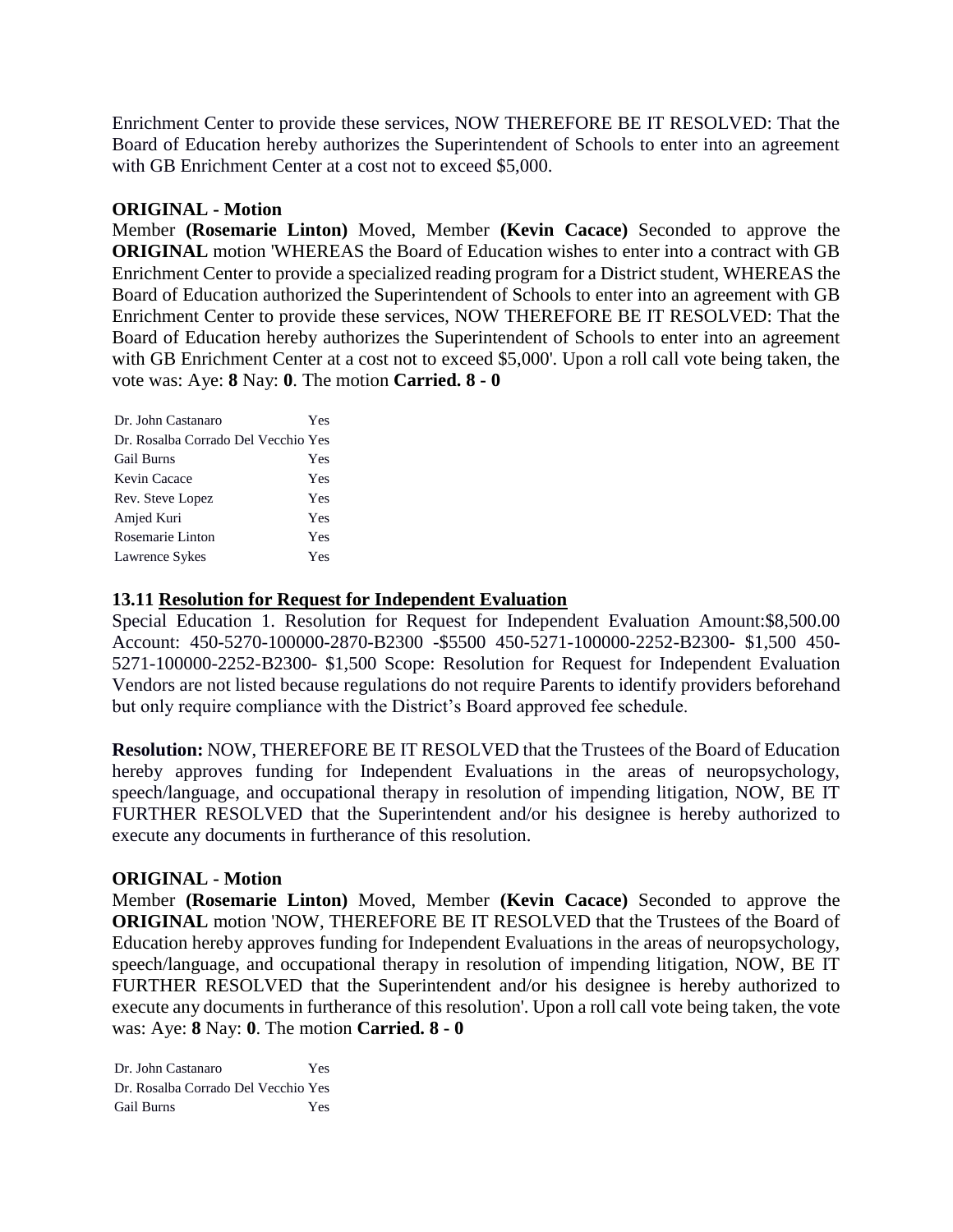Enrichment Center to provide these services, NOW THEREFORE BE IT RESOLVED: That the Board of Education hereby authorizes the Superintendent of Schools to enter into an agreement with GB Enrichment Center at a cost not to exceed $5,000.

**ORIGINAL - Motion**

Member **(Rosemarie Linton)** Moved, Member **(Kevin Cacace)** Seconded to approve the **ORIGINAL** motion 'WHEREAS the Board of Education wishes to enter into a contract with GB Enrichment Center to provide a specialized reading program for a District student, WHEREAS the Board of Education authorized the Superintendent of Schools to enter into an agreement with GB Enrichment Center to provide these services, NOW THEREFORE BE IT RESOLVED: That the Board of Education hereby authorizes the Superintendent of Schools to enter into an agreement with GB Enrichment Center at a cost not to exceed $5,000'. Upon a roll call vote being taken, the vote was: Aye: **8** Nay: **0**. The motion **Carried. 8 - 0**

| | |
|---|---|
| Dr. John Castanaro | Yes |
| Dr. Rosalba Corrado Del Vecchio | Yes |
| Gail Burns | Yes |
| Kevin Cacace | Yes |
| Rev. Steve Lopez | Yes |
| Amjed Kuri | Yes |
| Rosemarie Linton | Yes |
| Lawrence Sykes | Yes |

### 13.11 Resolution for Request for Independent Evaluation

Special Education 1. Resolution for Request for Independent Evaluation Amount:$8,500.00 Account: 450-5270-100000-2870-B2300 -$5500 450-5271-100000-2252-B2300- $1,500 450-5271-100000-2252-B2300- $1,500 Scope: Resolution for Request for Independent Evaluation Vendors are not listed because regulations do not require Parents to identify providers beforehand but only require compliance with the District's Board approved fee schedule.

**Resolution:** NOW, THEREFORE BE IT RESOLVED that the Trustees of the Board of Education hereby approves funding for Independent Evaluations in the areas of neuropsychology, speech/language, and occupational therapy in resolution of impending litigation, NOW, BE IT FURTHER RESOLVED that the Superintendent and/or his designee is hereby authorized to execute any documents in furtherance of this resolution.

**ORIGINAL - Motion**

Member **(Rosemarie Linton)** Moved, Member **(Kevin Cacace)** Seconded to approve the **ORIGINAL** motion 'NOW, THEREFORE BE IT RESOLVED that the Trustees of the Board of Education hereby approves funding for Independent Evaluations in the areas of neuropsychology, speech/language, and occupational therapy in resolution of impending litigation, NOW, BE IT FURTHER RESOLVED that the Superintendent and/or his designee is hereby authorized to execute any documents in furtherance of this resolution'. Upon a roll call vote being taken, the vote was: Aye: **8** Nay: **0**. The motion **Carried. 8 - 0**

| | |
|---|---|
| Dr. John Castanaro | Yes |
| Dr. Rosalba Corrado Del Vecchio | Yes |
| Gail Burns | Yes |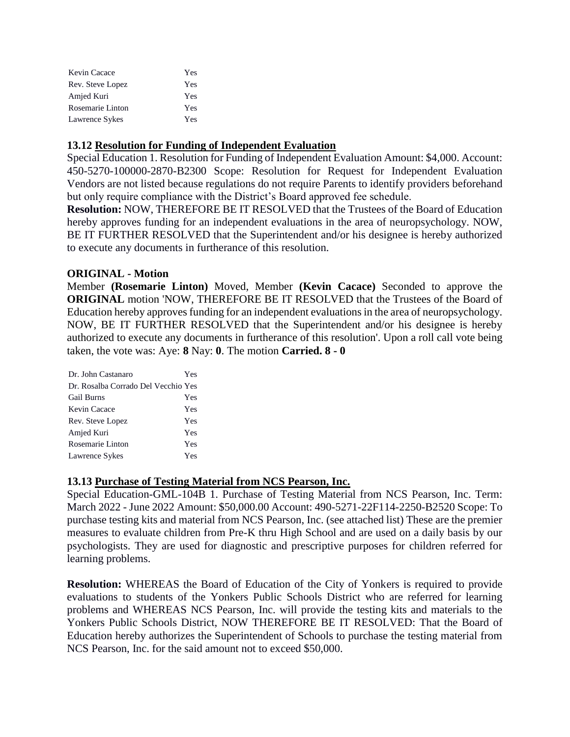| | |
|---|---|
| Kevin Cacace | Yes |
| Rev. Steve Lopez | Yes |
| Amjed Kuri | Yes |
| Rosemarie Linton | Yes |
| Lawrence Sykes | Yes |

### 13.12 Resolution for Funding of Independent Evaluation

Special Education 1. Resolution for Funding of Independent Evaluation Amount: $4,000. Account: 450-5270-100000-2870-B2300 Scope: Resolution for Request for Independent Evaluation Vendors are not listed because regulations do not require Parents to identify providers beforehand but only require compliance with the District's Board approved fee schedule.

**Resolution:** NOW, THEREFORE BE IT RESOLVED that the Trustees of the Board of Education hereby approves funding for an independent evaluations in the area of neuropsychology. NOW, BE IT FURTHER RESOLVED that the Superintendent and/or his designee is hereby authorized to execute any documents in furtherance of this resolution.

**ORIGINAL - Motion**

Member **(Rosemarie Linton)** Moved, Member **(Kevin Cacace)** Seconded to approve the **ORIGINAL** motion 'NOW, THEREFORE BE IT RESOLVED that the Trustees of the Board of Education hereby approves funding for an independent evaluations in the area of neuropsychology. NOW, BE IT FURTHER RESOLVED that the Superintendent and/or his designee is hereby authorized to execute any documents in furtherance of this resolution'. Upon a roll call vote being taken, the vote was: Aye: **8** Nay: **0**. The motion **Carried. 8 - 0**

| | |
|---|---|
| Dr. John Castanaro | Yes |
| Dr. Rosalba Corrado Del Vecchio | Yes |
| Gail Burns | Yes |
| Kevin Cacace | Yes |
| Rev. Steve Lopez | Yes |
| Amjed Kuri | Yes |
| Rosemarie Linton | Yes |
| Lawrence Sykes | Yes |

### 13.13 Purchase of Testing Material from NCS Pearson, Inc.

Special Education-GML-104B 1. Purchase of Testing Material from NCS Pearson, Inc. Term: March 2022 - June 2022 Amount: $50,000.00 Account: 490-5271-22F114-2250-B2520 Scope: To purchase testing kits and material from NCS Pearson, Inc. (see attached list) These are the premier measures to evaluate children from Pre-K thru High School and are used on a daily basis by our psychologists. They are used for diagnostic and prescriptive purposes for children referred for learning problems.

**Resolution:** WHEREAS the Board of Education of the City of Yonkers is required to provide evaluations to students of the Yonkers Public Schools District who are referred for learning problems and WHEREAS NCS Pearson, Inc. will provide the testing kits and materials to the Yonkers Public Schools District, NOW THEREFORE BE IT RESOLVED: That the Board of Education hereby authorizes the Superintendent of Schools to purchase the testing material from NCS Pearson, Inc. for the said amount not to exceed $50,000.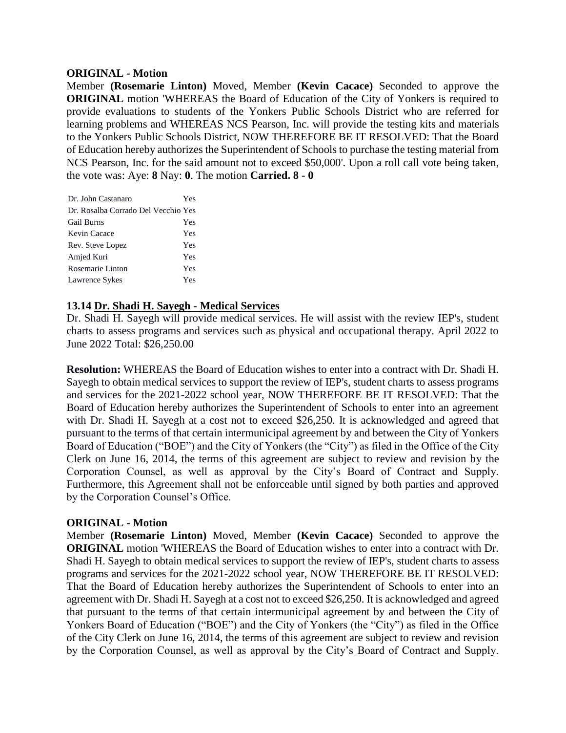**ORIGINAL - Motion**

Member **(Rosemarie Linton)** Moved, Member **(Kevin Cacace)** Seconded to approve the **ORIGINAL** motion 'WHEREAS the Board of Education of the City of Yonkers is required to provide evaluations to students of the Yonkers Public Schools District who are referred for learning problems and WHEREAS NCS Pearson, Inc. will provide the testing kits and materials to the Yonkers Public Schools District, NOW THEREFORE BE IT RESOLVED: That the Board of Education hereby authorizes the Superintendent of Schools to purchase the testing material from NCS Pearson, Inc. for the said amount not to exceed $50,000'. Upon a roll call vote being taken, the vote was: Aye: **8** Nay: **0**. The motion **Carried. 8 - 0**

| | |
|---|---|
| Dr. John Castanaro | Yes |
| Dr. Rosalba Corrado Del Vecchio | Yes |
| Gail Burns | Yes |
| Kevin Cacace | Yes |
| Rev. Steve Lopez | Yes |
| Amjed Kuri | Yes |
| Rosemarie Linton | Yes |
| Lawrence Sykes | Yes |

### 13.14 Dr. Shadi H. Sayegh - Medical Services

Dr. Shadi H. Sayegh will provide medical services. He will assist with the review IEP's, student charts to assess programs and services such as physical and occupational therapy. April 2022 to June 2022 Total: $26,250.00

**Resolution:** WHEREAS the Board of Education wishes to enter into a contract with Dr. Shadi H. Sayegh to obtain medical services to support the review of IEP's, student charts to assess programs and services for the 2021-2022 school year, NOW THEREFORE BE IT RESOLVED: That the Board of Education hereby authorizes the Superintendent of Schools to enter into an agreement with Dr. Shadi H. Sayegh at a cost not to exceed $26,250. It is acknowledged and agreed that pursuant to the terms of that certain intermunicipal agreement by and between the City of Yonkers Board of Education ("BOE") and the City of Yonkers (the "City") as filed in the Office of the City Clerk on June 16, 2014, the terms of this agreement are subject to review and revision by the Corporation Counsel, as well as approval by the City's Board of Contract and Supply. Furthermore, this Agreement shall not be enforceable until signed by both parties and approved by the Corporation Counsel's Office.

**ORIGINAL - Motion**

Member **(Rosemarie Linton)** Moved, Member **(Kevin Cacace)** Seconded to approve the **ORIGINAL** motion 'WHEREAS the Board of Education wishes to enter into a contract with Dr. Shadi H. Sayegh to obtain medical services to support the review of IEP's, student charts to assess programs and services for the 2021-2022 school year, NOW THEREFORE BE IT RESOLVED: That the Board of Education hereby authorizes the Superintendent of Schools to enter into an agreement with Dr. Shadi H. Sayegh at a cost not to exceed $26,250. It is acknowledged and agreed that pursuant to the terms of that certain intermunicipal agreement by and between the City of Yonkers Board of Education ("BOE") and the City of Yonkers (the "City") as filed in the Office of the City Clerk on June 16, 2014, the terms of this agreement are subject to review and revision by the Corporation Counsel, as well as approval by the City's Board of Contract and Supply.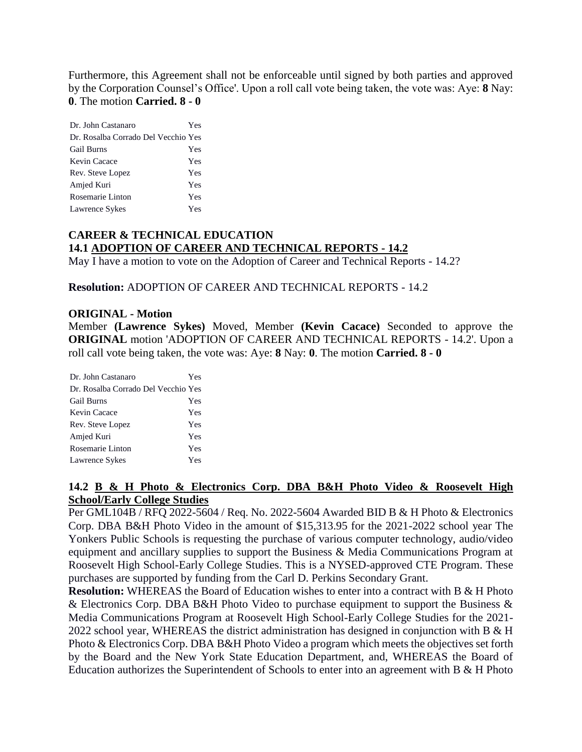Furthermore, this Agreement shall not be enforceable until signed by both parties and approved by the Corporation Counsel's Office'. Upon a roll call vote being taken, the vote was: Aye: **8** Nay: **0**. The motion **Carried. 8 - 0**

| | |
|---|---|
| Dr. John Castanaro | Yes |
| Dr. Rosalba Corrado Del Vecchio | Yes |
| Gail Burns | Yes |
| Kevin Cacace | Yes |
| Rev. Steve Lopez | Yes |
| Amjed Kuri | Yes |
| Rosemarie Linton | Yes |
| Lawrence Sykes | Yes |

**CAREER & TECHNICAL EDUCATION**

**14.1 ADOPTION OF CAREER AND TECHNICAL REPORTS - 14.2**

May I have a motion to vote on the Adoption of Career and Technical Reports - 14.2?

**Resolution:** ADOPTION OF CAREER AND TECHNICAL REPORTS - 14.2

**ORIGINAL - Motion**

Member **(Lawrence Sykes)** Moved, Member **(Kevin Cacace)** Seconded to approve the **ORIGINAL** motion 'ADOPTION OF CAREER AND TECHNICAL REPORTS - 14.2'. Upon a roll call vote being taken, the vote was: Aye: **8** Nay: **0**. The motion **Carried. 8 - 0**

| | |
|---|---|
| Dr. John Castanaro | Yes |
| Dr. Rosalba Corrado Del Vecchio | Yes |
| Gail Burns | Yes |
| Kevin Cacace | Yes |
| Rev. Steve Lopez | Yes |
| Amjed Kuri | Yes |
| Rosemarie Linton | Yes |
| Lawrence Sykes | Yes |

**14.2 B & H Photo & Electronics Corp. DBA B&H Photo Video & Roosevelt High School/Early College Studies**

Per GML104B / RFQ 2022-5604 / Req. No. 2022-5604 Awarded BID B & H Photo & Electronics Corp. DBA B&H Photo Video in the amount of $15,313.95 for the 2021-2022 school year The Yonkers Public Schools is requesting the purchase of various computer technology, audio/video equipment and ancillary supplies to support the Business & Media Communications Program at Roosevelt High School-Early College Studies. This is a NYSED-approved CTE Program. These purchases are supported by funding from the Carl D. Perkins Secondary Grant.

**Resolution:** WHEREAS the Board of Education wishes to enter into a contract with B & H Photo & Electronics Corp. DBA B&H Photo Video to purchase equipment to support the Business & Media Communications Program at Roosevelt High School-Early College Studies for the 2021-2022 school year, WHEREAS the district administration has designed in conjunction with B & H Photo & Electronics Corp. DBA B&H Photo Video a program which meets the objectives set forth by the Board and the New York State Education Department, and, WHEREAS the Board of Education authorizes the Superintendent of Schools to enter into an agreement with B & H Photo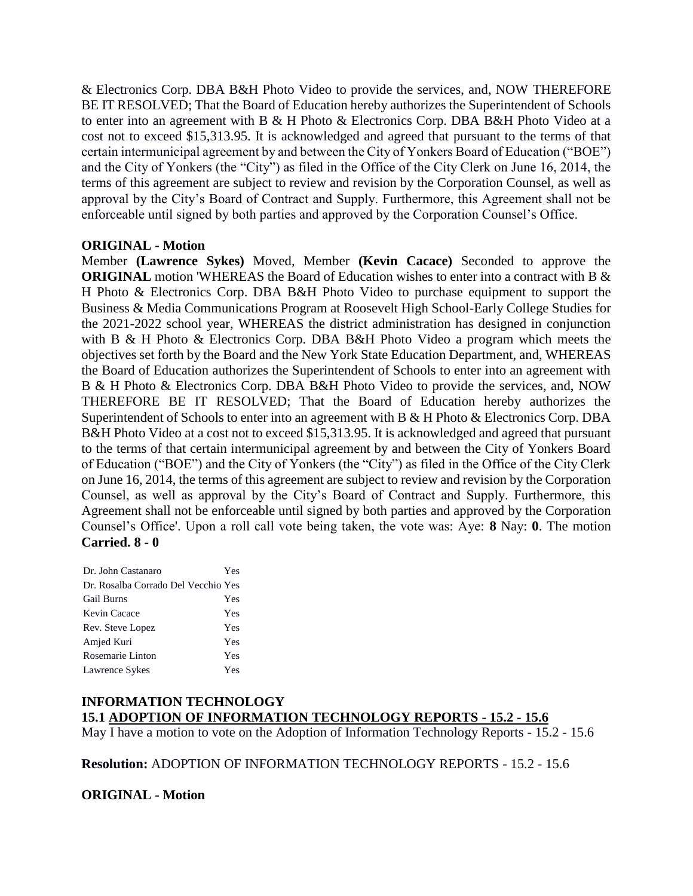& Electronics Corp. DBA B&H Photo Video to provide the services, and, NOW THEREFORE BE IT RESOLVED; That the Board of Education hereby authorizes the Superintendent of Schools to enter into an agreement with B & H Photo & Electronics Corp. DBA B&H Photo Video at a cost not to exceed $15,313.95. It is acknowledged and agreed that pursuant to the terms of that certain intermunicipal agreement by and between the City of Yonkers Board of Education ("BOE") and the City of Yonkers (the "City") as filed in the Office of the City Clerk on June 16, 2014, the terms of this agreement are subject to review and revision by the Corporation Counsel, as well as approval by the City's Board of Contract and Supply. Furthermore, this Agreement shall not be enforceable until signed by both parties and approved by the Corporation Counsel's Office.

**ORIGINAL - Motion**

Member **(Lawrence Sykes)** Moved, Member **(Kevin Cacace)** Seconded to approve the **ORIGINAL** motion 'WHEREAS the Board of Education wishes to enter into a contract with B & H Photo & Electronics Corp. DBA B&H Photo Video to purchase equipment to support the Business & Media Communications Program at Roosevelt High School-Early College Studies for the 2021-2022 school year, WHEREAS the district administration has designed in conjunction with B & H Photo & Electronics Corp. DBA B&H Photo Video a program which meets the objectives set forth by the Board and the New York State Education Department, and, WHEREAS the Board of Education authorizes the Superintendent of Schools to enter into an agreement with B & H Photo & Electronics Corp. DBA B&H Photo Video to provide the services, and, NOW THEREFORE BE IT RESOLVED; That the Board of Education hereby authorizes the Superintendent of Schools to enter into an agreement with B & H Photo & Electronics Corp. DBA B&H Photo Video at a cost not to exceed $15,313.95. It is acknowledged and agreed that pursuant to the terms of that certain intermunicipal agreement by and between the City of Yonkers Board of Education ("BOE") and the City of Yonkers (the "City") as filed in the Office of the City Clerk on June 16, 2014, the terms of this agreement are subject to review and revision by the Corporation Counsel, as well as approval by the City's Board of Contract and Supply. Furthermore, this Agreement shall not be enforceable until signed by both parties and approved by the Corporation Counsel's Office'. Upon a roll call vote being taken, the vote was: Aye: **8** Nay: **0**. The motion **Carried. 8 - 0**

| | |
|---|---|
| Dr. John Castanaro | Yes |
| Dr. Rosalba Corrado Del Vecchio | Yes |
| Gail Burns | Yes |
| Kevin Cacace | Yes |
| Rev. Steve Lopez | Yes |
| Amjed Kuri | Yes |
| Rosemarie Linton | Yes |
| Lawrence Sykes | Yes |

**INFORMATION TECHNOLOGY**

**15.1 ADOPTION OF INFORMATION TECHNOLOGY REPORTS - 15.2 - 15.6**

May I have a motion to vote on the Adoption of Information Technology Reports - 15.2 - 15.6

**Resolution:** ADOPTION OF INFORMATION TECHNOLOGY REPORTS - 15.2 - 15.6

**ORIGINAL - Motion**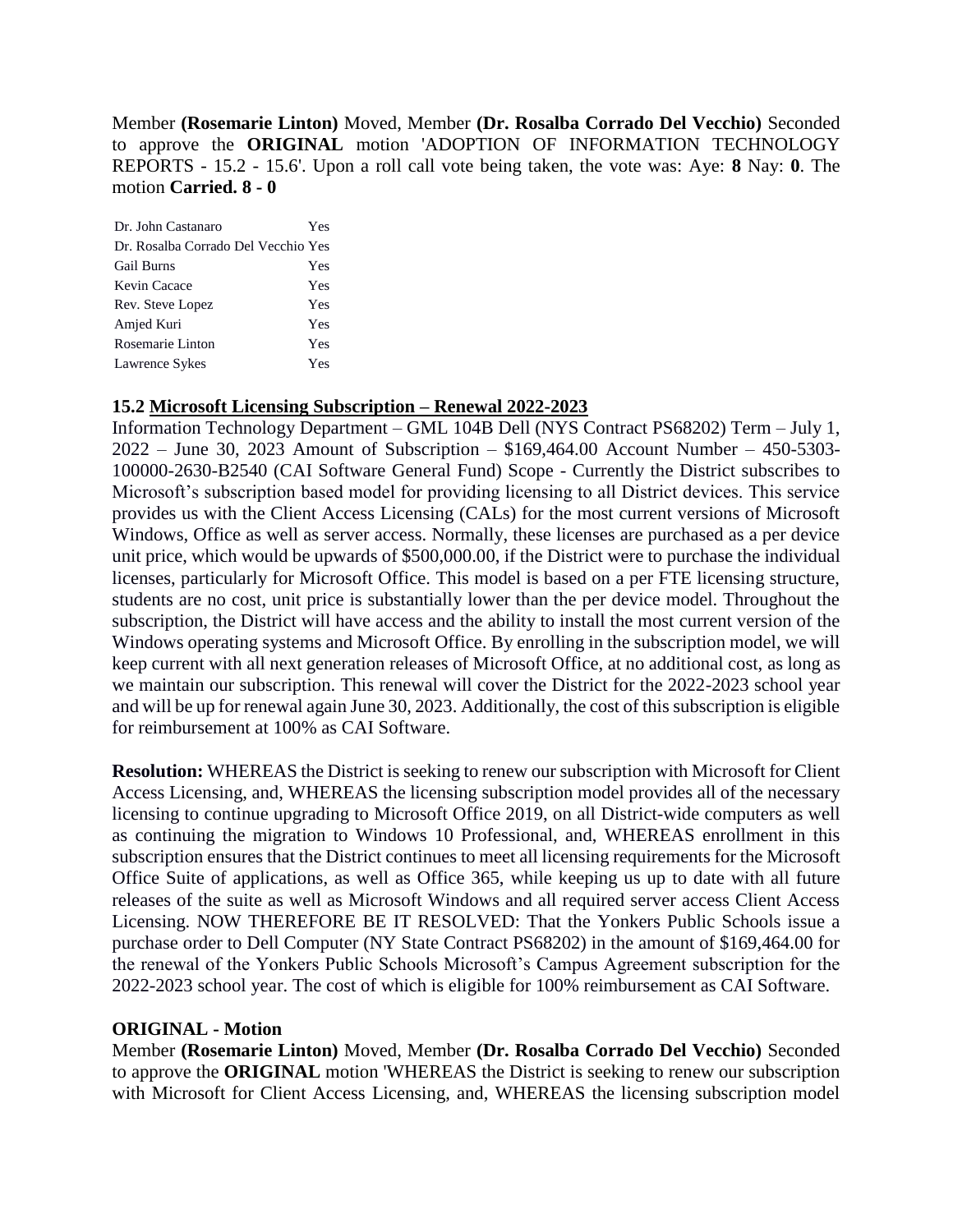Member **(Rosemarie Linton)** Moved, Member **(Dr. Rosalba Corrado Del Vecchio)** Seconded to approve the **ORIGINAL** motion 'ADOPTION OF INFORMATION TECHNOLOGY REPORTS - 15.2 - 15.6'. Upon a roll call vote being taken, the vote was: Aye: **8** Nay: **0**. The motion **Carried. 8 - 0**

| | |
|---|---|
| Dr. John Castanaro | Yes |
| Dr. Rosalba Corrado Del Vecchio | Yes |
| Gail Burns | Yes |
| Kevin Cacace | Yes |
| Rev. Steve Lopez | Yes |
| Amjed Kuri | Yes |
| Rosemarie Linton | Yes |
| Lawrence Sykes | Yes |

**15.2 Microsoft Licensing Subscription – Renewal 2022-2023**

Information Technology Department – GML 104B Dell (NYS Contract PS68202) Term – July 1, 2022 – June 30, 2023 Amount of Subscription – $169,464.00 Account Number – 450-5303-100000-2630-B2540 (CAI Software General Fund) Scope - Currently the District subscribes to Microsoft's subscription based model for providing licensing to all District devices. This service provides us with the Client Access Licensing (CALs) for the most current versions of Microsoft Windows, Office as well as server access. Normally, these licenses are purchased as a per device unit price, which would be upwards of $500,000.00, if the District were to purchase the individual licenses, particularly for Microsoft Office. This model is based on a per FTE licensing structure, students are no cost, unit price is substantially lower than the per device model. Throughout the subscription, the District will have access and the ability to install the most current version of the Windows operating systems and Microsoft Office. By enrolling in the subscription model, we will keep current with all next generation releases of Microsoft Office, at no additional cost, as long as we maintain our subscription. This renewal will cover the District for the 2022-2023 school year and will be up for renewal again June 30, 2023. Additionally, the cost of this subscription is eligible for reimbursement at 100% as CAI Software.

**Resolution:** WHEREAS the District is seeking to renew our subscription with Microsoft for Client Access Licensing, and, WHEREAS the licensing subscription model provides all of the necessary licensing to continue upgrading to Microsoft Office 2019, on all District-wide computers as well as continuing the migration to Windows 10 Professional, and, WHEREAS enrollment in this subscription ensures that the District continues to meet all licensing requirements for the Microsoft Office Suite of applications, as well as Office 365, while keeping us up to date with all future releases of the suite as well as Microsoft Windows and all required server access Client Access Licensing. NOW THEREFORE BE IT RESOLVED: That the Yonkers Public Schools issue a purchase order to Dell Computer (NY State Contract PS68202) in the amount of $169,464.00 for the renewal of the Yonkers Public Schools Microsoft's Campus Agreement subscription for the 2022-2023 school year. The cost of which is eligible for 100% reimbursement as CAI Software.

**ORIGINAL - Motion**

Member **(Rosemarie Linton)** Moved, Member **(Dr. Rosalba Corrado Del Vecchio)** Seconded to approve the **ORIGINAL** motion 'WHEREAS the District is seeking to renew our subscription with Microsoft for Client Access Licensing, and, WHEREAS the licensing subscription model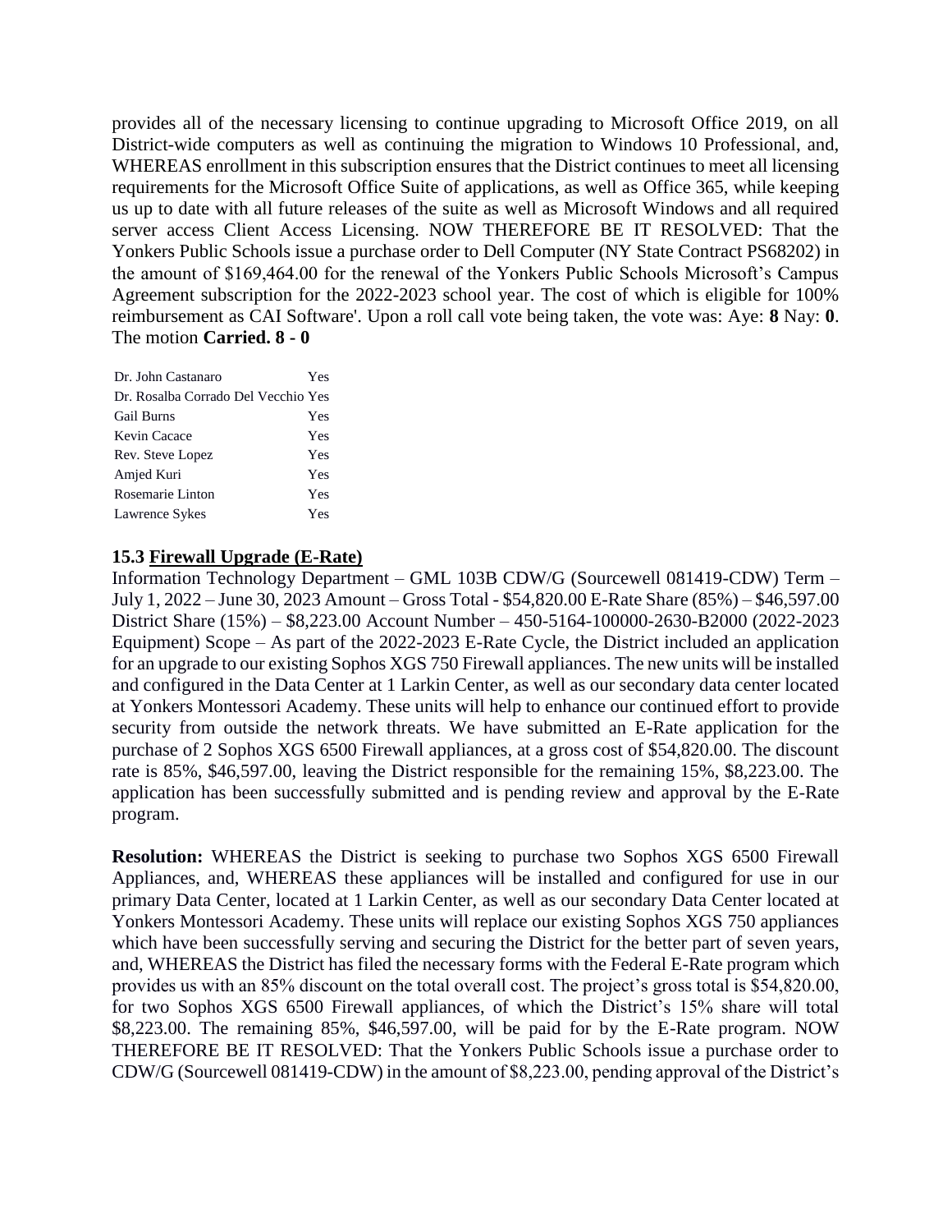provides all of the necessary licensing to continue upgrading to Microsoft Office 2019, on all District-wide computers as well as continuing the migration to Windows 10 Professional, and, WHEREAS enrollment in this subscription ensures that the District continues to meet all licensing requirements for the Microsoft Office Suite of applications, as well as Office 365, while keeping us up to date with all future releases of the suite as well as Microsoft Windows and all required server access Client Access Licensing. NOW THEREFORE BE IT RESOLVED: That the Yonkers Public Schools issue a purchase order to Dell Computer (NY State Contract PS68202) in the amount of $169,464.00 for the renewal of the Yonkers Public Schools Microsoft's Campus Agreement subscription for the 2022-2023 school year. The cost of which is eligible for 100% reimbursement as CAI Software'. Upon a roll call vote being taken, the vote was: Aye: **8** Nay: **0**. The motion **Carried. 8 - 0**

| | |
|---|---|
| Dr. John Castanaro | Yes |
| Dr. Rosalba Corrado Del Vecchio | Yes |
| Gail Burns | Yes |
| Kevin Cacace | Yes |
| Rev. Steve Lopez | Yes |
| Amjed Kuri | Yes |
| Rosemarie Linton | Yes |
| Lawrence Sykes | Yes |

### 15.3 Firewall Upgrade (E-Rate)

Information Technology Department – GML 103B CDW/G (Sourcewell 081419-CDW) Term – July 1, 2022 – June 30, 2023 Amount – Gross Total - $54,820.00 E-Rate Share (85%) – $46,597.00 District Share (15%) – $8,223.00 Account Number – 450-5164-100000-2630-B2000 (2022-2023 Equipment) Scope – As part of the 2022-2023 E-Rate Cycle, the District included an application for an upgrade to our existing Sophos XGS 750 Firewall appliances. The new units will be installed and configured in the Data Center at 1 Larkin Center, as well as our secondary data center located at Yonkers Montessori Academy. These units will help to enhance our continued effort to provide security from outside the network threats. We have submitted an E-Rate application for the purchase of 2 Sophos XGS 6500 Firewall appliances, at a gross cost of $54,820.00. The discount rate is 85%, $46,597.00, leaving the District responsible for the remaining 15%, $8,223.00. The application has been successfully submitted and is pending review and approval by the E-Rate program.

**Resolution:** WHEREAS the District is seeking to purchase two Sophos XGS 6500 Firewall Appliances, and, WHEREAS these appliances will be installed and configured for use in our primary Data Center, located at 1 Larkin Center, as well as our secondary Data Center located at Yonkers Montessori Academy. These units will replace our existing Sophos XGS 750 appliances which have been successfully serving and securing the District for the better part of seven years, and, WHEREAS the District has filed the necessary forms with the Federal E-Rate program which provides us with an 85% discount on the total overall cost. The project's gross total is $54,820.00, for two Sophos XGS 6500 Firewall appliances, of which the District's 15% share will total $8,223.00. The remaining 85%, $46,597.00, will be paid for by the E-Rate program. NOW THEREFORE BE IT RESOLVED: That the Yonkers Public Schools issue a purchase order to CDW/G (Sourcewell 081419-CDW) in the amount of $8,223.00, pending approval of the District's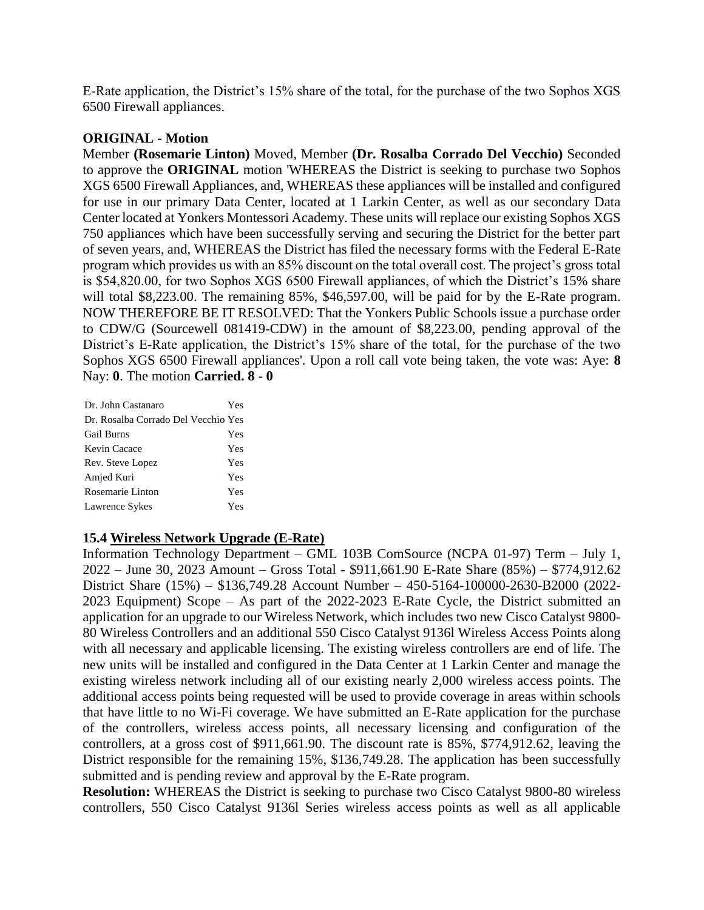E-Rate application, the District's 15% share of the total, for the purchase of the two Sophos XGS 6500 Firewall appliances.

**ORIGINAL - Motion**

Member **(Rosemarie Linton)** Moved, Member **(Dr. Rosalba Corrado Del Vecchio)** Seconded to approve the **ORIGINAL** motion 'WHEREAS the District is seeking to purchase two Sophos XGS 6500 Firewall Appliances, and, WHEREAS these appliances will be installed and configured for use in our primary Data Center, located at 1 Larkin Center, as well as our secondary Data Center located at Yonkers Montessori Academy. These units will replace our existing Sophos XGS 750 appliances which have been successfully serving and securing the District for the better part of seven years, and, WHEREAS the District has filed the necessary forms with the Federal E-Rate program which provides us with an 85% discount on the total overall cost. The project's gross total is $54,820.00, for two Sophos XGS 6500 Firewall appliances, of which the District's 15% share will total $8,223.00. The remaining 85%, $46,597.00, will be paid for by the E-Rate program. NOW THEREFORE BE IT RESOLVED: That the Yonkers Public Schools issue a purchase order to CDW/G (Sourcewell 081419-CDW) in the amount of $8,223.00, pending approval of the District's E-Rate application, the District's 15% share of the total, for the purchase of the two Sophos XGS 6500 Firewall appliances'. Upon a roll call vote being taken, the vote was: Aye: **8** Nay: **0**. The motion **Carried. 8 - 0**

| | |
|---|---|
| Dr. John Castanaro | Yes |
| Dr. Rosalba Corrado Del Vecchio | Yes |
| Gail Burns | Yes |
| Kevin Cacace | Yes |
| Rev. Steve Lopez | Yes |
| Amjed Kuri | Yes |
| Rosemarie Linton | Yes |
| Lawrence Sykes | Yes |

### 15.4 Wireless Network Upgrade (E-Rate)

Information Technology Department – GML 103B ComSource (NCPA 01-97) Term – July 1, 2022 – June 30, 2023 Amount – Gross Total - $911,661.90 E-Rate Share (85%) – $774,912.62 District Share (15%) – $136,749.28 Account Number – 450-5164-100000-2630-B2000 (2022-2023 Equipment) Scope – As part of the 2022-2023 E-Rate Cycle, the District submitted an application for an upgrade to our Wireless Network, which includes two new Cisco Catalyst 9800-80 Wireless Controllers and an additional 550 Cisco Catalyst 9136l Wireless Access Points along with all necessary and applicable licensing. The existing wireless controllers are end of life. The new units will be installed and configured in the Data Center at 1 Larkin Center and manage the existing wireless network including all of our existing nearly 2,000 wireless access points. The additional access points being requested will be used to provide coverage in areas within schools that have little to no Wi-Fi coverage. We have submitted an E-Rate application for the purchase of the controllers, wireless access points, all necessary licensing and configuration of the controllers, at a gross cost of $911,661.90. The discount rate is 85%, $774,912.62, leaving the District responsible for the remaining 15%, $136,749.28. The application has been successfully submitted and is pending review and approval by the E-Rate program.

**Resolution:** WHEREAS the District is seeking to purchase two Cisco Catalyst 9800-80 wireless controllers, 550 Cisco Catalyst 9136l Series wireless access points as well as all applicable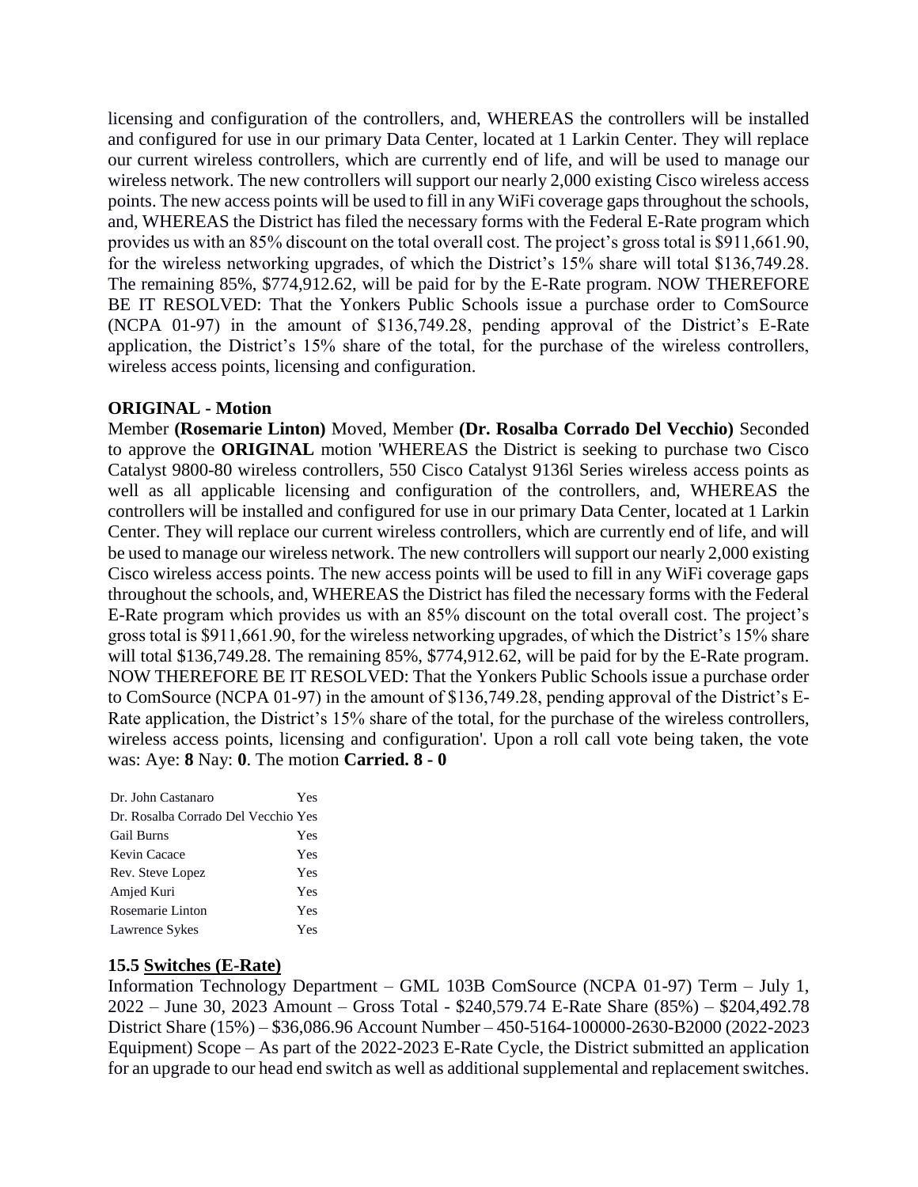licensing and configuration of the controllers, and, WHEREAS the controllers will be installed and configured for use in our primary Data Center, located at 1 Larkin Center. They will replace our current wireless controllers, which are currently end of life, and will be used to manage our wireless network. The new controllers will support our nearly 2,000 existing Cisco wireless access points. The new access points will be used to fill in any WiFi coverage gaps throughout the schools, and, WHEREAS the District has filed the necessary forms with the Federal E-Rate program which provides us with an 85% discount on the total overall cost. The project's gross total is $911,661.90, for the wireless networking upgrades, of which the District's 15% share will total $136,749.28. The remaining 85%, $774,912.62, will be paid for by the E-Rate program. NOW THEREFORE BE IT RESOLVED: That the Yonkers Public Schools issue a purchase order to ComSource (NCPA 01-97) in the amount of $136,749.28, pending approval of the District's E-Rate application, the District's 15% share of the total, for the purchase of the wireless controllers, wireless access points, licensing and configuration.

**ORIGINAL - Motion**

Member **(Rosemarie Linton)** Moved, Member **(Dr. Rosalba Corrado Del Vecchio)** Seconded to approve the **ORIGINAL** motion 'WHEREAS the District is seeking to purchase two Cisco Catalyst 9800-80 wireless controllers, 550 Cisco Catalyst 9136I Series wireless access points as well as all applicable licensing and configuration of the controllers, and, WHEREAS the controllers will be installed and configured for use in our primary Data Center, located at 1 Larkin Center. They will replace our current wireless controllers, which are currently end of life, and will be used to manage our wireless network. The new controllers will support our nearly 2,000 existing Cisco wireless access points. The new access points will be used to fill in any WiFi coverage gaps throughout the schools, and, WHEREAS the District has filed the necessary forms with the Federal E-Rate program which provides us with an 85% discount on the total overall cost. The project's gross total is $911,661.90, for the wireless networking upgrades, of which the District's 15% share will total $136,749.28. The remaining 85%, $774,912.62, will be paid for by the E-Rate program. NOW THEREFORE BE IT RESOLVED: That the Yonkers Public Schools issue a purchase order to ComSource (NCPA 01-97) in the amount of $136,749.28, pending approval of the District's E-Rate application, the District's 15% share of the total, for the purchase of the wireless controllers, wireless access points, licensing and configuration'. Upon a roll call vote being taken, the vote was: Aye: **8** Nay: **0**. The motion **Carried. 8 - 0**

| | |
|---|---|
| Dr. John Castanaro | Yes |
| Dr. Rosalba Corrado Del Vecchio | Yes |
| Gail Burns | Yes |
| Kevin Cacace | Yes |
| Rev. Steve Lopez | Yes |
| Amjed Kuri | Yes |
| Rosemarie Linton | Yes |
| Lawrence Sykes | Yes |

**15.5 Switches (E-Rate)**

Information Technology Department – GML 103B ComSource (NCPA 01-97) Term – July 1, 2022 – June 30, 2023 Amount – Gross Total - $240,579.74 E-Rate Share (85%) – $204,492.78 District Share (15%) – $36,086.96 Account Number – 450-5164-100000-2630-B2000 (2022-2023 Equipment) Scope – As part of the 2022-2023 E-Rate Cycle, the District submitted an application for an upgrade to our head end switch as well as additional supplemental and replacement switches.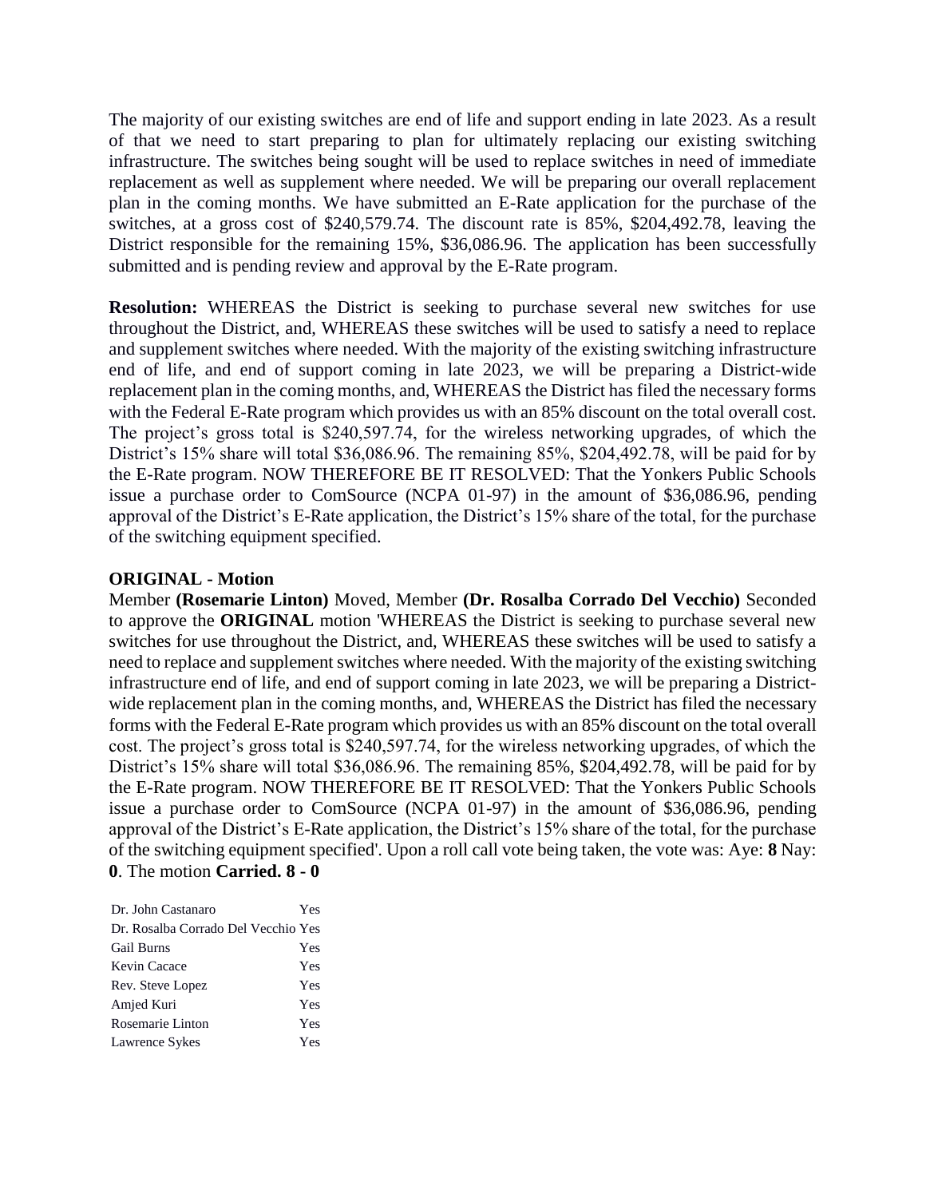The majority of our existing switches are end of life and support ending in late 2023. As a result of that we need to start preparing to plan for ultimately replacing our existing switching infrastructure. The switches being sought will be used to replace switches in need of immediate replacement as well as supplement where needed. We will be preparing our overall replacement plan in the coming months. We have submitted an E-Rate application for the purchase of the switches, at a gross cost of $240,579.74. The discount rate is 85%, $204,492.78, leaving the District responsible for the remaining 15%, $36,086.96. The application has been successfully submitted and is pending review and approval by the E-Rate program.

**Resolution:** WHEREAS the District is seeking to purchase several new switches for use throughout the District, and, WHEREAS these switches will be used to satisfy a need to replace and supplement switches where needed. With the majority of the existing switching infrastructure end of life, and end of support coming in late 2023, we will be preparing a District-wide replacement plan in the coming months, and, WHEREAS the District has filed the necessary forms with the Federal E-Rate program which provides us with an 85% discount on the total overall cost. The project's gross total is $240,597.74, for the wireless networking upgrades, of which the District's 15% share will total $36,086.96. The remaining 85%, $204,492.78, will be paid for by the E-Rate program. NOW THEREFORE BE IT RESOLVED: That the Yonkers Public Schools issue a purchase order to ComSource (NCPA 01-97) in the amount of $36,086.96, pending approval of the District's E-Rate application, the District's 15% share of the total, for the purchase of the switching equipment specified.

**ORIGINAL - Motion**

Member **(Rosemarie Linton)** Moved, Member **(Dr. Rosalba Corrado Del Vecchio)** Seconded to approve the **ORIGINAL** motion 'WHEREAS the District is seeking to purchase several new switches for use throughout the District, and, WHEREAS these switches will be used to satisfy a need to replace and supplement switches where needed. With the majority of the existing switching infrastructure end of life, and end of support coming in late 2023, we will be preparing a District-wide replacement plan in the coming months, and, WHEREAS the District has filed the necessary forms with the Federal E-Rate program which provides us with an 85% discount on the total overall cost. The project's gross total is $240,597.74, for the wireless networking upgrades, of which the District's 15% share will total $36,086.96. The remaining 85%, $204,492.78, will be paid for by the E-Rate program. NOW THEREFORE BE IT RESOLVED: That the Yonkers Public Schools issue a purchase order to ComSource (NCPA 01-97) in the amount of $36,086.96, pending approval of the District's E-Rate application, the District's 15% share of the total, for the purchase of the switching equipment specified'. Upon a roll call vote being taken, the vote was: Aye: **8** Nay: **0**. The motion **Carried. 8 - 0**

| | |
|---|---|
| Dr. John Castanaro | Yes |
| Dr. Rosalba Corrado Del Vecchio | Yes |
| Gail Burns | Yes |
| Kevin Cacace | Yes |
| Rev. Steve Lopez | Yes |
| Amjed Kuri | Yes |
| Rosemarie Linton | Yes |
| Lawrence Sykes | Yes |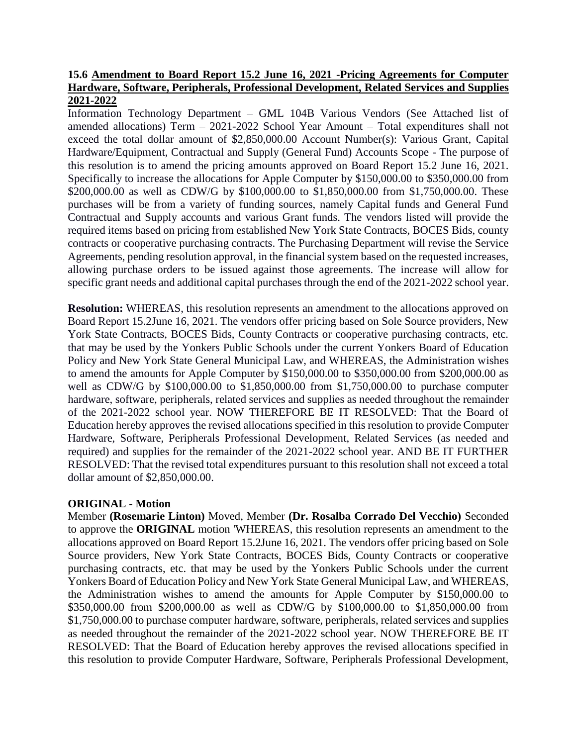**15.6 Amendment to Board Report 15.2 June 16, 2021 -Pricing Agreements for Computer Hardware, Software, Peripherals, Professional Development, Related Services and Supplies 2021-2022**

Information Technology Department – GML 104B Various Vendors (See Attached list of amended allocations) Term – 2021-2022 School Year Amount – Total expenditures shall not exceed the total dollar amount of $2,850,000.00 Account Number(s): Various Grant, Capital Hardware/Equipment, Contractual and Supply (General Fund) Accounts Scope - The purpose of this resolution is to amend the pricing amounts approved on Board Report 15.2 June 16, 2021. Specifically to increase the allocations for Apple Computer by $150,000.00 to $350,000.00 from $200,000.00 as well as CDW/G by $100,000.00 to $1,850,000.00 from $1,750,000.00. These purchases will be from a variety of funding sources, namely Capital funds and General Fund Contractual and Supply accounts and various Grant funds. The vendors listed will provide the required items based on pricing from established New York State Contracts, BOCES Bids, county contracts or cooperative purchasing contracts. The Purchasing Department will revise the Service Agreements, pending resolution approval, in the financial system based on the requested increases, allowing purchase orders to be issued against those agreements. The increase will allow for specific grant needs and additional capital purchases through the end of the 2021-2022 school year.

**Resolution:** WHEREAS, this resolution represents an amendment to the allocations approved on Board Report 15.2June 16, 2021. The vendors offer pricing based on Sole Source providers, New York State Contracts, BOCES Bids, County Contracts or cooperative purchasing contracts, etc. that may be used by the Yonkers Public Schools under the current Yonkers Board of Education Policy and New York State General Municipal Law, and WHEREAS, the Administration wishes to amend the amounts for Apple Computer by $150,000.00 to $350,000.00 from $200,000.00 as well as CDW/G by $100,000.00 to $1,850,000.00 from $1,750,000.00 to purchase computer hardware, software, peripherals, related services and supplies as needed throughout the remainder of the 2021-2022 school year. NOW THEREFORE BE IT RESOLVED: That the Board of Education hereby approves the revised allocations specified in this resolution to provide Computer Hardware, Software, Peripherals Professional Development, Related Services (as needed and required) and supplies for the remainder of the 2021-2022 school year. AND BE IT FURTHER RESOLVED: That the revised total expenditures pursuant to this resolution shall not exceed a total dollar amount of $2,850,000.00.

**ORIGINAL - Motion**

Member **(Rosemarie Linton)** Moved, Member **(Dr. Rosalba Corrado Del Vecchio)** Seconded to approve the **ORIGINAL** motion 'WHEREAS, this resolution represents an amendment to the allocations approved on Board Report 15.2June 16, 2021. The vendors offer pricing based on Sole Source providers, New York State Contracts, BOCES Bids, County Contracts or cooperative purchasing contracts, etc. that may be used by the Yonkers Public Schools under the current Yonkers Board of Education Policy and New York State General Municipal Law, and WHEREAS, the Administration wishes to amend the amounts for Apple Computer by $150,000.00 to $350,000.00 from $200,000.00 as well as CDW/G by $100,000.00 to $1,850,000.00 from $1,750,000.00 to purchase computer hardware, software, peripherals, related services and supplies as needed throughout the remainder of the 2021-2022 school year. NOW THEREFORE BE IT RESOLVED: That the Board of Education hereby approves the revised allocations specified in this resolution to provide Computer Hardware, Software, Peripherals Professional Development,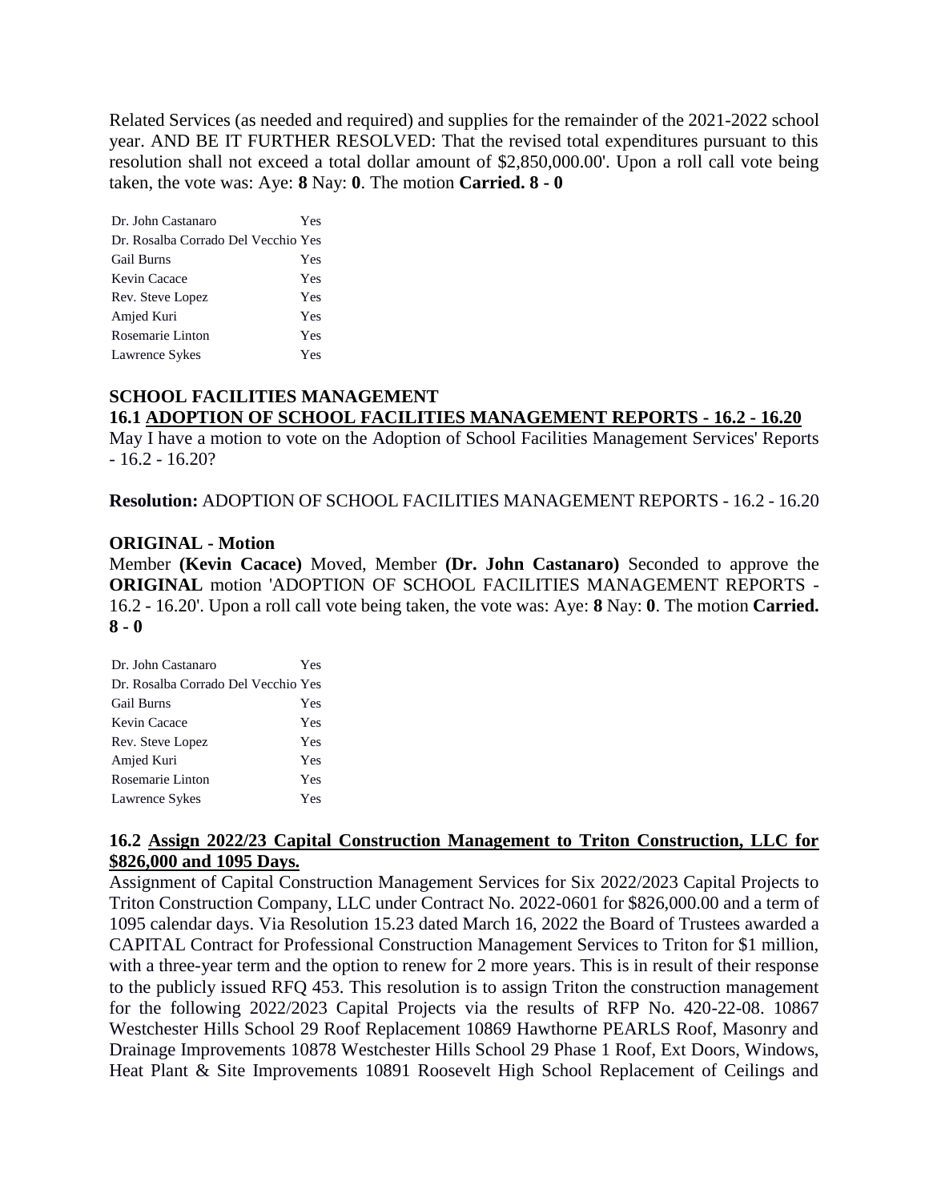Related Services (as needed and required) and supplies for the remainder of the 2021-2022 school year. AND BE IT FURTHER RESOLVED: That the revised total expenditures pursuant to this resolution shall not exceed a total dollar amount of $2,850,000.00'. Upon a roll call vote being taken, the vote was: Aye: **8** Nay: **0**. The motion **Carried. 8 - 0**

| | |
|---|---|
| Dr. John Castanaro | Yes |
| Dr. Rosalba Corrado Del Vecchio | Yes |
| Gail Burns | Yes |
| Kevin Cacace | Yes |
| Rev. Steve Lopez | Yes |
| Amjed Kuri | Yes |
| Rosemarie Linton | Yes |
| Lawrence Sykes | Yes |

**SCHOOL FACILITIES MANAGEMENT**

**16.1 ADOPTION OF SCHOOL FACILITIES MANAGEMENT REPORTS - 16.2 - 16.20**

May I have a motion to vote on the Adoption of School Facilities Management Services' Reports - 16.2 - 16.20?

**Resolution:** ADOPTION OF SCHOOL FACILITIES MANAGEMENT REPORTS - 16.2 - 16.20

**ORIGINAL - Motion**

Member **(Kevin Cacace)** Moved, Member **(Dr. John Castanaro)** Seconded to approve the **ORIGINAL** motion 'ADOPTION OF SCHOOL FACILITIES MANAGEMENT REPORTS - 16.2 - 16.20'. Upon a roll call vote being taken, the vote was: Aye: **8** Nay: **0**. The motion **Carried. 8 - 0**

| | |
|---|---|
| Dr. John Castanaro | Yes |
| Dr. Rosalba Corrado Del Vecchio | Yes |
| Gail Burns | Yes |
| Kevin Cacace | Yes |
| Rev. Steve Lopez | Yes |
| Amjed Kuri | Yes |
| Rosemarie Linton | Yes |
| Lawrence Sykes | Yes |

**16.2 Assign 2022/23 Capital Construction Management to Triton Construction, LLC for $826,000 and 1095 Days.**

Assignment of Capital Construction Management Services for Six 2022/2023 Capital Projects to Triton Construction Company, LLC under Contract No. 2022-0601 for $826,000.00 and a term of 1095 calendar days. Via Resolution 15.23 dated March 16, 2022 the Board of Trustees awarded a CAPITAL Contract for Professional Construction Management Services to Triton for $1 million, with a three-year term and the option to renew for 2 more years. This is in result of their response to the publicly issued RFQ 453. This resolution is to assign Triton the construction management for the following 2022/2023 Capital Projects via the results of RFP No. 420-22-08. 10867 Westchester Hills School 29 Roof Replacement 10869 Hawthorne PEARLS Roof, Masonry and Drainage Improvements 10878 Westchester Hills School 29 Phase 1 Roof, Ext Doors, Windows, Heat Plant & Site Improvements 10891 Roosevelt High School Replacement of Ceilings and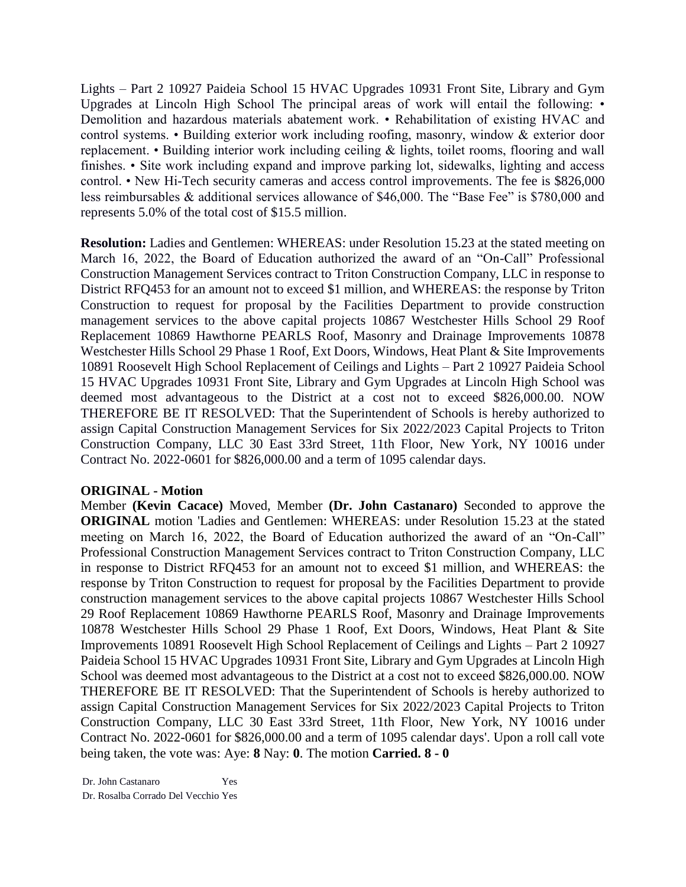Lights – Part 2 10927 Paideia School 15 HVAC Upgrades 10931 Front Site, Library and Gym Upgrades at Lincoln High School The principal areas of work will entail the following: • Demolition and hazardous materials abatement work. • Rehabilitation of existing HVAC and control systems. • Building exterior work including roofing, masonry, window & exterior door replacement. • Building interior work including ceiling & lights, toilet rooms, flooring and wall finishes. • Site work including expand and improve parking lot, sidewalks, lighting and access control. • New Hi-Tech security cameras and access control improvements. The fee is $826,000 less reimbursables & additional services allowance of $46,000. The "Base Fee" is $780,000 and represents 5.0% of the total cost of $15.5 million.

**Resolution:** Ladies and Gentlemen: WHEREAS: under Resolution 15.23 at the stated meeting on March 16, 2022, the Board of Education authorized the award of an "On-Call" Professional Construction Management Services contract to Triton Construction Company, LLC in response to District RFQ453 for an amount not to exceed $1 million, and WHEREAS: the response by Triton Construction to request for proposal by the Facilities Department to provide construction management services to the above capital projects 10867 Westchester Hills School 29 Roof Replacement 10869 Hawthorne PEARLS Roof, Masonry and Drainage Improvements 10878 Westchester Hills School 29 Phase 1 Roof, Ext Doors, Windows, Heat Plant & Site Improvements 10891 Roosevelt High School Replacement of Ceilings and Lights – Part 2 10927 Paideia School 15 HVAC Upgrades 10931 Front Site, Library and Gym Upgrades at Lincoln High School was deemed most advantageous to the District at a cost not to exceed $826,000.00. NOW THEREFORE BE IT RESOLVED: That the Superintendent of Schools is hereby authorized to assign Capital Construction Management Services for Six 2022/2023 Capital Projects to Triton Construction Company, LLC 30 East 33rd Street, 11th Floor, New York, NY 10016 under Contract No. 2022-0601 for $826,000.00 and a term of 1095 calendar days.

**ORIGINAL - Motion**

Member **(Kevin Cacace)** Moved, Member **(Dr. John Castanaro)** Seconded to approve the **ORIGINAL** motion 'Ladies and Gentlemen: WHEREAS: under Resolution 15.23 at the stated meeting on March 16, 2022, the Board of Education authorized the award of an "On-Call" Professional Construction Management Services contract to Triton Construction Company, LLC in response to District RFQ453 for an amount not to exceed $1 million, and WHEREAS: the response by Triton Construction to request for proposal by the Facilities Department to provide construction management services to the above capital projects 10867 Westchester Hills School 29 Roof Replacement 10869 Hawthorne PEARLS Roof, Masonry and Drainage Improvements 10878 Westchester Hills School 29 Phase 1 Roof, Ext Doors, Windows, Heat Plant & Site Improvements 10891 Roosevelt High School Replacement of Ceilings and Lights – Part 2 10927 Paideia School 15 HVAC Upgrades 10931 Front Site, Library and Gym Upgrades at Lincoln High School was deemed most advantageous to the District at a cost not to exceed $826,000.00. NOW THEREFORE BE IT RESOLVED: That the Superintendent of Schools is hereby authorized to assign Capital Construction Management Services for Six 2022/2023 Capital Projects to Triton Construction Company, LLC 30 East 33rd Street, 11th Floor, New York, NY 10016 under Contract No. 2022-0601 for $826,000.00 and a term of 1095 calendar days'. Upon a roll call vote being taken, the vote was: Aye: **8** Nay: **0**. The motion **Carried. 8 - 0**

Dr. John Castanaro Yes
Dr. Rosalba Corrado Del Vecchio Yes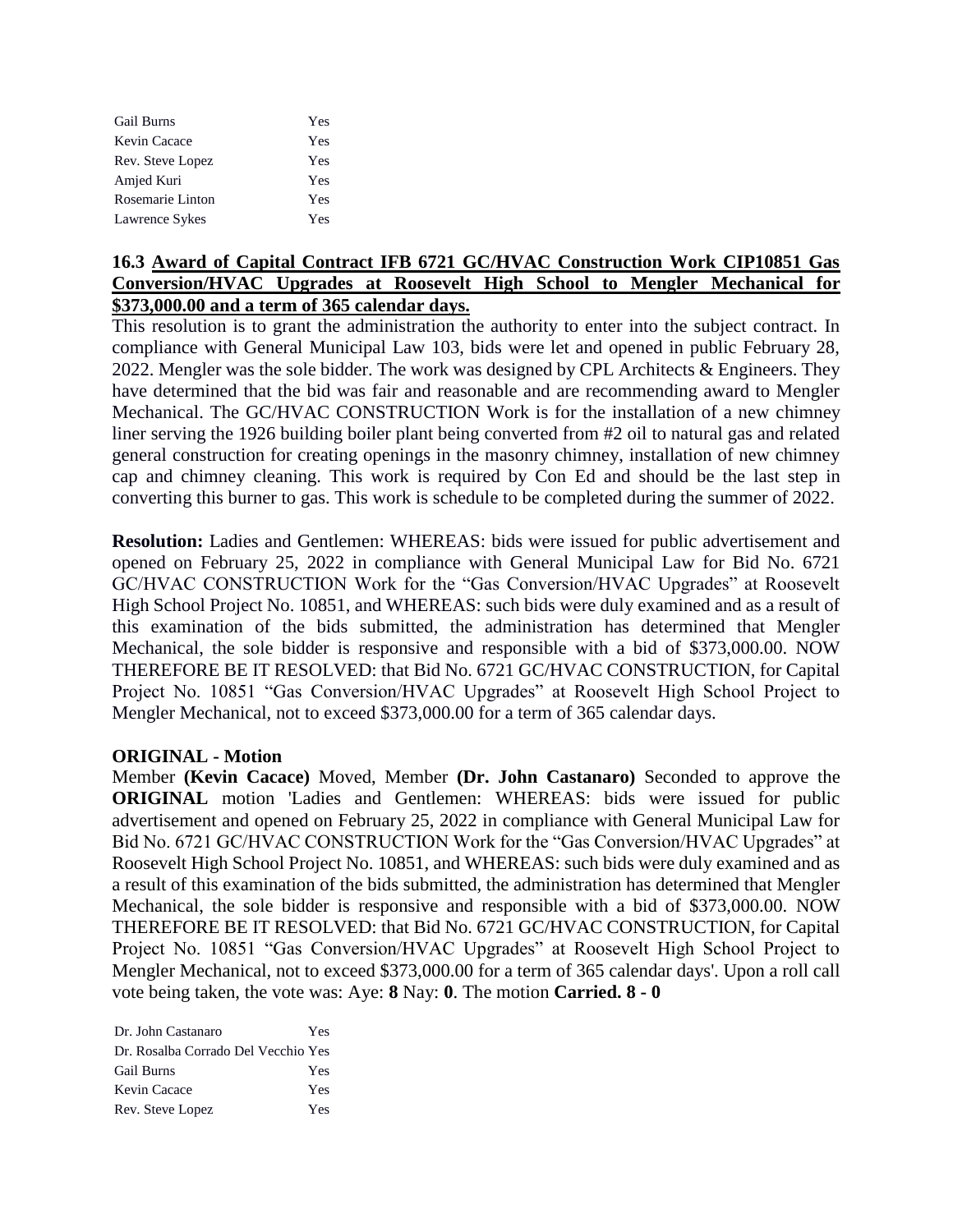| | |
|---|---|
| Gail Burns | Yes |
| Kevin Cacace | Yes |
| Rev. Steve Lopez | Yes |
| Amjed Kuri | Yes |
| Rosemarie Linton | Yes |
| Lawrence Sykes | Yes |

### 16.3 Award of Capital Contract IFB 6721 GC/HVAC Construction Work CIP10851 Gas Conversion/HVAC Upgrades at Roosevelt High School to Mengler Mechanical for $373,000.00 and a term of 365 calendar days.

This resolution is to grant the administration the authority to enter into the subject contract. In compliance with General Municipal Law 103, bids were let and opened in public February 28, 2022. Mengler was the sole bidder. The work was designed by CPL Architects & Engineers. They have determined that the bid was fair and reasonable and are recommending award to Mengler Mechanical. The GC/HVAC CONSTRUCTION Work is for the installation of a new chimney liner serving the 1926 building boiler plant being converted from #2 oil to natural gas and related general construction for creating openings in the masonry chimney, installation of new chimney cap and chimney cleaning. This work is required by Con Ed and should be the last step in converting this burner to gas. This work is schedule to be completed during the summer of 2022.

**Resolution:** Ladies and Gentlemen: WHEREAS: bids were issued for public advertisement and opened on February 25, 2022 in compliance with General Municipal Law for Bid No. 6721 GC/HVAC CONSTRUCTION Work for the "Gas Conversion/HVAC Upgrades" at Roosevelt High School Project No. 10851, and WHEREAS: such bids were duly examined and as a result of this examination of the bids submitted, the administration has determined that Mengler Mechanical, the sole bidder is responsive and responsible with a bid of $373,000.00. NOW THEREFORE BE IT RESOLVED: that Bid No. 6721 GC/HVAC CONSTRUCTION, for Capital Project No. 10851 "Gas Conversion/HVAC Upgrades" at Roosevelt High School Project to Mengler Mechanical, not to exceed $373,000.00 for a term of 365 calendar days.

**ORIGINAL - Motion**

Member **(Kevin Cacace)** Moved, Member **(Dr. John Castanaro)** Seconded to approve the **ORIGINAL** motion 'Ladies and Gentlemen: WHEREAS: bids were issued for public advertisement and opened on February 25, 2022 in compliance with General Municipal Law for Bid No. 6721 GC/HVAC CONSTRUCTION Work for the "Gas Conversion/HVAC Upgrades" at Roosevelt High School Project No. 10851, and WHEREAS: such bids were duly examined and as a result of this examination of the bids submitted, the administration has determined that Mengler Mechanical, the sole bidder is responsive and responsible with a bid of $373,000.00. NOW THEREFORE BE IT RESOLVED: that Bid No. 6721 GC/HVAC CONSTRUCTION, for Capital Project No. 10851 "Gas Conversion/HVAC Upgrades" at Roosevelt High School Project to Mengler Mechanical, not to exceed $373,000.00 for a term of 365 calendar days'. Upon a roll call vote being taken, the vote was: Aye: **8** Nay: **0**. The motion **Carried. 8 - 0**

| | |
|---|---|
| Dr. John Castanaro | Yes |
| Dr. Rosalba Corrado Del Vecchio | Yes |
| Gail Burns | Yes |
| Kevin Cacace | Yes |
| Rev. Steve Lopez | Yes |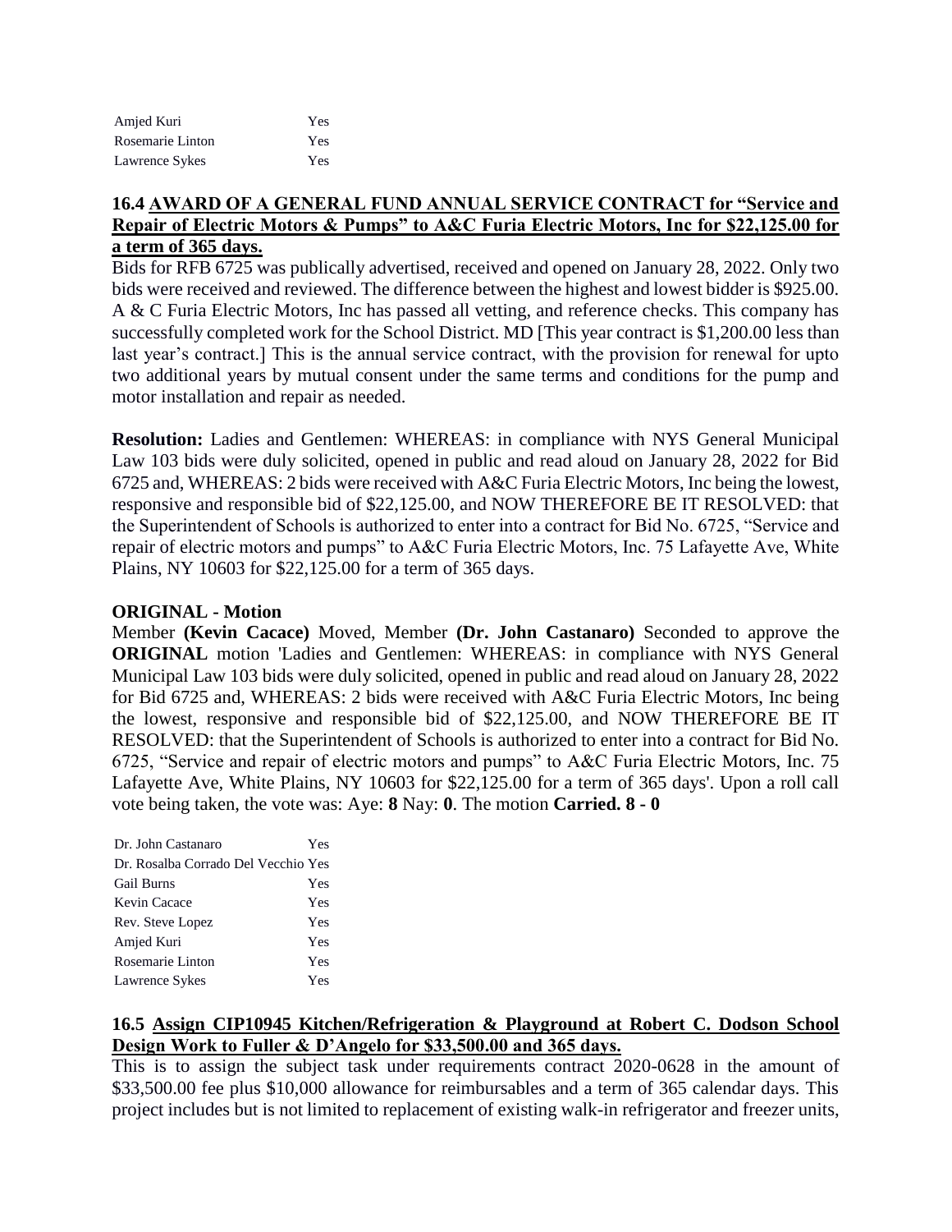| | |
|---|---|
| Amjed Kuri | Yes |
| Rosemarie Linton | Yes |
| Lawrence Sykes | Yes |

### 16.4 AWARD OF A GENERAL FUND ANNUAL SERVICE CONTRACT for "Service and Repair of Electric Motors & Pumps" to A&C Furia Electric Motors, Inc for $22,125.00 for a term of 365 days.

Bids for RFB 6725 was publically advertised, received and opened on January 28, 2022. Only two bids were received and reviewed. The difference between the highest and lowest bidder is $925.00. A & C Furia Electric Motors, Inc has passed all vetting, and reference checks. This company has successfully completed work for the School District. MD [This year contract is $1,200.00 less than last year's contract.] This is the annual service contract, with the provision for renewal for upto two additional years by mutual consent under the same terms and conditions for the pump and motor installation and repair as needed.

**Resolution:** Ladies and Gentlemen: WHEREAS: in compliance with NYS General Municipal Law 103 bids were duly solicited, opened in public and read aloud on January 28, 2022 for Bid 6725 and, WHEREAS: 2 bids were received with A&C Furia Electric Motors, Inc being the lowest, responsive and responsible bid of $22,125.00, and NOW THEREFORE BE IT RESOLVED: that the Superintendent of Schools is authorized to enter into a contract for Bid No. 6725, "Service and repair of electric motors and pumps" to A&C Furia Electric Motors, Inc. 75 Lafayette Ave, White Plains, NY 10603 for $22,125.00 for a term of 365 days.

**ORIGINAL - Motion**

Member **(Kevin Cacace)** Moved, Member **(Dr. John Castanaro)** Seconded to approve the **ORIGINAL** motion 'Ladies and Gentlemen: WHEREAS: in compliance with NYS General Municipal Law 103 bids were duly solicited, opened in public and read aloud on January 28, 2022 for Bid 6725 and, WHEREAS: 2 bids were received with A&C Furia Electric Motors, Inc being the lowest, responsive and responsible bid of $22,125.00, and NOW THEREFORE BE IT RESOLVED: that the Superintendent of Schools is authorized to enter into a contract for Bid No. 6725, "Service and repair of electric motors and pumps" to A&C Furia Electric Motors, Inc. 75 Lafayette Ave, White Plains, NY 10603 for $22,125.00 for a term of 365 days'. Upon a roll call vote being taken, the vote was: Aye: **8** Nay: **0**. The motion **Carried. 8 - 0**

| | |
|---|---|
| Dr. John Castanaro | Yes |
| Dr. Rosalba Corrado Del Vecchio | Yes |
| Gail Burns | Yes |
| Kevin Cacace | Yes |
| Rev. Steve Lopez | Yes |
| Amjed Kuri | Yes |
| Rosemarie Linton | Yes |
| Lawrence Sykes | Yes |

### 16.5 Assign CIP10945 Kitchen/Refrigeration & Playground at Robert C. Dodson School Design Work to Fuller & D'Angelo for $33,500.00 and 365 days.

This is to assign the subject task under requirements contract 2020-0628 in the amount of $33,500.00 fee plus $10,000 allowance for reimbursables and a term of 365 calendar days. This project includes but is not limited to replacement of existing walk-in refrigerator and freezer units,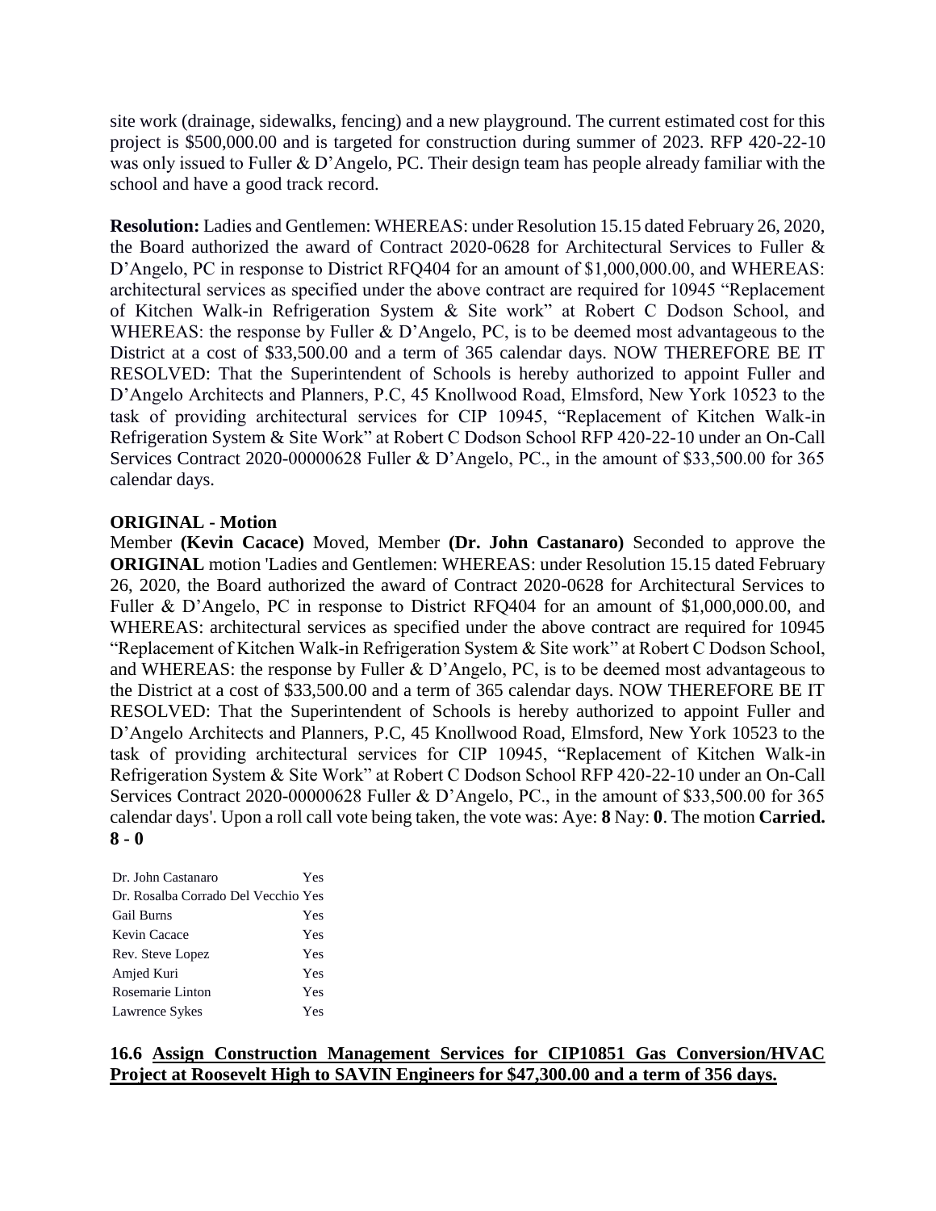site work (drainage, sidewalks, fencing) and a new playground. The current estimated cost for this project is $500,000.00 and is targeted for construction during summer of 2023. RFP 420-22-10 was only issued to Fuller & D'Angelo, PC. Their design team has people already familiar with the school and have a good track record.

**Resolution:** Ladies and Gentlemen: WHEREAS: under Resolution 15.15 dated February 26, 2020, the Board authorized the award of Contract 2020-0628 for Architectural Services to Fuller & D'Angelo, PC in response to District RFQ404 for an amount of $1,000,000.00, and WHEREAS: architectural services as specified under the above contract are required for 10945 "Replacement of Kitchen Walk-in Refrigeration System & Site work" at Robert C Dodson School, and WHEREAS: the response by Fuller & D'Angelo, PC, is to be deemed most advantageous to the District at a cost of $33,500.00 and a term of 365 calendar days. NOW THEREFORE BE IT RESOLVED: That the Superintendent of Schools is hereby authorized to appoint Fuller and D'Angelo Architects and Planners, P.C, 45 Knollwood Road, Elmsford, New York 10523 to the task of providing architectural services for CIP 10945, "Replacement of Kitchen Walk-in Refrigeration System & Site Work" at Robert C Dodson School RFP 420-22-10 under an On-Call Services Contract 2020-00000628 Fuller & D'Angelo, PC., in the amount of $33,500.00 for 365 calendar days.

**ORIGINAL - Motion**

Member **(Kevin Cacace)** Moved, Member **(Dr. John Castanaro)** Seconded to approve the **ORIGINAL** motion 'Ladies and Gentlemen: WHEREAS: under Resolution 15.15 dated February 26, 2020, the Board authorized the award of Contract 2020-0628 for Architectural Services to Fuller & D'Angelo, PC in response to District RFQ404 for an amount of $1,000,000.00, and WHEREAS: architectural services as specified under the above contract are required for 10945 "Replacement of Kitchen Walk-in Refrigeration System & Site work" at Robert C Dodson School, and WHEREAS: the response by Fuller & D'Angelo, PC, is to be deemed most advantageous to the District at a cost of $33,500.00 and a term of 365 calendar days. NOW THEREFORE BE IT RESOLVED: That the Superintendent of Schools is hereby authorized to appoint Fuller and D'Angelo Architects and Planners, P.C, 45 Knollwood Road, Elmsford, New York 10523 to the task of providing architectural services for CIP 10945, "Replacement of Kitchen Walk-in Refrigeration System & Site Work" at Robert C Dodson School RFP 420-22-10 under an On-Call Services Contract 2020-00000628 Fuller & D'Angelo, PC., in the amount of $33,500.00 for 365 calendar days'. Upon a roll call vote being taken, the vote was: Aye: **8** Nay: **0**. The motion **Carried. 8 - 0**

| | |
|---|---|
| Dr. John Castanaro | Yes |
| Dr. Rosalba Corrado Del Vecchio | Yes |
| Gail Burns | Yes |
| Kevin Cacace | Yes |
| Rev. Steve Lopez | Yes |
| Amjed Kuri | Yes |
| Rosemarie Linton | Yes |
| Lawrence Sykes | Yes |

**16.6 <u>Assign Construction Management Services for CIP10851 Gas Conversion/HVAC Project at Roosevelt High to SAVIN Engineers for $47,300.00 and a term of 356 days.</u>**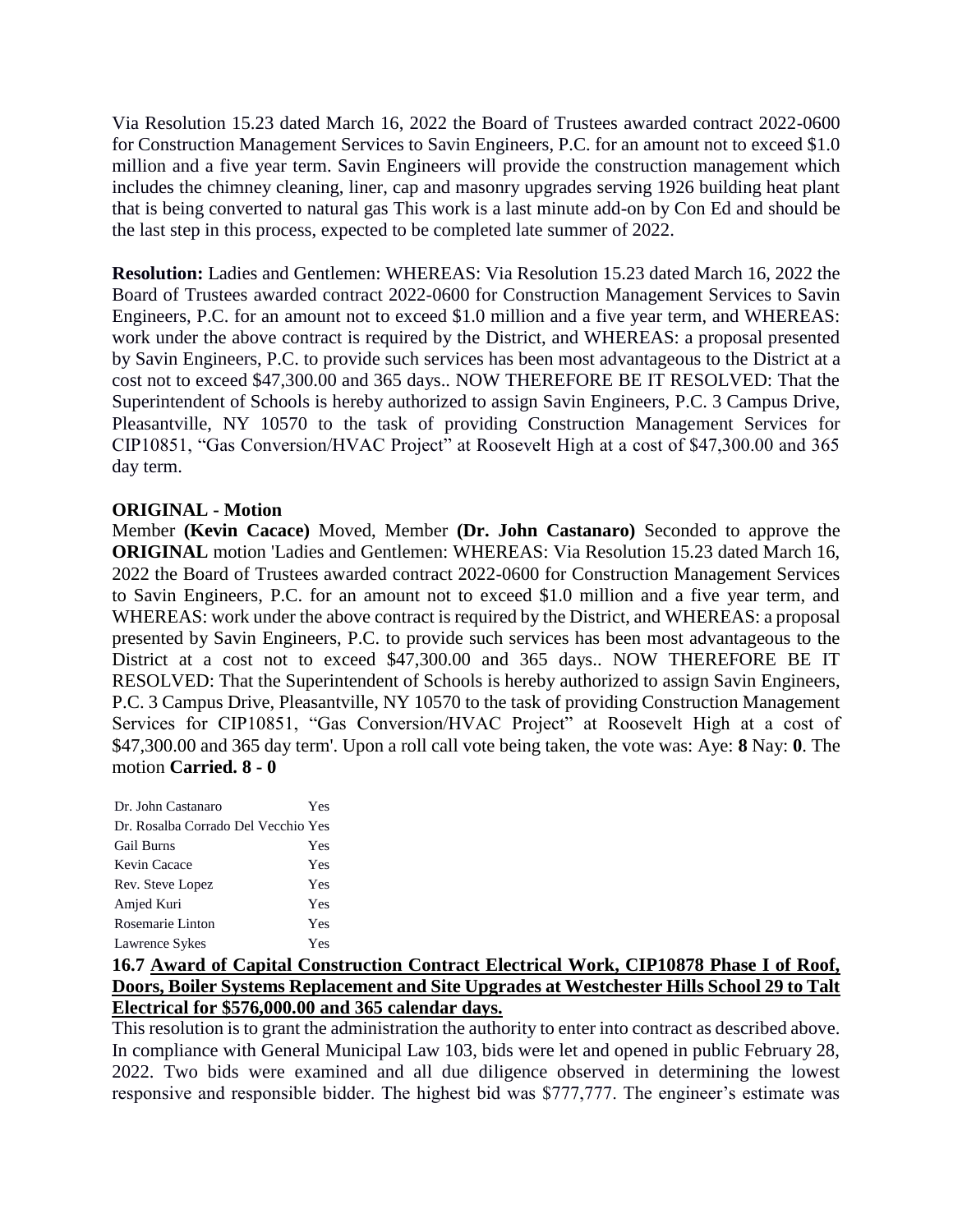Via Resolution 15.23 dated March 16, 2022 the Board of Trustees awarded contract 2022-0600 for Construction Management Services to Savin Engineers, P.C. for an amount not to exceed $1.0 million and a five year term. Savin Engineers will provide the construction management which includes the chimney cleaning, liner, cap and masonry upgrades serving 1926 building heat plant that is being converted to natural gas This work is a last minute add-on by Con Ed and should be the last step in this process, expected to be completed late summer of 2022.

**Resolution:** Ladies and Gentlemen: WHEREAS: Via Resolution 15.23 dated March 16, 2022 the Board of Trustees awarded contract 2022-0600 for Construction Management Services to Savin Engineers, P.C. for an amount not to exceed $1.0 million and a five year term, and WHEREAS: work under the above contract is required by the District, and WHEREAS: a proposal presented by Savin Engineers, P.C. to provide such services has been most advantageous to the District at a cost not to exceed $47,300.00 and 365 days.. NOW THEREFORE BE IT RESOLVED: That the Superintendent of Schools is hereby authorized to assign Savin Engineers, P.C. 3 Campus Drive, Pleasantville, NY 10570 to the task of providing Construction Management Services for CIP10851, "Gas Conversion/HVAC Project" at Roosevelt High at a cost of $47,300.00 and 365 day term.

**ORIGINAL - Motion**

Member **(Kevin Cacace)** Moved, Member **(Dr. John Castanaro)** Seconded to approve the **ORIGINAL** motion 'Ladies and Gentlemen: WHEREAS: Via Resolution 15.23 dated March 16, 2022 the Board of Trustees awarded contract 2022-0600 for Construction Management Services to Savin Engineers, P.C. for an amount not to exceed $1.0 million and a five year term, and WHEREAS: work under the above contract is required by the District, and WHEREAS: a proposal presented by Savin Engineers, P.C. to provide such services has been most advantageous to the District at a cost not to exceed $47,300.00 and 365 days.. NOW THEREFORE BE IT RESOLVED: That the Superintendent of Schools is hereby authorized to assign Savin Engineers, P.C. 3 Campus Drive, Pleasantville, NY 10570 to the task of providing Construction Management Services for CIP10851, "Gas Conversion/HVAC Project" at Roosevelt High at a cost of $47,300.00 and 365 day term'. Upon a roll call vote being taken, the vote was: Aye: **8** Nay: **0**. The motion **Carried. 8 - 0**

| | |
|---|---|
| Dr. John Castanaro | Yes |
| Dr. Rosalba Corrado Del Vecchio | Yes |
| Gail Burns | Yes |
| Kevin Cacace | Yes |
| Rev. Steve Lopez | Yes |
| Amjed Kuri | Yes |
| Rosemarie Linton | Yes |
| Lawrence Sykes | Yes |

**16.7 Award of Capital Construction Contract Electrical Work, CIP10878 Phase I of Roof, Doors, Boiler Systems Replacement and Site Upgrades at Westchester Hills School 29 to Talt Electrical for $576,000.00 and 365 calendar days.**

This resolution is to grant the administration the authority to enter into contract as described above. In compliance with General Municipal Law 103, bids were let and opened in public February 28, 2022. Two bids were examined and all due diligence observed in determining the lowest responsive and responsible bidder. The highest bid was $777,777. The engineer's estimate was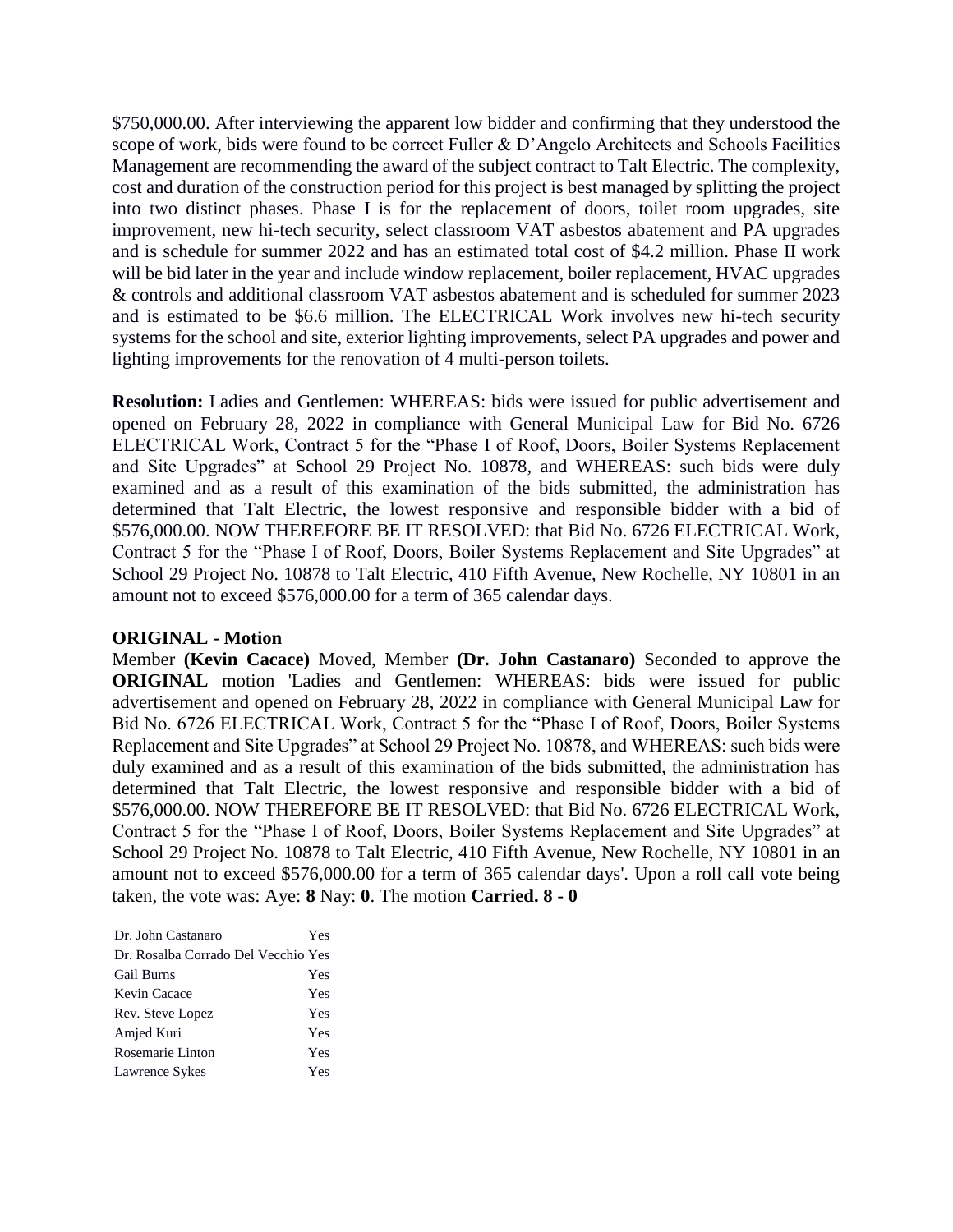$750,000.00. After interviewing the apparent low bidder and confirming that they understood the scope of work, bids were found to be correct Fuller & D'Angelo Architects and Schools Facilities Management are recommending the award of the subject contract to Talt Electric. The complexity, cost and duration of the construction period for this project is best managed by splitting the project into two distinct phases. Phase I is for the replacement of doors, toilet room upgrades, site improvement, new hi-tech security, select classroom VAT asbestos abatement and PA upgrades and is schedule for summer 2022 and has an estimated total cost of $4.2 million. Phase II work will be bid later in the year and include window replacement, boiler replacement, HVAC upgrades & controls and additional classroom VAT asbestos abatement and is scheduled for summer 2023 and is estimated to be $6.6 million. The ELECTRICAL Work involves new hi-tech security systems for the school and site, exterior lighting improvements, select PA upgrades and power and lighting improvements for the renovation of 4 multi-person toilets.

**Resolution:** Ladies and Gentlemen: WHEREAS: bids were issued for public advertisement and opened on February 28, 2022 in compliance with General Municipal Law for Bid No. 6726 ELECTRICAL Work, Contract 5 for the "Phase I of Roof, Doors, Boiler Systems Replacement and Site Upgrades" at School 29 Project No. 10878, and WHEREAS: such bids were duly examined and as a result of this examination of the bids submitted, the administration has determined that Talt Electric, the lowest responsive and responsible bidder with a bid of $576,000.00. NOW THEREFORE BE IT RESOLVED: that Bid No. 6726 ELECTRICAL Work, Contract 5 for the "Phase I of Roof, Doors, Boiler Systems Replacement and Site Upgrades" at School 29 Project No. 10878 to Talt Electric, 410 Fifth Avenue, New Rochelle, NY 10801 in an amount not to exceed $576,000.00 for a term of 365 calendar days.

**ORIGINAL - Motion**

Member **(Kevin Cacace)** Moved, Member **(Dr. John Castanaro)** Seconded to approve the **ORIGINAL** motion 'Ladies and Gentlemen: WHEREAS: bids were issued for public advertisement and opened on February 28, 2022 in compliance with General Municipal Law for Bid No. 6726 ELECTRICAL Work, Contract 5 for the "Phase I of Roof, Doors, Boiler Systems Replacement and Site Upgrades" at School 29 Project No. 10878, and WHEREAS: such bids were duly examined and as a result of this examination of the bids submitted, the administration has determined that Talt Electric, the lowest responsive and responsible bidder with a bid of $576,000.00. NOW THEREFORE BE IT RESOLVED: that Bid No. 6726 ELECTRICAL Work, Contract 5 for the "Phase I of Roof, Doors, Boiler Systems Replacement and Site Upgrades" at School 29 Project No. 10878 to Talt Electric, 410 Fifth Avenue, New Rochelle, NY 10801 in an amount not to exceed $576,000.00 for a term of 365 calendar days'. Upon a roll call vote being taken, the vote was: Aye: **8** Nay: **0**. The motion **Carried. 8 - 0**

| | |
|---|---|
| Dr. John Castanaro | Yes |
| Dr. Rosalba Corrado Del Vecchio | Yes |
| Gail Burns | Yes |
| Kevin Cacace | Yes |
| Rev. Steve Lopez | Yes |
| Amjed Kuri | Yes |
| Rosemarie Linton | Yes |
| Lawrence Sykes | Yes |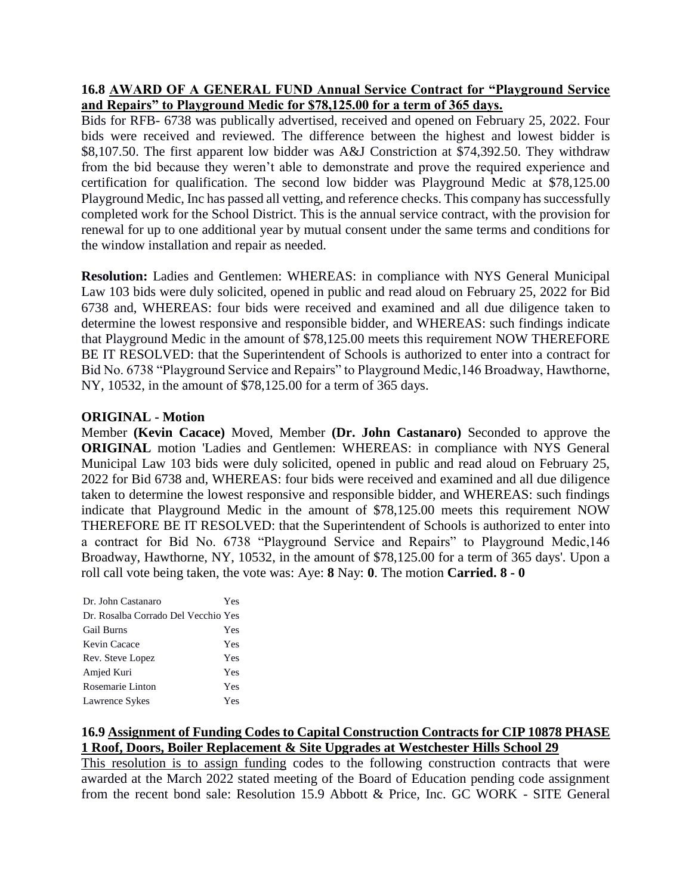**16.8 <u>AWARD OF A GENERAL FUND Annual Service Contract for "Playground Service and Repairs" to Playground Medic for $78,125.00 for a term of 365 days.</u>**

Bids for RFB- 6738 was publically advertised, received and opened on February 25, 2022. Four bids were received and reviewed. The difference between the highest and lowest bidder is $8,107.50. The first apparent low bidder was A&J Constriction at $74,392.50. They withdraw from the bid because they weren't able to demonstrate and prove the required experience and certification for qualification. The second low bidder was Playground Medic at $78,125.00 Playground Medic, Inc has passed all vetting, and reference checks. This company has successfully completed work for the School District. This is the annual service contract, with the provision for renewal for up to one additional year by mutual consent under the same terms and conditions for the window installation and repair as needed.

**Resolution:** Ladies and Gentlemen: WHEREAS: in compliance with NYS General Municipal Law 103 bids were duly solicited, opened in public and read aloud on February 25, 2022 for Bid 6738 and, WHEREAS: four bids were received and examined and all due diligence taken to determine the lowest responsive and responsible bidder, and WHEREAS: such findings indicate that Playground Medic in the amount of $78,125.00 meets this requirement NOW THEREFORE BE IT RESOLVED: that the Superintendent of Schools is authorized to enter into a contract for Bid No. 6738 "Playground Service and Repairs" to Playground Medic,146 Broadway, Hawthorne, NY, 10532, in the amount of $78,125.00 for a term of 365 days.

**ORIGINAL - Motion**

Member **(Kevin Cacace)** Moved, Member **(Dr. John Castanaro)** Seconded to approve the **ORIGINAL** motion 'Ladies and Gentlemen: WHEREAS: in compliance with NYS General Municipal Law 103 bids were duly solicited, opened in public and read aloud on February 25, 2022 for Bid 6738 and, WHEREAS: four bids were received and examined and all due diligence taken to determine the lowest responsive and responsible bidder, and WHEREAS: such findings indicate that Playground Medic in the amount of $78,125.00 meets this requirement NOW THEREFORE BE IT RESOLVED: that the Superintendent of Schools is authorized to enter into a contract for Bid No. 6738 "Playground Service and Repairs" to Playground Medic,146 Broadway, Hawthorne, NY, 10532, in the amount of $78,125.00 for a term of 365 days'. Upon a roll call vote being taken, the vote was: Aye: **8** Nay: **0**. The motion **Carried. 8 - 0**

| | |
|---|---|
| Dr. John Castanaro | Yes |
| Dr. Rosalba Corrado Del Vecchio | Yes |
| Gail Burns | Yes |
| Kevin Cacace | Yes |
| Rev. Steve Lopez | Yes |
| Amjed Kuri | Yes |
| Rosemarie Linton | Yes |
| Lawrence Sykes | Yes |

**16.9 <u>Assignment of Funding Codes to Capital Construction Contracts for CIP 10878 PHASE 1 Roof, Doors, Boiler Replacement & Site Upgrades at Westchester Hills School 29</u>**

<u>This resolution is to assign funding</u> codes to the following construction contracts that were awarded at the March 2022 stated meeting of the Board of Education pending code assignment from the recent bond sale: Resolution 15.9 Abbott & Price, Inc. GC WORK - SITE General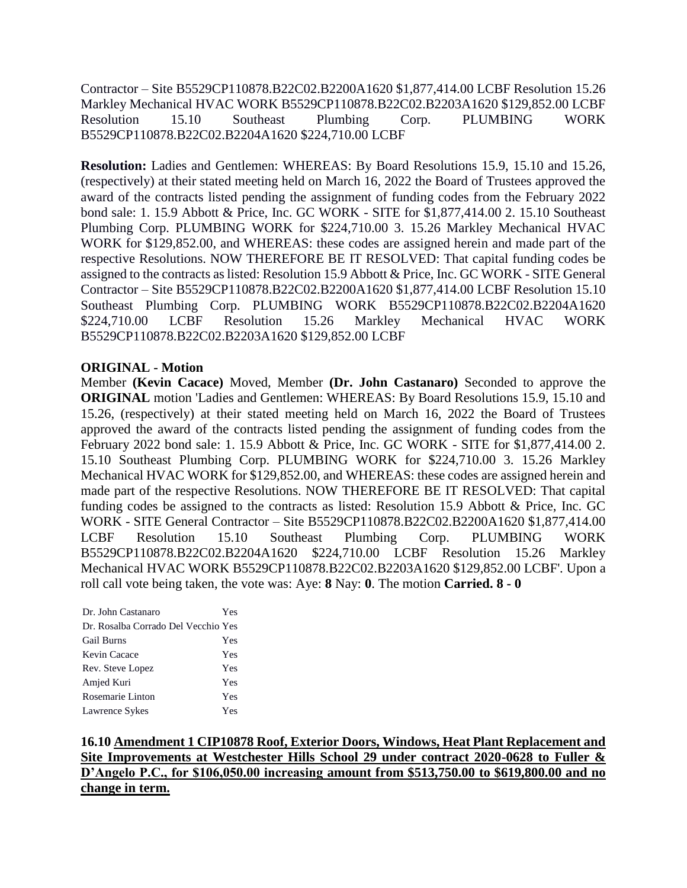Contractor – Site B5529CP110878.B22C02.B2200A1620 $1,877,414.00 LCBF Resolution 15.26 Markley Mechanical HVAC WORK B5529CP110878.B22C02.B2203A1620 $129,852.00 LCBF Resolution 15.10 Southeast Plumbing Corp. PLUMBING WORK B5529CP110878.B22C02.B2204A1620 $224,710.00 LCBF

**Resolution:** Ladies and Gentlemen: WHEREAS: By Board Resolutions 15.9, 15.10 and 15.26, (respectively) at their stated meeting held on March 16, 2022 the Board of Trustees approved the award of the contracts listed pending the assignment of funding codes from the February 2022 bond sale: 1. 15.9 Abbott & Price, Inc. GC WORK - SITE for $1,877,414.00 2. 15.10 Southeast Plumbing Corp. PLUMBING WORK for $224,710.00 3. 15.26 Markley Mechanical HVAC WORK for $129,852.00, and WHEREAS: these codes are assigned herein and made part of the respective Resolutions. NOW THEREFORE BE IT RESOLVED: That capital funding codes be assigned to the contracts as listed: Resolution 15.9 Abbott & Price, Inc. GC WORK - SITE General Contractor – Site B5529CP110878.B22C02.B2200A1620 $1,877,414.00 LCBF Resolution 15.10 Southeast Plumbing Corp. PLUMBING WORK B5529CP110878.B22C02.B2204A1620 $224,710.00 LCBF Resolution 15.26 Markley Mechanical HVAC WORK B5529CP110878.B22C02.B2203A1620 $129,852.00 LCBF

**ORIGINAL - Motion**

Member **(Kevin Cacace)** Moved, Member **(Dr. John Castanaro)** Seconded to approve the **ORIGINAL** motion 'Ladies and Gentlemen: WHEREAS: By Board Resolutions 15.9, 15.10 and 15.26, (respectively) at their stated meeting held on March 16, 2022 the Board of Trustees approved the award of the contracts listed pending the assignment of funding codes from the February 2022 bond sale: 1. 15.9 Abbott & Price, Inc. GC WORK - SITE for $1,877,414.00 2. 15.10 Southeast Plumbing Corp. PLUMBING WORK for $224,710.00 3. 15.26 Markley Mechanical HVAC WORK for $129,852.00, and WHEREAS: these codes are assigned herein and made part of the respective Resolutions. NOW THEREFORE BE IT RESOLVED: That capital funding codes be assigned to the contracts as listed: Resolution 15.9 Abbott & Price, Inc. GC WORK - SITE General Contractor – Site B5529CP110878.B22C02.B2200A1620 $1,877,414.00 LCBF Resolution 15.10 Southeast Plumbing Corp. PLUMBING WORK B5529CP110878.B22C02.B2204A1620 $224,710.00 LCBF Resolution 15.26 Markley Mechanical HVAC WORK B5529CP110878.B22C02.B2203A1620 $129,852.00 LCBF'. Upon a roll call vote being taken, the vote was: Aye: **8** Nay: **0**. The motion **Carried. 8 - 0**

| | |
|---|---|
| Dr. John Castanaro | Yes |
| Dr. Rosalba Corrado Del Vecchio | Yes |
| Gail Burns | Yes |
| Kevin Cacace | Yes |
| Rev. Steve Lopez | Yes |
| Amjed Kuri | Yes |
| Rosemarie Linton | Yes |
| Lawrence Sykes | Yes |

**16.10 Amendment 1 CIP10878 Roof, Exterior Doors, Windows, Heat Plant Replacement and Site Improvements at Westchester Hills School 29 under contract 2020-0628 to Fuller & D'Angelo P.C., for $106,050.00 increasing amount from $513,750.00 to $619,800.00 and no change in term.**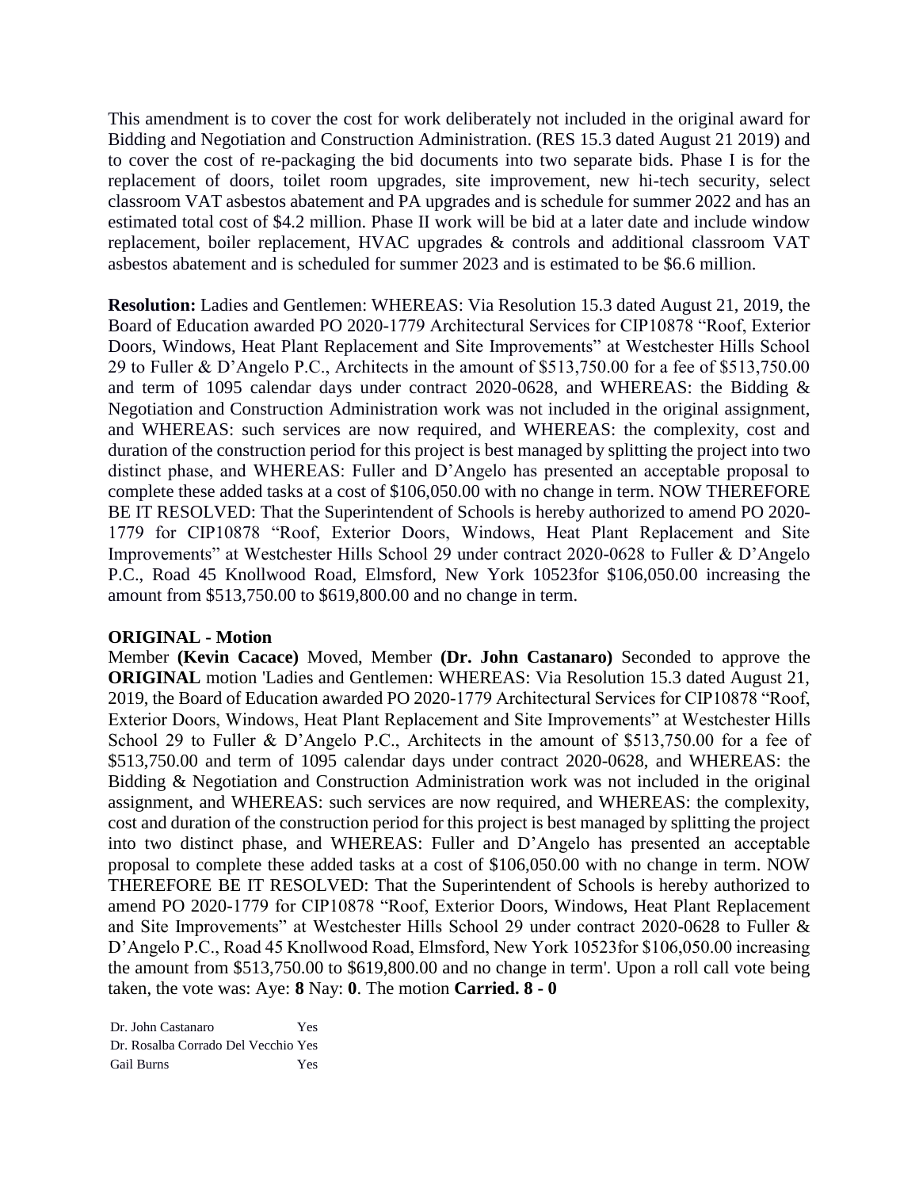This amendment is to cover the cost for work deliberately not included in the original award for Bidding and Negotiation and Construction Administration. (RES 15.3 dated August 21 2019) and to cover the cost of re-packaging the bid documents into two separate bids. Phase I is for the replacement of doors, toilet room upgrades, site improvement, new hi-tech security, select classroom VAT asbestos abatement and PA upgrades and is schedule for summer 2022 and has an estimated total cost of $4.2 million. Phase II work will be bid at a later date and include window replacement, boiler replacement, HVAC upgrades & controls and additional classroom VAT asbestos abatement and is scheduled for summer 2023 and is estimated to be $6.6 million.

**Resolution:** Ladies and Gentlemen: WHEREAS: Via Resolution 15.3 dated August 21, 2019, the Board of Education awarded PO 2020-1779 Architectural Services for CIP10878 "Roof, Exterior Doors, Windows, Heat Plant Replacement and Site Improvements" at Westchester Hills School 29 to Fuller & D'Angelo P.C., Architects in the amount of $513,750.00 for a fee of $513,750.00 and term of 1095 calendar days under contract 2020-0628, and WHEREAS: the Bidding & Negotiation and Construction Administration work was not included in the original assignment, and WHEREAS: such services are now required, and WHEREAS: the complexity, cost and duration of the construction period for this project is best managed by splitting the project into two distinct phase, and WHEREAS: Fuller and D'Angelo has presented an acceptable proposal to complete these added tasks at a cost of $106,050.00 with no change in term. NOW THEREFORE BE IT RESOLVED: That the Superintendent of Schools is hereby authorized to amend PO 2020-1779 for CIP10878 "Roof, Exterior Doors, Windows, Heat Plant Replacement and Site Improvements" at Westchester Hills School 29 under contract 2020-0628 to Fuller & D'Angelo P.C., Road 45 Knollwood Road, Elmsford, New York 10523for $106,050.00 increasing the amount from $513,750.00 to $619,800.00 and no change in term.

**ORIGINAL - Motion**

Member **(Kevin Cacace)** Moved, Member **(Dr. John Castanaro)** Seconded to approve the **ORIGINAL** motion 'Ladies and Gentlemen: WHEREAS: Via Resolution 15.3 dated August 21, 2019, the Board of Education awarded PO 2020-1779 Architectural Services for CIP10878 "Roof, Exterior Doors, Windows, Heat Plant Replacement and Site Improvements" at Westchester Hills School 29 to Fuller & D'Angelo P.C., Architects in the amount of $513,750.00 for a fee of $513,750.00 and term of 1095 calendar days under contract 2020-0628, and WHEREAS: the Bidding & Negotiation and Construction Administration work was not included in the original assignment, and WHEREAS: such services are now required, and WHEREAS: the complexity, cost and duration of the construction period for this project is best managed by splitting the project into two distinct phase, and WHEREAS: Fuller and D'Angelo has presented an acceptable proposal to complete these added tasks at a cost of $106,050.00 with no change in term. NOW THEREFORE BE IT RESOLVED: That the Superintendent of Schools is hereby authorized to amend PO 2020-1779 for CIP10878 "Roof, Exterior Doors, Windows, Heat Plant Replacement and Site Improvements" at Westchester Hills School 29 under contract 2020-0628 to Fuller & D'Angelo P.C., Road 45 Knollwood Road, Elmsford, New York 10523for $106,050.00 increasing the amount from $513,750.00 to $619,800.00 and no change in term'. Upon a roll call vote being taken, the vote was: Aye: **8** Nay: **0**. The motion **Carried. 8 - 0**

| | |
|---|---|
| Dr. John Castanaro | Yes |
| Dr. Rosalba Corrado Del Vecchio | Yes |
| Gail Burns | Yes |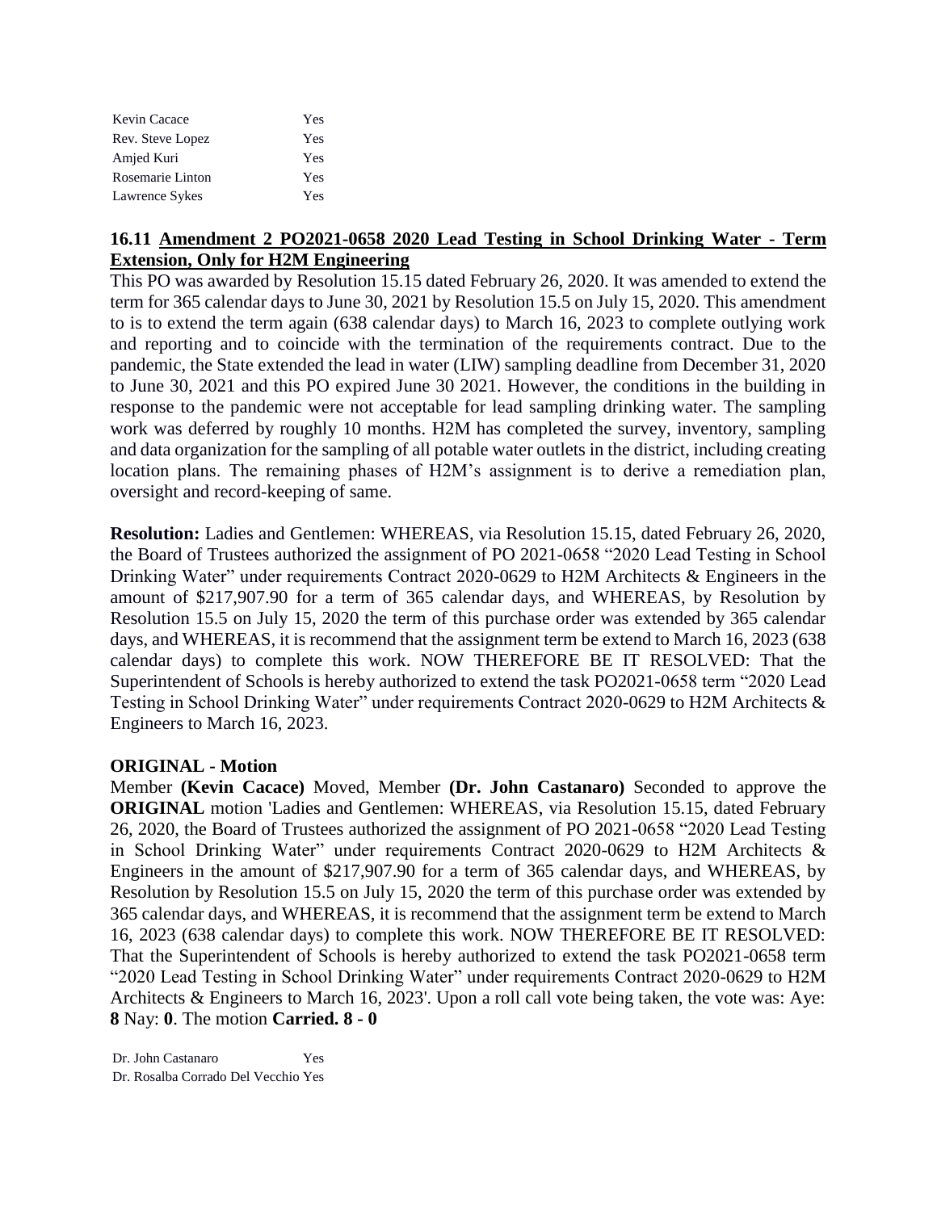| | |
|---|---|
| Kevin Cacace | Yes |
| Rev. Steve Lopez | Yes |
| Amjed Kuri | Yes |
| Rosemarie Linton | Yes |
| Lawrence Sykes | Yes |

### 16.11 Amendment 2 PO2021-0658 2020 Lead Testing in School Drinking Water - Term Extension, Only for H2M Engineering

This PO was awarded by Resolution 15.15 dated February 26, 2020. It was amended to extend the term for 365 calendar days to June 30, 2021 by Resolution 15.5 on July 15, 2020. This amendment to is to extend the term again (638 calendar days) to March 16, 2023 to complete outlying work and reporting and to coincide with the termination of the requirements contract. Due to the pandemic, the State extended the lead in water (LIW) sampling deadline from December 31, 2020 to June 30, 2021 and this PO expired June 30 2021. However, the conditions in the building in response to the pandemic were not acceptable for lead sampling drinking water. The sampling work was deferred by roughly 10 months. H2M has completed the survey, inventory, sampling and data organization for the sampling of all potable water outlets in the district, including creating location plans. The remaining phases of H2M's assignment is to derive a remediation plan, oversight and record-keeping of same.

**Resolution:** Ladies and Gentlemen: WHEREAS, via Resolution 15.15, dated February 26, 2020, the Board of Trustees authorized the assignment of PO 2021-0658 "2020 Lead Testing in School Drinking Water" under requirements Contract 2020-0629 to H2M Architects & Engineers in the amount of $217,907.90 for a term of 365 calendar days, and WHEREAS, by Resolution by Resolution 15.5 on July 15, 2020 the term of this purchase order was extended by 365 calendar days, and WHEREAS, it is recommend that the assignment term be extend to March 16, 2023 (638 calendar days) to complete this work. NOW THEREFORE BE IT RESOLVED: That the Superintendent of Schools is hereby authorized to extend the task PO2021-0658 term "2020 Lead Testing in School Drinking Water" under requirements Contract 2020-0629 to H2M Architects & Engineers to March 16, 2023.

**ORIGINAL - Motion**

Member **(Kevin Cacace)** Moved, Member **(Dr. John Castanaro)** Seconded to approve the **ORIGINAL** motion 'Ladies and Gentlemen: WHEREAS, via Resolution 15.15, dated February 26, 2020, the Board of Trustees authorized the assignment of PO 2021-0658 "2020 Lead Testing in School Drinking Water" under requirements Contract 2020-0629 to H2M Architects & Engineers in the amount of $217,907.90 for a term of 365 calendar days, and WHEREAS, by Resolution by Resolution 15.5 on July 15, 2020 the term of this purchase order was extended by 365 calendar days, and WHEREAS, it is recommend that the assignment term be extend to March 16, 2023 (638 calendar days) to complete this work. NOW THEREFORE BE IT RESOLVED: That the Superintendent of Schools is hereby authorized to extend the task PO2021-0658 term "2020 Lead Testing in School Drinking Water" under requirements Contract 2020-0629 to H2M Architects & Engineers to March 16, 2023'. Upon a roll call vote being taken, the vote was: Aye: **8** Nay: **0**. The motion **Carried. 8 - 0**

| | |
|---|---|
| Dr. John Castanaro | Yes |
| Dr. Rosalba Corrado Del Vecchio | Yes |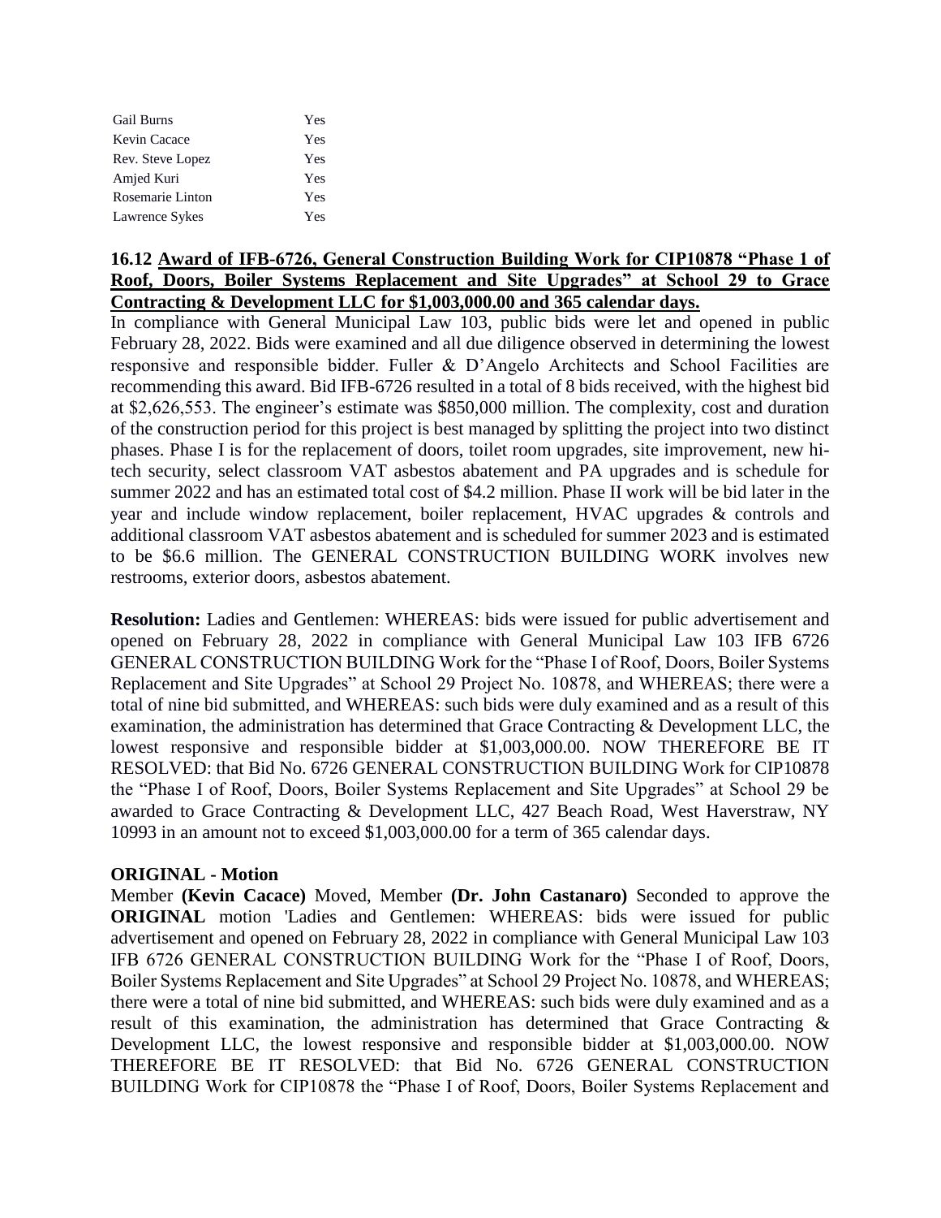| | |
|---|---|
| Gail Burns | Yes |
| Kevin Cacace | Yes |
| Rev. Steve Lopez | Yes |
| Amjed Kuri | Yes |
| Rosemarie Linton | Yes |
| Lawrence Sykes | Yes |

**16.12 Award of IFB-6726, General Construction Building Work for CIP10878 "Phase 1 of Roof, Doors, Boiler Systems Replacement and Site Upgrades" at School 29 to Grace Contracting & Development LLC for $1,003,000.00 and 365 calendar days.**

In compliance with General Municipal Law 103, public bids were let and opened in public February 28, 2022. Bids were examined and all due diligence observed in determining the lowest responsive and responsible bidder. Fuller & D'Angelo Architects and School Facilities are recommending this award. Bid IFB-6726 resulted in a total of 8 bids received, with the highest bid at $2,626,553. The engineer's estimate was $850,000 million. The complexity, cost and duration of the construction period for this project is best managed by splitting the project into two distinct phases. Phase I is for the replacement of doors, toilet room upgrades, site improvement, new hi-tech security, select classroom VAT asbestos abatement and PA upgrades and is schedule for summer 2022 and has an estimated total cost of $4.2 million. Phase II work will be bid later in the year and include window replacement, boiler replacement, HVAC upgrades & controls and additional classroom VAT asbestos abatement and is scheduled for summer 2023 and is estimated to be $6.6 million. The GENERAL CONSTRUCTION BUILDING WORK involves new restrooms, exterior doors, asbestos abatement.

**Resolution:** Ladies and Gentlemen: WHEREAS: bids were issued for public advertisement and opened on February 28, 2022 in compliance with General Municipal Law 103 IFB 6726 GENERAL CONSTRUCTION BUILDING Work for the "Phase I of Roof, Doors, Boiler Systems Replacement and Site Upgrades" at School 29 Project No. 10878, and WHEREAS; there were a total of nine bid submitted, and WHEREAS: such bids were duly examined and as a result of this examination, the administration has determined that Grace Contracting & Development LLC, the lowest responsive and responsible bidder at $1,003,000.00. NOW THEREFORE BE IT RESOLVED: that Bid No. 6726 GENERAL CONSTRUCTION BUILDING Work for CIP10878 the "Phase I of Roof, Doors, Boiler Systems Replacement and Site Upgrades" at School 29 be awarded to Grace Contracting & Development LLC, 427 Beach Road, West Haverstraw, NY 10993 in an amount not to exceed $1,003,000.00 for a term of 365 calendar days.

**ORIGINAL - Motion**

Member **(Kevin Cacace)** Moved, Member **(Dr. John Castanaro)** Seconded to approve the **ORIGINAL** motion 'Ladies and Gentlemen: WHEREAS: bids were issued for public advertisement and opened on February 28, 2022 in compliance with General Municipal Law 103 IFB 6726 GENERAL CONSTRUCTION BUILDING Work for the "Phase I of Roof, Doors, Boiler Systems Replacement and Site Upgrades" at School 29 Project No. 10878, and WHEREAS; there were a total of nine bid submitted, and WHEREAS: such bids were duly examined and as a result of this examination, the administration has determined that Grace Contracting & Development LLC, the lowest responsive and responsible bidder at $1,003,000.00. NOW THEREFORE BE IT RESOLVED: that Bid No. 6726 GENERAL CONSTRUCTION BUILDING Work for CIP10878 the "Phase I of Roof, Doors, Boiler Systems Replacement and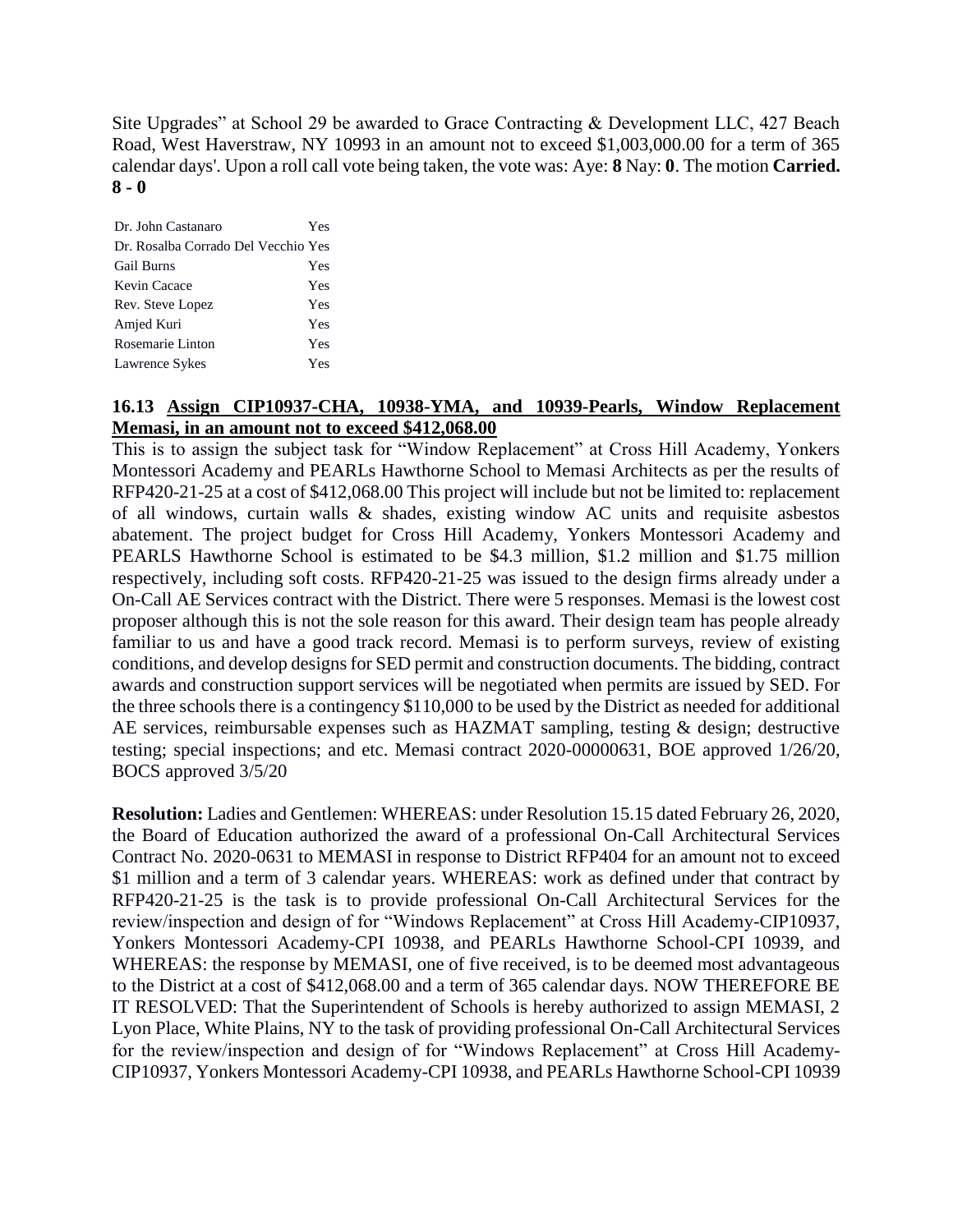Site Upgrades" at School 29 be awarded to Grace Contracting & Development LLC, 427 Beach Road, West Haverstraw, NY 10993 in an amount not to exceed $1,003,000.00 for a term of 365 calendar days'. Upon a roll call vote being taken, the vote was: Aye: **8** Nay: **0**. The motion **Carried. 8 - 0**

| | |
|---|---|
| Dr. John Castanaro | Yes |
| Dr. Rosalba Corrado Del Vecchio | Yes |
| Gail Burns | Yes |
| Kevin Cacace | Yes |
| Rev. Steve Lopez | Yes |
| Amjed Kuri | Yes |
| Rosemarie Linton | Yes |
| Lawrence Sykes | Yes |

**16.13 Assign CIP10937-CHA, 10938-YMA, and 10939-Pearls, Window Replacement Memasi, in an amount not to exceed $412,068.00**

This is to assign the subject task for "Window Replacement" at Cross Hill Academy, Yonkers Montessori Academy and PEARLs Hawthorne School to Memasi Architects as per the results of RFP420-21-25 at a cost of $412,068.00 This project will include but not be limited to: replacement of all windows, curtain walls & shades, existing window AC units and requisite asbestos abatement. The project budget for Cross Hill Academy, Yonkers Montessori Academy and PEARLS Hawthorne School is estimated to be $4.3 million, $1.2 million and $1.75 million respectively, including soft costs. RFP420-21-25 was issued to the design firms already under a On-Call AE Services contract with the District. There were 5 responses. Memasi is the lowest cost proposer although this is not the sole reason for this award. Their design team has people already familiar to us and have a good track record. Memasi is to perform surveys, review of existing conditions, and develop designs for SED permit and construction documents. The bidding, contract awards and construction support services will be negotiated when permits are issued by SED. For the three schools there is a contingency $110,000 to be used by the District as needed for additional AE services, reimbursable expenses such as HAZMAT sampling, testing & design; destructive testing; special inspections; and etc. Memasi contract 2020-00000631, BOE approved 1/26/20, BOCS approved 3/5/20

**Resolution:** Ladies and Gentlemen: WHEREAS: under Resolution 15.15 dated February 26, 2020, the Board of Education authorized the award of a professional On-Call Architectural Services Contract No. 2020-0631 to MEMASI in response to District RFP404 for an amount not to exceed $1 million and a term of 3 calendar years. WHEREAS: work as defined under that contract by RFP420-21-25 is the task is to provide professional On-Call Architectural Services for the review/inspection and design of for "Windows Replacement" at Cross Hill Academy-CIP10937, Yonkers Montessori Academy-CPI 10938, and PEARLs Hawthorne School-CPI 10939, and WHEREAS: the response by MEMASI, one of five received, is to be deemed most advantageous to the District at a cost of $412,068.00 and a term of 365 calendar days. NOW THEREFORE BE IT RESOLVED: That the Superintendent of Schools is hereby authorized to assign MEMASI, 2 Lyon Place, White Plains, NY to the task of providing professional On-Call Architectural Services for the review/inspection and design of for "Windows Replacement" at Cross Hill Academy-CIP10937, Yonkers Montessori Academy-CPI 10938, and PEARLs Hawthorne School-CPI 10939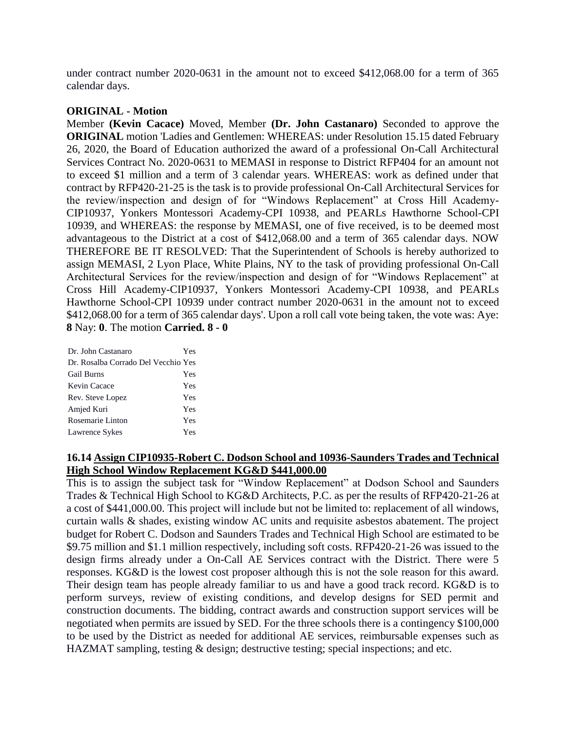under contract number 2020-0631 in the amount not to exceed $412,068.00 for a term of 365 calendar days.

**ORIGINAL - Motion**

Member **(Kevin Cacace)** Moved, Member **(Dr. John Castanaro)** Seconded to approve the **ORIGINAL** motion 'Ladies and Gentlemen: WHEREAS: under Resolution 15.15 dated February 26, 2020, the Board of Education authorized the award of a professional On-Call Architectural Services Contract No. 2020-0631 to MEMASI in response to District RFP404 for an amount not to exceed $1 million and a term of 3 calendar years. WHEREAS: work as defined under that contract by RFP420-21-25 is the task is to provide professional On-Call Architectural Services for the review/inspection and design of for "Windows Replacement" at Cross Hill Academy-CIP10937, Yonkers Montessori Academy-CPI 10938, and PEARLs Hawthorne School-CPI 10939, and WHEREAS: the response by MEMASI, one of five received, is to be deemed most advantageous to the District at a cost of $412,068.00 and a term of 365 calendar days. NOW THEREFORE BE IT RESOLVED: That the Superintendent of Schools is hereby authorized to assign MEMASI, 2 Lyon Place, White Plains, NY to the task of providing professional On-Call Architectural Services for the review/inspection and design of for "Windows Replacement" at Cross Hill Academy-CIP10937, Yonkers Montessori Academy-CPI 10938, and PEARLs Hawthorne School-CPI 10939 under contract number 2020-0631 in the amount not to exceed $412,068.00 for a term of 365 calendar days'. Upon a roll call vote being taken, the vote was: Aye: **8** Nay: **0**. The motion **Carried. 8 - 0**

| | |
|---|---|
| Dr. John Castanaro | Yes |
| Dr. Rosalba Corrado Del Vecchio | Yes |
| Gail Burns | Yes |
| Kevin Cacace | Yes |
| Rev. Steve Lopez | Yes |
| Amjed Kuri | Yes |
| Rosemarie Linton | Yes |
| Lawrence Sykes | Yes |

### 16.14 Assign CIP10935-Robert C. Dodson School and 10936-Saunders Trades and Technical High School Window Replacement KG&D $441,000.00

This is to assign the subject task for "Window Replacement" at Dodson School and Saunders Trades & Technical High School to KG&D Architects, P.C. as per the results of RFP420-21-26 at a cost of $441,000.00. This project will include but not be limited to: replacement of all windows, curtain walls & shades, existing window AC units and requisite asbestos abatement. The project budget for Robert C. Dodson and Saunders Trades and Technical High School are estimated to be $9.75 million and $1.1 million respectively, including soft costs. RFP420-21-26 was issued to the design firms already under a On-Call AE Services contract with the District. There were 5 responses. KG&D is the lowest cost proposer although this is not the sole reason for this award. Their design team has people already familiar to us and have a good track record. KG&D is to perform surveys, review of existing conditions, and develop designs for SED permit and construction documents. The bidding, contract awards and construction support services will be negotiated when permits are issued by SED. For the three schools there is a contingency $100,000 to be used by the District as needed for additional AE services, reimbursable expenses such as HAZMAT sampling, testing & design; destructive testing; special inspections; and etc.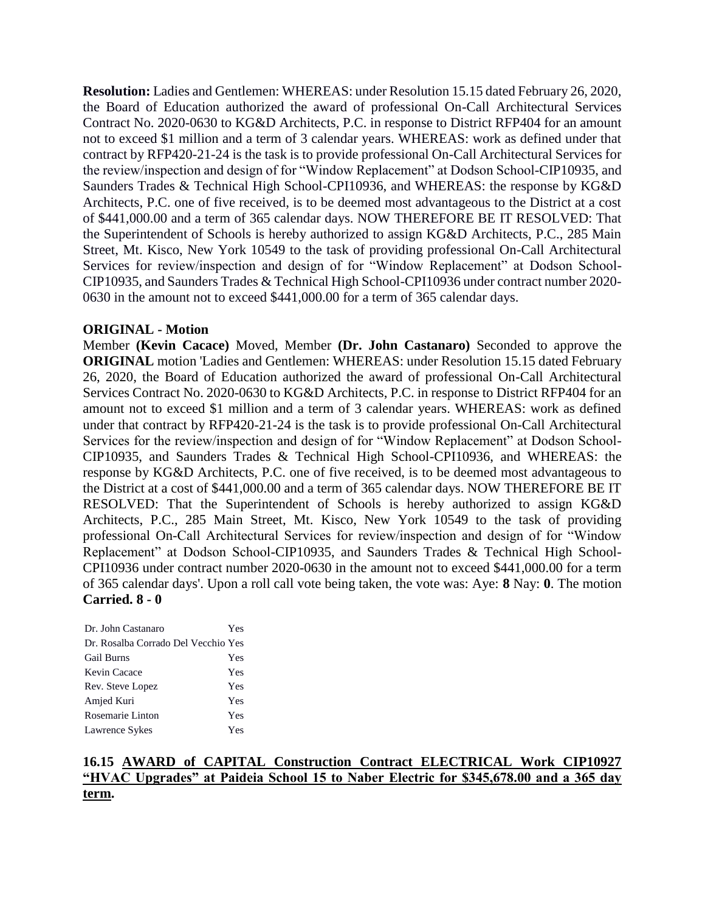**Resolution:** Ladies and Gentlemen: WHEREAS: under Resolution 15.15 dated February 26, 2020, the Board of Education authorized the award of professional On-Call Architectural Services Contract No. 2020-0630 to KG&D Architects, P.C. in response to District RFP404 for an amount not to exceed $1 million and a term of 3 calendar years. WHEREAS: work as defined under that contract by RFP420-21-24 is the task is to provide professional On-Call Architectural Services for the review/inspection and design of for "Window Replacement" at Dodson School-CIP10935, and Saunders Trades & Technical High School-CPI10936, and WHEREAS: the response by KG&D Architects, P.C. one of five received, is to be deemed most advantageous to the District at a cost of $441,000.00 and a term of 365 calendar days. NOW THEREFORE BE IT RESOLVED: That the Superintendent of Schools is hereby authorized to assign KG&D Architects, P.C., 285 Main Street, Mt. Kisco, New York 10549 to the task of providing professional On-Call Architectural Services for review/inspection and design of for "Window Replacement" at Dodson School-CIP10935, and Saunders Trades & Technical High School-CPI10936 under contract number 2020-0630 in the amount not to exceed $441,000.00 for a term of 365 calendar days.

**ORIGINAL - Motion**

Member **(Kevin Cacace)** Moved, Member **(Dr. John Castanaro)** Seconded to approve the **ORIGINAL** motion 'Ladies and Gentlemen: WHEREAS: under Resolution 15.15 dated February 26, 2020, the Board of Education authorized the award of professional On-Call Architectural Services Contract No. 2020-0630 to KG&D Architects, P.C. in response to District RFP404 for an amount not to exceed $1 million and a term of 3 calendar years. WHEREAS: work as defined under that contract by RFP420-21-24 is the task is to provide professional On-Call Architectural Services for the review/inspection and design of for "Window Replacement" at Dodson School-CIP10935, and Saunders Trades & Technical High School-CPI10936, and WHEREAS: the response by KG&D Architects, P.C. one of five received, is to be deemed most advantageous to the District at a cost of $441,000.00 and a term of 365 calendar days. NOW THEREFORE BE IT RESOLVED: That the Superintendent of Schools is hereby authorized to assign KG&D Architects, P.C., 285 Main Street, Mt. Kisco, New York 10549 to the task of providing professional On-Call Architectural Services for review/inspection and design of for "Window Replacement" at Dodson School-CIP10935, and Saunders Trades & Technical High School-CPI10936 under contract number 2020-0630 in the amount not to exceed $441,000.00 for a term of 365 calendar days'. Upon a roll call vote being taken, the vote was: Aye: **8** Nay: **0**. The motion **Carried. 8 - 0**

| | |
|---|---|
| Dr. John Castanaro | Yes |
| Dr. Rosalba Corrado Del Vecchio | Yes |
| Gail Burns | Yes |
| Kevin Cacace | Yes |
| Rev. Steve Lopez | Yes |
| Amjed Kuri | Yes |
| Rosemarie Linton | Yes |
| Lawrence Sykes | Yes |

### 16.15 AWARD of CAPITAL Construction Contract ELECTRICAL Work CIP10927 "HVAC Upgrades" at Paideia School 15 to Naber Electric for $345,678.00 and a 365 day term.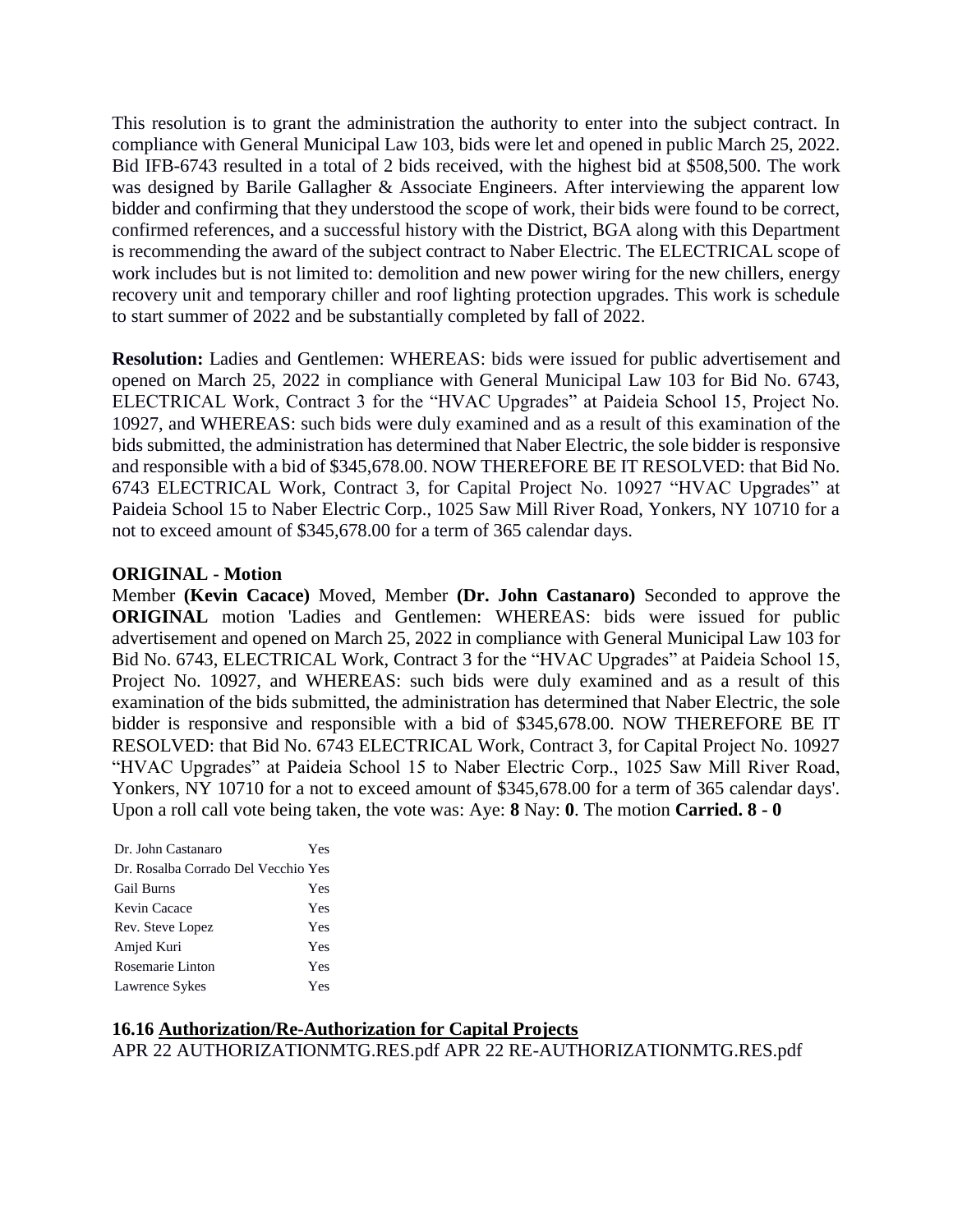This resolution is to grant the administration the authority to enter into the subject contract. In compliance with General Municipal Law 103, bids were let and opened in public March 25, 2022. Bid IFB-6743 resulted in a total of 2 bids received, with the highest bid at $508,500. The work was designed by Barile Gallagher & Associate Engineers. After interviewing the apparent low bidder and confirming that they understood the scope of work, their bids were found to be correct, confirmed references, and a successful history with the District, BGA along with this Department is recommending the award of the subject contract to Naber Electric. The ELECTRICAL scope of work includes but is not limited to: demolition and new power wiring for the new chillers, energy recovery unit and temporary chiller and roof lighting protection upgrades. This work is schedule to start summer of 2022 and be substantially completed by fall of 2022.

**Resolution:** Ladies and Gentlemen: WHEREAS: bids were issued for public advertisement and opened on March 25, 2022 in compliance with General Municipal Law 103 for Bid No. 6743, ELECTRICAL Work, Contract 3 for the "HVAC Upgrades" at Paideia School 15, Project No. 10927, and WHEREAS: such bids were duly examined and as a result of this examination of the bids submitted, the administration has determined that Naber Electric, the sole bidder is responsive and responsible with a bid of $345,678.00. NOW THEREFORE BE IT RESOLVED: that Bid No. 6743 ELECTRICAL Work, Contract 3, for Capital Project No. 10927 "HVAC Upgrades" at Paideia School 15 to Naber Electric Corp., 1025 Saw Mill River Road, Yonkers, NY 10710 for a not to exceed amount of $345,678.00 for a term of 365 calendar days.

**ORIGINAL - Motion**

Member **(Kevin Cacace)** Moved, Member **(Dr. John Castanaro)** Seconded to approve the **ORIGINAL** motion 'Ladies and Gentlemen: WHEREAS: bids were issued for public advertisement and opened on March 25, 2022 in compliance with General Municipal Law 103 for Bid No. 6743, ELECTRICAL Work, Contract 3 for the "HVAC Upgrades" at Paideia School 15, Project No. 10927, and WHEREAS: such bids were duly examined and as a result of this examination of the bids submitted, the administration has determined that Naber Electric, the sole bidder is responsive and responsible with a bid of $345,678.00. NOW THEREFORE BE IT RESOLVED: that Bid No. 6743 ELECTRICAL Work, Contract 3, for Capital Project No. 10927 "HVAC Upgrades" at Paideia School 15 to Naber Electric Corp., 1025 Saw Mill River Road, Yonkers, NY 10710 for a not to exceed amount of $345,678.00 for a term of 365 calendar days'. Upon a roll call vote being taken, the vote was: Aye: **8** Nay: **0**. The motion **Carried. 8 - 0**

| | |
|---|---|
| Dr. John Castanaro | Yes |
| Dr. Rosalba Corrado Del Vecchio | Yes |
| Gail Burns | Yes |
| Kevin Cacace | Yes |
| Rev. Steve Lopez | Yes |
| Amjed Kuri | Yes |
| Rosemarie Linton | Yes |
| Lawrence Sykes | Yes |

**16.16 Authorization/Re-Authorization for Capital Projects**

APR 22 AUTHORIZATIONMTG.RES.pdf APR 22 RE-AUTHORIZATIONMTG.RES.pdf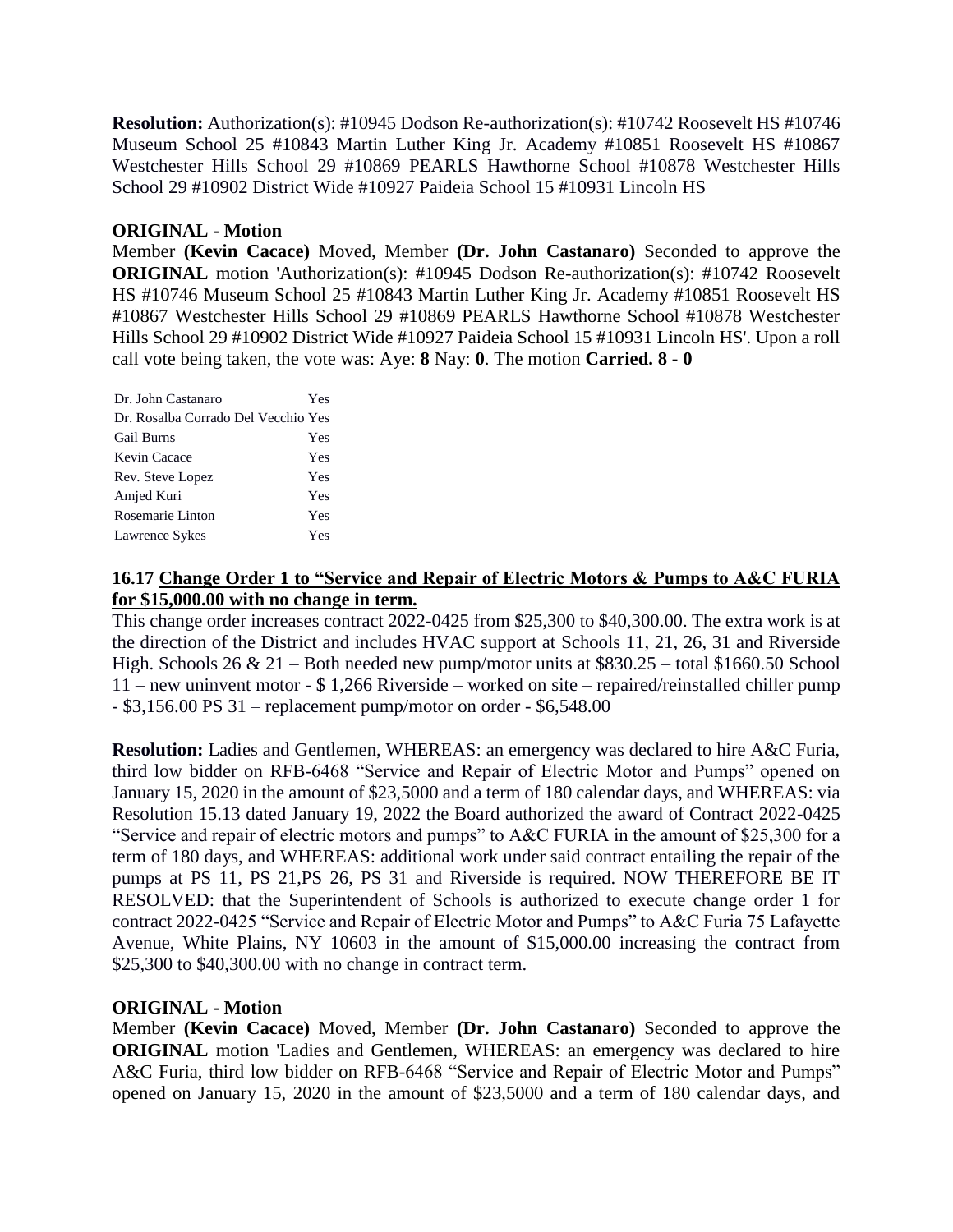**Resolution:** Authorization(s): #10945 Dodson Re-authorization(s): #10742 Roosevelt HS #10746 Museum School 25 #10843 Martin Luther King Jr. Academy #10851 Roosevelt HS #10867 Westchester Hills School 29 #10869 PEARLS Hawthorne School #10878 Westchester Hills School 29 #10902 District Wide #10927 Paideia School 15 #10931 Lincoln HS

**ORIGINAL - Motion**

Member **(Kevin Cacace)** Moved, Member **(Dr. John Castanaro)** Seconded to approve the **ORIGINAL** motion 'Authorization(s): #10945 Dodson Re-authorization(s): #10742 Roosevelt HS #10746 Museum School 25 #10843 Martin Luther King Jr. Academy #10851 Roosevelt HS #10867 Westchester Hills School 29 #10869 PEARLS Hawthorne School #10878 Westchester Hills School 29 #10902 District Wide #10927 Paideia School 15 #10931 Lincoln HS'. Upon a roll call vote being taken, the vote was: Aye: **8** Nay: **0**. The motion **Carried. 8 - 0**

| | |
|---|---|
| Dr. John Castanaro | Yes |
| Dr. Rosalba Corrado Del Vecchio | Yes |
| Gail Burns | Yes |
| Kevin Cacace | Yes |
| Rev. Steve Lopez | Yes |
| Amjed Kuri | Yes |
| Rosemarie Linton | Yes |
| Lawrence Sykes | Yes |

**16.17 Change Order 1 to "Service and Repair of Electric Motors & Pumps to A&C FURIA for $15,000.00 with no change in term.**

This change order increases contract 2022-0425 from $25,300 to $40,300.00. The extra work is at the direction of the District and includes HVAC support at Schools 11, 21, 26, 31 and Riverside High. Schools 26 & 21 – Both needed new pump/motor units at $830.25 – total $1660.50 School 11 – new uninvent motor - $ 1,266 Riverside – worked on site – repaired/reinstalled chiller pump - $3,156.00 PS 31 – replacement pump/motor on order - $6,548.00

**Resolution:** Ladies and Gentlemen, WHEREAS: an emergency was declared to hire A&C Furia, third low bidder on RFB-6468 "Service and Repair of Electric Motor and Pumps" opened on January 15, 2020 in the amount of $23,5000 and a term of 180 calendar days, and WHEREAS: via Resolution 15.13 dated January 19, 2022 the Board authorized the award of Contract 2022-0425 "Service and repair of electric motors and pumps" to A&C FURIA in the amount of $25,300 for a term of 180 days, and WHEREAS: additional work under said contract entailing the repair of the pumps at PS 11, PS 21,PS 26, PS 31 and Riverside is required. NOW THEREFORE BE IT RESOLVED: that the Superintendent of Schools is authorized to execute change order 1 for contract 2022-0425 "Service and Repair of Electric Motor and Pumps" to A&C Furia 75 Lafayette Avenue, White Plains, NY 10603 in the amount of $15,000.00 increasing the contract from $25,300 to $40,300.00 with no change in contract term.

**ORIGINAL - Motion**

Member **(Kevin Cacace)** Moved, Member **(Dr. John Castanaro)** Seconded to approve the **ORIGINAL** motion 'Ladies and Gentlemen, WHEREAS: an emergency was declared to hire A&C Furia, third low bidder on RFB-6468 "Service and Repair of Electric Motor and Pumps" opened on January 15, 2020 in the amount of $23,5000 and a term of 180 calendar days, and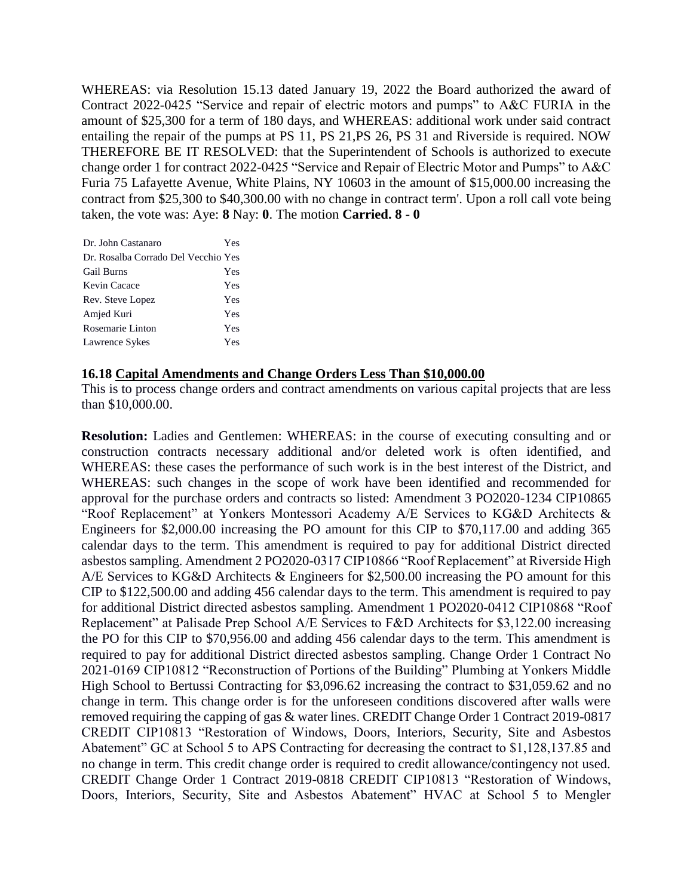WHEREAS: via Resolution 15.13 dated January 19, 2022 the Board authorized the award of Contract 2022-0425 "Service and repair of electric motors and pumps" to A&C FURIA in the amount of $25,300 for a term of 180 days, and WHEREAS: additional work under said contract entailing the repair of the pumps at PS 11, PS 21,PS 26, PS 31 and Riverside is required. NOW THEREFORE BE IT RESOLVED: that the Superintendent of Schools is authorized to execute change order 1 for contract 2022-0425 "Service and Repair of Electric Motor and Pumps" to A&C Furia 75 Lafayette Avenue, White Plains, NY 10603 in the amount of $15,000.00 increasing the contract from $25,300 to $40,300.00 with no change in contract term'. Upon a roll call vote being taken, the vote was: Aye: **8** Nay: **0**. The motion **Carried. 8 - 0**

| | |
|---|---|
| Dr. John Castanaro | Yes |
| Dr. Rosalba Corrado Del Vecchio | Yes |
| Gail Burns | Yes |
| Kevin Cacace | Yes |
| Rev. Steve Lopez | Yes |
| Amjed Kuri | Yes |
| Rosemarie Linton | Yes |
| Lawrence Sykes | Yes |

**16.18 Capital Amendments and Change Orders Less Than $10,000.00**

This is to process change orders and contract amendments on various capital projects that are less than $10,000.00.

**Resolution:** Ladies and Gentlemen: WHEREAS: in the course of executing consulting and or construction contracts necessary additional and/or deleted work is often identified, and WHEREAS: these cases the performance of such work is in the best interest of the District, and WHEREAS: such changes in the scope of work have been identified and recommended for approval for the purchase orders and contracts so listed: Amendment 3 PO2020-1234 CIP10865 "Roof Replacement" at Yonkers Montessori Academy A/E Services to KG&D Architects & Engineers for $2,000.00 increasing the PO amount for this CIP to $70,117.00 and adding 365 calendar days to the term. This amendment is required to pay for additional District directed asbestos sampling. Amendment 2 PO2020-0317 CIP10866 "Roof Replacement" at Riverside High A/E Services to KG&D Architects & Engineers for $2,500.00 increasing the PO amount for this CIP to $122,500.00 and adding 456 calendar days to the term. This amendment is required to pay for additional District directed asbestos sampling. Amendment 1 PO2020-0412 CIP10868 "Roof Replacement" at Palisade Prep School A/E Services to F&D Architects for $3,122.00 increasing the PO for this CIP to $70,956.00 and adding 456 calendar days to the term. This amendment is required to pay for additional District directed asbestos sampling. Change Order 1 Contract No 2021-0169 CIP10812 "Reconstruction of Portions of the Building" Plumbing at Yonkers Middle High School to Bertussi Contracting for $3,096.62 increasing the contract to $31,059.62 and no change in term. This change order is for the unforeseen conditions discovered after walls were removed requiring the capping of gas & water lines. CREDIT Change Order 1 Contract 2019-0817 CREDIT CIP10813 "Restoration of Windows, Doors, Interiors, Security, Site and Asbestos Abatement" GC at School 5 to APS Contracting for decreasing the contract to $1,128,137.85 and no change in term. This credit change order is required to credit allowance/contingency not used. CREDIT Change Order 1 Contract 2019-0818 CREDIT CIP10813 "Restoration of Windows, Doors, Interiors, Security, Site and Asbestos Abatement" HVAC at School 5 to Mengler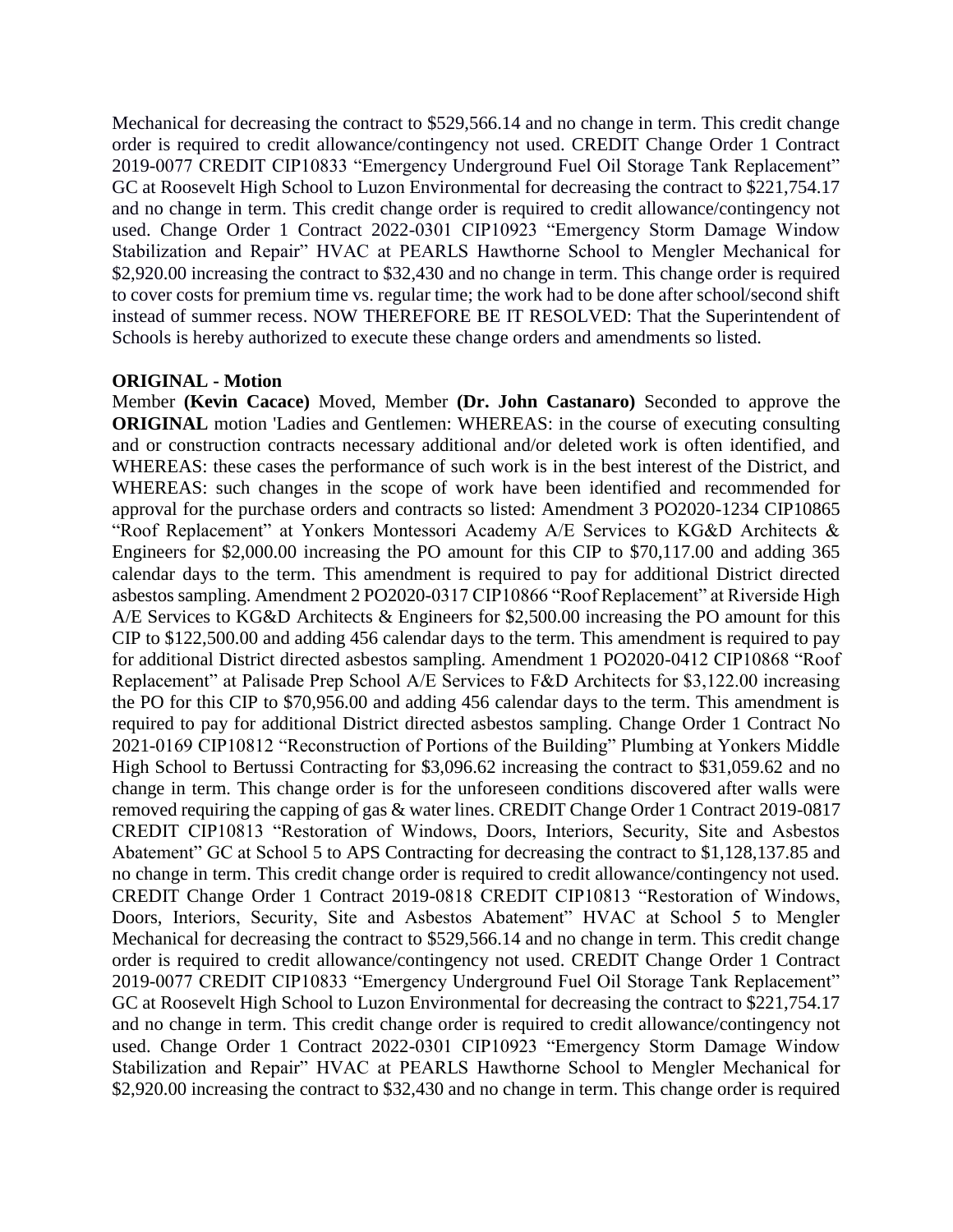Mechanical for decreasing the contract to $529,566.14 and no change in term. This credit change order is required to credit allowance/contingency not used. CREDIT Change Order 1 Contract 2019-0077 CREDIT CIP10833 "Emergency Underground Fuel Oil Storage Tank Replacement" GC at Roosevelt High School to Luzon Environmental for decreasing the contract to $221,754.17 and no change in term. This credit change order is required to credit allowance/contingency not used. Change Order 1 Contract 2022-0301 CIP10923 "Emergency Storm Damage Window Stabilization and Repair" HVAC at PEARLS Hawthorne School to Mengler Mechanical for $2,920.00 increasing the contract to $32,430 and no change in term. This change order is required to cover costs for premium time vs. regular time; the work had to be done after school/second shift instead of summer recess. NOW THEREFORE BE IT RESOLVED: That the Superintendent of Schools is hereby authorized to execute these change orders and amendments so listed.

**ORIGINAL - Motion**

Member **(Kevin Cacace)** Moved, Member **(Dr. John Castanaro)** Seconded to approve the **ORIGINAL** motion 'Ladies and Gentlemen: WHEREAS: in the course of executing consulting and or construction contracts necessary additional and/or deleted work is often identified, and WHEREAS: these cases the performance of such work is in the best interest of the District, and WHEREAS: such changes in the scope of work have been identified and recommended for approval for the purchase orders and contracts so listed: Amendment 3 PO2020-1234 CIP10865 "Roof Replacement" at Yonkers Montessori Academy A/E Services to KG&D Architects & Engineers for $2,000.00 increasing the PO amount for this CIP to $70,117.00 and adding 365 calendar days to the term. This amendment is required to pay for additional District directed asbestos sampling. Amendment 2 PO2020-0317 CIP10866 "Roof Replacement" at Riverside High A/E Services to KG&D Architects & Engineers for $2,500.00 increasing the PO amount for this CIP to $122,500.00 and adding 456 calendar days to the term. This amendment is required to pay for additional District directed asbestos sampling. Amendment 1 PO2020-0412 CIP10868 "Roof Replacement" at Palisade Prep School A/E Services to F&D Architects for $3,122.00 increasing the PO for this CIP to $70,956.00 and adding 456 calendar days to the term. This amendment is required to pay for additional District directed asbestos sampling. Change Order 1 Contract No 2021-0169 CIP10812 "Reconstruction of Portions of the Building" Plumbing at Yonkers Middle High School to Bertussi Contracting for $3,096.62 increasing the contract to $31,059.62 and no change in term. This change order is for the unforeseen conditions discovered after walls were removed requiring the capping of gas & water lines. CREDIT Change Order 1 Contract 2019-0817 CREDIT CIP10813 "Restoration of Windows, Doors, Interiors, Security, Site and Asbestos Abatement" GC at School 5 to APS Contracting for decreasing the contract to $1,128,137.85 and no change in term. This credit change order is required to credit allowance/contingency not used. CREDIT Change Order 1 Contract 2019-0818 CREDIT CIP10813 "Restoration of Windows, Doors, Interiors, Security, Site and Asbestos Abatement" HVAC at School 5 to Mengler Mechanical for decreasing the contract to $529,566.14 and no change in term. This credit change order is required to credit allowance/contingency not used. CREDIT Change Order 1 Contract 2019-0077 CREDIT CIP10833 "Emergency Underground Fuel Oil Storage Tank Replacement" GC at Roosevelt High School to Luzon Environmental for decreasing the contract to $221,754.17 and no change in term. This credit change order is required to credit allowance/contingency not used. Change Order 1 Contract 2022-0301 CIP10923 "Emergency Storm Damage Window Stabilization and Repair" HVAC at PEARLS Hawthorne School to Mengler Mechanical for $2,920.00 increasing the contract to $32,430 and no change in term. This change order is required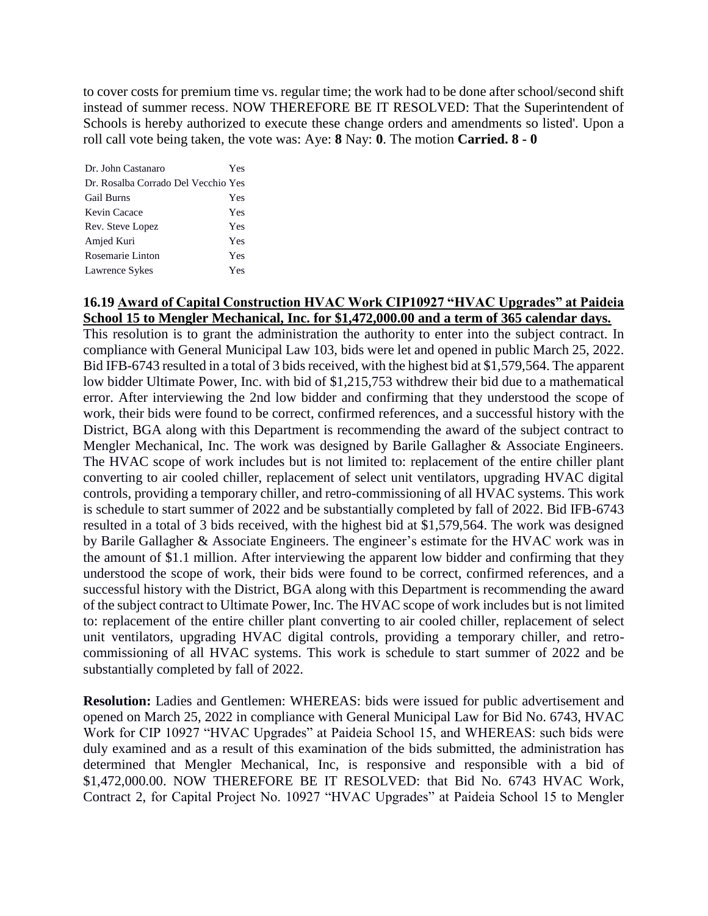to cover costs for premium time vs. regular time; the work had to be done after school/second shift instead of summer recess. NOW THEREFORE BE IT RESOLVED: That the Superintendent of Schools is hereby authorized to execute these change orders and amendments so listed'. Upon a roll call vote being taken, the vote was: Aye: **8** Nay: **0**. The motion **Carried. 8 - 0**

| | |
|---|---|
| Dr. John Castanaro | Yes |
| Dr. Rosalba Corrado Del Vecchio | Yes |
| Gail Burns | Yes |
| Kevin Cacace | Yes |
| Rev. Steve Lopez | Yes |
| Amjed Kuri | Yes |
| Rosemarie Linton | Yes |
| Lawrence Sykes | Yes |

**16.19 <u>Award of Capital Construction HVAC Work CIP10927 "HVAC Upgrades" at Paideia School 15 to Mengler Mechanical, Inc. for $1,472,000.00 and a term of 365 calendar days.</u>**

This resolution is to grant the administration the authority to enter into the subject contract. In compliance with General Municipal Law 103, bids were let and opened in public March 25, 2022. Bid IFB-6743 resulted in a total of 3 bids received, with the highest bid at $1,579,564. The apparent low bidder Ultimate Power, Inc. with bid of $1,215,753 withdrew their bid due to a mathematical error. After interviewing the 2nd low bidder and confirming that they understood the scope of work, their bids were found to be correct, confirmed references, and a successful history with the District, BGA along with this Department is recommending the award of the subject contract to Mengler Mechanical, Inc. The work was designed by Barile Gallagher & Associate Engineers. The HVAC scope of work includes but is not limited to: replacement of the entire chiller plant converting to air cooled chiller, replacement of select unit ventilators, upgrading HVAC digital controls, providing a temporary chiller, and retro-commissioning of all HVAC systems. This work is schedule to start summer of 2022 and be substantially completed by fall of 2022. Bid IFB-6743 resulted in a total of 3 bids received, with the highest bid at $1,579,564. The work was designed by Barile Gallagher & Associate Engineers. The engineer's estimate for the HVAC work was in the amount of $1.1 million. After interviewing the apparent low bidder and confirming that they understood the scope of work, their bids were found to be correct, confirmed references, and a successful history with the District, BGA along with this Department is recommending the award of the subject contract to Ultimate Power, Inc. The HVAC scope of work includes but is not limited to: replacement of the entire chiller plant converting to air cooled chiller, replacement of select unit ventilators, upgrading HVAC digital controls, providing a temporary chiller, and retro-commissioning of all HVAC systems. This work is schedule to start summer of 2022 and be substantially completed by fall of 2022.

**Resolution:** Ladies and Gentlemen: WHEREAS: bids were issued for public advertisement and opened on March 25, 2022 in compliance with General Municipal Law for Bid No. 6743, HVAC Work for CIP 10927 "HVAC Upgrades" at Paideia School 15, and WHEREAS: such bids were duly examined and as a result of this examination of the bids submitted, the administration has determined that Mengler Mechanical, Inc, is responsive and responsible with a bid of $1,472,000.00. NOW THEREFORE BE IT RESOLVED: that Bid No. 6743 HVAC Work, Contract 2, for Capital Project No. 10927 "HVAC Upgrades" at Paideia School 15 to Mengler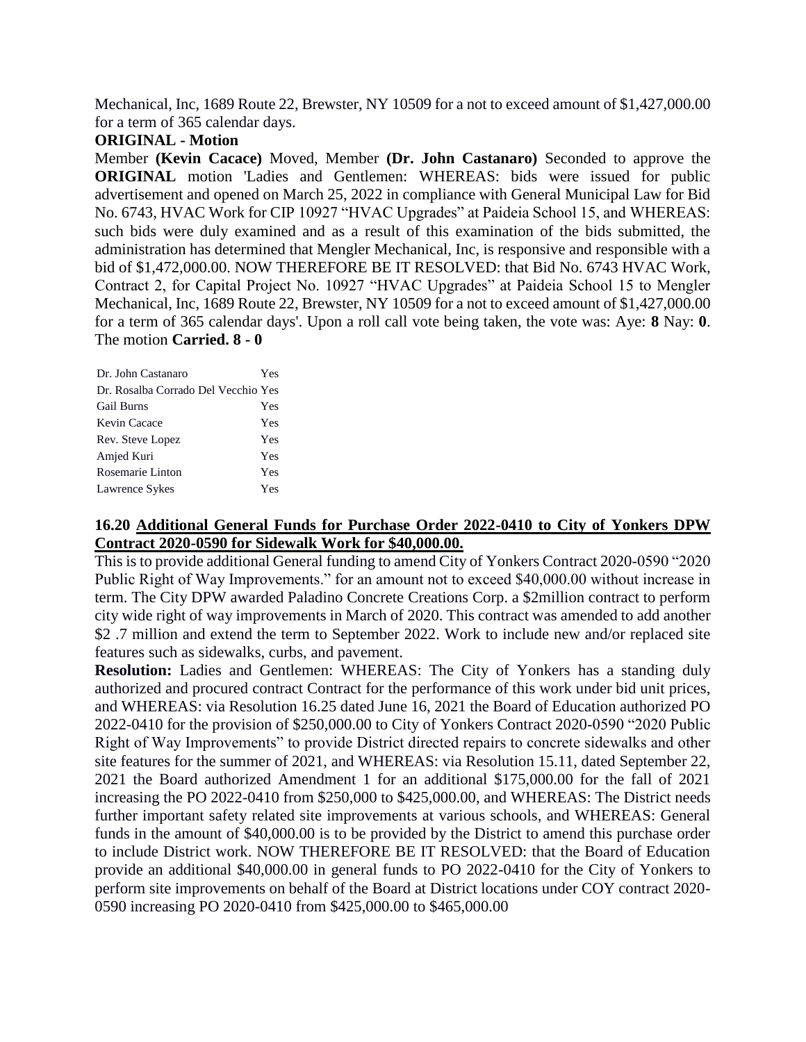Mechanical, Inc, 1689 Route 22, Brewster, NY 10509 for a not to exceed amount of $1,427,000.00 for a term of 365 calendar days.

**ORIGINAL - Motion**

Member **(Kevin Cacace)** Moved, Member **(Dr. John Castanaro)** Seconded to approve the **ORIGINAL** motion 'Ladies and Gentlemen: WHEREAS: bids were issued for public advertisement and opened on March 25, 2022 in compliance with General Municipal Law for Bid No. 6743, HVAC Work for CIP 10927 "HVAC Upgrades" at Paideia School 15, and WHEREAS: such bids were duly examined and as a result of this examination of the bids submitted, the administration has determined that Mengler Mechanical, Inc, is responsive and responsible with a bid of $1,472,000.00. NOW THEREFORE BE IT RESOLVED: that Bid No. 6743 HVAC Work, Contract 2, for Capital Project No. 10927 "HVAC Upgrades" at Paideia School 15 to Mengler Mechanical, Inc, 1689 Route 22, Brewster, NY 10509 for a not to exceed amount of $1,427,000.00 for a term of 365 calendar days'. Upon a roll call vote being taken, the vote was: Aye: **8** Nay: **0**. The motion **Carried. 8 - 0**

| | |
|---|---|
| Dr. John Castanaro | Yes |
| Dr. Rosalba Corrado Del Vecchio | Yes |
| Gail Burns | Yes |
| Kevin Cacace | Yes |
| Rev. Steve Lopez | Yes |
| Amjed Kuri | Yes |
| Rosemarie Linton | Yes |
| Lawrence Sykes | Yes |

### 16.20 Additional General Funds for Purchase Order 2022-0410 to City of Yonkers DPW Contract 2020-0590 for Sidewalk Work for $40,000.00.

This is to provide additional General funding to amend City of Yonkers Contract 2020-0590 "2020 Public Right of Way Improvements." for an amount not to exceed $40,000.00 without increase in term. The City DPW awarded Paladino Concrete Creations Corp. a $2million contract to perform city wide right of way improvements in March of 2020. This contract was amended to add another $2 .7 million and extend the term to September 2022. Work to include new and/or replaced site features such as sidewalks, curbs, and pavement.

**Resolution:** Ladies and Gentlemen: WHEREAS: The City of Yonkers has a standing duly authorized and procured contract Contract for the performance of this work under bid unit prices, and WHEREAS: via Resolution 16.25 dated June 16, 2021 the Board of Education authorized PO 2022-0410 for the provision of $250,000.00 to City of Yonkers Contract 2020-0590 "2020 Public Right of Way Improvements" to provide District directed repairs to concrete sidewalks and other site features for the summer of 2021, and WHEREAS: via Resolution 15.11, dated September 22, 2021 the Board authorized Amendment 1 for an additional $175,000.00 for the fall of 2021 increasing the PO 2022-0410 from $250,000 to $425,000.00, and WHEREAS: The District needs further important safety related site improvements at various schools, and WHEREAS: General funds in the amount of $40,000.00 is to be provided by the District to amend this purchase order to include District work. NOW THEREFORE BE IT RESOLVED: that the Board of Education provide an additional $40,000.00 in general funds to PO 2022-0410 for the City of Yonkers to perform site improvements on behalf of the Board at District locations under COY contract 2020-0590 increasing PO 2020-0410 from $425,000.00 to $465,000.00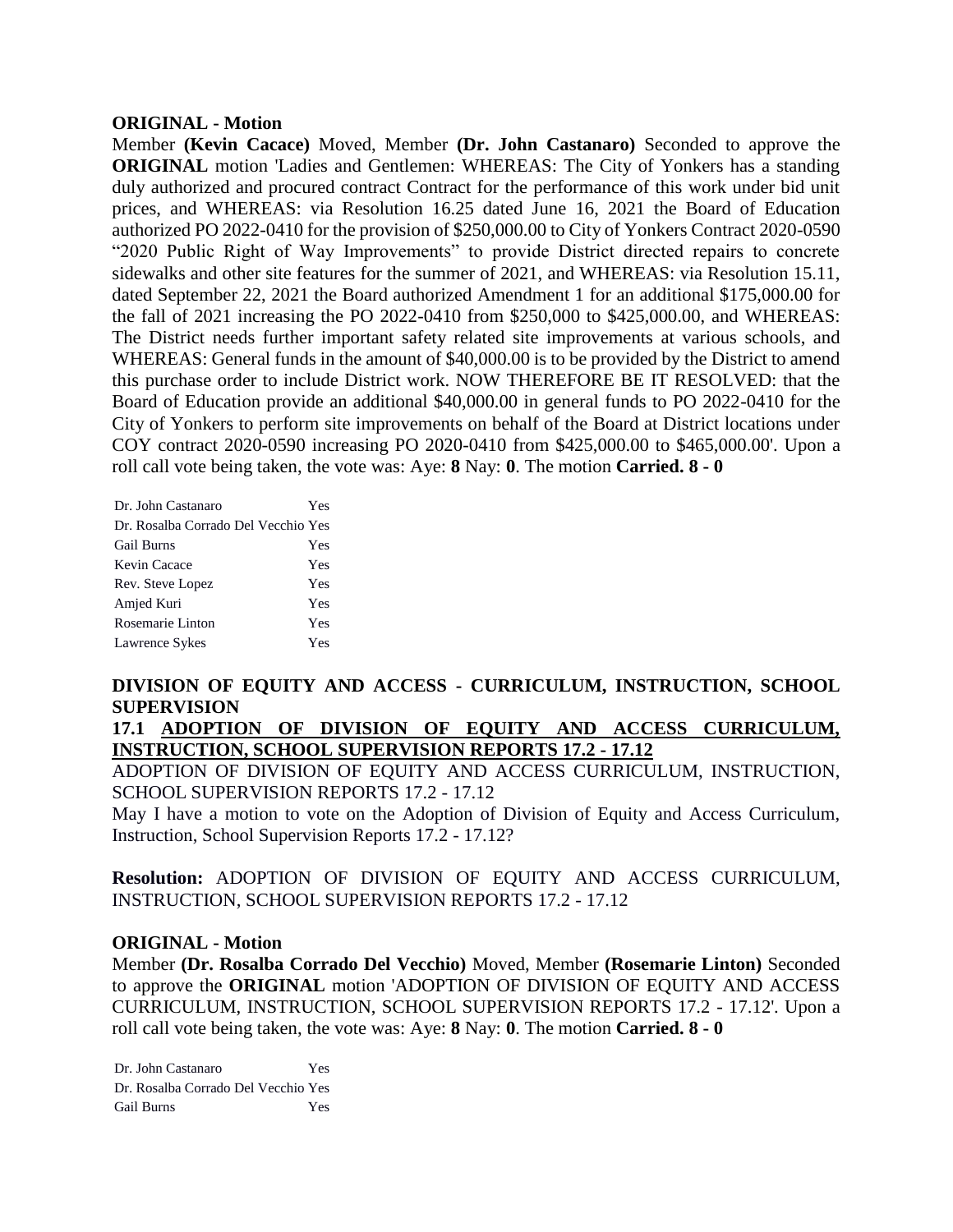**ORIGINAL - Motion**

Member **(Kevin Cacace)** Moved, Member **(Dr. John Castanaro)** Seconded to approve the **ORIGINAL** motion 'Ladies and Gentlemen: WHEREAS: The City of Yonkers has a standing duly authorized and procured contract Contract for the performance of this work under bid unit prices, and WHEREAS: via Resolution 16.25 dated June 16, 2021 the Board of Education authorized PO 2022-0410 for the provision of $250,000.00 to City of Yonkers Contract 2020-0590 "2020 Public Right of Way Improvements" to provide District directed repairs to concrete sidewalks and other site features for the summer of 2021, and WHEREAS: via Resolution 15.11, dated September 22, 2021 the Board authorized Amendment 1 for an additional $175,000.00 for the fall of 2021 increasing the PO 2022-0410 from $250,000 to $425,000.00, and WHEREAS: The District needs further important safety related site improvements at various schools, and WHEREAS: General funds in the amount of $40,000.00 is to be provided by the District to amend this purchase order to include District work. NOW THEREFORE BE IT RESOLVED: that the Board of Education provide an additional $40,000.00 in general funds to PO 2022-0410 for the City of Yonkers to perform site improvements on behalf of the Board at District locations under COY contract 2020-0590 increasing PO 2020-0410 from $425,000.00 to $465,000.00'. Upon a roll call vote being taken, the vote was: Aye: **8** Nay: **0**. The motion **Carried. 8 - 0**

| | |
|---|---|
| Dr. John Castanaro | Yes |
| Dr. Rosalba Corrado Del Vecchio | Yes |
| Gail Burns | Yes |
| Kevin Cacace | Yes |
| Rev. Steve Lopez | Yes |
| Amjed Kuri | Yes |
| Rosemarie Linton | Yes |
| Lawrence Sykes | Yes |

## DIVISION OF EQUITY AND ACCESS - CURRICULUM, INSTRUCTION, SCHOOL SUPERVISION

### 17.1 ADOPTION OF DIVISION OF EQUITY AND ACCESS CURRICULUM, INSTRUCTION, SCHOOL SUPERVISION REPORTS 17.2 - 17.12

ADOPTION OF DIVISION OF EQUITY AND ACCESS CURRICULUM, INSTRUCTION, SCHOOL SUPERVISION REPORTS 17.2 - 17.12

May I have a motion to vote on the Adoption of Division of Equity and Access Curriculum, Instruction, School Supervision Reports 17.2 - 17.12?

**Resolution:** ADOPTION OF DIVISION OF EQUITY AND ACCESS CURRICULUM, INSTRUCTION, SCHOOL SUPERVISION REPORTS 17.2 - 17.12

**ORIGINAL - Motion**

Member **(Dr. Rosalba Corrado Del Vecchio)** Moved, Member **(Rosemarie Linton)** Seconded to approve the **ORIGINAL** motion 'ADOPTION OF DIVISION OF EQUITY AND ACCESS CURRICULUM, INSTRUCTION, SCHOOL SUPERVISION REPORTS 17.2 - 17.12'. Upon a roll call vote being taken, the vote was: Aye: **8** Nay: **0**. The motion **Carried. 8 - 0**

| | |
|---|---|
| Dr. John Castanaro | Yes |
| Dr. Rosalba Corrado Del Vecchio | Yes |
| Gail Burns | Yes |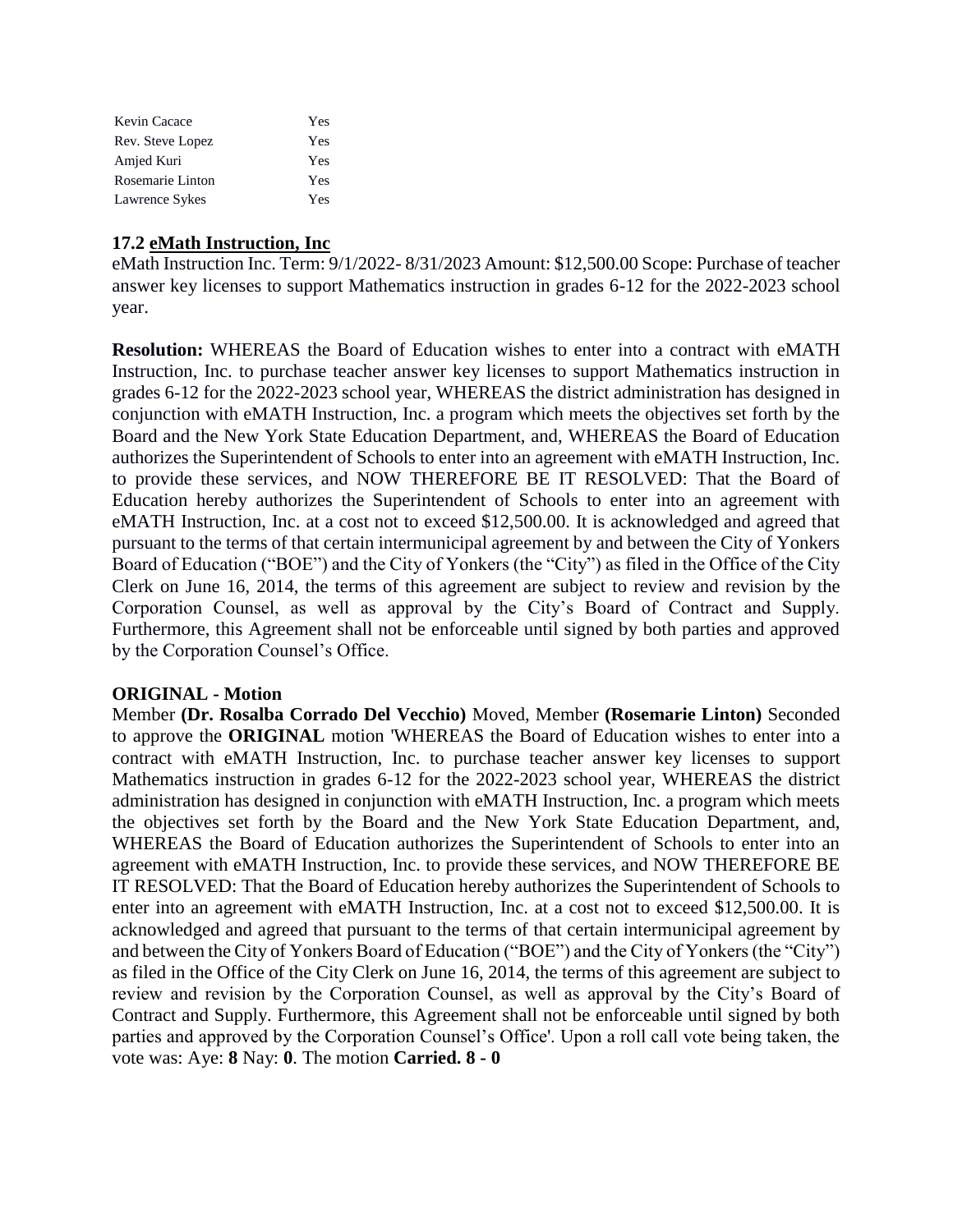| | |
|---|---|
| Kevin Cacace | Yes |
| Rev. Steve Lopez | Yes |
| Amjed Kuri | Yes |
| Rosemarie Linton | Yes |
| Lawrence Sykes | Yes |

### 17.2 eMath Instruction, Inc

eMath Instruction Inc. Term: 9/1/2022- 8/31/2023 Amount: $12,500.00 Scope: Purchase of teacher answer key licenses to support Mathematics instruction in grades 6-12 for the 2022-2023 school year.

**Resolution:** WHEREAS the Board of Education wishes to enter into a contract with eMATH Instruction, Inc. to purchase teacher answer key licenses to support Mathematics instruction in grades 6-12 for the 2022-2023 school year, WHEREAS the district administration has designed in conjunction with eMATH Instruction, Inc. a program which meets the objectives set forth by the Board and the New York State Education Department, and, WHEREAS the Board of Education authorizes the Superintendent of Schools to enter into an agreement with eMATH Instruction, Inc. to provide these services, and NOW THEREFORE BE IT RESOLVED: That the Board of Education hereby authorizes the Superintendent of Schools to enter into an agreement with eMATH Instruction, Inc. at a cost not to exceed $12,500.00. It is acknowledged and agreed that pursuant to the terms of that certain intermunicipal agreement by and between the City of Yonkers Board of Education ("BOE") and the City of Yonkers (the "City") as filed in the Office of the City Clerk on June 16, 2014, the terms of this agreement are subject to review and revision by the Corporation Counsel, as well as approval by the City's Board of Contract and Supply. Furthermore, this Agreement shall not be enforceable until signed by both parties and approved by the Corporation Counsel's Office.

**ORIGINAL - Motion**

Member **(Dr. Rosalba Corrado Del Vecchio)** Moved, Member **(Rosemarie Linton)** Seconded to approve the **ORIGINAL** motion 'WHEREAS the Board of Education wishes to enter into a contract with eMATH Instruction, Inc. to purchase teacher answer key licenses to support Mathematics instruction in grades 6-12 for the 2022-2023 school year, WHEREAS the district administration has designed in conjunction with eMATH Instruction, Inc. a program which meets the objectives set forth by the Board and the New York State Education Department, and, WHEREAS the Board of Education authorizes the Superintendent of Schools to enter into an agreement with eMATH Instruction, Inc. to provide these services, and NOW THEREFORE BE IT RESOLVED: That the Board of Education hereby authorizes the Superintendent of Schools to enter into an agreement with eMATH Instruction, Inc. at a cost not to exceed $12,500.00. It is acknowledged and agreed that pursuant to the terms of that certain intermunicipal agreement by and between the City of Yonkers Board of Education ("BOE") and the City of Yonkers (the "City") as filed in the Office of the City Clerk on June 16, 2014, the terms of this agreement are subject to review and revision by the Corporation Counsel, as well as approval by the City's Board of Contract and Supply. Furthermore, this Agreement shall not be enforceable until signed by both parties and approved by the Corporation Counsel's Office'. Upon a roll call vote being taken, the vote was: Aye: **8** Nay: **0**. The motion **Carried. 8 - 0**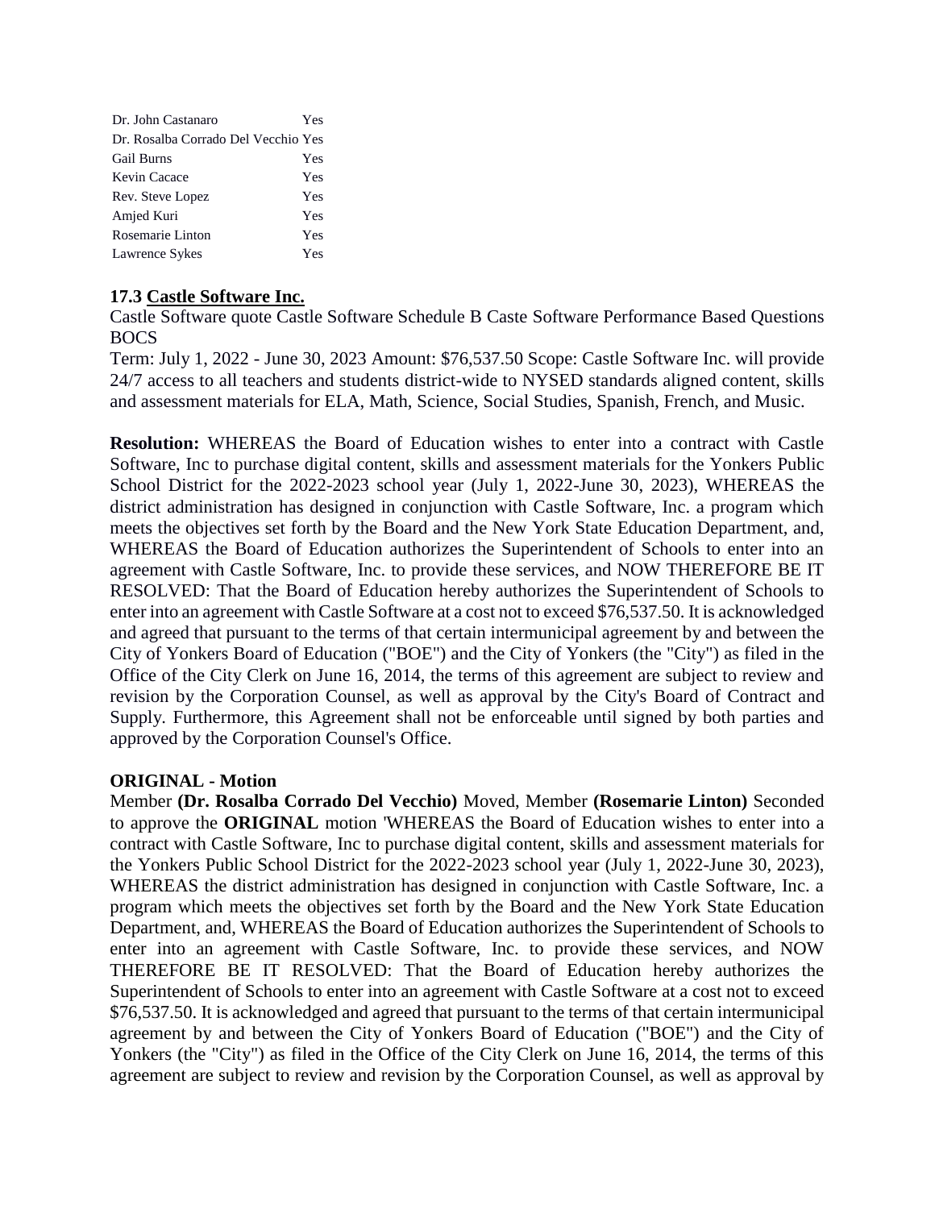| | |
|---|---|
| Dr. John Castanaro | Yes |
| Dr. Rosalba Corrado Del Vecchio | Yes |
| Gail Burns | Yes |
| Kevin Cacace | Yes |
| Rev. Steve Lopez | Yes |
| Amjed Kuri | Yes |
| Rosemarie Linton | Yes |
| Lawrence Sykes | Yes |

**17.3 Castle Software Inc.**

Castle Software quote Castle Software Schedule B Caste Software Performance Based Questions BOCS

Term: July 1, 2022 - June 30, 2023 Amount: $76,537.50 Scope: Castle Software Inc. will provide 24/7 access to all teachers and students district-wide to NYSED standards aligned content, skills and assessment materials for ELA, Math, Science, Social Studies, Spanish, French, and Music.

**Resolution:** WHEREAS the Board of Education wishes to enter into a contract with Castle Software, Inc to purchase digital content, skills and assessment materials for the Yonkers Public School District for the 2022-2023 school year (July 1, 2022-June 30, 2023), WHEREAS the district administration has designed in conjunction with Castle Software, Inc. a program which meets the objectives set forth by the Board and the New York State Education Department, and, WHEREAS the Board of Education authorizes the Superintendent of Schools to enter into an agreement with Castle Software, Inc. to provide these services, and NOW THEREFORE BE IT RESOLVED: That the Board of Education hereby authorizes the Superintendent of Schools to enter into an agreement with Castle Software at a cost not to exceed $76,537.50. It is acknowledged and agreed that pursuant to the terms of that certain intermunicipal agreement by and between the City of Yonkers Board of Education ("BOE") and the City of Yonkers (the "City") as filed in the Office of the City Clerk on June 16, 2014, the terms of this agreement are subject to review and revision by the Corporation Counsel, as well as approval by the City's Board of Contract and Supply. Furthermore, this Agreement shall not be enforceable until signed by both parties and approved by the Corporation Counsel's Office.

**ORIGINAL - Motion**

Member **(Dr. Rosalba Corrado Del Vecchio)** Moved, Member **(Rosemarie Linton)** Seconded to approve the **ORIGINAL** motion 'WHEREAS the Board of Education wishes to enter into a contract with Castle Software, Inc to purchase digital content, skills and assessment materials for the Yonkers Public School District for the 2022-2023 school year (July 1, 2022-June 30, 2023), WHEREAS the district administration has designed in conjunction with Castle Software, Inc. a program which meets the objectives set forth by the Board and the New York State Education Department, and, WHEREAS the Board of Education authorizes the Superintendent of Schools to enter into an agreement with Castle Software, Inc. to provide these services, and NOW THEREFORE BE IT RESOLVED: That the Board of Education hereby authorizes the Superintendent of Schools to enter into an agreement with Castle Software at a cost not to exceed $76,537.50. It is acknowledged and agreed that pursuant to the terms of that certain intermunicipal agreement by and between the City of Yonkers Board of Education ("BOE") and the City of Yonkers (the "City") as filed in the Office of the City Clerk on June 16, 2014, the terms of this agreement are subject to review and revision by the Corporation Counsel, as well as approval by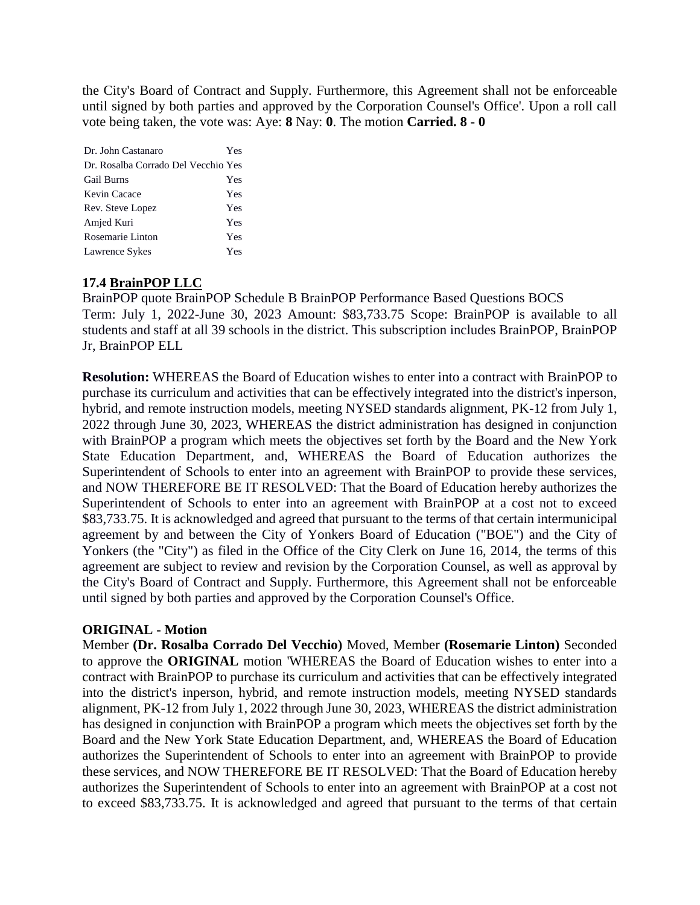the City's Board of Contract and Supply. Furthermore, this Agreement shall not be enforceable until signed by both parties and approved by the Corporation Counsel's Office'. Upon a roll call vote being taken, the vote was: Aye: **8** Nay: **0**. The motion **Carried. 8 - 0**

| | |
|---|---|
| Dr. John Castanaro | Yes |
| Dr. Rosalba Corrado Del Vecchio | Yes |
| Gail Burns | Yes |
| Kevin Cacace | Yes |
| Rev. Steve Lopez | Yes |
| Amjed Kuri | Yes |
| Rosemarie Linton | Yes |
| Lawrence Sykes | Yes |

**17.4 BrainPOP LLC**

BrainPOP quote BrainPOP Schedule B BrainPOP Performance Based Questions BOCS
Term: July 1, 2022-June 30, 2023 Amount: $83,733.75 Scope: BrainPOP is available to all students and staff at all 39 schools in the district. This subscription includes BrainPOP, BrainPOP Jr, BrainPOP ELL

**Resolution:** WHEREAS the Board of Education wishes to enter into a contract with BrainPOP to purchase its curriculum and activities that can be effectively integrated into the district's inperson, hybrid, and remote instruction models, meeting NYSED standards alignment, PK-12 from July 1, 2022 through June 30, 2023, WHEREAS the district administration has designed in conjunction with BrainPOP a program which meets the objectives set forth by the Board and the New York State Education Department, and, WHEREAS the Board of Education authorizes the Superintendent of Schools to enter into an agreement with BrainPOP to provide these services, and NOW THEREFORE BE IT RESOLVED: That the Board of Education hereby authorizes the Superintendent of Schools to enter into an agreement with BrainPOP at a cost not to exceed $83,733.75. It is acknowledged and agreed that pursuant to the terms of that certain intermunicipal agreement by and between the City of Yonkers Board of Education ("BOE") and the City of Yonkers (the "City") as filed in the Office of the City Clerk on June 16, 2014, the terms of this agreement are subject to review and revision by the Corporation Counsel, as well as approval by the City's Board of Contract and Supply. Furthermore, this Agreement shall not be enforceable until signed by both parties and approved by the Corporation Counsel's Office.

**ORIGINAL - Motion**

Member **(Dr. Rosalba Corrado Del Vecchio)** Moved, Member **(Rosemarie Linton)** Seconded to approve the **ORIGINAL** motion 'WHEREAS the Board of Education wishes to enter into a contract with BrainPOP to purchase its curriculum and activities that can be effectively integrated into the district's inperson, hybrid, and remote instruction models, meeting NYSED standards alignment, PK-12 from July 1, 2022 through June 30, 2023, WHEREAS the district administration has designed in conjunction with BrainPOP a program which meets the objectives set forth by the Board and the New York State Education Department, and, WHEREAS the Board of Education authorizes the Superintendent of Schools to enter into an agreement with BrainPOP to provide these services, and NOW THEREFORE BE IT RESOLVED: That the Board of Education hereby authorizes the Superintendent of Schools to enter into an agreement with BrainPOP at a cost not to exceed $83,733.75. It is acknowledged and agreed that pursuant to the terms of that certain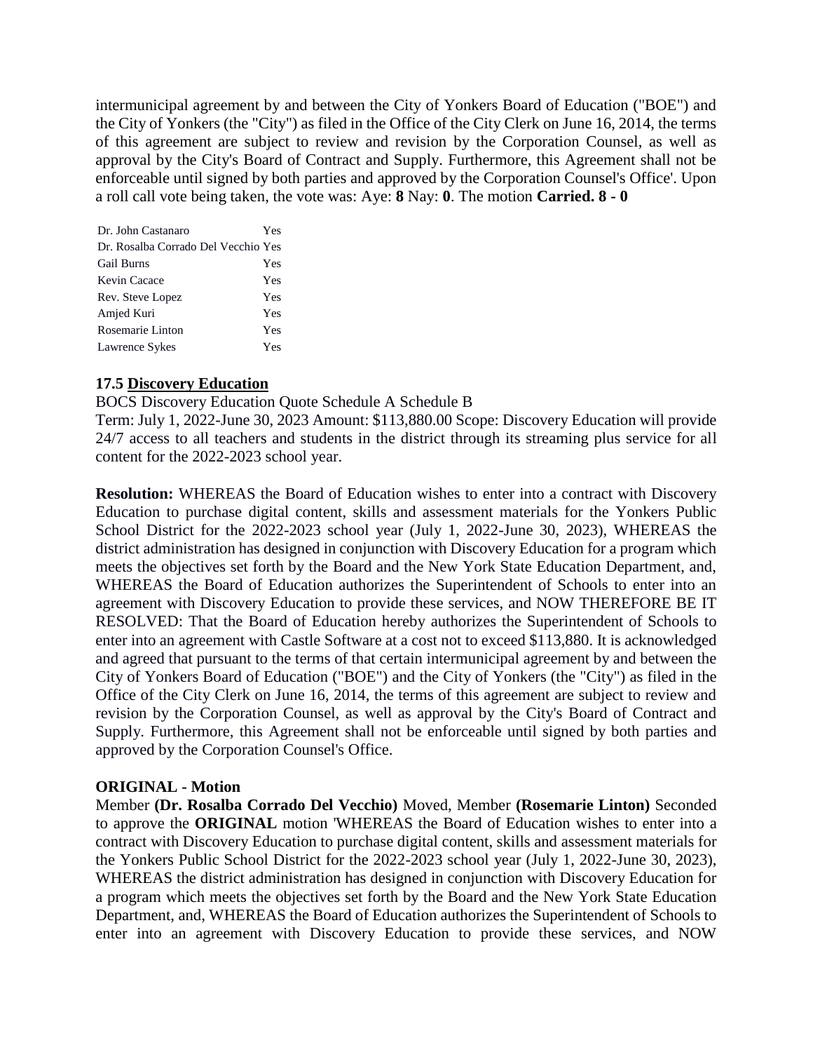intermunicipal agreement by and between the City of Yonkers Board of Education ("BOE") and the City of Yonkers (the "City") as filed in the Office of the City Clerk on June 16, 2014, the terms of this agreement are subject to review and revision by the Corporation Counsel, as well as approval by the City's Board of Contract and Supply. Furthermore, this Agreement shall not be enforceable until signed by both parties and approved by the Corporation Counsel's Office'. Upon a roll call vote being taken, the vote was: Aye: **8** Nay: **0**. The motion **Carried. 8 - 0**

| | |
|---|---|
| Dr. John Castanaro | Yes |
| Dr. Rosalba Corrado Del Vecchio | Yes |
| Gail Burns | Yes |
| Kevin Cacace | Yes |
| Rev. Steve Lopez | Yes |
| Amjed Kuri | Yes |
| Rosemarie Linton | Yes |
| Lawrence Sykes | Yes |

**17.5 Discovery Education**

BOCS Discovery Education Quote Schedule A Schedule B

Term: July 1, 2022-June 30, 2023 Amount: $113,880.00 Scope: Discovery Education will provide 24/7 access to all teachers and students in the district through its streaming plus service for all content for the 2022-2023 school year.

**Resolution:** WHEREAS the Board of Education wishes to enter into a contract with Discovery Education to purchase digital content, skills and assessment materials for the Yonkers Public School District for the 2022-2023 school year (July 1, 2022-June 30, 2023), WHEREAS the district administration has designed in conjunction with Discovery Education for a program which meets the objectives set forth by the Board and the New York State Education Department, and, WHEREAS the Board of Education authorizes the Superintendent of Schools to enter into an agreement with Discovery Education to provide these services, and NOW THEREFORE BE IT RESOLVED: That the Board of Education hereby authorizes the Superintendent of Schools to enter into an agreement with Castle Software at a cost not to exceed $113,880. It is acknowledged and agreed that pursuant to the terms of that certain intermunicipal agreement by and between the City of Yonkers Board of Education ("BOE") and the City of Yonkers (the "City") as filed in the Office of the City Clerk on June 16, 2014, the terms of this agreement are subject to review and revision by the Corporation Counsel, as well as approval by the City's Board of Contract and Supply. Furthermore, this Agreement shall not be enforceable until signed by both parties and approved by the Corporation Counsel's Office.

**ORIGINAL - Motion**

Member **(Dr. Rosalba Corrado Del Vecchio)** Moved, Member **(Rosemarie Linton)** Seconded to approve the **ORIGINAL** motion 'WHEREAS the Board of Education wishes to enter into a contract with Discovery Education to purchase digital content, skills and assessment materials for the Yonkers Public School District for the 2022-2023 school year (July 1, 2022-June 30, 2023), WHEREAS the district administration has designed in conjunction with Discovery Education for a program which meets the objectives set forth by the Board and the New York State Education Department, and, WHEREAS the Board of Education authorizes the Superintendent of Schools to enter into an agreement with Discovery Education to provide these services, and NOW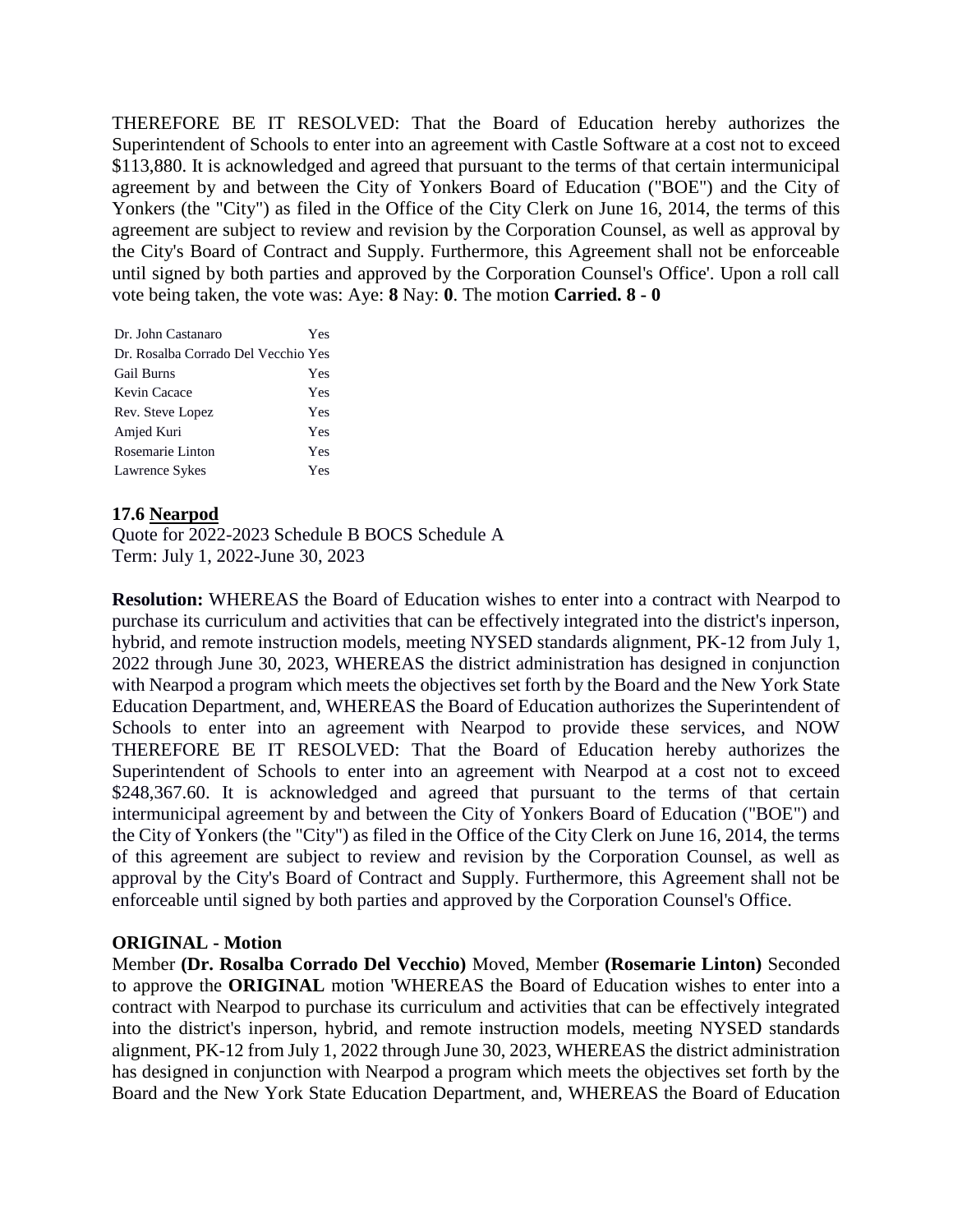THEREFORE BE IT RESOLVED: That the Board of Education hereby authorizes the Superintendent of Schools to enter into an agreement with Castle Software at a cost not to exceed $113,880. It is acknowledged and agreed that pursuant to the terms of that certain intermunicipal agreement by and between the City of Yonkers Board of Education ("BOE") and the City of Yonkers (the "City") as filed in the Office of the City Clerk on June 16, 2014, the terms of this agreement are subject to review and revision by the Corporation Counsel, as well as approval by the City's Board of Contract and Supply. Furthermore, this Agreement shall not be enforceable until signed by both parties and approved by the Corporation Counsel's Office'. Upon a roll call vote being taken, the vote was: Aye: **8** Nay: **0**. The motion **Carried. 8 - 0**

| | |
|---|---|
| Dr. John Castanaro | Yes |
| Dr. Rosalba Corrado Del Vecchio | Yes |
| Gail Burns | Yes |
| Kevin Cacace | Yes |
| Rev. Steve Lopez | Yes |
| Amjed Kuri | Yes |
| Rosemarie Linton | Yes |
| Lawrence Sykes | Yes |

**17.6 Nearpod**

Quote for 2022-2023 Schedule B BOCS Schedule A
Term: July 1, 2022-June 30, 2023

**Resolution:** WHEREAS the Board of Education wishes to enter into a contract with Nearpod to purchase its curriculum and activities that can be effectively integrated into the district's inperson, hybrid, and remote instruction models, meeting NYSED standards alignment, PK-12 from July 1, 2022 through June 30, 2023, WHEREAS the district administration has designed in conjunction with Nearpod a program which meets the objectives set forth by the Board and the New York State Education Department, and, WHEREAS the Board of Education authorizes the Superintendent of Schools to enter into an agreement with Nearpod to provide these services, and NOW THEREFORE BE IT RESOLVED: That the Board of Education hereby authorizes the Superintendent of Schools to enter into an agreement with Nearpod at a cost not to exceed $248,367.60. It is acknowledged and agreed that pursuant to the terms of that certain intermunicipal agreement by and between the City of Yonkers Board of Education ("BOE") and the City of Yonkers (the "City") as filed in the Office of the City Clerk on June 16, 2014, the terms of this agreement are subject to review and revision by the Corporation Counsel, as well as approval by the City's Board of Contract and Supply. Furthermore, this Agreement shall not be enforceable until signed by both parties and approved by the Corporation Counsel's Office.

**ORIGINAL - Motion**

Member **(Dr. Rosalba Corrado Del Vecchio)** Moved, Member **(Rosemarie Linton)** Seconded to approve the **ORIGINAL** motion 'WHEREAS the Board of Education wishes to enter into a contract with Nearpod to purchase its curriculum and activities that can be effectively integrated into the district's inperson, hybrid, and remote instruction models, meeting NYSED standards alignment, PK-12 from July 1, 2022 through June 30, 2023, WHEREAS the district administration has designed in conjunction with Nearpod a program which meets the objectives set forth by the Board and the New York State Education Department, and, WHEREAS the Board of Education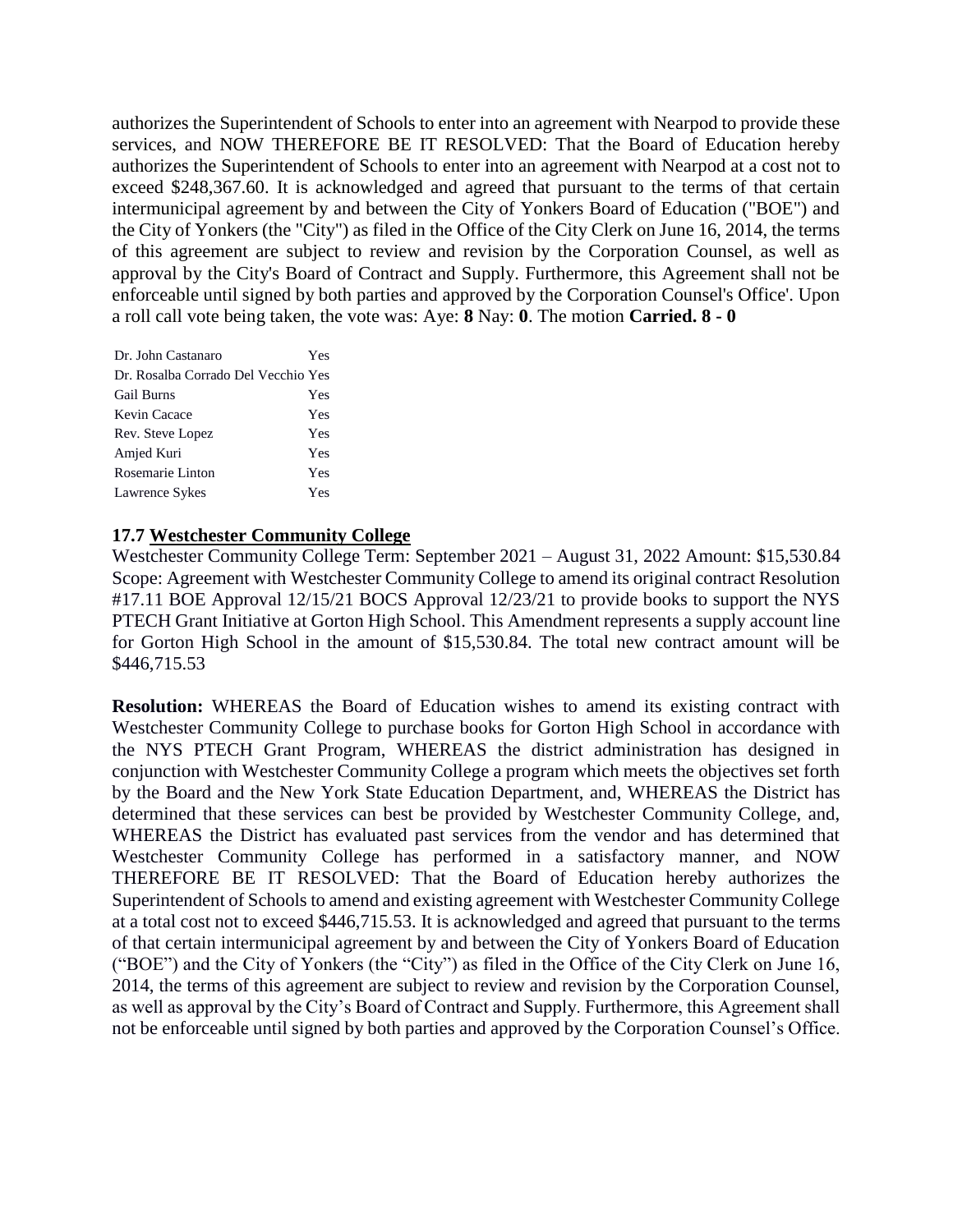authorizes the Superintendent of Schools to enter into an agreement with Nearpod to provide these services, and NOW THEREFORE BE IT RESOLVED: That the Board of Education hereby authorizes the Superintendent of Schools to enter into an agreement with Nearpod at a cost not to exceed $248,367.60. It is acknowledged and agreed that pursuant to the terms of that certain intermunicipal agreement by and between the City of Yonkers Board of Education ("BOE") and the City of Yonkers (the "City") as filed in the Office of the City Clerk on June 16, 2014, the terms of this agreement are subject to review and revision by the Corporation Counsel, as well as approval by the City's Board of Contract and Supply. Furthermore, this Agreement shall not be enforceable until signed by both parties and approved by the Corporation Counsel's Office'. Upon a roll call vote being taken, the vote was: Aye: **8** Nay: **0**. The motion **Carried. 8 - 0**

| | |
|---|---|
| Dr. John Castanaro | Yes |
| Dr. Rosalba Corrado Del Vecchio | Yes |
| Gail Burns | Yes |
| Kevin Cacace | Yes |
| Rev. Steve Lopez | Yes |
| Amjed Kuri | Yes |
| Rosemarie Linton | Yes |
| Lawrence Sykes | Yes |

### 17.7 Westchester Community College

Westchester Community College Term: September 2021 – August 31, 2022 Amount: $15,530.84 Scope: Agreement with Westchester Community College to amend its original contract Resolution #17.11 BOE Approval 12/15/21 BOCS Approval 12/23/21 to provide books to support the NYS PTECH Grant Initiative at Gorton High School. This Amendment represents a supply account line for Gorton High School in the amount of $15,530.84. The total new contract amount will be $446,715.53

**Resolution:** WHEREAS the Board of Education wishes to amend its existing contract with Westchester Community College to purchase books for Gorton High School in accordance with the NYS PTECH Grant Program, WHEREAS the district administration has designed in conjunction with Westchester Community College a program which meets the objectives set forth by the Board and the New York State Education Department, and, WHEREAS the District has determined that these services can best be provided by Westchester Community College, and, WHEREAS the District has evaluated past services from the vendor and has determined that Westchester Community College has performed in a satisfactory manner, and NOW THEREFORE BE IT RESOLVED: That the Board of Education hereby authorizes the Superintendent of Schools to amend and existing agreement with Westchester Community College at a total cost not to exceed $446,715.53. It is acknowledged and agreed that pursuant to the terms of that certain intermunicipal agreement by and between the City of Yonkers Board of Education ("BOE") and the City of Yonkers (the "City") as filed in the Office of the City Clerk on June 16, 2014, the terms of this agreement are subject to review and revision by the Corporation Counsel, as well as approval by the City's Board of Contract and Supply. Furthermore, this Agreement shall not be enforceable until signed by both parties and approved by the Corporation Counsel's Office.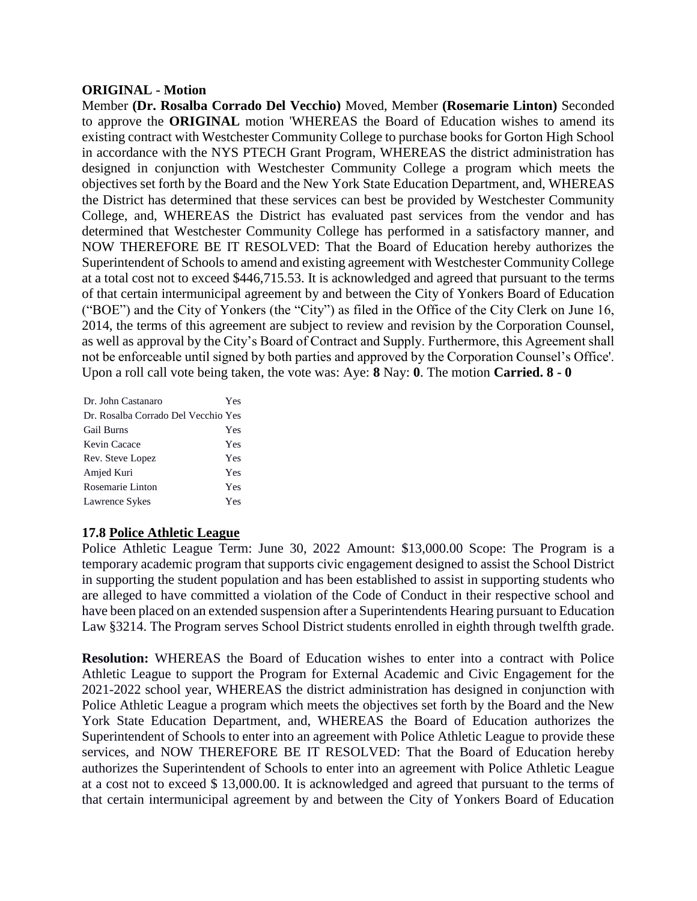**ORIGINAL - Motion**

Member **(Dr. Rosalba Corrado Del Vecchio)** Moved, Member **(Rosemarie Linton)** Seconded to approve the **ORIGINAL** motion 'WHEREAS the Board of Education wishes to amend its existing contract with Westchester Community College to purchase books for Gorton High School in accordance with the NYS PTECH Grant Program, WHEREAS the district administration has designed in conjunction with Westchester Community College a program which meets the objectives set forth by the Board and the New York State Education Department, and, WHEREAS the District has determined that these services can best be provided by Westchester Community College, and, WHEREAS the District has evaluated past services from the vendor and has determined that Westchester Community College has performed in a satisfactory manner, and NOW THEREFORE BE IT RESOLVED: That the Board of Education hereby authorizes the Superintendent of Schools to amend and existing agreement with Westchester Community College at a total cost not to exceed $446,715.53. It is acknowledged and agreed that pursuant to the terms of that certain intermunicipal agreement by and between the City of Yonkers Board of Education ("BOE") and the City of Yonkers (the "City") as filed in the Office of the City Clerk on June 16, 2014, the terms of this agreement are subject to review and revision by the Corporation Counsel, as well as approval by the City's Board of Contract and Supply. Furthermore, this Agreement shall not be enforceable until signed by both parties and approved by the Corporation Counsel's Office'. Upon a roll call vote being taken, the vote was: Aye: **8** Nay: **0**. The motion **Carried. 8 - 0**

| | |
|---|---|
| Dr. John Castanaro | Yes |
| Dr. Rosalba Corrado Del Vecchio | Yes |
| Gail Burns | Yes |
| Kevin Cacace | Yes |
| Rev. Steve Lopez | Yes |
| Amjed Kuri | Yes |
| Rosemarie Linton | Yes |
| Lawrence Sykes | Yes |

**17.8 Police Athletic League**

Police Athletic League Term: June 30, 2022 Amount: $13,000.00 Scope: The Program is a temporary academic program that supports civic engagement designed to assist the School District in supporting the student population and has been established to assist in supporting students who are alleged to have committed a violation of the Code of Conduct in their respective school and have been placed on an extended suspension after a Superintendents Hearing pursuant to Education Law §3214. The Program serves School District students enrolled in eighth through twelfth grade.

**Resolution:** WHEREAS the Board of Education wishes to enter into a contract with Police Athletic League to support the Program for External Academic and Civic Engagement for the 2021-2022 school year, WHEREAS the district administration has designed in conjunction with Police Athletic League a program which meets the objectives set forth by the Board and the New York State Education Department, and, WHEREAS the Board of Education authorizes the Superintendent of Schools to enter into an agreement with Police Athletic League to provide these services, and NOW THEREFORE BE IT RESOLVED: That the Board of Education hereby authorizes the Superintendent of Schools to enter into an agreement with Police Athletic League at a cost not to exceed $ 13,000.00. It is acknowledged and agreed that pursuant to the terms of that certain intermunicipal agreement by and between the City of Yonkers Board of Education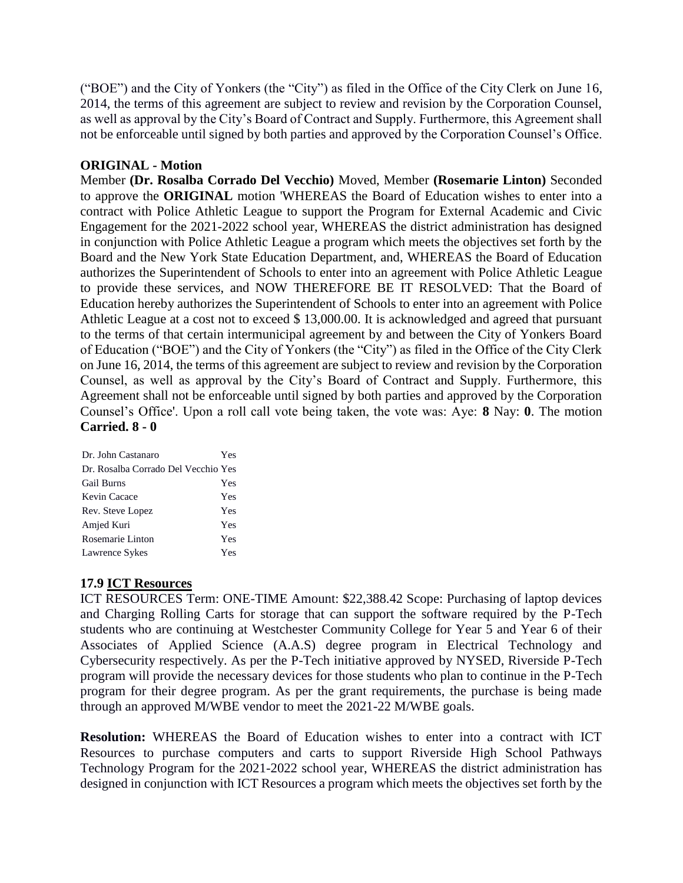("BOE") and the City of Yonkers (the "City") as filed in the Office of the City Clerk on June 16, 2014, the terms of this agreement are subject to review and revision by the Corporation Counsel, as well as approval by the City's Board of Contract and Supply. Furthermore, this Agreement shall not be enforceable until signed by both parties and approved by the Corporation Counsel's Office.

**ORIGINAL - Motion**

Member **(Dr. Rosalba Corrado Del Vecchio)** Moved, Member **(Rosemarie Linton)** Seconded to approve the **ORIGINAL** motion 'WHEREAS the Board of Education wishes to enter into a contract with Police Athletic League to support the Program for External Academic and Civic Engagement for the 2021-2022 school year, WHEREAS the district administration has designed in conjunction with Police Athletic League a program which meets the objectives set forth by the Board and the New York State Education Department, and, WHEREAS the Board of Education authorizes the Superintendent of Schools to enter into an agreement with Police Athletic League to provide these services, and NOW THEREFORE BE IT RESOLVED: That the Board of Education hereby authorizes the Superintendent of Schools to enter into an agreement with Police Athletic League at a cost not to exceed $ 13,000.00. It is acknowledged and agreed that pursuant to the terms of that certain intermunicipal agreement by and between the City of Yonkers Board of Education ("BOE") and the City of Yonkers (the "City") as filed in the Office of the City Clerk on June 16, 2014, the terms of this agreement are subject to review and revision by the Corporation Counsel, as well as approval by the City's Board of Contract and Supply. Furthermore, this Agreement shall not be enforceable until signed by both parties and approved by the Corporation Counsel's Office'. Upon a roll call vote being taken, the vote was: Aye: **8** Nay: **0**. The motion **Carried. 8 - 0**

| | |
|---|---|
| Dr. John Castanaro | Yes |
| Dr. Rosalba Corrado Del Vecchio | Yes |
| Gail Burns | Yes |
| Kevin Cacace | Yes |
| Rev. Steve Lopez | Yes |
| Amjed Kuri | Yes |
| Rosemarie Linton | Yes |
| Lawrence Sykes | Yes |

### 17.9 ICT Resources

ICT RESOURCES Term: ONE-TIME Amount: $22,388.42 Scope: Purchasing of laptop devices and Charging Rolling Carts for storage that can support the software required by the P-Tech students who are continuing at Westchester Community College for Year 5 and Year 6 of their Associates of Applied Science (A.A.S) degree program in Electrical Technology and Cybersecurity respectively. As per the P-Tech initiative approved by NYSED, Riverside P-Tech program will provide the necessary devices for those students who plan to continue in the P-Tech program for their degree program. As per the grant requirements, the purchase is being made through an approved M/WBE vendor to meet the 2021-22 M/WBE goals.

**Resolution:** WHEREAS the Board of Education wishes to enter into a contract with ICT Resources to purchase computers and carts to support Riverside High School Pathways Technology Program for the 2021-2022 school year, WHEREAS the district administration has designed in conjunction with ICT Resources a program which meets the objectives set forth by the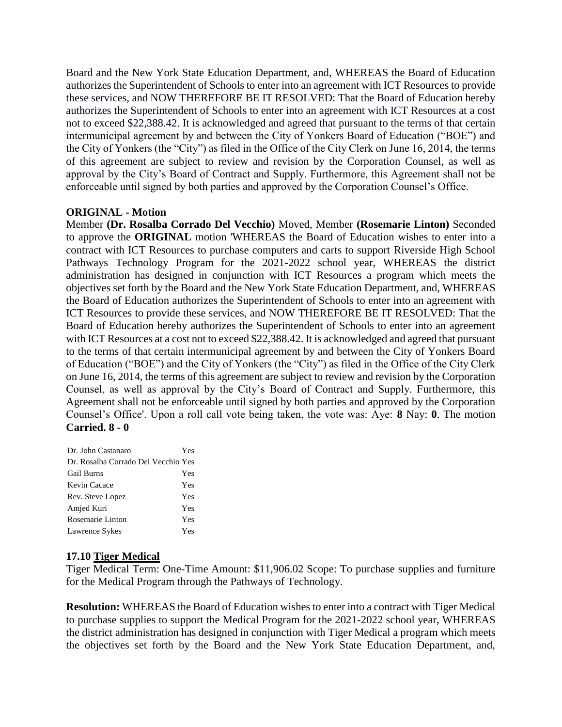Board and the New York State Education Department, and, WHEREAS the Board of Education authorizes the Superintendent of Schools to enter into an agreement with ICT Resources to provide these services, and NOW THEREFORE BE IT RESOLVED: That the Board of Education hereby authorizes the Superintendent of Schools to enter into an agreement with ICT Resources at a cost not to exceed $22,388.42. It is acknowledged and agreed that pursuant to the terms of that certain intermunicipal agreement by and between the City of Yonkers Board of Education ("BOE") and the City of Yonkers (the "City") as filed in the Office of the City Clerk on June 16, 2014, the terms of this agreement are subject to review and revision by the Corporation Counsel, as well as approval by the City's Board of Contract and Supply. Furthermore, this Agreement shall not be enforceable until signed by both parties and approved by the Corporation Counsel's Office.

**ORIGINAL - Motion**

Member **(Dr. Rosalba Corrado Del Vecchio)** Moved, Member **(Rosemarie Linton)** Seconded to approve the **ORIGINAL** motion 'WHEREAS the Board of Education wishes to enter into a contract with ICT Resources to purchase computers and carts to support Riverside High School Pathways Technology Program for the 2021-2022 school year, WHEREAS the district administration has designed in conjunction with ICT Resources a program which meets the objectives set forth by the Board and the New York State Education Department, and, WHEREAS the Board of Education authorizes the Superintendent of Schools to enter into an agreement with ICT Resources to provide these services, and NOW THEREFORE BE IT RESOLVED: That the Board of Education hereby authorizes the Superintendent of Schools to enter into an agreement with ICT Resources at a cost not to exceed $22,388.42. It is acknowledged and agreed that pursuant to the terms of that certain intermunicipal agreement by and between the City of Yonkers Board of Education ("BOE") and the City of Yonkers (the "City") as filed in the Office of the City Clerk on June 16, 2014, the terms of this agreement are subject to review and revision by the Corporation Counsel, as well as approval by the City's Board of Contract and Supply. Furthermore, this Agreement shall not be enforceable until signed by both parties and approved by the Corporation Counsel's Office'. Upon a roll call vote being taken, the vote was: Aye: **8** Nay: **0**. The motion **Carried. 8 - 0**

| | |
|---|---|
| Dr. John Castanaro | Yes |
| Dr. Rosalba Corrado Del Vecchio | Yes |
| Gail Burns | Yes |
| Kevin Cacace | Yes |
| Rev. Steve Lopez | Yes |
| Amjed Kuri | Yes |
| Rosemarie Linton | Yes |
| Lawrence Sykes | Yes |

### 17.10 Tiger Medical

Tiger Medical Term: One-Time Amount: $11,906.02 Scope: To purchase supplies and furniture for the Medical Program through the Pathways of Technology.

**Resolution:** WHEREAS the Board of Education wishes to enter into a contract with Tiger Medical to purchase supplies to support the Medical Program for the 2021-2022 school year, WHEREAS the district administration has designed in conjunction with Tiger Medical a program which meets the objectives set forth by the Board and the New York State Education Department, and,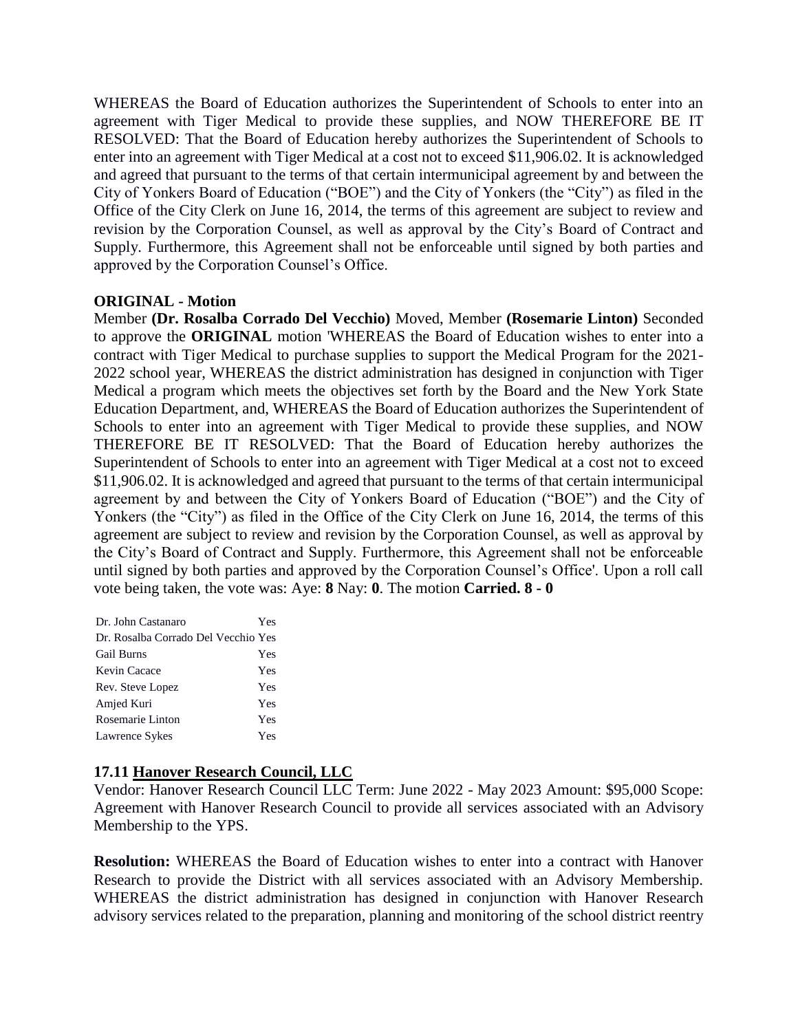WHEREAS the Board of Education authorizes the Superintendent of Schools to enter into an agreement with Tiger Medical to provide these supplies, and NOW THEREFORE BE IT RESOLVED: That the Board of Education hereby authorizes the Superintendent of Schools to enter into an agreement with Tiger Medical at a cost not to exceed $11,906.02. It is acknowledged and agreed that pursuant to the terms of that certain intermunicipal agreement by and between the City of Yonkers Board of Education ("BOE") and the City of Yonkers (the "City") as filed in the Office of the City Clerk on June 16, 2014, the terms of this agreement are subject to review and revision by the Corporation Counsel, as well as approval by the City's Board of Contract and Supply. Furthermore, this Agreement shall not be enforceable until signed by both parties and approved by the Corporation Counsel's Office.

**ORIGINAL - Motion**

Member **(Dr. Rosalba Corrado Del Vecchio)** Moved, Member **(Rosemarie Linton)** Seconded to approve the **ORIGINAL** motion 'WHEREAS the Board of Education wishes to enter into a contract with Tiger Medical to purchase supplies to support the Medical Program for the 2021-2022 school year, WHEREAS the district administration has designed in conjunction with Tiger Medical a program which meets the objectives set forth by the Board and the New York State Education Department, and, WHEREAS the Board of Education authorizes the Superintendent of Schools to enter into an agreement with Tiger Medical to provide these supplies, and NOW THEREFORE BE IT RESOLVED: That the Board of Education hereby authorizes the Superintendent of Schools to enter into an agreement with Tiger Medical at a cost not to exceed $11,906.02. It is acknowledged and agreed that pursuant to the terms of that certain intermunicipal agreement by and between the City of Yonkers Board of Education ("BOE") and the City of Yonkers (the "City") as filed in the Office of the City Clerk on June 16, 2014, the terms of this agreement are subject to review and revision by the Corporation Counsel, as well as approval by the City's Board of Contract and Supply. Furthermore, this Agreement shall not be enforceable until signed by both parties and approved by the Corporation Counsel's Office'. Upon a roll call vote being taken, the vote was: Aye: **8** Nay: **0**. The motion **Carried. 8 - 0**

| | |
|---|---|
| Dr. John Castanaro | Yes |
| Dr. Rosalba Corrado Del Vecchio | Yes |
| Gail Burns | Yes |
| Kevin Cacace | Yes |
| Rev. Steve Lopez | Yes |
| Amjed Kuri | Yes |
| Rosemarie Linton | Yes |
| Lawrence Sykes | Yes |

### 17.11 Hanover Research Council, LLC

Vendor: Hanover Research Council LLC Term: June 2022 - May 2023 Amount: $95,000 Scope: Agreement with Hanover Research Council to provide all services associated with an Advisory Membership to the YPS.

**Resolution:** WHEREAS the Board of Education wishes to enter into a contract with Hanover Research to provide the District with all services associated with an Advisory Membership. WHEREAS the district administration has designed in conjunction with Hanover Research advisory services related to the preparation, planning and monitoring of the school district reentry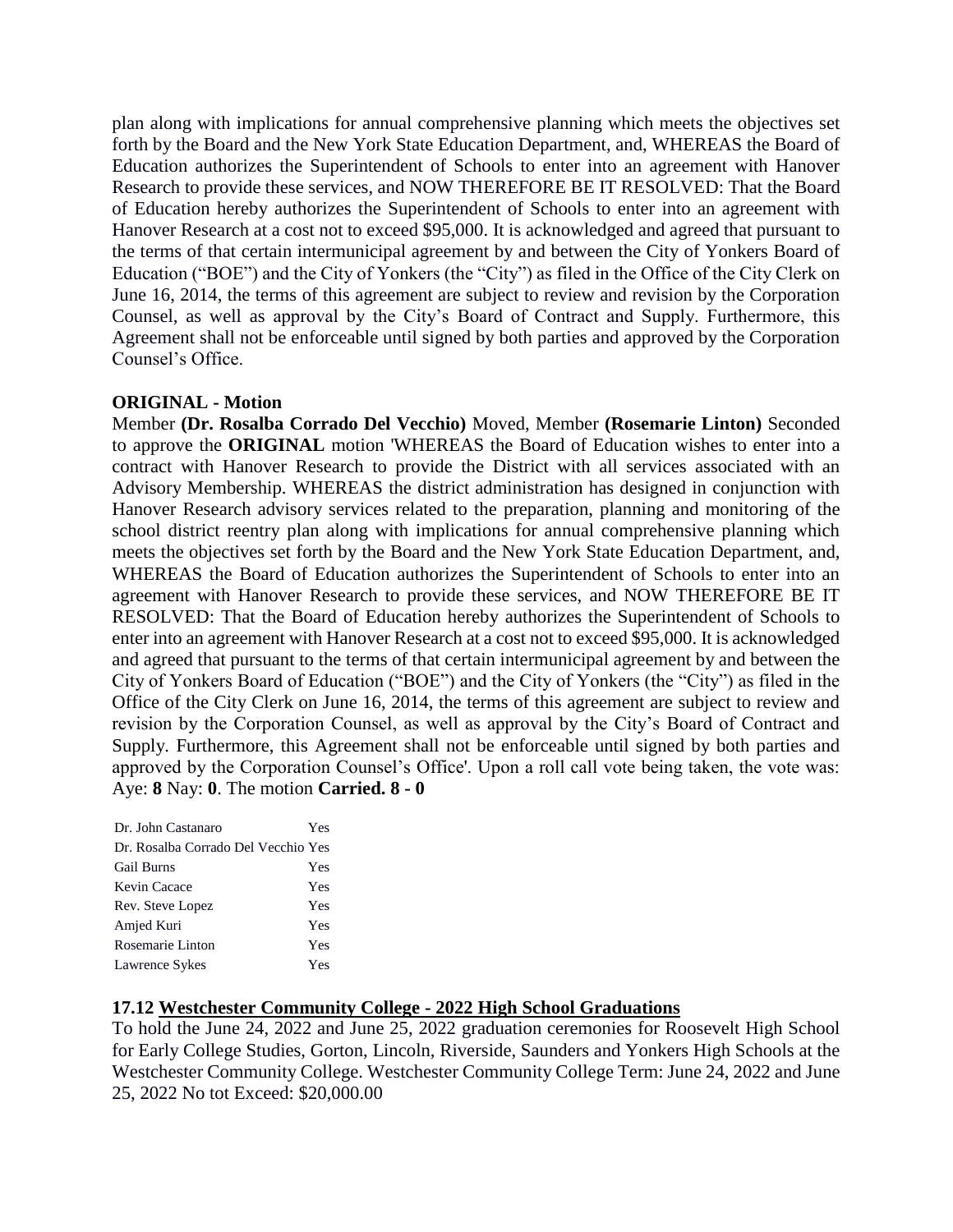plan along with implications for annual comprehensive planning which meets the objectives set forth by the Board and the New York State Education Department, and, WHEREAS the Board of Education authorizes the Superintendent of Schools to enter into an agreement with Hanover Research to provide these services, and NOW THEREFORE BE IT RESOLVED: That the Board of Education hereby authorizes the Superintendent of Schools to enter into an agreement with Hanover Research at a cost not to exceed $95,000. It is acknowledged and agreed that pursuant to the terms of that certain intermunicipal agreement by and between the City of Yonkers Board of Education ("BOE") and the City of Yonkers (the "City") as filed in the Office of the City Clerk on June 16, 2014, the terms of this agreement are subject to review and revision by the Corporation Counsel, as well as approval by the City's Board of Contract and Supply. Furthermore, this Agreement shall not be enforceable until signed by both parties and approved by the Corporation Counsel's Office.

**ORIGINAL - Motion**

Member **(Dr. Rosalba Corrado Del Vecchio)** Moved, Member **(Rosemarie Linton)** Seconded to approve the **ORIGINAL** motion 'WHEREAS the Board of Education wishes to enter into a contract with Hanover Research to provide the District with all services associated with an Advisory Membership. WHEREAS the district administration has designed in conjunction with Hanover Research advisory services related to the preparation, planning and monitoring of the school district reentry plan along with implications for annual comprehensive planning which meets the objectives set forth by the Board and the New York State Education Department, and, WHEREAS the Board of Education authorizes the Superintendent of Schools to enter into an agreement with Hanover Research to provide these services, and NOW THEREFORE BE IT RESOLVED: That the Board of Education hereby authorizes the Superintendent of Schools to enter into an agreement with Hanover Research at a cost not to exceed $95,000. It is acknowledged and agreed that pursuant to the terms of that certain intermunicipal agreement by and between the City of Yonkers Board of Education ("BOE") and the City of Yonkers (the "City") as filed in the Office of the City Clerk on June 16, 2014, the terms of this agreement are subject to review and revision by the Corporation Counsel, as well as approval by the City's Board of Contract and Supply. Furthermore, this Agreement shall not be enforceable until signed by both parties and approved by the Corporation Counsel's Office'. Upon a roll call vote being taken, the vote was: Aye: **8** Nay: **0**. The motion **Carried. 8 - 0**

| | |
|---|---|
| Dr. John Castanaro | Yes |
| Dr. Rosalba Corrado Del Vecchio | Yes |
| Gail Burns | Yes |
| Kevin Cacace | Yes |
| Rev. Steve Lopez | Yes |
| Amjed Kuri | Yes |
| Rosemarie Linton | Yes |
| Lawrence Sykes | Yes |

**17.12 Westchester Community College - 2022 High School Graduations**

To hold the June 24, 2022 and June 25, 2022 graduation ceremonies for Roosevelt High School for Early College Studies, Gorton, Lincoln, Riverside, Saunders and Yonkers High Schools at the Westchester Community College. Westchester Community College Term: June 24, 2022 and June 25, 2022 No tot Exceed: $20,000.00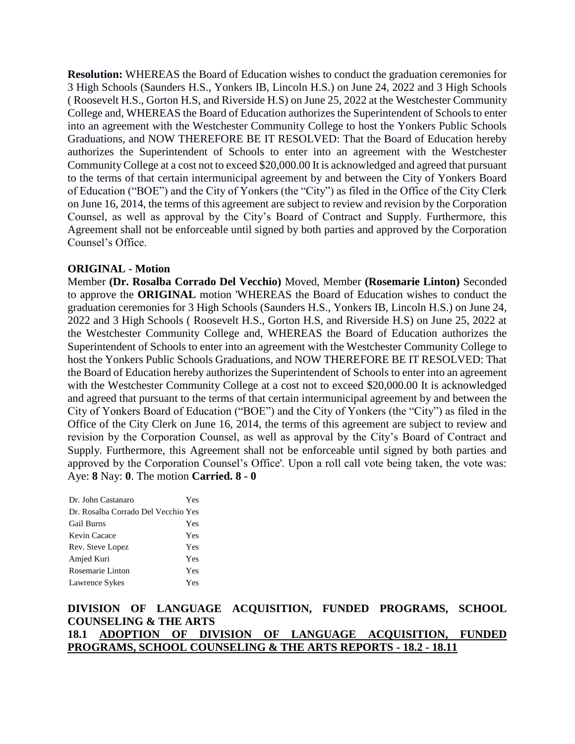**Resolution:** WHEREAS the Board of Education wishes to conduct the graduation ceremonies for 3 High Schools (Saunders H.S., Yonkers IB, Lincoln H.S.) on June 24, 2022 and 3 High Schools ( Roosevelt H.S., Gorton H.S, and Riverside H.S) on June 25, 2022 at the Westchester Community College and, WHEREAS the Board of Education authorizes the Superintendent of Schools to enter into an agreement with the Westchester Community College to host the Yonkers Public Schools Graduations, and NOW THEREFORE BE IT RESOLVED: That the Board of Education hereby authorizes the Superintendent of Schools to enter into an agreement with the Westchester Community College at a cost not to exceed $20,000.00 It is acknowledged and agreed that pursuant to the terms of that certain intermunicipal agreement by and between the City of Yonkers Board of Education ("BOE") and the City of Yonkers (the "City") as filed in the Office of the City Clerk on June 16, 2014, the terms of this agreement are subject to review and revision by the Corporation Counsel, as well as approval by the City's Board of Contract and Supply. Furthermore, this Agreement shall not be enforceable until signed by both parties and approved by the Corporation Counsel's Office.

**ORIGINAL - Motion**

Member **(Dr. Rosalba Corrado Del Vecchio)** Moved, Member **(Rosemarie Linton)** Seconded to approve the **ORIGINAL** motion 'WHEREAS the Board of Education wishes to conduct the graduation ceremonies for 3 High Schools (Saunders H.S., Yonkers IB, Lincoln H.S.) on June 24, 2022 and 3 High Schools ( Roosevelt H.S., Gorton H.S, and Riverside H.S) on June 25, 2022 at the Westchester Community College and, WHEREAS the Board of Education authorizes the Superintendent of Schools to enter into an agreement with the Westchester Community College to host the Yonkers Public Schools Graduations, and NOW THEREFORE BE IT RESOLVED: That the Board of Education hereby authorizes the Superintendent of Schools to enter into an agreement with the Westchester Community College at a cost not to exceed $20,000.00 It is acknowledged and agreed that pursuant to the terms of that certain intermunicipal agreement by and between the City of Yonkers Board of Education ("BOE") and the City of Yonkers (the "City") as filed in the Office of the City Clerk on June 16, 2014, the terms of this agreement are subject to review and revision by the Corporation Counsel, as well as approval by the City's Board of Contract and Supply. Furthermore, this Agreement shall not be enforceable until signed by both parties and approved by the Corporation Counsel's Office'. Upon a roll call vote being taken, the vote was: Aye: **8** Nay: **0**. The motion **Carried. 8 - 0**

| | |
|---|---|
| Dr. John Castanaro | Yes |
| Dr. Rosalba Corrado Del Vecchio | Yes |
| Gail Burns | Yes |
| Kevin Cacace | Yes |
| Rev. Steve Lopez | Yes |
| Amjed Kuri | Yes |
| Rosemarie Linton | Yes |
| Lawrence Sykes | Yes |

## DIVISION OF LANGUAGE ACQUISITION, FUNDED PROGRAMS, SCHOOL COUNSELING & THE ARTS

### 18.1 ADOPTION OF DIVISION OF LANGUAGE ACQUISITION, FUNDED PROGRAMS, SCHOOL COUNSELING & THE ARTS REPORTS - 18.2 - 18.11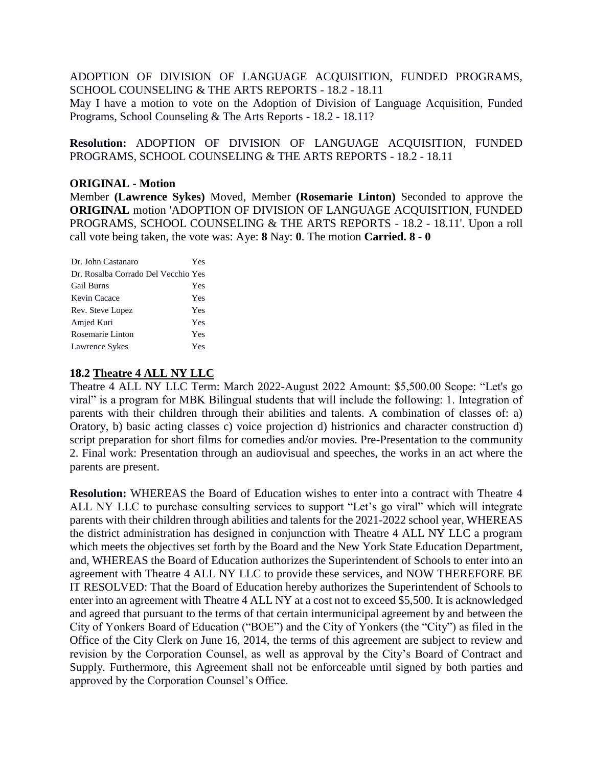ADOPTION OF DIVISION OF LANGUAGE ACQUISITION, FUNDED PROGRAMS, SCHOOL COUNSELING & THE ARTS REPORTS - 18.2 - 18.11

May I have a motion to vote on the Adoption of Division of Language Acquisition, Funded Programs, School Counseling & The Arts Reports - 18.2 - 18.11?

**Resolution:** ADOPTION OF DIVISION OF LANGUAGE ACQUISITION, FUNDED PROGRAMS, SCHOOL COUNSELING & THE ARTS REPORTS - 18.2 - 18.11

**ORIGINAL - Motion**

Member **(Lawrence Sykes)** Moved, Member **(Rosemarie Linton)** Seconded to approve the **ORIGINAL** motion 'ADOPTION OF DIVISION OF LANGUAGE ACQUISITION, FUNDED PROGRAMS, SCHOOL COUNSELING & THE ARTS REPORTS - 18.2 - 18.11'. Upon a roll call vote being taken, the vote was: Aye: **8** Nay: **0**. The motion **Carried. 8 - 0**

| | |
|---|---|
| Dr. John Castanaro | Yes |
| Dr. Rosalba Corrado Del Vecchio | Yes |
| Gail Burns | Yes |
| Kevin Cacace | Yes |
| Rev. Steve Lopez | Yes |
| Amjed Kuri | Yes |
| Rosemarie Linton | Yes |
| Lawrence Sykes | Yes |

**18.2 Theatre 4 ALL NY LLC**

Theatre 4 ALL NY LLC Term: March 2022-August 2022 Amount: $5,500.00 Scope: "Let's go viral" is a program for MBK Bilingual students that will include the following: 1. Integration of parents with their children through their abilities and talents. A combination of classes of: a) Oratory, b) basic acting classes c) voice projection d) histrionics and character construction d) script preparation for short films for comedies and/or movies. Pre-Presentation to the community 2. Final work: Presentation through an audiovisual and speeches, the works in an act where the parents are present.

**Resolution:** WHEREAS the Board of Education wishes to enter into a contract with Theatre 4 ALL NY LLC to purchase consulting services to support "Let's go viral" which will integrate parents with their children through abilities and talents for the 2021-2022 school year, WHEREAS the district administration has designed in conjunction with Theatre 4 ALL NY LLC a program which meets the objectives set forth by the Board and the New York State Education Department, and, WHEREAS the Board of Education authorizes the Superintendent of Schools to enter into an agreement with Theatre 4 ALL NY LLC to provide these services, and NOW THEREFORE BE IT RESOLVED: That the Board of Education hereby authorizes the Superintendent of Schools to enter into an agreement with Theatre 4 ALL NY at a cost not to exceed $5,500. It is acknowledged and agreed that pursuant to the terms of that certain intermunicipal agreement by and between the City of Yonkers Board of Education ("BOE") and the City of Yonkers (the "City") as filed in the Office of the City Clerk on June 16, 2014, the terms of this agreement are subject to review and revision by the Corporation Counsel, as well as approval by the City's Board of Contract and Supply. Furthermore, this Agreement shall not be enforceable until signed by both parties and approved by the Corporation Counsel's Office.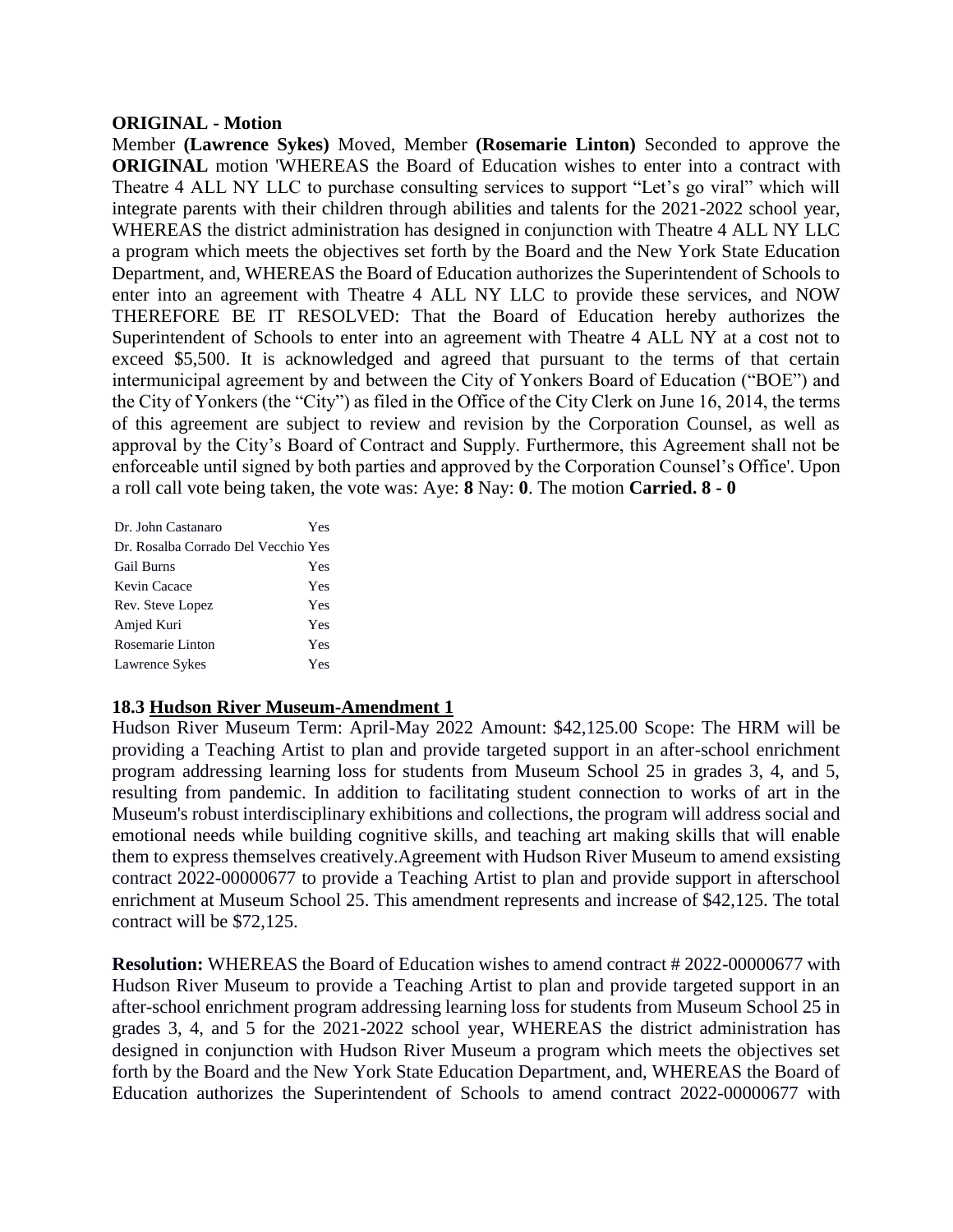**ORIGINAL - Motion**

Member **(Lawrence Sykes)** Moved, Member **(Rosemarie Linton)** Seconded to approve the **ORIGINAL** motion 'WHEREAS the Board of Education wishes to enter into a contract with Theatre 4 ALL NY LLC to purchase consulting services to support "Let's go viral" which will integrate parents with their children through abilities and talents for the 2021-2022 school year, WHEREAS the district administration has designed in conjunction with Theatre 4 ALL NY LLC a program which meets the objectives set forth by the Board and the New York State Education Department, and, WHEREAS the Board of Education authorizes the Superintendent of Schools to enter into an agreement with Theatre 4 ALL NY LLC to provide these services, and NOW THEREFORE BE IT RESOLVED: That the Board of Education hereby authorizes the Superintendent of Schools to enter into an agreement with Theatre 4 ALL NY at a cost not to exceed $5,500. It is acknowledged and agreed that pursuant to the terms of that certain intermunicipal agreement by and between the City of Yonkers Board of Education ("BOE") and the City of Yonkers (the "City") as filed in the Office of the City Clerk on June 16, 2014, the terms of this agreement are subject to review and revision by the Corporation Counsel, as well as approval by the City's Board of Contract and Supply. Furthermore, this Agreement shall not be enforceable until signed by both parties and approved by the Corporation Counsel's Office'. Upon a roll call vote being taken, the vote was: Aye: **8** Nay: **0**. The motion **Carried. 8 - 0**

| | |
|---|---|
| Dr. John Castanaro | Yes |
| Dr. Rosalba Corrado Del Vecchio | Yes |
| Gail Burns | Yes |
| Kevin Cacace | Yes |
| Rev. Steve Lopez | Yes |
| Amjed Kuri | Yes |
| Rosemarie Linton | Yes |
| Lawrence Sykes | Yes |

**18.3 Hudson River Museum-Amendment 1**

Hudson River Museum Term: April-May 2022 Amount: $42,125.00 Scope: The HRM will be providing a Teaching Artist to plan and provide targeted support in an after-school enrichment program addressing learning loss for students from Museum School 25 in grades 3, 4, and 5, resulting from pandemic. In addition to facilitating student connection to works of art in the Museum's robust interdisciplinary exhibitions and collections, the program will address social and emotional needs while building cognitive skills, and teaching art making skills that will enable them to express themselves creatively.Agreement with Hudson River Museum to amend exsisting contract 2022-00000677 to provide a Teaching Artist to plan and provide support in afterschool enrichment at Museum School 25. This amendment represents and increase of $42,125. The total contract will be $72,125.

**Resolution:** WHEREAS the Board of Education wishes to amend contract # 2022-00000677 with Hudson River Museum to provide a Teaching Artist to plan and provide targeted support in an after-school enrichment program addressing learning loss for students from Museum School 25 in grades 3, 4, and 5 for the 2021-2022 school year, WHEREAS the district administration has designed in conjunction with Hudson River Museum a program which meets the objectives set forth by the Board and the New York State Education Department, and, WHEREAS the Board of Education authorizes the Superintendent of Schools to amend contract 2022-00000677 with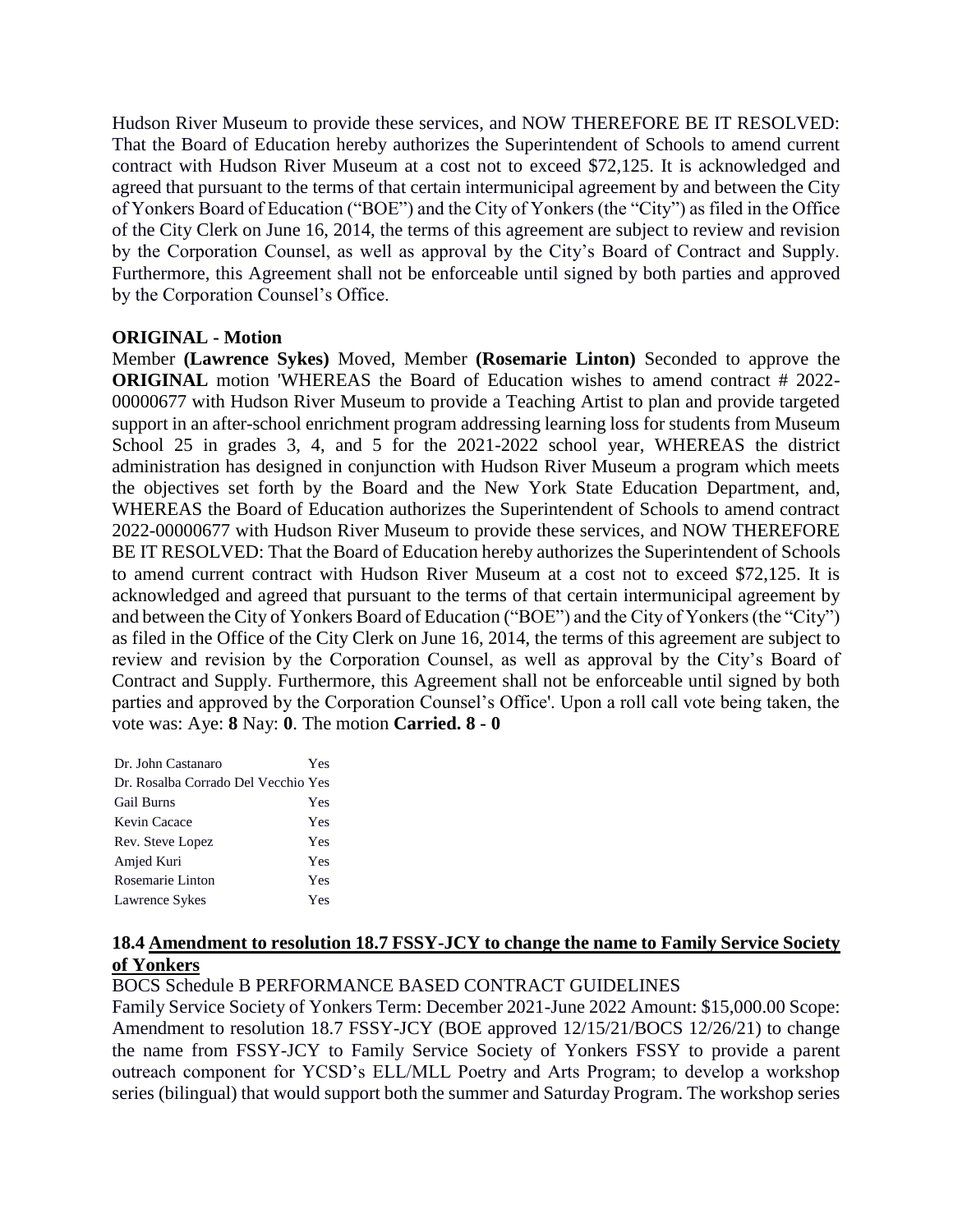Hudson River Museum to provide these services, and NOW THEREFORE BE IT RESOLVED: That the Board of Education hereby authorizes the Superintendent of Schools to amend current contract with Hudson River Museum at a cost not to exceed $72,125. It is acknowledged and agreed that pursuant to the terms of that certain intermunicipal agreement by and between the City of Yonkers Board of Education ("BOE") and the City of Yonkers (the "City") as filed in the Office of the City Clerk on June 16, 2014, the terms of this agreement are subject to review and revision by the Corporation Counsel, as well as approval by the City's Board of Contract and Supply. Furthermore, this Agreement shall not be enforceable until signed by both parties and approved by the Corporation Counsel's Office.

**ORIGINAL - Motion**

Member **(Lawrence Sykes)** Moved, Member **(Rosemarie Linton)** Seconded to approve the **ORIGINAL** motion 'WHEREAS the Board of Education wishes to amend contract # 2022-00000677 with Hudson River Museum to provide a Teaching Artist to plan and provide targeted support in an after-school enrichment program addressing learning loss for students from Museum School 25 in grades 3, 4, and 5 for the 2021-2022 school year, WHEREAS the district administration has designed in conjunction with Hudson River Museum a program which meets the objectives set forth by the Board and the New York State Education Department, and, WHEREAS the Board of Education authorizes the Superintendent of Schools to amend contract 2022-00000677 with Hudson River Museum to provide these services, and NOW THEREFORE BE IT RESOLVED: That the Board of Education hereby authorizes the Superintendent of Schools to amend current contract with Hudson River Museum at a cost not to exceed $72,125. It is acknowledged and agreed that pursuant to the terms of that certain intermunicipal agreement by and between the City of Yonkers Board of Education ("BOE") and the City of Yonkers (the "City") as filed in the Office of the City Clerk on June 16, 2014, the terms of this agreement are subject to review and revision by the Corporation Counsel, as well as approval by the City's Board of Contract and Supply. Furthermore, this Agreement shall not be enforceable until signed by both parties and approved by the Corporation Counsel's Office'. Upon a roll call vote being taken, the vote was: Aye: **8** Nay: **0**. The motion **Carried. 8 - 0**

| | |
|---|---|
| Dr. John Castanaro | Yes |
| Dr. Rosalba Corrado Del Vecchio | Yes |
| Gail Burns | Yes |
| Kevin Cacace | Yes |
| Rev. Steve Lopez | Yes |
| Amjed Kuri | Yes |
| Rosemarie Linton | Yes |
| Lawrence Sykes | Yes |

## 18.4 Amendment to resolution 18.7 FSSY-JCY to change the name to Family Service Society of Yonkers

BOCS Schedule B PERFORMANCE BASED CONTRACT GUIDELINES

Family Service Society of Yonkers Term: December 2021-June 2022 Amount: $15,000.00 Scope: Amendment to resolution 18.7 FSSY-JCY (BOE approved 12/15/21/BOCS 12/26/21) to change the name from FSSY-JCY to Family Service Society of Yonkers FSSY to provide a parent outreach component for YCSD's ELL/MLL Poetry and Arts Program; to develop a workshop series (bilingual) that would support both the summer and Saturday Program. The workshop series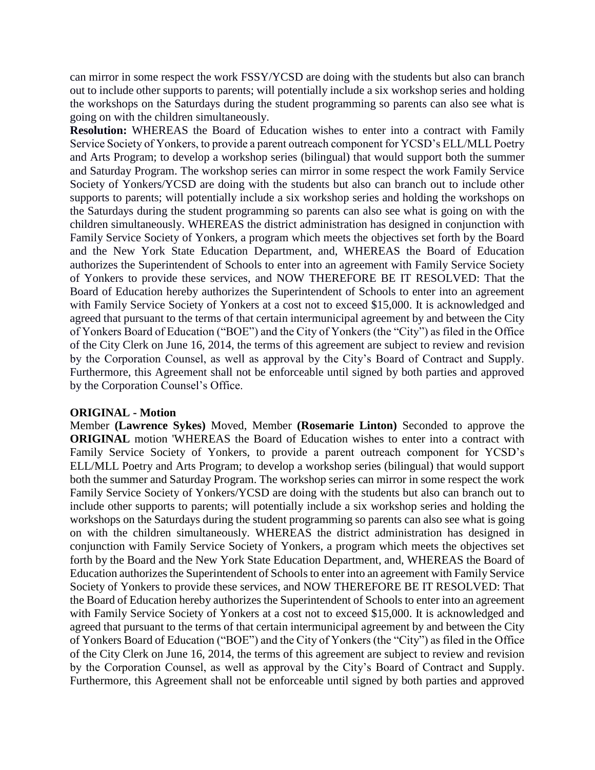can mirror in some respect the work FSSY/YCSD are doing with the students but also can branch out to include other supports to parents; will potentially include a six workshop series and holding the workshops on the Saturdays during the student programming so parents can also see what is going on with the children simultaneously.

**Resolution:** WHEREAS the Board of Education wishes to enter into a contract with Family Service Society of Yonkers, to provide a parent outreach component for YCSD's ELL/MLL Poetry and Arts Program; to develop a workshop series (bilingual) that would support both the summer and Saturday Program. The workshop series can mirror in some respect the work Family Service Society of Yonkers/YCSD are doing with the students but also can branch out to include other supports to parents; will potentially include a six workshop series and holding the workshops on the Saturdays during the student programming so parents can also see what is going on with the children simultaneously. WHEREAS the district administration has designed in conjunction with Family Service Society of Yonkers, a program which meets the objectives set forth by the Board and the New York State Education Department, and, WHEREAS the Board of Education authorizes the Superintendent of Schools to enter into an agreement with Family Service Society of Yonkers to provide these services, and NOW THEREFORE BE IT RESOLVED: That the Board of Education hereby authorizes the Superintendent of Schools to enter into an agreement with Family Service Society of Yonkers at a cost not to exceed $15,000. It is acknowledged and agreed that pursuant to the terms of that certain intermunicipal agreement by and between the City of Yonkers Board of Education ("BOE") and the City of Yonkers (the "City") as filed in the Office of the City Clerk on June 16, 2014, the terms of this agreement are subject to review and revision by the Corporation Counsel, as well as approval by the City's Board of Contract and Supply. Furthermore, this Agreement shall not be enforceable until signed by both parties and approved by the Corporation Counsel's Office.

**ORIGINAL - Motion**

Member **(Lawrence Sykes)** Moved, Member **(Rosemarie Linton)** Seconded to approve the **ORIGINAL** motion 'WHEREAS the Board of Education wishes to enter into a contract with Family Service Society of Yonkers, to provide a parent outreach component for YCSD's ELL/MLL Poetry and Arts Program; to develop a workshop series (bilingual) that would support both the summer and Saturday Program. The workshop series can mirror in some respect the work Family Service Society of Yonkers/YCSD are doing with the students but also can branch out to include other supports to parents; will potentially include a six workshop series and holding the workshops on the Saturdays during the student programming so parents can also see what is going on with the children simultaneously. WHEREAS the district administration has designed in conjunction with Family Service Society of Yonkers, a program which meets the objectives set forth by the Board and the New York State Education Department, and, WHEREAS the Board of Education authorizes the Superintendent of Schools to enter into an agreement with Family Service Society of Yonkers to provide these services, and NOW THEREFORE BE IT RESOLVED: That the Board of Education hereby authorizes the Superintendent of Schools to enter into an agreement with Family Service Society of Yonkers at a cost not to exceed $15,000. It is acknowledged and agreed that pursuant to the terms of that certain intermunicipal agreement by and between the City of Yonkers Board of Education ("BOE") and the City of Yonkers (the "City") as filed in the Office of the City Clerk on June 16, 2014, the terms of this agreement are subject to review and revision by the Corporation Counsel, as well as approval by the City's Board of Contract and Supply. Furthermore, this Agreement shall not be enforceable until signed by both parties and approved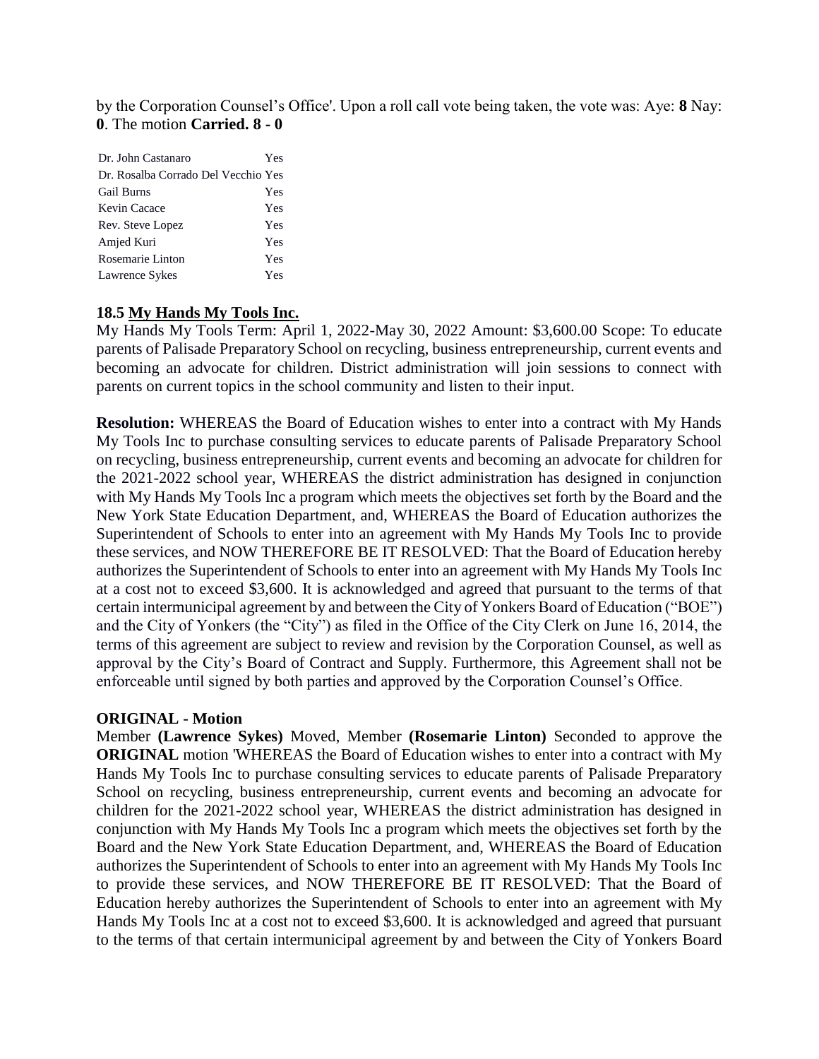by the Corporation Counsel's Office'. Upon a roll call vote being taken, the vote was: Aye: **8** Nay: **0**. The motion **Carried. 8 - 0**

| | |
|---|---|
| Dr. John Castanaro | Yes |
| Dr. Rosalba Corrado Del Vecchio | Yes |
| Gail Burns | Yes |
| Kevin Cacace | Yes |
| Rev. Steve Lopez | Yes |
| Amjed Kuri | Yes |
| Rosemarie Linton | Yes |
| Lawrence Sykes | Yes |

**18.5 My Hands My Tools Inc.**

My Hands My Tools Term: April 1, 2022-May 30, 2022 Amount: $3,600.00 Scope: To educate parents of Palisade Preparatory School on recycling, business entrepreneurship, current events and becoming an advocate for children. District administration will join sessions to connect with parents on current topics in the school community and listen to their input.

**Resolution:** WHEREAS the Board of Education wishes to enter into a contract with My Hands My Tools Inc to purchase consulting services to educate parents of Palisade Preparatory School on recycling, business entrepreneurship, current events and becoming an advocate for children for the 2021-2022 school year, WHEREAS the district administration has designed in conjunction with My Hands My Tools Inc a program which meets the objectives set forth by the Board and the New York State Education Department, and, WHEREAS the Board of Education authorizes the Superintendent of Schools to enter into an agreement with My Hands My Tools Inc to provide these services, and NOW THEREFORE BE IT RESOLVED: That the Board of Education hereby authorizes the Superintendent of Schools to enter into an agreement with My Hands My Tools Inc at a cost not to exceed $3,600. It is acknowledged and agreed that pursuant to the terms of that certain intermunicipal agreement by and between the City of Yonkers Board of Education ("BOE") and the City of Yonkers (the "City") as filed in the Office of the City Clerk on June 16, 2014, the terms of this agreement are subject to review and revision by the Corporation Counsel, as well as approval by the City's Board of Contract and Supply. Furthermore, this Agreement shall not be enforceable until signed by both parties and approved by the Corporation Counsel's Office.

**ORIGINAL - Motion**

Member **(Lawrence Sykes)** Moved, Member **(Rosemarie Linton)** Seconded to approve the **ORIGINAL** motion 'WHEREAS the Board of Education wishes to enter into a contract with My Hands My Tools Inc to purchase consulting services to educate parents of Palisade Preparatory School on recycling, business entrepreneurship, current events and becoming an advocate for children for the 2021-2022 school year, WHEREAS the district administration has designed in conjunction with My Hands My Tools Inc a program which meets the objectives set forth by the Board and the New York State Education Department, and, WHEREAS the Board of Education authorizes the Superintendent of Schools to enter into an agreement with My Hands My Tools Inc to provide these services, and NOW THEREFORE BE IT RESOLVED: That the Board of Education hereby authorizes the Superintendent of Schools to enter into an agreement with My Hands My Tools Inc at a cost not to exceed $3,600. It is acknowledged and agreed that pursuant to the terms of that certain intermunicipal agreement by and between the City of Yonkers Board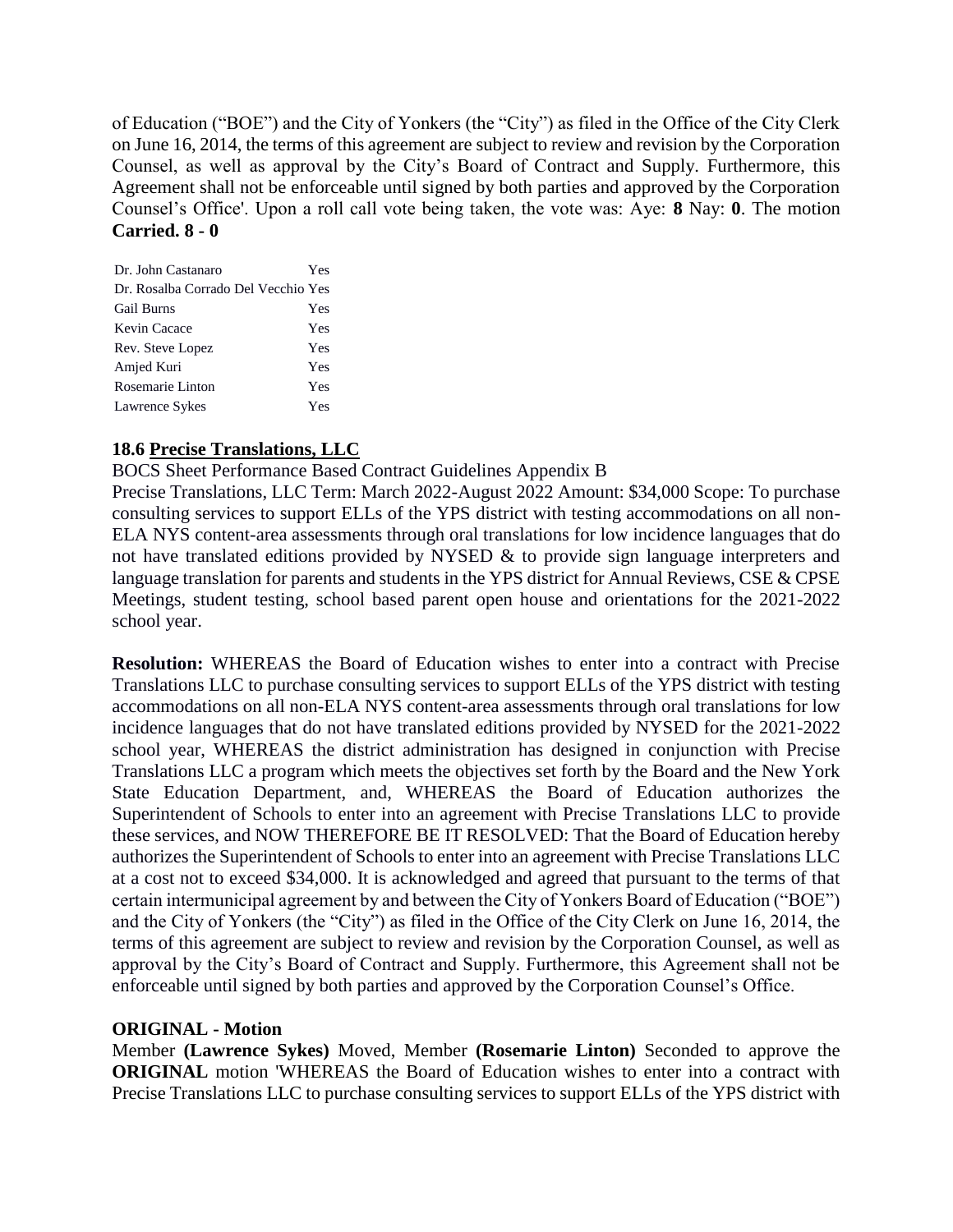of Education ("BOE") and the City of Yonkers (the "City") as filed in the Office of the City Clerk on June 16, 2014, the terms of this agreement are subject to review and revision by the Corporation Counsel, as well as approval by the City's Board of Contract and Supply. Furthermore, this Agreement shall not be enforceable until signed by both parties and approved by the Corporation Counsel's Office'. Upon a roll call vote being taken, the vote was: Aye: **8** Nay: **0**. The motion **Carried. 8 - 0**

| | |
|---|---|
| Dr. John Castanaro | Yes |
| Dr. Rosalba Corrado Del Vecchio | Yes |
| Gail Burns | Yes |
| Kevin Cacace | Yes |
| Rev. Steve Lopez | Yes |
| Amjed Kuri | Yes |
| Rosemarie Linton | Yes |
| Lawrence Sykes | Yes |

**18.6 Precise Translations, LLC**

BOCS Sheet Performance Based Contract Guidelines Appendix B

Precise Translations, LLC Term: March 2022-August 2022 Amount: $34,000 Scope: To purchase consulting services to support ELLs of the YPS district with testing accommodations on all non-ELA NYS content-area assessments through oral translations for low incidence languages that do not have translated editions provided by NYSED & to provide sign language interpreters and language translation for parents and students in the YPS district for Annual Reviews, CSE & CPSE Meetings, student testing, school based parent open house and orientations for the 2021-2022 school year.

**Resolution:** WHEREAS the Board of Education wishes to enter into a contract with Precise Translations LLC to purchase consulting services to support ELLs of the YPS district with testing accommodations on all non-ELA NYS content-area assessments through oral translations for low incidence languages that do not have translated editions provided by NYSED for the 2021-2022 school year, WHEREAS the district administration has designed in conjunction with Precise Translations LLC a program which meets the objectives set forth by the Board and the New York State Education Department, and, WHEREAS the Board of Education authorizes the Superintendent of Schools to enter into an agreement with Precise Translations LLC to provide these services, and NOW THEREFORE BE IT RESOLVED: That the Board of Education hereby authorizes the Superintendent of Schools to enter into an agreement with Precise Translations LLC at a cost not to exceed $34,000. It is acknowledged and agreed that pursuant to the terms of that certain intermunicipal agreement by and between the City of Yonkers Board of Education ("BOE") and the City of Yonkers (the "City") as filed in the Office of the City Clerk on June 16, 2014, the terms of this agreement are subject to review and revision by the Corporation Counsel, as well as approval by the City's Board of Contract and Supply. Furthermore, this Agreement shall not be enforceable until signed by both parties and approved by the Corporation Counsel's Office.

**ORIGINAL - Motion**

Member **(Lawrence Sykes)** Moved, Member **(Rosemarie Linton)** Seconded to approve the **ORIGINAL** motion 'WHEREAS the Board of Education wishes to enter into a contract with Precise Translations LLC to purchase consulting services to support ELLs of the YPS district with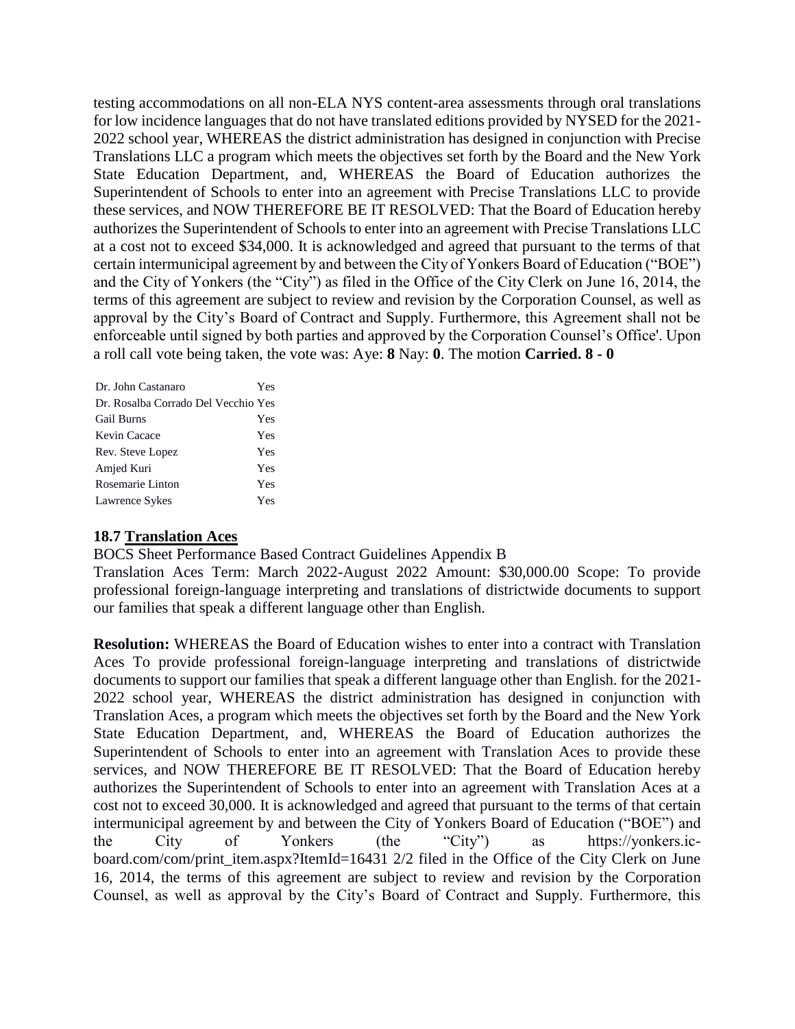testing accommodations on all non-ELA NYS content-area assessments through oral translations for low incidence languages that do not have translated editions provided by NYSED for the 2021-2022 school year, WHEREAS the district administration has designed in conjunction with Precise Translations LLC a program which meets the objectives set forth by the Board and the New York State Education Department, and, WHEREAS the Board of Education authorizes the Superintendent of Schools to enter into an agreement with Precise Translations LLC to provide these services, and NOW THEREFORE BE IT RESOLVED: That the Board of Education hereby authorizes the Superintendent of Schools to enter into an agreement with Precise Translations LLC at a cost not to exceed $34,000. It is acknowledged and agreed that pursuant to the terms of that certain intermunicipal agreement by and between the City of Yonkers Board of Education ("BOE") and the City of Yonkers (the "City") as filed in the Office of the City Clerk on June 16, 2014, the terms of this agreement are subject to review and revision by the Corporation Counsel, as well as approval by the City's Board of Contract and Supply. Furthermore, this Agreement shall not be enforceable until signed by both parties and approved by the Corporation Counsel's Office'. Upon a roll call vote being taken, the vote was: Aye: **8** Nay: **0**. The motion **Carried. 8 - 0**

| | |
|---|---|
| Dr. John Castanaro | Yes |
| Dr. Rosalba Corrado Del Vecchio | Yes |
| Gail Burns | Yes |
| Kevin Cacace | Yes |
| Rev. Steve Lopez | Yes |
| Amjed Kuri | Yes |
| Rosemarie Linton | Yes |
| Lawrence Sykes | Yes |

**18.7 Translation Aces**

BOCS Sheet Performance Based Contract Guidelines Appendix B

Translation Aces Term: March 2022-August 2022 Amount: $30,000.00 Scope: To provide professional foreign-language interpreting and translations of districtwide documents to support our families that speak a different language other than English.

**Resolution:** WHEREAS the Board of Education wishes to enter into a contract with Translation Aces To provide professional foreign-language interpreting and translations of districtwide documents to support our families that speak a different language other than English. for the 2021-2022 school year, WHEREAS the district administration has designed in conjunction with Translation Aces, a program which meets the objectives set forth by the Board and the New York State Education Department, and, WHEREAS the Board of Education authorizes the Superintendent of Schools to enter into an agreement with Translation Aces to provide these services, and NOW THEREFORE BE IT RESOLVED: That the Board of Education hereby authorizes the Superintendent of Schools to enter into an agreement with Translation Aces at a cost not to exceed 30,000. It is acknowledged and agreed that pursuant to the terms of that certain intermunicipal agreement by and between the City of Yonkers Board of Education ("BOE") and the City of Yonkers (the "City") as https://yonkers.ic-board.com/com/print_item.aspx?ItemId=16431 2/2 filed in the Office of the City Clerk on June 16, 2014, the terms of this agreement are subject to review and revision by the Corporation Counsel, as well as approval by the City's Board of Contract and Supply. Furthermore, this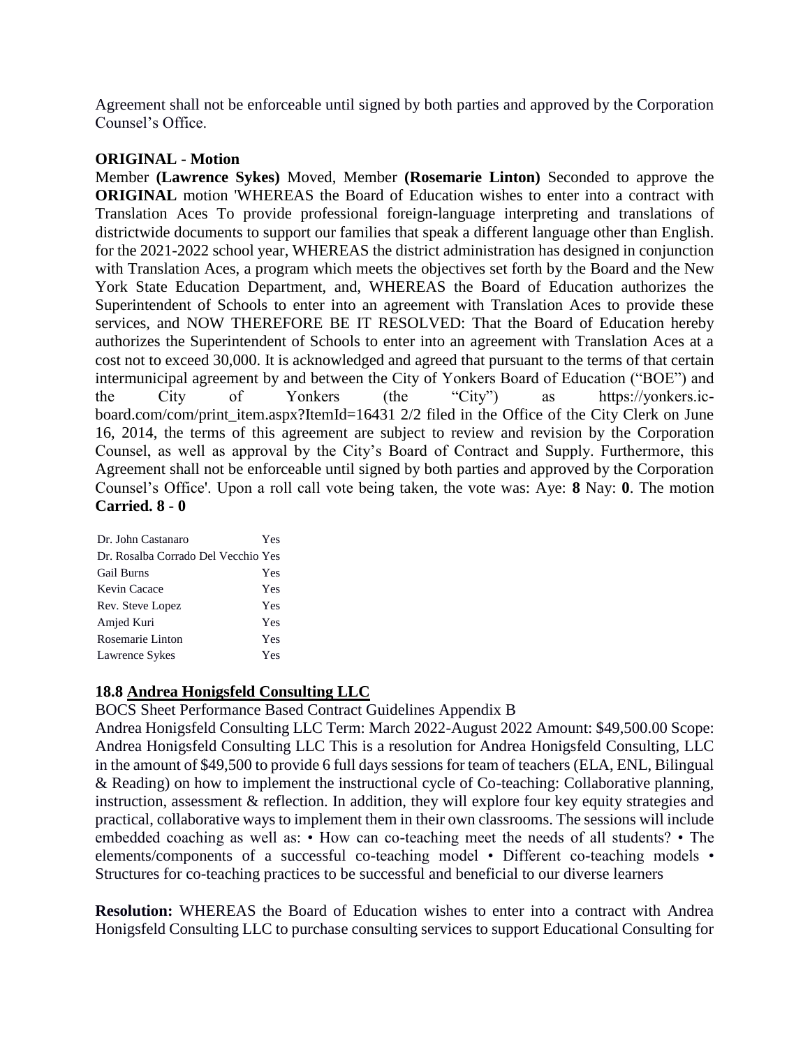Agreement shall not be enforceable until signed by both parties and approved by the Corporation Counsel's Office.

**ORIGINAL - Motion**

Member **(Lawrence Sykes)** Moved, Member **(Rosemarie Linton)** Seconded to approve the **ORIGINAL** motion 'WHEREAS the Board of Education wishes to enter into a contract with Translation Aces To provide professional foreign-language interpreting and translations of districtwide documents to support our families that speak a different language other than English. for the 2021-2022 school year, WHEREAS the district administration has designed in conjunction with Translation Aces, a program which meets the objectives set forth by the Board and the New York State Education Department, and, WHEREAS the Board of Education authorizes the Superintendent of Schools to enter into an agreement with Translation Aces to provide these services, and NOW THEREFORE BE IT RESOLVED: That the Board of Education hereby authorizes the Superintendent of Schools to enter into an agreement with Translation Aces at a cost not to exceed 30,000. It is acknowledged and agreed that pursuant to the terms of that certain intermunicipal agreement by and between the City of Yonkers Board of Education ("BOE") and the City of Yonkers (the "City") as https://yonkers.ic-board.com/com/print_item.aspx?ItemId=16431 2/2 filed in the Office of the City Clerk on June 16, 2014, the terms of this agreement are subject to review and revision by the Corporation Counsel, as well as approval by the City's Board of Contract and Supply. Furthermore, this Agreement shall not be enforceable until signed by both parties and approved by the Corporation Counsel's Office'. Upon a roll call vote being taken, the vote was: Aye: **8** Nay: **0**. The motion **Carried. 8 - 0**

| | |
|---|---|
| Dr. John Castanaro | Yes |
| Dr. Rosalba Corrado Del Vecchio | Yes |
| Gail Burns | Yes |
| Kevin Cacace | Yes |
| Rev. Steve Lopez | Yes |
| Amjed Kuri | Yes |
| Rosemarie Linton | Yes |
| Lawrence Sykes | Yes |

### 18.8 Andrea Honigsfeld Consulting LLC

BOCS Sheet Performance Based Contract Guidelines Appendix B

Andrea Honigsfeld Consulting LLC Term: March 2022-August 2022 Amount: $49,500.00 Scope: Andrea Honigsfeld Consulting LLC This is a resolution for Andrea Honigsfeld Consulting, LLC in the amount of $49,500 to provide 6 full days sessions for team of teachers (ELA, ENL, Bilingual & Reading) on how to implement the instructional cycle of Co-teaching: Collaborative planning, instruction, assessment & reflection. In addition, they will explore four key equity strategies and practical, collaborative ways to implement them in their own classrooms. The sessions will include embedded coaching as well as: • How can co-teaching meet the needs of all students? • The elements/components of a successful co-teaching model • Different co-teaching models • Structures for co-teaching practices to be successful and beneficial to our diverse learners

**Resolution:** WHEREAS the Board of Education wishes to enter into a contract with Andrea Honigsfeld Consulting LLC to purchase consulting services to support Educational Consulting for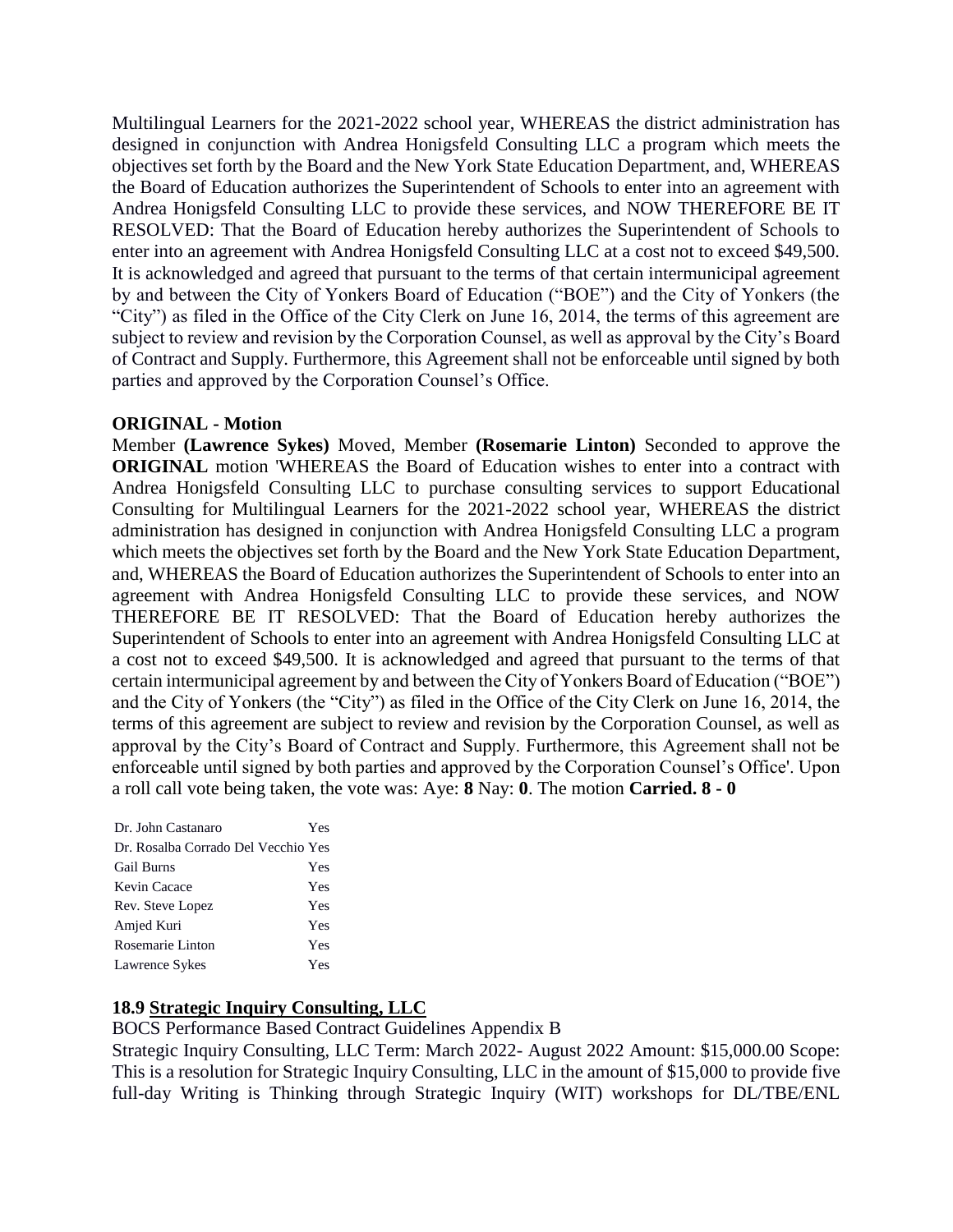Multilingual Learners for the 2021-2022 school year, WHEREAS the district administration has designed in conjunction with Andrea Honigsfeld Consulting LLC a program which meets the objectives set forth by the Board and the New York State Education Department, and, WHEREAS the Board of Education authorizes the Superintendent of Schools to enter into an agreement with Andrea Honigsfeld Consulting LLC to provide these services, and NOW THEREFORE BE IT RESOLVED: That the Board of Education hereby authorizes the Superintendent of Schools to enter into an agreement with Andrea Honigsfeld Consulting LLC at a cost not to exceed \$49,500. It is acknowledged and agreed that pursuant to the terms of that certain intermunicipal agreement by and between the City of Yonkers Board of Education ("BOE") and the City of Yonkers (the "City") as filed in the Office of the City Clerk on June 16, 2014, the terms of this agreement are subject to review and revision by the Corporation Counsel, as well as approval by the City's Board of Contract and Supply. Furthermore, this Agreement shall not be enforceable until signed by both parties and approved by the Corporation Counsel's Office.

**ORIGINAL - Motion**

Member **(Lawrence Sykes)** Moved, Member **(Rosemarie Linton)** Seconded to approve the **ORIGINAL** motion 'WHEREAS the Board of Education wishes to enter into a contract with Andrea Honigsfeld Consulting LLC to purchase consulting services to support Educational Consulting for Multilingual Learners for the 2021-2022 school year, WHEREAS the district administration has designed in conjunction with Andrea Honigsfeld Consulting LLC a program which meets the objectives set forth by the Board and the New York State Education Department, and, WHEREAS the Board of Education authorizes the Superintendent of Schools to enter into an agreement with Andrea Honigsfeld Consulting LLC to provide these services, and NOW THEREFORE BE IT RESOLVED: That the Board of Education hereby authorizes the Superintendent of Schools to enter into an agreement with Andrea Honigsfeld Consulting LLC at a cost not to exceed \$49,500. It is acknowledged and agreed that pursuant to the terms of that certain intermunicipal agreement by and between the City of Yonkers Board of Education ("BOE") and the City of Yonkers (the "City") as filed in the Office of the City Clerk on June 16, 2014, the terms of this agreement are subject to review and revision by the Corporation Counsel, as well as approval by the City's Board of Contract and Supply. Furthermore, this Agreement shall not be enforceable until signed by both parties and approved by the Corporation Counsel's Office'. Upon a roll call vote being taken, the vote was: Aye: **8** Nay: **0**. The motion **Carried. 8 - 0**

| | |
|---|---|
| Dr. John Castanaro | Yes |
| Dr. Rosalba Corrado Del Vecchio | Yes |
| Gail Burns | Yes |
| Kevin Cacace | Yes |
| Rev. Steve Lopez | Yes |
| Amjed Kuri | Yes |
| Rosemarie Linton | Yes |
| Lawrence Sykes | Yes |

### 18.9 Strategic Inquiry Consulting, LLC

BOCS Performance Based Contract Guidelines Appendix B

Strategic Inquiry Consulting, LLC Term: March 2022- August 2022 Amount: \$15,000.00 Scope: This is a resolution for Strategic Inquiry Consulting, LLC in the amount of \$15,000 to provide five full-day Writing is Thinking through Strategic Inquiry (WIT) workshops for DL/TBE/ENL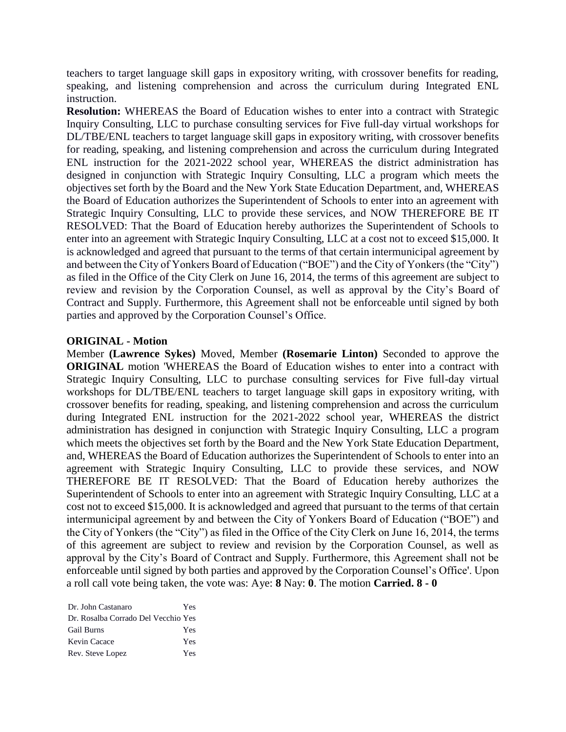teachers to target language skill gaps in expository writing, with crossover benefits for reading, speaking, and listening comprehension and across the curriculum during Integrated ENL instruction.

**Resolution:** WHEREAS the Board of Education wishes to enter into a contract with Strategic Inquiry Consulting, LLC to purchase consulting services for Five full-day virtual workshops for DL/TBE/ENL teachers to target language skill gaps in expository writing, with crossover benefits for reading, speaking, and listening comprehension and across the curriculum during Integrated ENL instruction for the 2021-2022 school year, WHEREAS the district administration has designed in conjunction with Strategic Inquiry Consulting, LLC a program which meets the objectives set forth by the Board and the New York State Education Department, and, WHEREAS the Board of Education authorizes the Superintendent of Schools to enter into an agreement with Strategic Inquiry Consulting, LLC to provide these services, and NOW THEREFORE BE IT RESOLVED: That the Board of Education hereby authorizes the Superintendent of Schools to enter into an agreement with Strategic Inquiry Consulting, LLC at a cost not to exceed $15,000. It is acknowledged and agreed that pursuant to the terms of that certain intermunicipal agreement by and between the City of Yonkers Board of Education ("BOE") and the City of Yonkers (the "City") as filed in the Office of the City Clerk on June 16, 2014, the terms of this agreement are subject to review and revision by the Corporation Counsel, as well as approval by the City's Board of Contract and Supply. Furthermore, this Agreement shall not be enforceable until signed by both parties and approved by the Corporation Counsel's Office.

**ORIGINAL - Motion**

Member **(Lawrence Sykes)** Moved, Member **(Rosemarie Linton)** Seconded to approve the **ORIGINAL** motion 'WHEREAS the Board of Education wishes to enter into a contract with Strategic Inquiry Consulting, LLC to purchase consulting services for Five full-day virtual workshops for DL/TBE/ENL teachers to target language skill gaps in expository writing, with crossover benefits for reading, speaking, and listening comprehension and across the curriculum during Integrated ENL instruction for the 2021-2022 school year, WHEREAS the district administration has designed in conjunction with Strategic Inquiry Consulting, LLC a program which meets the objectives set forth by the Board and the New York State Education Department, and, WHEREAS the Board of Education authorizes the Superintendent of Schools to enter into an agreement with Strategic Inquiry Consulting, LLC to provide these services, and NOW THEREFORE BE IT RESOLVED: That the Board of Education hereby authorizes the Superintendent of Schools to enter into an agreement with Strategic Inquiry Consulting, LLC at a cost not to exceed $15,000. It is acknowledged and agreed that pursuant to the terms of that certain intermunicipal agreement by and between the City of Yonkers Board of Education ("BOE") and the City of Yonkers (the "City") as filed in the Office of the City Clerk on June 16, 2014, the terms of this agreement are subject to review and revision by the Corporation Counsel, as well as approval by the City's Board of Contract and Supply. Furthermore, this Agreement shall not be enforceable until signed by both parties and approved by the Corporation Counsel's Office'. Upon a roll call vote being taken, the vote was: Aye: **8** Nay: **0**. The motion **Carried. 8 - 0**

| | |
|---|---|
| Dr. John Castanaro | Yes |
| Dr. Rosalba Corrado Del Vecchio | Yes |
| Gail Burns | Yes |
| Kevin Cacace | Yes |
| Rev. Steve Lopez | Yes |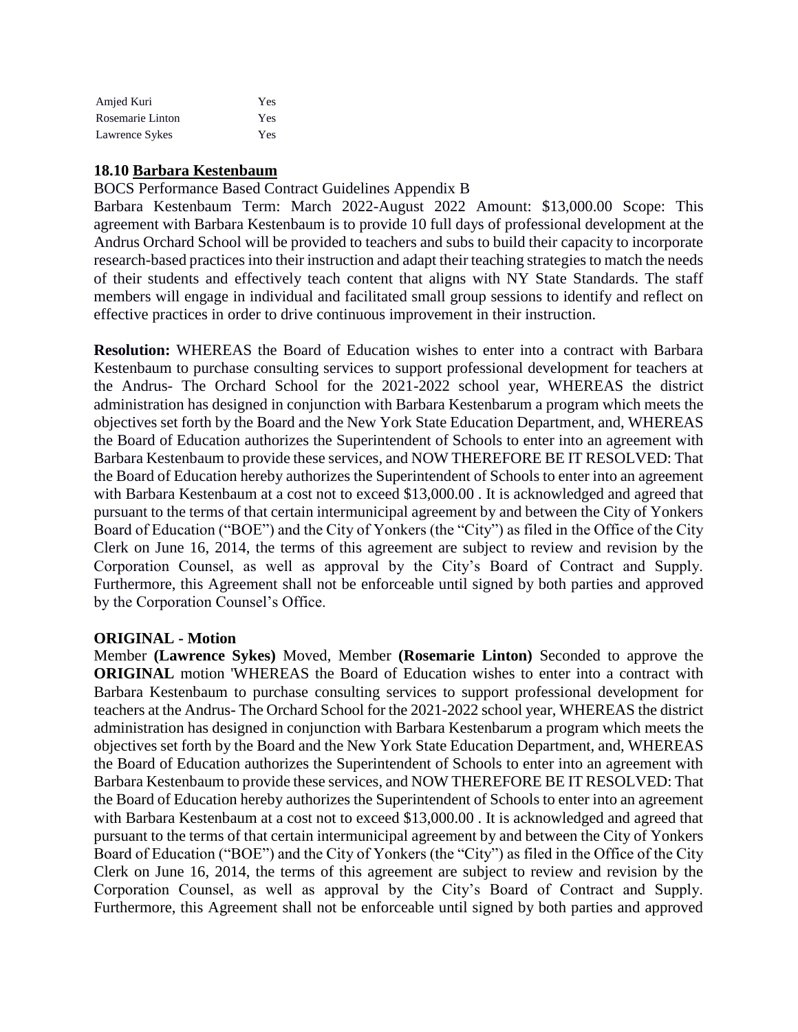| | |
|---|---|
| Amjed Kuri | Yes |
| Rosemarie Linton | Yes |
| Lawrence Sykes | Yes |

**18.10 Barbara Kestenbaum**

BOCS Performance Based Contract Guidelines Appendix B

Barbara Kestenbaum Term: March 2022-August 2022 Amount: $13,000.00 Scope: This agreement with Barbara Kestenbaum is to provide 10 full days of professional development at the Andrus Orchard School will be provided to teachers and subs to build their capacity to incorporate research-based practices into their instruction and adapt their teaching strategies to match the needs of their students and effectively teach content that aligns with NY State Standards. The staff members will engage in individual and facilitated small group sessions to identify and reflect on effective practices in order to drive continuous improvement in their instruction.

**Resolution:** WHEREAS the Board of Education wishes to enter into a contract with Barbara Kestenbaum to purchase consulting services to support professional development for teachers at the Andrus- The Orchard School for the 2021-2022 school year, WHEREAS the district administration has designed in conjunction with Barbara Kestenbarum a program which meets the objectives set forth by the Board and the New York State Education Department, and, WHEREAS the Board of Education authorizes the Superintendent of Schools to enter into an agreement with Barbara Kestenbaum to provide these services, and NOW THEREFORE BE IT RESOLVED: That the Board of Education hereby authorizes the Superintendent of Schools to enter into an agreement with Barbara Kestenbaum at a cost not to exceed $13,000.00 . It is acknowledged and agreed that pursuant to the terms of that certain intermunicipal agreement by and between the City of Yonkers Board of Education ("BOE") and the City of Yonkers (the "City") as filed in the Office of the City Clerk on June 16, 2014, the terms of this agreement are subject to review and revision by the Corporation Counsel, as well as approval by the City's Board of Contract and Supply. Furthermore, this Agreement shall not be enforceable until signed by both parties and approved by the Corporation Counsel's Office.

**ORIGINAL - Motion**

Member **(Lawrence Sykes)** Moved, Member **(Rosemarie Linton)** Seconded to approve the **ORIGINAL** motion 'WHEREAS the Board of Education wishes to enter into a contract with Barbara Kestenbaum to purchase consulting services to support professional development for teachers at the Andrus- The Orchard School for the 2021-2022 school year, WHEREAS the district administration has designed in conjunction with Barbara Kestenbarum a program which meets the objectives set forth by the Board and the New York State Education Department, and, WHEREAS the Board of Education authorizes the Superintendent of Schools to enter into an agreement with Barbara Kestenbaum to provide these services, and NOW THEREFORE BE IT RESOLVED: That the Board of Education hereby authorizes the Superintendent of Schools to enter into an agreement with Barbara Kestenbaum at a cost not to exceed $13,000.00 . It is acknowledged and agreed that pursuant to the terms of that certain intermunicipal agreement by and between the City of Yonkers Board of Education ("BOE") and the City of Yonkers (the "City") as filed in the Office of the City Clerk on June 16, 2014, the terms of this agreement are subject to review and revision by the Corporation Counsel, as well as approval by the City's Board of Contract and Supply. Furthermore, this Agreement shall not be enforceable until signed by both parties and approved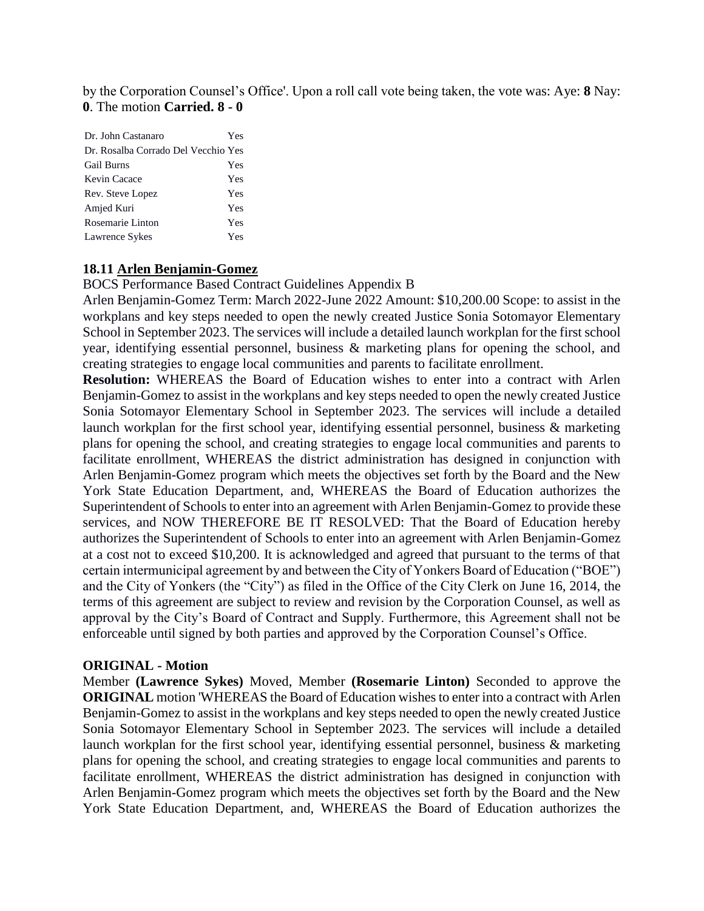by the Corporation Counsel's Office'. Upon a roll call vote being taken, the vote was: Aye: **8** Nay: **0**. The motion **Carried. 8 - 0**

| | |
|---|---|
| Dr. John Castanaro | Yes |
| Dr. Rosalba Corrado Del Vecchio | Yes |
| Gail Burns | Yes |
| Kevin Cacace | Yes |
| Rev. Steve Lopez | Yes |
| Amjed Kuri | Yes |
| Rosemarie Linton | Yes |
| Lawrence Sykes | Yes |

**18.11 Arlen Benjamin-Gomez**

BOCS Performance Based Contract Guidelines Appendix B

Arlen Benjamin-Gomez Term: March 2022-June 2022 Amount: $10,200.00 Scope: to assist in the workplans and key steps needed to open the newly created Justice Sonia Sotomayor Elementary School in September 2023. The services will include a detailed launch workplan for the first school year, identifying essential personnel, business & marketing plans for opening the school, and creating strategies to engage local communities and parents to facilitate enrollment.

**Resolution:** WHEREAS the Board of Education wishes to enter into a contract with Arlen Benjamin-Gomez to assist in the workplans and key steps needed to open the newly created Justice Sonia Sotomayor Elementary School in September 2023. The services will include a detailed launch workplan for the first school year, identifying essential personnel, business & marketing plans for opening the school, and creating strategies to engage local communities and parents to facilitate enrollment, WHEREAS the district administration has designed in conjunction with Arlen Benjamin-Gomez program which meets the objectives set forth by the Board and the New York State Education Department, and, WHEREAS the Board of Education authorizes the Superintendent of Schools to enter into an agreement with Arlen Benjamin-Gomez to provide these services, and NOW THEREFORE BE IT RESOLVED: That the Board of Education hereby authorizes the Superintendent of Schools to enter into an agreement with Arlen Benjamin-Gomez at a cost not to exceed $10,200. It is acknowledged and agreed that pursuant to the terms of that certain intermunicipal agreement by and between the City of Yonkers Board of Education ("BOE") and the City of Yonkers (the "City") as filed in the Office of the City Clerk on June 16, 2014, the terms of this agreement are subject to review and revision by the Corporation Counsel, as well as approval by the City's Board of Contract and Supply. Furthermore, this Agreement shall not be enforceable until signed by both parties and approved by the Corporation Counsel's Office.

**ORIGINAL - Motion**

Member **(Lawrence Sykes)** Moved, Member **(Rosemarie Linton)** Seconded to approve the **ORIGINAL** motion 'WHEREAS the Board of Education wishes to enter into a contract with Arlen Benjamin-Gomez to assist in the workplans and key steps needed to open the newly created Justice Sonia Sotomayor Elementary School in September 2023. The services will include a detailed launch workplan for the first school year, identifying essential personnel, business & marketing plans for opening the school, and creating strategies to engage local communities and parents to facilitate enrollment, WHEREAS the district administration has designed in conjunction with Arlen Benjamin-Gomez program which meets the objectives set forth by the Board and the New York State Education Department, and, WHEREAS the Board of Education authorizes the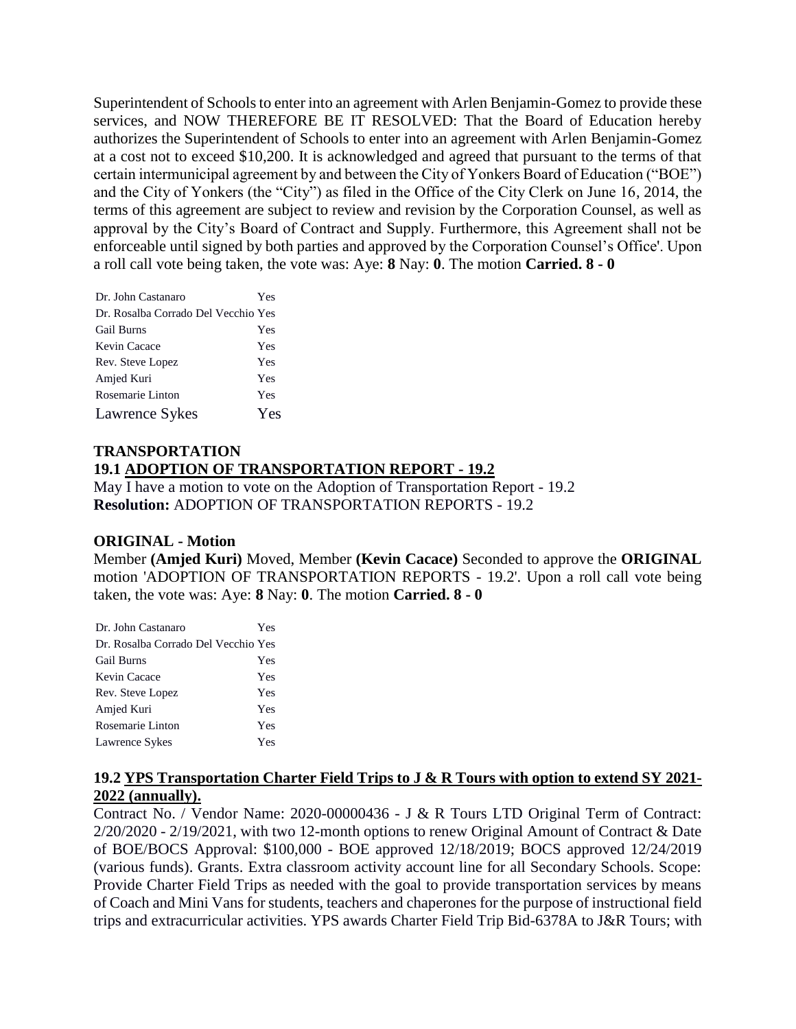Superintendent of Schools to enter into an agreement with Arlen Benjamin-Gomez to provide these services, and NOW THEREFORE BE IT RESOLVED: That the Board of Education hereby authorizes the Superintendent of Schools to enter into an agreement with Arlen Benjamin-Gomez at a cost not to exceed $10,200. It is acknowledged and agreed that pursuant to the terms of that certain intermunicipal agreement by and between the City of Yonkers Board of Education ("BOE") and the City of Yonkers (the "City") as filed in the Office of the City Clerk on June 16, 2014, the terms of this agreement are subject to review and revision by the Corporation Counsel, as well as approval by the City's Board of Contract and Supply. Furthermore, this Agreement shall not be enforceable until signed by both parties and approved by the Corporation Counsel's Office'. Upon a roll call vote being taken, the vote was: Aye: **8** Nay: **0**. The motion **Carried. 8 - 0**

| | |
|---|---|
| Dr. John Castanaro | Yes |
| Dr. Rosalba Corrado Del Vecchio | Yes |
| Gail Burns | Yes |
| Kevin Cacace | Yes |
| Rev. Steve Lopez | Yes |
| Amjed Kuri | Yes |
| Rosemarie Linton | Yes |
| Lawrence Sykes | Yes |

### TRANSPORTATION

### 19.1 ADOPTION OF TRANSPORTATION REPORT - 19.2

May I have a motion to vote on the Adoption of Transportation Report - 19.2

**Resolution:** ADOPTION OF TRANSPORTATION REPORTS - 19.2

**ORIGINAL - Motion**

Member **(Amjed Kuri)** Moved, Member **(Kevin Cacace)** Seconded to approve the **ORIGINAL** motion 'ADOPTION OF TRANSPORTATION REPORTS - 19.2'. Upon a roll call vote being taken, the vote was: Aye: **8** Nay: **0**. The motion **Carried. 8 - 0**

| | |
|---|---|
| Dr. John Castanaro | Yes |
| Dr. Rosalba Corrado Del Vecchio | Yes |
| Gail Burns | Yes |
| Kevin Cacace | Yes |
| Rev. Steve Lopez | Yes |
| Amjed Kuri | Yes |
| Rosemarie Linton | Yes |
| Lawrence Sykes | Yes |

### 19.2 YPS Transportation Charter Field Trips to J & R Tours with option to extend SY 2021-2022 (annually).

Contract No. / Vendor Name: 2020-00000436 - J & R Tours LTD Original Term of Contract: 2/20/2020 - 2/19/2021, with two 12-month options to renew Original Amount of Contract & Date of BOE/BOCS Approval: $100,000 - BOE approved 12/18/2019; BOCS approved 12/24/2019 (various funds). Grants. Extra classroom activity account line for all Secondary Schools. Scope: Provide Charter Field Trips as needed with the goal to provide transportation services by means of Coach and Mini Vans for students, teachers and chaperones for the purpose of instructional field trips and extracurricular activities. YPS awards Charter Field Trip Bid-6378A to J&R Tours; with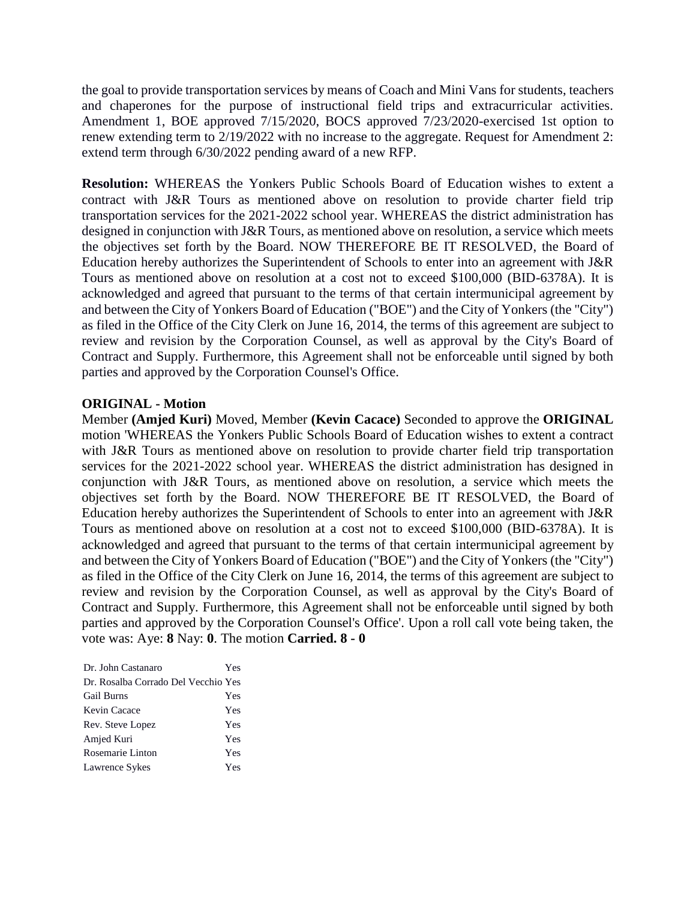the goal to provide transportation services by means of Coach and Mini Vans for students, teachers and chaperones for the purpose of instructional field trips and extracurricular activities. Amendment 1, BOE approved 7/15/2020, BOCS approved 7/23/2020-exercised 1st option to renew extending term to 2/19/2022 with no increase to the aggregate. Request for Amendment 2: extend term through 6/30/2022 pending award of a new RFP.

**Resolution:** WHEREAS the Yonkers Public Schools Board of Education wishes to extent a contract with J&R Tours as mentioned above on resolution to provide charter field trip transportation services for the 2021-2022 school year. WHEREAS the district administration has designed in conjunction with J&R Tours, as mentioned above on resolution, a service which meets the objectives set forth by the Board. NOW THEREFORE BE IT RESOLVED, the Board of Education hereby authorizes the Superintendent of Schools to enter into an agreement with J&R Tours as mentioned above on resolution at a cost not to exceed $100,000 (BID-6378A). It is acknowledged and agreed that pursuant to the terms of that certain intermunicipal agreement by and between the City of Yonkers Board of Education ("BOE") and the City of Yonkers (the "City") as filed in the Office of the City Clerk on June 16, 2014, the terms of this agreement are subject to review and revision by the Corporation Counsel, as well as approval by the City's Board of Contract and Supply. Furthermore, this Agreement shall not be enforceable until signed by both parties and approved by the Corporation Counsel's Office.

**ORIGINAL - Motion**

Member **(Amjed Kuri)** Moved, Member **(Kevin Cacace)** Seconded to approve the **ORIGINAL** motion 'WHEREAS the Yonkers Public Schools Board of Education wishes to extent a contract with J&R Tours as mentioned above on resolution to provide charter field trip transportation services for the 2021-2022 school year. WHEREAS the district administration has designed in conjunction with J&R Tours, as mentioned above on resolution, a service which meets the objectives set forth by the Board. NOW THEREFORE BE IT RESOLVED, the Board of Education hereby authorizes the Superintendent of Schools to enter into an agreement with J&R Tours as mentioned above on resolution at a cost not to exceed $100,000 (BID-6378A). It is acknowledged and agreed that pursuant to the terms of that certain intermunicipal agreement by and between the City of Yonkers Board of Education ("BOE") and the City of Yonkers (the "City") as filed in the Office of the City Clerk on June 16, 2014, the terms of this agreement are subject to review and revision by the Corporation Counsel, as well as approval by the City's Board of Contract and Supply. Furthermore, this Agreement shall not be enforceable until signed by both parties and approved by the Corporation Counsel's Office'. Upon a roll call vote being taken, the vote was: Aye: **8** Nay: **0**. The motion **Carried. 8 - 0**

| | |
|---|---|
| Dr. John Castanaro | Yes |
| Dr. Rosalba Corrado Del Vecchio | Yes |
| Gail Burns | Yes |
| Kevin Cacace | Yes |
| Rev. Steve Lopez | Yes |
| Amjed Kuri | Yes |
| Rosemarie Linton | Yes |
| Lawrence Sykes | Yes |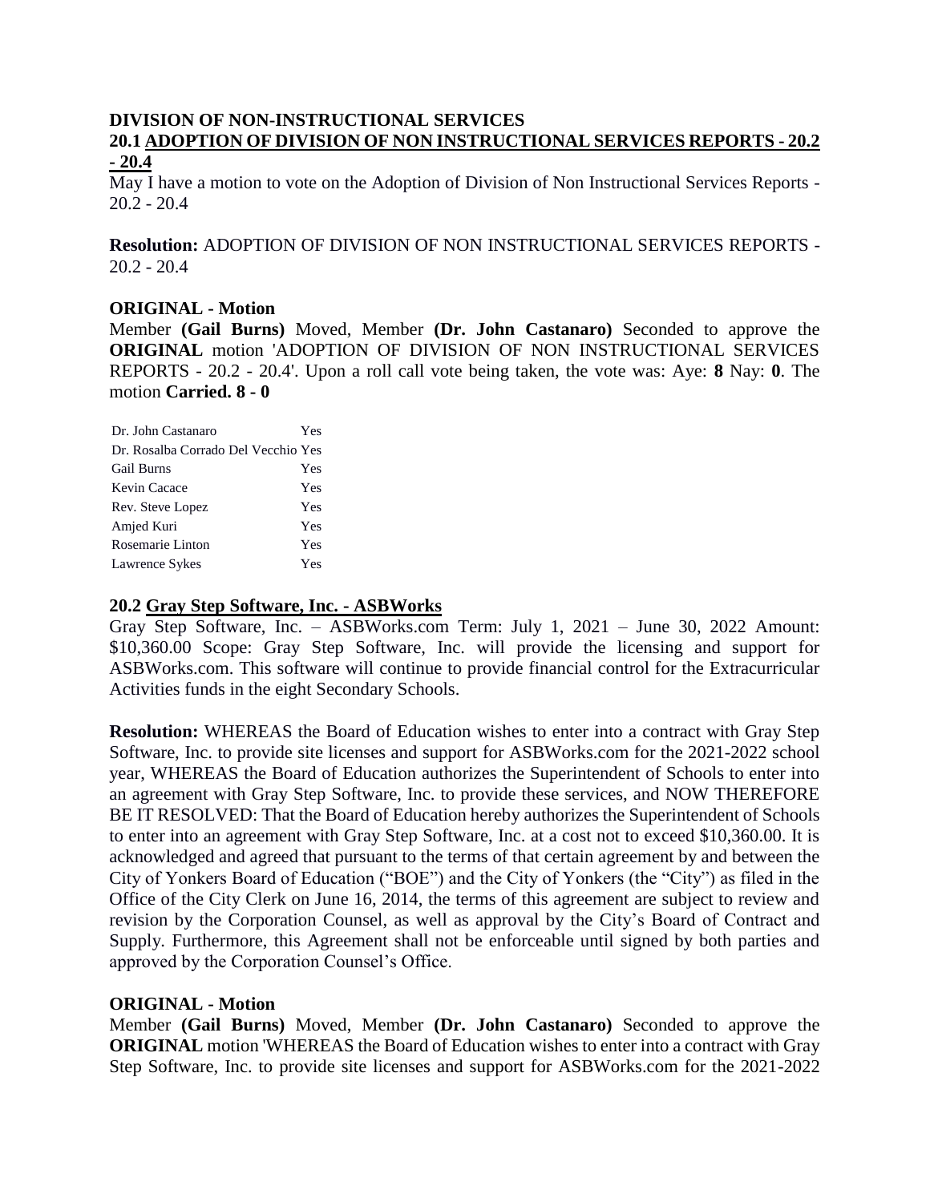**DIVISION OF NON-INSTRUCTIONAL SERVICES**

**20.1 ADOPTION OF DIVISION OF NON INSTRUCTIONAL SERVICES REPORTS - 20.2 - 20.4**

May I have a motion to vote on the Adoption of Division of Non Instructional Services Reports - 20.2 - 20.4

**Resolution:** ADOPTION OF DIVISION OF NON INSTRUCTIONAL SERVICES REPORTS - 20.2 - 20.4

**ORIGINAL - Motion**

Member **(Gail Burns)** Moved, Member **(Dr. John Castanaro)** Seconded to approve the **ORIGINAL** motion 'ADOPTION OF DIVISION OF NON INSTRUCTIONAL SERVICES REPORTS - 20.2 - 20.4'. Upon a roll call vote being taken, the vote was: Aye: **8** Nay: **0**. The motion **Carried. 8 - 0**

| | |
|---|---|
| Dr. John Castanaro | Yes |
| Dr. Rosalba Corrado Del Vecchio | Yes |
| Gail Burns | Yes |
| Kevin Cacace | Yes |
| Rev. Steve Lopez | Yes |
| Amjed Kuri | Yes |
| Rosemarie Linton | Yes |
| Lawrence Sykes | Yes |

**20.2 Gray Step Software, Inc. - ASBWorks**

Gray Step Software, Inc. – ASBWorks.com Term: July 1, 2021 – June 30, 2022 Amount: $10,360.00 Scope: Gray Step Software, Inc. will provide the licensing and support for ASBWorks.com. This software will continue to provide financial control for the Extracurricular Activities funds in the eight Secondary Schools.

**Resolution:** WHEREAS the Board of Education wishes to enter into a contract with Gray Step Software, Inc. to provide site licenses and support for ASBWorks.com for the 2021-2022 school year, WHEREAS the Board of Education authorizes the Superintendent of Schools to enter into an agreement with Gray Step Software, Inc. to provide these services, and NOW THEREFORE BE IT RESOLVED: That the Board of Education hereby authorizes the Superintendent of Schools to enter into an agreement with Gray Step Software, Inc. at a cost not to exceed $10,360.00. It is acknowledged and agreed that pursuant to the terms of that certain agreement by and between the City of Yonkers Board of Education ("BOE") and the City of Yonkers (the "City") as filed in the Office of the City Clerk on June 16, 2014, the terms of this agreement are subject to review and revision by the Corporation Counsel, as well as approval by the City's Board of Contract and Supply. Furthermore, this Agreement shall not be enforceable until signed by both parties and approved by the Corporation Counsel's Office.

**ORIGINAL - Motion**

Member **(Gail Burns)** Moved, Member **(Dr. John Castanaro)** Seconded to approve the **ORIGINAL** motion 'WHEREAS the Board of Education wishes to enter into a contract with Gray Step Software, Inc. to provide site licenses and support for ASBWorks.com for the 2021-2022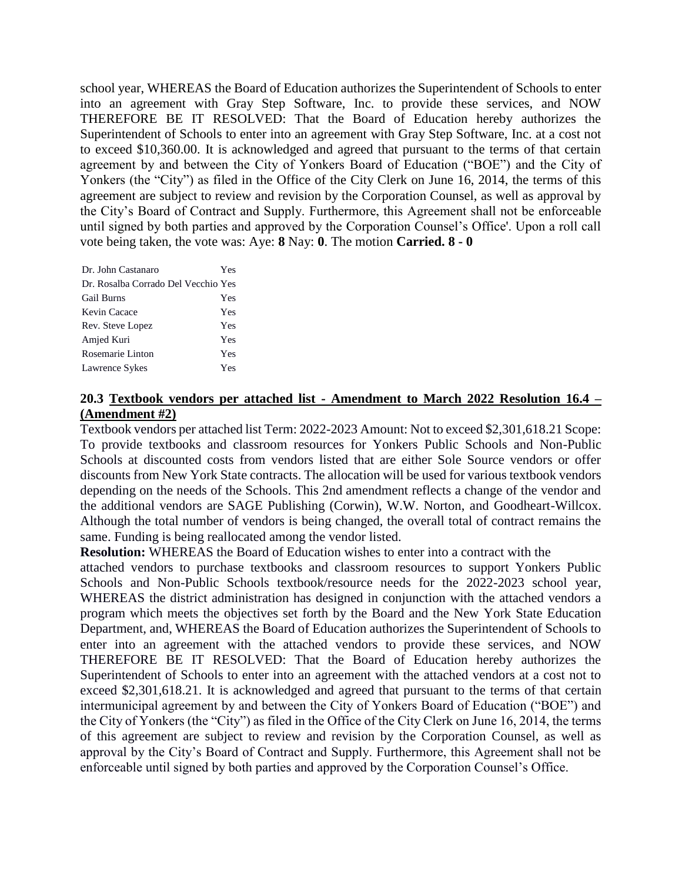school year, WHEREAS the Board of Education authorizes the Superintendent of Schools to enter into an agreement with Gray Step Software, Inc. to provide these services, and NOW THEREFORE BE IT RESOLVED: That the Board of Education hereby authorizes the Superintendent of Schools to enter into an agreement with Gray Step Software, Inc. at a cost not to exceed $10,360.00. It is acknowledged and agreed that pursuant to the terms of that certain agreement by and between the City of Yonkers Board of Education ("BOE") and the City of Yonkers (the "City") as filed in the Office of the City Clerk on June 16, 2014, the terms of this agreement are subject to review and revision by the Corporation Counsel, as well as approval by the City's Board of Contract and Supply. Furthermore, this Agreement shall not be enforceable until signed by both parties and approved by the Corporation Counsel's Office'. Upon a roll call vote being taken, the vote was: Aye: **8** Nay: **0**. The motion **Carried. 8 - 0**

| | |
|---|---|
| Dr. John Castanaro | Yes |
| Dr. Rosalba Corrado Del Vecchio | Yes |
| Gail Burns | Yes |
| Kevin Cacace | Yes |
| Rev. Steve Lopez | Yes |
| Amjed Kuri | Yes |
| Rosemarie Linton | Yes |
| Lawrence Sykes | Yes |

**20.3 <u>Textbook vendors per attached list - Amendment to March 2022 Resolution 16.4 – (Amendment #2)</u>**

Textbook vendors per attached list Term: 2022-2023 Amount: Not to exceed $2,301,618.21 Scope: To provide textbooks and classroom resources for Yonkers Public Schools and Non-Public Schools at discounted costs from vendors listed that are either Sole Source vendors or offer discounts from New York State contracts. The allocation will be used for various textbook vendors depending on the needs of the Schools. This 2nd amendment reflects a change of the vendor and the additional vendors are SAGE Publishing (Corwin), W.W. Norton, and Goodheart-Willcox. Although the total number of vendors is being changed, the overall total of contract remains the same. Funding is being reallocated among the vendor listed.

**Resolution:** WHEREAS the Board of Education wishes to enter into a contract with the attached vendors to purchase textbooks and classroom resources to support Yonkers Public Schools and Non-Public Schools textbook/resource needs for the 2022-2023 school year, WHEREAS the district administration has designed in conjunction with the attached vendors a program which meets the objectives set forth by the Board and the New York State Education Department, and, WHEREAS the Board of Education authorizes the Superintendent of Schools to enter into an agreement with the attached vendors to provide these services, and NOW THEREFORE BE IT RESOLVED: That the Board of Education hereby authorizes the Superintendent of Schools to enter into an agreement with the attached vendors at a cost not to exceed $2,301,618.21. It is acknowledged and agreed that pursuant to the terms of that certain intermunicipal agreement by and between the City of Yonkers Board of Education ("BOE") and the City of Yonkers (the "City") as filed in the Office of the City Clerk on June 16, 2014, the terms of this agreement are subject to review and revision by the Corporation Counsel, as well as approval by the City's Board of Contract and Supply. Furthermore, this Agreement shall not be enforceable until signed by both parties and approved by the Corporation Counsel's Office.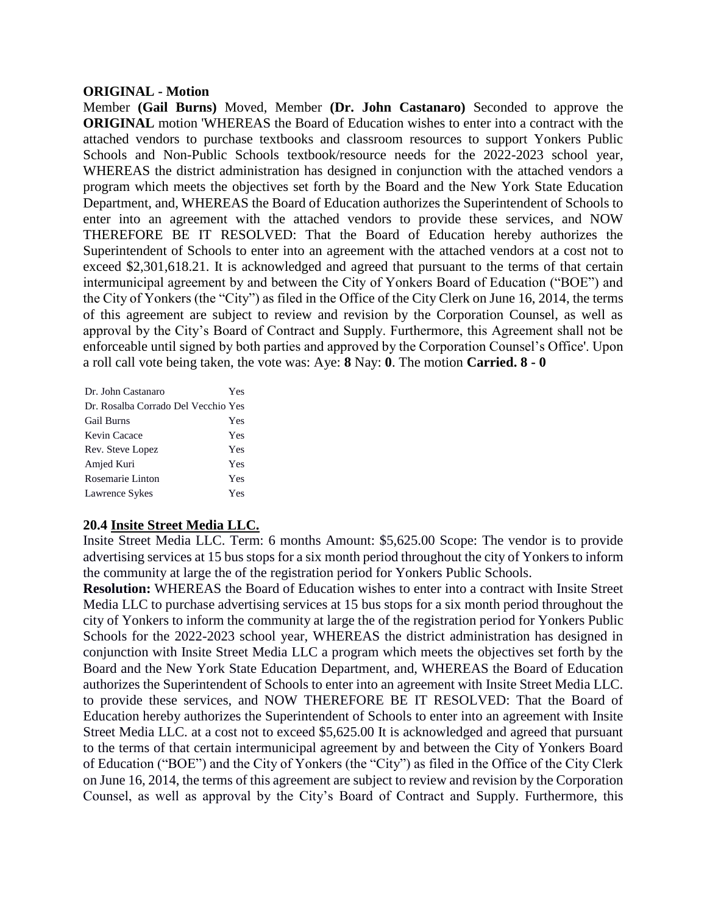**ORIGINAL - Motion**

Member **(Gail Burns)** Moved, Member **(Dr. John Castanaro)** Seconded to approve the **ORIGINAL** motion 'WHEREAS the Board of Education wishes to enter into a contract with the attached vendors to purchase textbooks and classroom resources to support Yonkers Public Schools and Non-Public Schools textbook/resource needs for the 2022-2023 school year, WHEREAS the district administration has designed in conjunction with the attached vendors a program which meets the objectives set forth by the Board and the New York State Education Department, and, WHEREAS the Board of Education authorizes the Superintendent of Schools to enter into an agreement with the attached vendors to provide these services, and NOW THEREFORE BE IT RESOLVED: That the Board of Education hereby authorizes the Superintendent of Schools to enter into an agreement with the attached vendors at a cost not to exceed $2,301,618.21. It is acknowledged and agreed that pursuant to the terms of that certain intermunicipal agreement by and between the City of Yonkers Board of Education ("BOE") and the City of Yonkers (the "City") as filed in the Office of the City Clerk on June 16, 2014, the terms of this agreement are subject to review and revision by the Corporation Counsel, as well as approval by the City's Board of Contract and Supply. Furthermore, this Agreement shall not be enforceable until signed by both parties and approved by the Corporation Counsel's Office'. Upon a roll call vote being taken, the vote was: Aye: **8** Nay: **0**. The motion **Carried. 8 - 0**

| | |
|---|---|
| Dr. John Castanaro | Yes |
| Dr. Rosalba Corrado Del Vecchio | Yes |
| Gail Burns | Yes |
| Kevin Cacace | Yes |
| Rev. Steve Lopez | Yes |
| Amjed Kuri | Yes |
| Rosemarie Linton | Yes |
| Lawrence Sykes | Yes |

**20.4 Insite Street Media LLC.**

Insite Street Media LLC. Term: 6 months Amount: $5,625.00 Scope: The vendor is to provide advertising services at 15 bus stops for a six month period throughout the city of Yonkers to inform the community at large the of the registration period for Yonkers Public Schools.

**Resolution:** WHEREAS the Board of Education wishes to enter into a contract with Insite Street Media LLC to purchase advertising services at 15 bus stops for a six month period throughout the city of Yonkers to inform the community at large the of the registration period for Yonkers Public Schools for the 2022-2023 school year, WHEREAS the district administration has designed in conjunction with Insite Street Media LLC a program which meets the objectives set forth by the Board and the New York State Education Department, and, WHEREAS the Board of Education authorizes the Superintendent of Schools to enter into an agreement with Insite Street Media LLC. to provide these services, and NOW THEREFORE BE IT RESOLVED: That the Board of Education hereby authorizes the Superintendent of Schools to enter into an agreement with Insite Street Media LLC. at a cost not to exceed $5,625.00 It is acknowledged and agreed that pursuant to the terms of that certain intermunicipal agreement by and between the City of Yonkers Board of Education ("BOE") and the City of Yonkers (the "City") as filed in the Office of the City Clerk on June 16, 2014, the terms of this agreement are subject to review and revision by the Corporation Counsel, as well as approval by the City's Board of Contract and Supply. Furthermore, this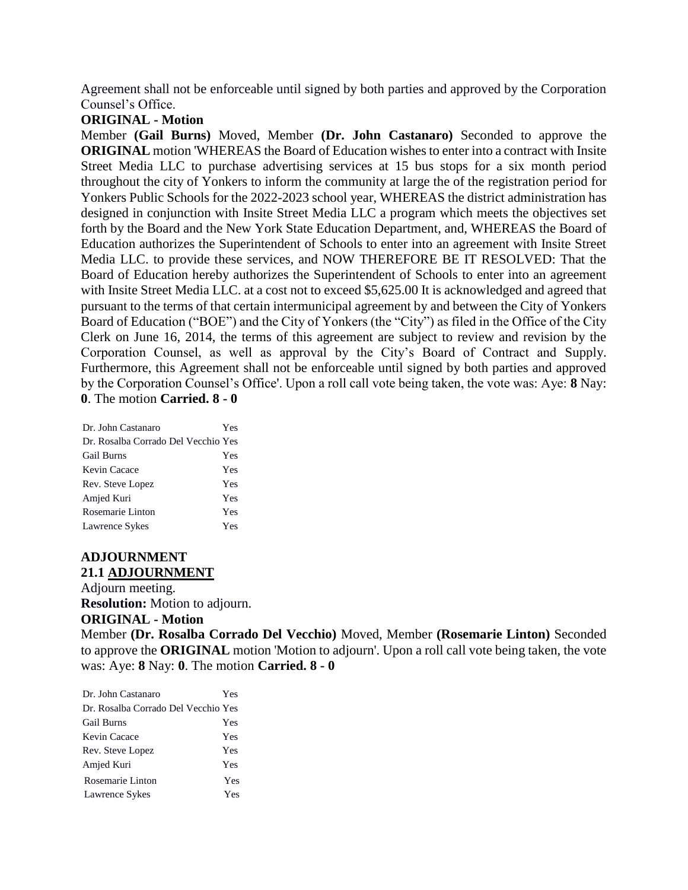Agreement shall not be enforceable until signed by both parties and approved by the Corporation Counsel's Office.

**ORIGINAL - Motion**

Member **(Gail Burns)** Moved, Member **(Dr. John Castanaro)** Seconded to approve the **ORIGINAL** motion 'WHEREAS the Board of Education wishes to enter into a contract with Insite Street Media LLC to purchase advertising services at 15 bus stops for a six month period throughout the city of Yonkers to inform the community at large the of the registration period for Yonkers Public Schools for the 2022-2023 school year, WHEREAS the district administration has designed in conjunction with Insite Street Media LLC a program which meets the objectives set forth by the Board and the New York State Education Department, and, WHEREAS the Board of Education authorizes the Superintendent of Schools to enter into an agreement with Insite Street Media LLC. to provide these services, and NOW THEREFORE BE IT RESOLVED: That the Board of Education hereby authorizes the Superintendent of Schools to enter into an agreement with Insite Street Media LLC. at a cost not to exceed $5,625.00 It is acknowledged and agreed that pursuant to the terms of that certain intermunicipal agreement by and between the City of Yonkers Board of Education ("BOE") and the City of Yonkers (the "City") as filed in the Office of the City Clerk on June 16, 2014, the terms of this agreement are subject to review and revision by the Corporation Counsel, as well as approval by the City's Board of Contract and Supply. Furthermore, this Agreement shall not be enforceable until signed by both parties and approved by the Corporation Counsel's Office'. Upon a roll call vote being taken, the vote was: Aye: **8** Nay: **0**. The motion **Carried. 8 - 0**

| | |
|---|---|
| Dr. John Castanaro | Yes |
| Dr. Rosalba Corrado Del Vecchio | Yes |
| Gail Burns | Yes |
| Kevin Cacace | Yes |
| Rev. Steve Lopez | Yes |
| Amjed Kuri | Yes |
| Rosemarie Linton | Yes |
| Lawrence Sykes | Yes |

## ADJOURNMENT

### 21.1 ADJOURNMENT

Adjourn meeting.

**Resolution:** Motion to adjourn.

**ORIGINAL - Motion**

Member **(Dr. Rosalba Corrado Del Vecchio)** Moved, Member **(Rosemarie Linton)** Seconded to approve the **ORIGINAL** motion 'Motion to adjourn'. Upon a roll call vote being taken, the vote was: Aye: **8** Nay: **0**. The motion **Carried. 8 - 0**

| | |
|---|---|
| Dr. John Castanaro | Yes |
| Dr. Rosalba Corrado Del Vecchio | Yes |
| Gail Burns | Yes |
| Kevin Cacace | Yes |
| Rev. Steve Lopez | Yes |
| Amjed Kuri | Yes |
| Rosemarie Linton | Yes |
| Lawrence Sykes | Yes |